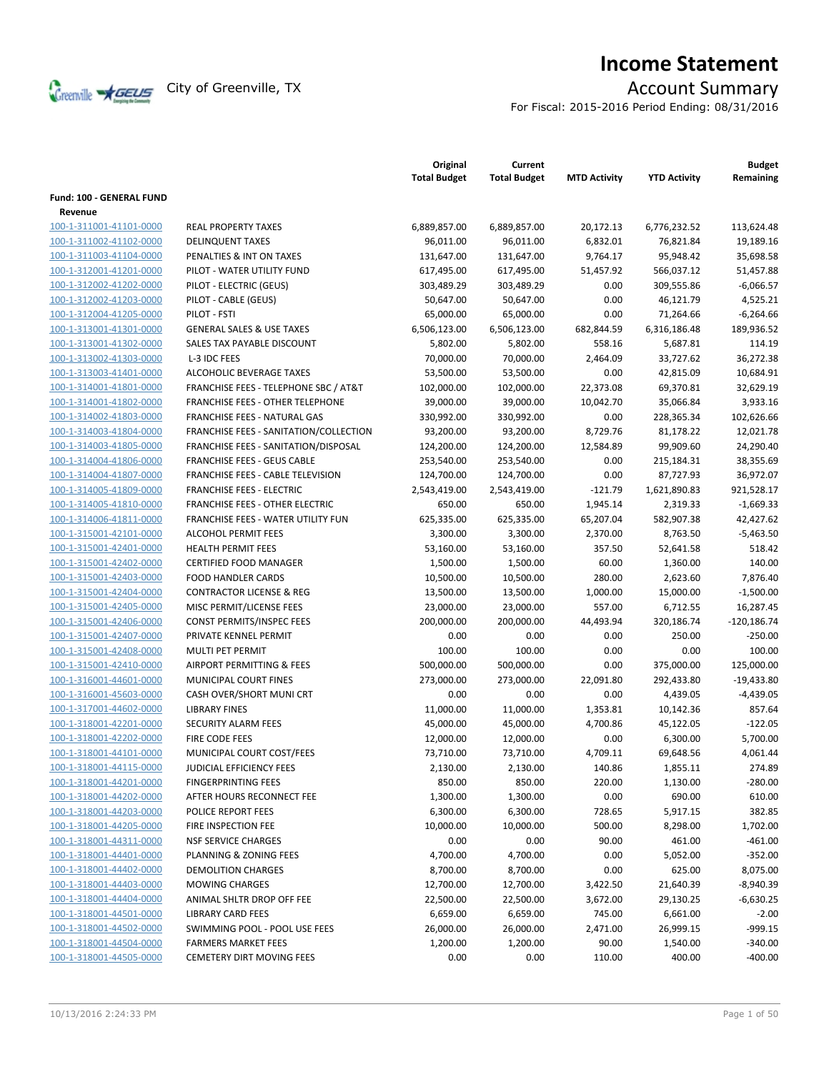# Income Statement

City of Greenville, TX

## Account Summary

For Fiscal: 2015-2016 Period Ending: 08/31/2016

| | | Original Total Budget | Current Total Budget | MTD Activity | YTD Activity | Budget Remaining |
|---|---|---|---|---|---|---|
| **Fund: 100 - GENERAL FUND** | | | | | | |
| **Revenue** | | | | | | |
| 100-1-311001-41101-0000 | REAL PROPERTY TAXES | 6,889,857.00 | 6,889,857.00 | 20,172.13 | 6,776,232.52 | 113,624.48 |
| 100-1-311002-41102-0000 | DELINQUENT TAXES | 96,011.00 | 96,011.00 | 6,832.01 | 76,821.84 | 19,189.16 |
| 100-1-311003-41104-0000 | PENALTIES & INT ON TAXES | 131,647.00 | 131,647.00 | 9,764.17 | 95,948.42 | 35,698.58 |
| 100-1-312001-41201-0000 | PILOT - WATER UTILITY FUND | 617,495.00 | 617,495.00 | 51,457.92 | 566,037.12 | 51,457.88 |
| 100-1-312002-41202-0000 | PILOT - ELECTRIC (GEUS) | 303,489.29 | 303,489.29 | 0.00 | 309,555.86 | -6,066.57 |
| 100-1-312002-41203-0000 | PILOT - CABLE (GEUS) | 50,647.00 | 50,647.00 | 0.00 | 46,121.79 | 4,525.21 |
| 100-1-312004-41205-0000 | PILOT - FSTI | 65,000.00 | 65,000.00 | 0.00 | 71,264.66 | -6,264.66 |
| 100-1-313001-41301-0000 | GENERAL SALES & USE TAXES | 6,506,123.00 | 6,506,123.00 | 682,844.59 | 6,316,186.48 | 189,936.52 |
| 100-1-313001-41302-0000 | SALES TAX PAYABLE DISCOUNT | 5,802.00 | 5,802.00 | 558.16 | 5,687.81 | 114.19 |
| 100-1-313002-41303-0000 | L-3 IDC FEES | 70,000.00 | 70,000.00 | 2,464.09 | 33,727.62 | 36,272.38 |
| 100-1-313003-41401-0000 | ALCOHOLIC BEVERAGE TAXES | 53,500.00 | 53,500.00 | 0.00 | 42,815.09 | 10,684.91 |
| 100-1-314001-41801-0000 | FRANCHISE FEES - TELEPHONE SBC / AT&T | 102,000.00 | 102,000.00 | 22,373.08 | 69,370.81 | 32,629.19 |
| 100-1-314001-41802-0000 | FRANCHISE FEES - OTHER TELEPHONE | 39,000.00 | 39,000.00 | 10,042.70 | 35,066.84 | 3,933.16 |
| 100-1-314002-41803-0000 | FRANCHISE FEES - NATURAL GAS | 330,992.00 | 330,992.00 | 0.00 | 228,365.34 | 102,626.66 |
| 100-1-314003-41804-0000 | FRANCHISE FEES - SANITATION/COLLECTION | 93,200.00 | 93,200.00 | 8,729.76 | 81,178.22 | 12,021.78 |
| 100-1-314003-41805-0000 | FRANCHISE FEES - SANITATION/DISPOSAL | 124,200.00 | 124,200.00 | 12,584.89 | 99,909.60 | 24,290.40 |
| 100-1-314004-41806-0000 | FRANCHISE FEES - GEUS CABLE | 253,540.00 | 253,540.00 | 0.00 | 215,184.31 | 38,355.69 |
| 100-1-314004-41807-0000 | FRANCHISE FEES - CABLE TELEVISION | 124,700.00 | 124,700.00 | 0.00 | 87,727.93 | 36,972.07 |
| 100-1-314005-41809-0000 | FRANCHISE FEES - ELECTRIC | 2,543,419.00 | 2,543,419.00 | -121.79 | 1,621,890.83 | 921,528.17 |
| 100-1-314005-41810-0000 | FRANCHISE FEES - OTHER ELECTRIC | 650.00 | 650.00 | 1,945.14 | 2,319.33 | -1,669.33 |
| 100-1-314006-41811-0000 | FRANCHISE FEES - WATER UTILITY FUN | 625,335.00 | 625,335.00 | 65,207.04 | 582,907.38 | 42,427.62 |
| 100-1-315001-42101-0000 | ALCOHOL PERMIT FEES | 3,300.00 | 3,300.00 | 2,370.00 | 8,763.50 | -5,463.50 |
| 100-1-315001-42401-0000 | HEALTH PERMIT FEES | 53,160.00 | 53,160.00 | 357.50 | 52,641.58 | 518.42 |
| 100-1-315001-42402-0000 | CERTIFIED FOOD MANAGER | 1,500.00 | 1,500.00 | 60.00 | 1,360.00 | 140.00 |
| 100-1-315001-42403-0000 | FOOD HANDLER CARDS | 10,500.00 | 10,500.00 | 280.00 | 2,623.60 | 7,876.40 |
| 100-1-315001-42404-0000 | CONTRACTOR LICENSE & REG | 13,500.00 | 13,500.00 | 1,000.00 | 15,000.00 | -1,500.00 |
| 100-1-315001-42405-0000 | MISC PERMIT/LICENSE FEES | 23,000.00 | 23,000.00 | 557.00 | 6,712.55 | 16,287.45 |
| 100-1-315001-42406-0000 | CONST PERMITS/INSPEC FEES | 200,000.00 | 200,000.00 | 44,493.94 | 320,186.74 | -120,186.74 |
| 100-1-315001-42407-0000 | PRIVATE KENNEL PERMIT | 0.00 | 0.00 | 0.00 | 250.00 | -250.00 |
| 100-1-315001-42408-0000 | MULTI PET PERMIT | 100.00 | 100.00 | 0.00 | 0.00 | 100.00 |
| 100-1-315001-42410-0000 | AIRPORT PERMITTING & FEES | 500,000.00 | 500,000.00 | 0.00 | 375,000.00 | 125,000.00 |
| 100-1-316001-44601-0000 | MUNICIPAL COURT FINES | 273,000.00 | 273,000.00 | 22,091.80 | 292,433.80 | -19,433.80 |
| 100-1-316001-45603-0000 | CASH OVER/SHORT MUNI CRT | 0.00 | 0.00 | 0.00 | 4,439.05 | -4,439.05 |
| 100-1-317001-44602-0000 | LIBRARY FINES | 11,000.00 | 11,000.00 | 1,353.81 | 10,142.36 | 857.64 |
| 100-1-318001-42201-0000 | SECURITY ALARM FEES | 45,000.00 | 45,000.00 | 4,700.86 | 45,122.05 | -122.05 |
| 100-1-318001-42202-0000 | FIRE CODE FEES | 12,000.00 | 12,000.00 | 0.00 | 6,300.00 | 5,700.00 |
| 100-1-318001-44101-0000 | MUNICIPAL COURT COST/FEES | 73,710.00 | 73,710.00 | 4,709.11 | 69,648.56 | 4,061.44 |
| 100-1-318001-44115-0000 | JUDICIAL EFFICIENCY FEES | 2,130.00 | 2,130.00 | 140.86 | 1,855.11 | 274.89 |
| 100-1-318001-44201-0000 | FINGERPRINTING FEES | 850.00 | 850.00 | 220.00 | 1,130.00 | -280.00 |
| 100-1-318001-44202-0000 | AFTER HOURS RECONNECT FEE | 1,300.00 | 1,300.00 | 0.00 | 690.00 | 610.00 |
| 100-1-318001-44203-0000 | POLICE REPORT FEES | 6,300.00 | 6,300.00 | 728.65 | 5,917.15 | 382.85 |
| 100-1-318001-44205-0000 | FIRE INSPECTION FEE | 10,000.00 | 10,000.00 | 500.00 | 8,298.00 | 1,702.00 |
| 100-1-318001-44311-0000 | NSF SERVICE CHARGES | 0.00 | 0.00 | 90.00 | 461.00 | -461.00 |
| 100-1-318001-44401-0000 | PLANNING & ZONING FEES | 4,700.00 | 4,700.00 | 0.00 | 5,052.00 | -352.00 |
| 100-1-318001-44402-0000 | DEMOLITION CHARGES | 8,700.00 | 8,700.00 | 0.00 | 625.00 | 8,075.00 |
| 100-1-318001-44403-0000 | MOWING CHARGES | 12,700.00 | 12,700.00 | 3,422.50 | 21,640.39 | -8,940.39 |
| 100-1-318001-44404-0000 | ANIMAL SHLTR DROP OFF FEE | 22,500.00 | 22,500.00 | 3,672.00 | 29,130.25 | -6,630.25 |
| 100-1-318001-44501-0000 | LIBRARY CARD FEES | 6,659.00 | 6,659.00 | 745.00 | 6,661.00 | -2.00 |
| 100-1-318001-44502-0000 | SWIMMING POOL - POOL USE FEES | 26,000.00 | 26,000.00 | 2,471.00 | 26,999.15 | -999.15 |
| 100-1-318001-44504-0000 | FARMERS MARKET FEES | 1,200.00 | 1,200.00 | 90.00 | 1,540.00 | -340.00 |
| 100-1-318001-44505-0000 | CEMETERY DIRT MOVING FEES | 0.00 | 0.00 | 110.00 | 400.00 | -400.00 |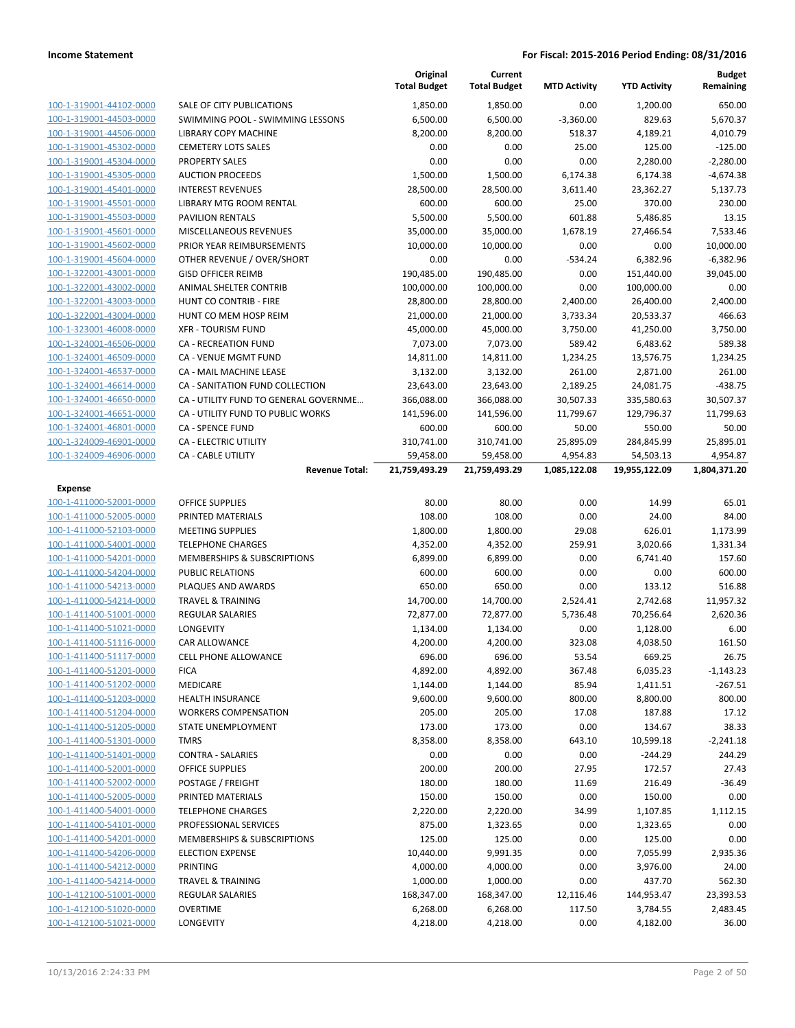|  |  | Original Total Budget | Current Total Budget | MTD Activity | YTD Activity | Budget Remaining |
|---|---|---|---|---|---|---|
| 100-1-319001-44102-0000 | SALE OF CITY PUBLICATIONS | 1,850.00 | 1,850.00 | 0.00 | 1,200.00 | 650.00 |
| 100-1-319001-44503-0000 | SWIMMING POOL - SWIMMING LESSONS | 6,500.00 | 6,500.00 | -3,360.00 | 829.63 | 5,670.37 |
| 100-1-319001-44506-0000 | LIBRARY COPY MACHINE | 8,200.00 | 8,200.00 | 518.37 | 4,189.21 | 4,010.79 |
| 100-1-319001-45302-0000 | CEMETERY LOTS SALES | 0.00 | 0.00 | 25.00 | 125.00 | -125.00 |
| 100-1-319001-45304-0000 | PROPERTY SALES | 0.00 | 0.00 | 0.00 | 2,280.00 | -2,280.00 |
| 100-1-319001-45305-0000 | AUCTION PROCEEDS | 1,500.00 | 1,500.00 | 6,174.38 | 6,174.38 | -4,674.38 |
| 100-1-319001-45401-0000 | INTEREST REVENUES | 28,500.00 | 28,500.00 | 3,611.40 | 23,362.27 | 5,137.73 |
| 100-1-319001-45501-0000 | LIBRARY MTG ROOM RENTAL | 600.00 | 600.00 | 25.00 | 370.00 | 230.00 |
| 100-1-319001-45503-0000 | PAVILION RENTALS | 5,500.00 | 5,500.00 | 601.88 | 5,486.85 | 13.15 |
| 100-1-319001-45601-0000 | MISCELLANEOUS REVENUES | 35,000.00 | 35,000.00 | 1,678.19 | 27,466.54 | 7,533.46 |
| 100-1-319001-45602-0000 | PRIOR YEAR REIMBURSEMENTS | 10,000.00 | 10,000.00 | 0.00 | 0.00 | 10,000.00 |
| 100-1-319001-45604-0000 | OTHER REVENUE / OVER/SHORT | 0.00 | 0.00 | -534.24 | 6,382.96 | -6,382.96 |
| 100-1-322001-43001-0000 | GISD OFFICER REIMB | 190,485.00 | 190,485.00 | 0.00 | 151,440.00 | 39,045.00 |
| 100-1-322001-43002-0000 | ANIMAL SHELTER CONTRIB | 100,000.00 | 100,000.00 | 0.00 | 100,000.00 | 0.00 |
| 100-1-322001-43003-0000 | HUNT CO CONTRIB - FIRE | 28,800.00 | 28,800.00 | 2,400.00 | 26,400.00 | 2,400.00 |
| 100-1-322001-43004-0000 | HUNT CO MEM HOSP REIM | 21,000.00 | 21,000.00 | 3,733.34 | 20,533.37 | 466.63 |
| 100-1-323001-46008-0000 | XFR - TOURISM FUND | 45,000.00 | 45,000.00 | 3,750.00 | 41,250.00 | 3,750.00 |
| 100-1-324001-46506-0000 | CA - RECREATION FUND | 7,073.00 | 7,073.00 | 589.42 | 6,483.62 | 589.38 |
| 100-1-324001-46509-0000 | CA - VENUE MGMT FUND | 14,811.00 | 14,811.00 | 1,234.25 | 13,576.75 | 1,234.25 |
| 100-1-324001-46537-0000 | CA - MAIL MACHINE LEASE | 3,132.00 | 3,132.00 | 261.00 | 2,871.00 | 261.00 |
| 100-1-324001-46614-0000 | CA - SANITATION FUND COLLECTION | 23,643.00 | 23,643.00 | 2,189.25 | 24,081.75 | -438.75 |
| 100-1-324001-46650-0000 | CA - UTILITY FUND TO GENERAL GOVERNME... | 366,088.00 | 366,088.00 | 30,507.33 | 335,580.63 | 30,507.37 |
| 100-1-324001-46651-0000 | CA - UTILITY FUND TO PUBLIC WORKS | 141,596.00 | 141,596.00 | 11,799.67 | 129,796.37 | 11,799.63 |
| 100-1-324001-46801-0000 | CA - SPENCE FUND | 600.00 | 600.00 | 50.00 | 550.00 | 50.00 |
| 100-1-324009-46901-0000 | CA - ELECTRIC UTILITY | 310,741.00 | 310,741.00 | 25,895.09 | 284,845.99 | 25,895.01 |
| 100-1-324009-46906-0000 | CA - CABLE UTILITY | 59,458.00 | 59,458.00 | 4,954.83 | 54,503.13 | 4,954.87 |
|  | **Revenue Total:** | **21,759,493.29** | **21,759,493.29** | **1,085,122.08** | **19,955,122.09** | **1,804,371.20** |
| **Expense** |  |  |  |  |  |  |
| 100-1-411000-52001-0000 | OFFICE SUPPLIES | 80.00 | 80.00 | 0.00 | 14.99 | 65.01 |
| 100-1-411000-52005-0000 | PRINTED MATERIALS | 108.00 | 108.00 | 0.00 | 24.00 | 84.00 |
| 100-1-411000-52103-0000 | MEETING SUPPLIES | 1,800.00 | 1,800.00 | 29.08 | 626.01 | 1,173.99 |
| 100-1-411000-54001-0000 | TELEPHONE CHARGES | 4,352.00 | 4,352.00 | 259.91 | 3,020.66 | 1,331.34 |
| 100-1-411000-54201-0000 | MEMBERSHIPS & SUBSCRIPTIONS | 6,899.00 | 6,899.00 | 0.00 | 6,741.40 | 157.60 |
| 100-1-411000-54204-0000 | PUBLIC RELATIONS | 600.00 | 600.00 | 0.00 | 0.00 | 600.00 |
| 100-1-411000-54213-0000 | PLAQUES AND AWARDS | 650.00 | 650.00 | 0.00 | 133.12 | 516.88 |
| 100-1-411000-54214-0000 | TRAVEL & TRAINING | 14,700.00 | 14,700.00 | 2,524.41 | 2,742.68 | 11,957.32 |
| 100-1-411400-51001-0000 | REGULAR SALARIES | 72,877.00 | 72,877.00 | 5,736.48 | 70,256.64 | 2,620.36 |
| 100-1-411400-51021-0000 | LONGEVITY | 1,134.00 | 1,134.00 | 0.00 | 1,128.00 | 6.00 |
| 100-1-411400-51116-0000 | CAR ALLOWANCE | 4,200.00 | 4,200.00 | 323.08 | 4,038.50 | 161.50 |
| 100-1-411400-51117-0000 | CELL PHONE ALLOWANCE | 696.00 | 696.00 | 53.54 | 669.25 | 26.75 |
| 100-1-411400-51201-0000 | FICA | 4,892.00 | 4,892.00 | 367.48 | 6,035.23 | -1,143.23 |
| 100-1-411400-51202-0000 | MEDICARE | 1,144.00 | 1,144.00 | 85.94 | 1,411.51 | -267.51 |
| 100-1-411400-51203-0000 | HEALTH INSURANCE | 9,600.00 | 9,600.00 | 800.00 | 8,800.00 | 800.00 |
| 100-1-411400-51204-0000 | WORKERS COMPENSATION | 205.00 | 205.00 | 17.08 | 187.88 | 17.12 |
| 100-1-411400-51205-0000 | STATE UNEMPLOYMENT | 173.00 | 173.00 | 0.00 | 134.67 | 38.33 |
| 100-1-411400-51301-0000 | TMRS | 8,358.00 | 8,358.00 | 643.10 | 10,599.18 | -2,241.18 |
| 100-1-411400-51401-0000 | CONTRA - SALARIES | 0.00 | 0.00 | 0.00 | -244.29 | 244.29 |
| 100-1-411400-52001-0000 | OFFICE SUPPLIES | 200.00 | 200.00 | 27.95 | 172.57 | 27.43 |
| 100-1-411400-52002-0000 | POSTAGE / FREIGHT | 180.00 | 180.00 | 11.69 | 216.49 | -36.49 |
| 100-1-411400-52005-0000 | PRINTED MATERIALS | 150.00 | 150.00 | 0.00 | 150.00 | 0.00 |
| 100-1-411400-54001-0000 | TELEPHONE CHARGES | 2,220.00 | 2,220.00 | 34.99 | 1,107.85 | 1,112.15 |
| 100-1-411400-54101-0000 | PROFESSIONAL SERVICES | 875.00 | 1,323.65 | 0.00 | 1,323.65 | 0.00 |
| 100-1-411400-54201-0000 | MEMBERSHIPS & SUBSCRIPTIONS | 125.00 | 125.00 | 0.00 | 125.00 | 0.00 |
| 100-1-411400-54206-0000 | ELECTION EXPENSE | 10,440.00 | 9,991.35 | 0.00 | 7,055.99 | 2,935.36 |
| 100-1-411400-54212-0000 | PRINTING | 4,000.00 | 4,000.00 | 0.00 | 3,976.00 | 24.00 |
| 100-1-411400-54214-0000 | TRAVEL & TRAINING | 1,000.00 | 1,000.00 | 0.00 | 437.70 | 562.30 |
| 100-1-412100-51001-0000 | REGULAR SALARIES | 168,347.00 | 168,347.00 | 12,116.46 | 144,953.47 | 23,393.53 |
| 100-1-412100-51020-0000 | OVERTIME | 6,268.00 | 6,268.00 | 117.50 | 3,784.55 | 2,483.45 |
| 100-1-412100-51021-0000 | LONGEVITY | 4,218.00 | 4,218.00 | 0.00 | 4,182.00 | 36.00 |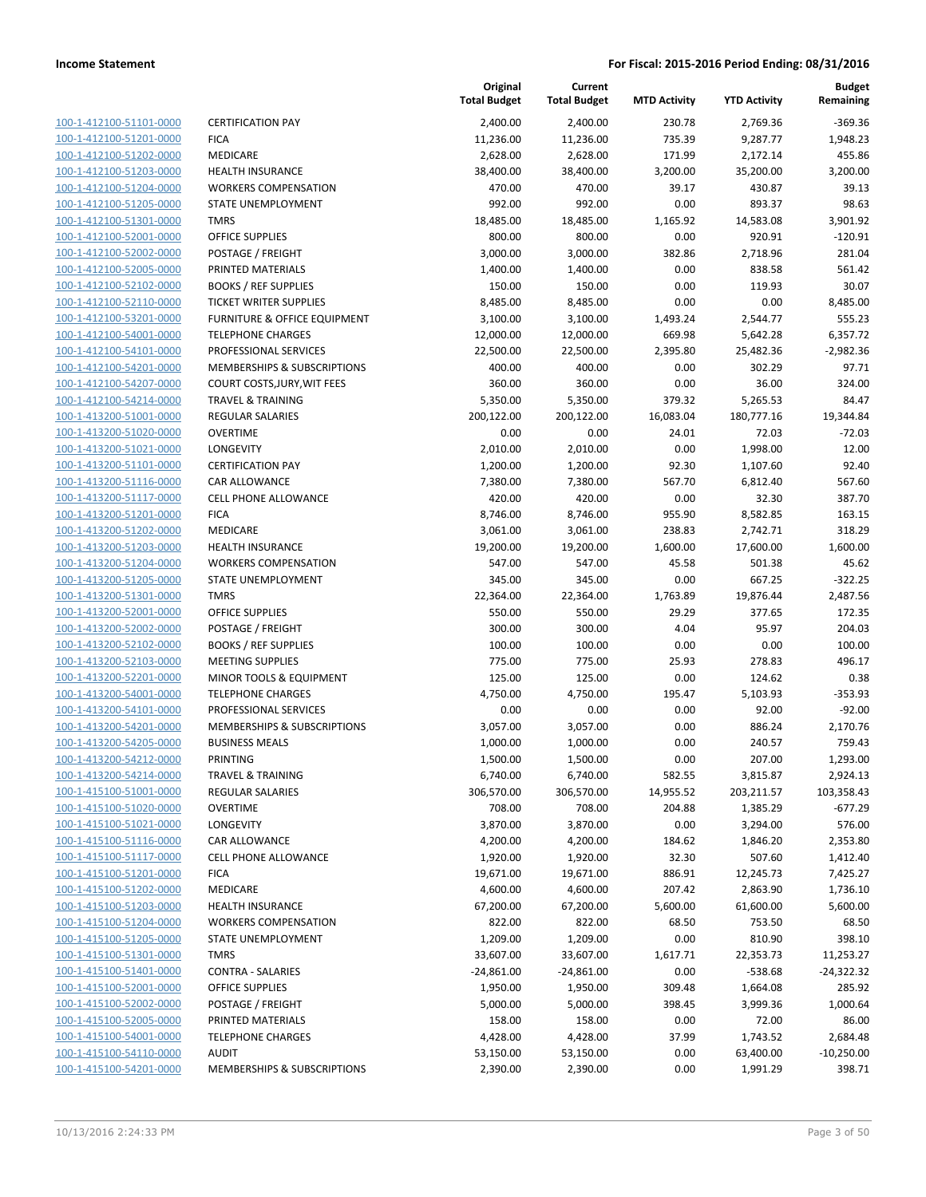| | | Original Total Budget | Current Total Budget | MTD Activity | YTD Activity | Budget Remaining |
|---|---|---|---|---|---|---|
| 100-1-412100-51101-0000 | CERTIFICATION PAY | 2,400.00 | 2,400.00 | 230.78 | 2,769.36 | -369.36 |
| 100-1-412100-51201-0000 | FICA | 11,236.00 | 11,236.00 | 735.39 | 9,287.77 | 1,948.23 |
| 100-1-412100-51202-0000 | MEDICARE | 2,628.00 | 2,628.00 | 171.99 | 2,172.14 | 455.86 |
| 100-1-412100-51203-0000 | HEALTH INSURANCE | 38,400.00 | 38,400.00 | 3,200.00 | 35,200.00 | 3,200.00 |
| 100-1-412100-51204-0000 | WORKERS COMPENSATION | 470.00 | 470.00 | 39.17 | 430.87 | 39.13 |
| 100-1-412100-51205-0000 | STATE UNEMPLOYMENT | 992.00 | 992.00 | 0.00 | 893.37 | 98.63 |
| 100-1-412100-51301-0000 | TMRS | 18,485.00 | 18,485.00 | 1,165.92 | 14,583.08 | 3,901.92 |
| 100-1-412100-52001-0000 | OFFICE SUPPLIES | 800.00 | 800.00 | 0.00 | 920.91 | -120.91 |
| 100-1-412100-52002-0000 | POSTAGE / FREIGHT | 3,000.00 | 3,000.00 | 382.86 | 2,718.96 | 281.04 |
| 100-1-412100-52005-0000 | PRINTED MATERIALS | 1,400.00 | 1,400.00 | 0.00 | 838.58 | 561.42 |
| 100-1-412100-52102-0000 | BOOKS / REF SUPPLIES | 150.00 | 150.00 | 0.00 | 119.93 | 30.07 |
| 100-1-412100-52110-0000 | TICKET WRITER SUPPLIES | 8,485.00 | 8,485.00 | 0.00 | 0.00 | 8,485.00 |
| 100-1-412100-53201-0000 | FURNITURE & OFFICE EQUIPMENT | 3,100.00 | 3,100.00 | 1,493.24 | 2,544.77 | 555.23 |
| 100-1-412100-54001-0000 | TELEPHONE CHARGES | 12,000.00 | 12,000.00 | 669.98 | 5,642.28 | 6,357.72 |
| 100-1-412100-54101-0000 | PROFESSIONAL SERVICES | 22,500.00 | 22,500.00 | 2,395.80 | 25,482.36 | -2,982.36 |
| 100-1-412100-54201-0000 | MEMBERSHIPS & SUBSCRIPTIONS | 400.00 | 400.00 | 0.00 | 302.29 | 97.71 |
| 100-1-412100-54207-0000 | COURT COSTS,JURY,WIT FEES | 360.00 | 360.00 | 0.00 | 36.00 | 324.00 |
| 100-1-412100-54214-0000 | TRAVEL & TRAINING | 5,350.00 | 5,350.00 | 379.32 | 5,265.53 | 84.47 |
| 100-1-413200-51001-0000 | REGULAR SALARIES | 200,122.00 | 200,122.00 | 16,083.04 | 180,777.16 | 19,344.84 |
| 100-1-413200-51020-0000 | OVERTIME | 0.00 | 0.00 | 24.01 | 72.03 | -72.03 |
| 100-1-413200-51021-0000 | LONGEVITY | 2,010.00 | 2,010.00 | 0.00 | 1,998.00 | 12.00 |
| 100-1-413200-51101-0000 | CERTIFICATION PAY | 1,200.00 | 1,200.00 | 92.30 | 1,107.60 | 92.40 |
| 100-1-413200-51116-0000 | CAR ALLOWANCE | 7,380.00 | 7,380.00 | 567.70 | 6,812.40 | 567.60 |
| 100-1-413200-51117-0000 | CELL PHONE ALLOWANCE | 420.00 | 420.00 | 0.00 | 32.30 | 387.70 |
| 100-1-413200-51201-0000 | FICA | 8,746.00 | 8,746.00 | 955.90 | 8,582.85 | 163.15 |
| 100-1-413200-51202-0000 | MEDICARE | 3,061.00 | 3,061.00 | 238.83 | 2,742.71 | 318.29 |
| 100-1-413200-51203-0000 | HEALTH INSURANCE | 19,200.00 | 19,200.00 | 1,600.00 | 17,600.00 | 1,600.00 |
| 100-1-413200-51204-0000 | WORKERS COMPENSATION | 547.00 | 547.00 | 45.58 | 501.38 | 45.62 |
| 100-1-413200-51205-0000 | STATE UNEMPLOYMENT | 345.00 | 345.00 | 0.00 | 667.25 | -322.25 |
| 100-1-413200-51301-0000 | TMRS | 22,364.00 | 22,364.00 | 1,763.89 | 19,876.44 | 2,487.56 |
| 100-1-413200-52001-0000 | OFFICE SUPPLIES | 550.00 | 550.00 | 29.29 | 377.65 | 172.35 |
| 100-1-413200-52002-0000 | POSTAGE / FREIGHT | 300.00 | 300.00 | 4.04 | 95.97 | 204.03 |
| 100-1-413200-52102-0000 | BOOKS / REF SUPPLIES | 100.00 | 100.00 | 0.00 | 0.00 | 100.00 |
| 100-1-413200-52103-0000 | MEETING SUPPLIES | 775.00 | 775.00 | 25.93 | 278.83 | 496.17 |
| 100-1-413200-52201-0000 | MINOR TOOLS & EQUIPMENT | 125.00 | 125.00 | 0.00 | 124.62 | 0.38 |
| 100-1-413200-54001-0000 | TELEPHONE CHARGES | 4,750.00 | 4,750.00 | 195.47 | 5,103.93 | -353.93 |
| 100-1-413200-54101-0000 | PROFESSIONAL SERVICES | 0.00 | 0.00 | 0.00 | 92.00 | -92.00 |
| 100-1-413200-54201-0000 | MEMBERSHIPS & SUBSCRIPTIONS | 3,057.00 | 3,057.00 | 0.00 | 886.24 | 2,170.76 |
| 100-1-413200-54205-0000 | BUSINESS MEALS | 1,000.00 | 1,000.00 | 0.00 | 240.57 | 759.43 |
| 100-1-413200-54212-0000 | PRINTING | 1,500.00 | 1,500.00 | 0.00 | 207.00 | 1,293.00 |
| 100-1-413200-54214-0000 | TRAVEL & TRAINING | 6,740.00 | 6,740.00 | 582.55 | 3,815.87 | 2,924.13 |
| 100-1-415100-51001-0000 | REGULAR SALARIES | 306,570.00 | 306,570.00 | 14,955.52 | 203,211.57 | 103,358.43 |
| 100-1-415100-51020-0000 | OVERTIME | 708.00 | 708.00 | 204.88 | 1,385.29 | -677.29 |
| 100-1-415100-51021-0000 | LONGEVITY | 3,870.00 | 3,870.00 | 0.00 | 3,294.00 | 576.00 |
| 100-1-415100-51116-0000 | CAR ALLOWANCE | 4,200.00 | 4,200.00 | 184.62 | 1,846.20 | 2,353.80 |
| 100-1-415100-51117-0000 | CELL PHONE ALLOWANCE | 1,920.00 | 1,920.00 | 32.30 | 507.60 | 1,412.40 |
| 100-1-415100-51201-0000 | FICA | 19,671.00 | 19,671.00 | 886.91 | 12,245.73 | 7,425.27 |
| 100-1-415100-51202-0000 | MEDICARE | 4,600.00 | 4,600.00 | 207.42 | 2,863.90 | 1,736.10 |
| 100-1-415100-51203-0000 | HEALTH INSURANCE | 67,200.00 | 67,200.00 | 5,600.00 | 61,600.00 | 5,600.00 |
| 100-1-415100-51204-0000 | WORKERS COMPENSATION | 822.00 | 822.00 | 68.50 | 753.50 | 68.50 |
| 100-1-415100-51205-0000 | STATE UNEMPLOYMENT | 1,209.00 | 1,209.00 | 0.00 | 810.90 | 398.10 |
| 100-1-415100-51301-0000 | TMRS | 33,607.00 | 33,607.00 | 1,617.71 | 22,353.73 | 11,253.27 |
| 100-1-415100-51401-0000 | CONTRA - SALARIES | -24,861.00 | -24,861.00 | 0.00 | -538.68 | -24,322.32 |
| 100-1-415100-52001-0000 | OFFICE SUPPLIES | 1,950.00 | 1,950.00 | 309.48 | 1,664.08 | 285.92 |
| 100-1-415100-52002-0000 | POSTAGE / FREIGHT | 5,000.00 | 5,000.00 | 398.45 | 3,999.36 | 1,000.64 |
| 100-1-415100-52005-0000 | PRINTED MATERIALS | 158.00 | 158.00 | 0.00 | 72.00 | 86.00 |
| 100-1-415100-54001-0000 | TELEPHONE CHARGES | 4,428.00 | 4,428.00 | 37.99 | 1,743.52 | 2,684.48 |
| 100-1-415100-54110-0000 | AUDIT | 53,150.00 | 53,150.00 | 0.00 | 63,400.00 | -10,250.00 |
| 100-1-415100-54201-0000 | MEMBERSHIPS & SUBSCRIPTIONS | 2,390.00 | 2,390.00 | 0.00 | 1,991.29 | 398.71 |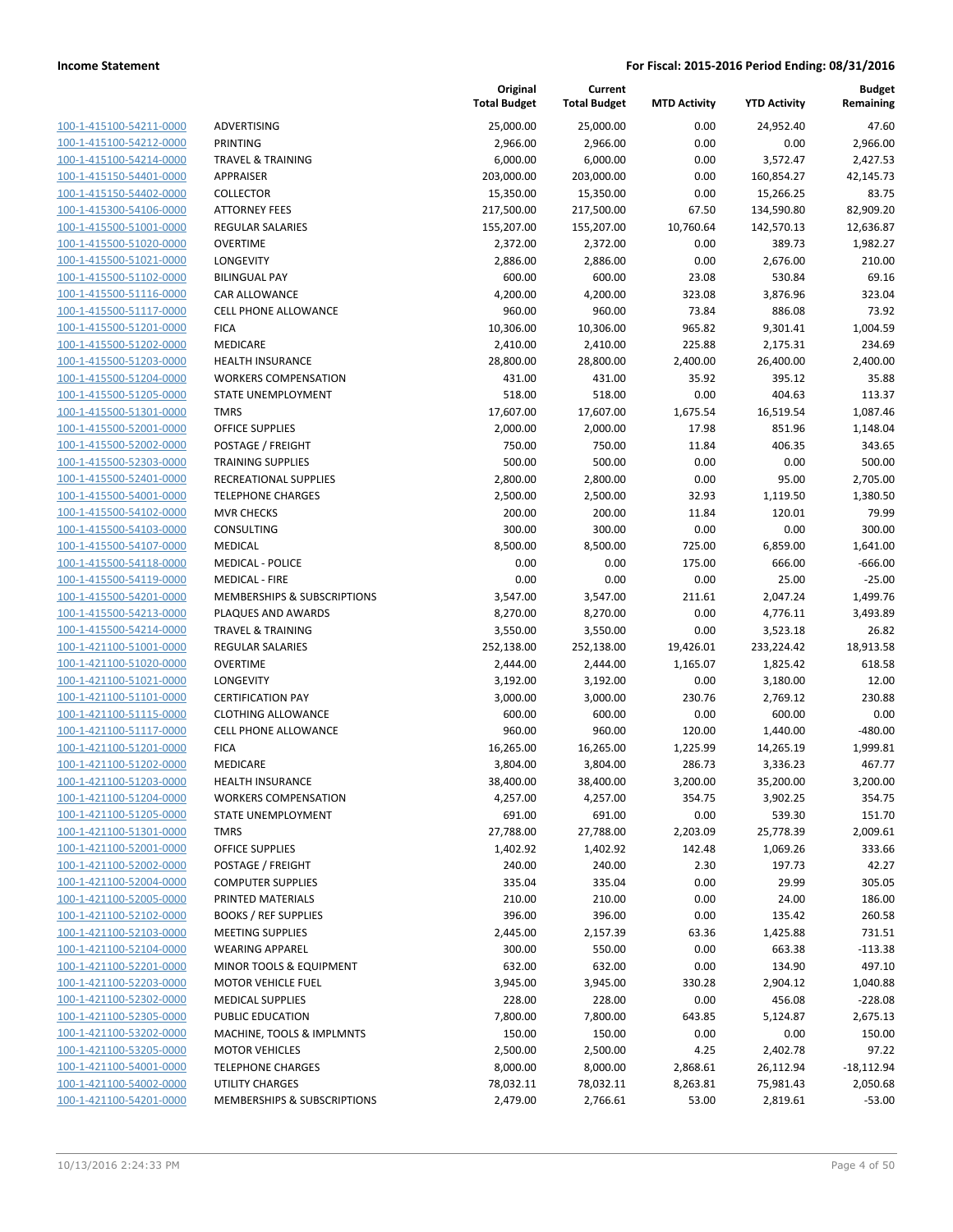**Income Statement** — **For Fiscal: 2015-2016 Period Ending: 08/31/2016**

| | | Original Total Budget | Current Total Budget | MTD Activity | YTD Activity | Budget Remaining |
|---|---|---|---|---|---|---|
| 100-1-415100-54211-0000 | ADVERTISING | 25,000.00 | 25,000.00 | 0.00 | 24,952.40 | 47.60 |
| 100-1-415100-54212-0000 | PRINTING | 2,966.00 | 2,966.00 | 0.00 | 0.00 | 2,966.00 |
| 100-1-415100-54214-0000 | TRAVEL & TRAINING | 6,000.00 | 6,000.00 | 0.00 | 3,572.47 | 2,427.53 |
| 100-1-415150-54401-0000 | APPRAISER | 203,000.00 | 203,000.00 | 0.00 | 160,854.27 | 42,145.73 |
| 100-1-415150-54402-0000 | COLLECTOR | 15,350.00 | 15,350.00 | 0.00 | 15,266.25 | 83.75 |
| 100-1-415300-54106-0000 | ATTORNEY FEES | 217,500.00 | 217,500.00 | 67.50 | 134,590.80 | 82,909.20 |
| 100-1-415500-51001-0000 | REGULAR SALARIES | 155,207.00 | 155,207.00 | 10,760.64 | 142,570.13 | 12,636.87 |
| 100-1-415500-51020-0000 | OVERTIME | 2,372.00 | 2,372.00 | 0.00 | 389.73 | 1,982.27 |
| 100-1-415500-51021-0000 | LONGEVITY | 2,886.00 | 2,886.00 | 0.00 | 2,676.00 | 210.00 |
| 100-1-415500-51102-0000 | BILINGUAL PAY | 600.00 | 600.00 | 23.08 | 530.84 | 69.16 |
| 100-1-415500-51116-0000 | CAR ALLOWANCE | 4,200.00 | 4,200.00 | 323.08 | 3,876.96 | 323.04 |
| 100-1-415500-51117-0000 | CELL PHONE ALLOWANCE | 960.00 | 960.00 | 73.84 | 886.08 | 73.92 |
| 100-1-415500-51201-0000 | FICA | 10,306.00 | 10,306.00 | 965.82 | 9,301.41 | 1,004.59 |
| 100-1-415500-51202-0000 | MEDICARE | 2,410.00 | 2,410.00 | 225.88 | 2,175.31 | 234.69 |
| 100-1-415500-51203-0000 | HEALTH INSURANCE | 28,800.00 | 28,800.00 | 2,400.00 | 26,400.00 | 2,400.00 |
| 100-1-415500-51204-0000 | WORKERS COMPENSATION | 431.00 | 431.00 | 35.92 | 395.12 | 35.88 |
| 100-1-415500-51205-0000 | STATE UNEMPLOYMENT | 518.00 | 518.00 | 0.00 | 404.63 | 113.37 |
| 100-1-415500-51301-0000 | TMRS | 17,607.00 | 17,607.00 | 1,675.54 | 16,519.54 | 1,087.46 |
| 100-1-415500-52001-0000 | OFFICE SUPPLIES | 2,000.00 | 2,000.00 | 17.98 | 851.96 | 1,148.04 |
| 100-1-415500-52002-0000 | POSTAGE / FREIGHT | 750.00 | 750.00 | 11.84 | 406.35 | 343.65 |
| 100-1-415500-52303-0000 | TRAINING SUPPLIES | 500.00 | 500.00 | 0.00 | 0.00 | 500.00 |
| 100-1-415500-52401-0000 | RECREATIONAL SUPPLIES | 2,800.00 | 2,800.00 | 0.00 | 95.00 | 2,705.00 |
| 100-1-415500-54001-0000 | TELEPHONE CHARGES | 2,500.00 | 2,500.00 | 32.93 | 1,119.50 | 1,380.50 |
| 100-1-415500-54102-0000 | MVR CHECKS | 200.00 | 200.00 | 11.84 | 120.01 | 79.99 |
| 100-1-415500-54103-0000 | CONSULTING | 300.00 | 300.00 | 0.00 | 0.00 | 300.00 |
| 100-1-415500-54107-0000 | MEDICAL | 8,500.00 | 8,500.00 | 725.00 | 6,859.00 | 1,641.00 |
| 100-1-415500-54118-0000 | MEDICAL - POLICE | 0.00 | 0.00 | 175.00 | 666.00 | -666.00 |
| 100-1-415500-54119-0000 | MEDICAL - FIRE | 0.00 | 0.00 | 0.00 | 25.00 | -25.00 |
| 100-1-415500-54201-0000 | MEMBERSHIPS & SUBSCRIPTIONS | 3,547.00 | 3,547.00 | 211.61 | 2,047.24 | 1,499.76 |
| 100-1-415500-54213-0000 | PLAQUES AND AWARDS | 8,270.00 | 8,270.00 | 0.00 | 4,776.11 | 3,493.89 |
| 100-1-415500-54214-0000 | TRAVEL & TRAINING | 3,550.00 | 3,550.00 | 0.00 | 3,523.18 | 26.82 |
| 100-1-421100-51001-0000 | REGULAR SALARIES | 252,138.00 | 252,138.00 | 19,426.01 | 233,224.42 | 18,913.58 |
| 100-1-421100-51020-0000 | OVERTIME | 2,444.00 | 2,444.00 | 1,165.07 | 1,825.42 | 618.58 |
| 100-1-421100-51021-0000 | LONGEVITY | 3,192.00 | 3,192.00 | 0.00 | 3,180.00 | 12.00 |
| 100-1-421100-51101-0000 | CERTIFICATION PAY | 3,000.00 | 3,000.00 | 230.76 | 2,769.12 | 230.88 |
| 100-1-421100-51115-0000 | CLOTHING ALLOWANCE | 600.00 | 600.00 | 0.00 | 600.00 | 0.00 |
| 100-1-421100-51117-0000 | CELL PHONE ALLOWANCE | 960.00 | 960.00 | 120.00 | 1,440.00 | -480.00 |
| 100-1-421100-51201-0000 | FICA | 16,265.00 | 16,265.00 | 1,225.99 | 14,265.19 | 1,999.81 |
| 100-1-421100-51202-0000 | MEDICARE | 3,804.00 | 3,804.00 | 286.73 | 3,336.23 | 467.77 |
| 100-1-421100-51203-0000 | HEALTH INSURANCE | 38,400.00 | 38,400.00 | 3,200.00 | 35,200.00 | 3,200.00 |
| 100-1-421100-51204-0000 | WORKERS COMPENSATION | 4,257.00 | 4,257.00 | 354.75 | 3,902.25 | 354.75 |
| 100-1-421100-51205-0000 | STATE UNEMPLOYMENT | 691.00 | 691.00 | 0.00 | 539.30 | 151.70 |
| 100-1-421100-51301-0000 | TMRS | 27,788.00 | 27,788.00 | 2,203.09 | 25,778.39 | 2,009.61 |
| 100-1-421100-52001-0000 | OFFICE SUPPLIES | 1,402.92 | 1,402.92 | 142.48 | 1,069.26 | 333.66 |
| 100-1-421100-52002-0000 | POSTAGE / FREIGHT | 240.00 | 240.00 | 2.30 | 197.73 | 42.27 |
| 100-1-421100-52004-0000 | COMPUTER SUPPLIES | 335.04 | 335.04 | 0.00 | 29.99 | 305.05 |
| 100-1-421100-52005-0000 | PRINTED MATERIALS | 210.00 | 210.00 | 0.00 | 24.00 | 186.00 |
| 100-1-421100-52102-0000 | BOOKS / REF SUPPLIES | 396.00 | 396.00 | 0.00 | 135.42 | 260.58 |
| 100-1-421100-52103-0000 | MEETING SUPPLIES | 2,445.00 | 2,157.39 | 63.36 | 1,425.88 | 731.51 |
| 100-1-421100-52104-0000 | WEARING APPAREL | 300.00 | 550.00 | 0.00 | 663.38 | -113.38 |
| 100-1-421100-52201-0000 | MINOR TOOLS & EQUIPMENT | 632.00 | 632.00 | 0.00 | 134.90 | 497.10 |
| 100-1-421100-52203-0000 | MOTOR VEHICLE FUEL | 3,945.00 | 3,945.00 | 330.28 | 2,904.12 | 1,040.88 |
| 100-1-421100-52302-0000 | MEDICAL SUPPLIES | 228.00 | 228.00 | 0.00 | 456.08 | -228.08 |
| 100-1-421100-52305-0000 | PUBLIC EDUCATION | 7,800.00 | 7,800.00 | 643.85 | 5,124.87 | 2,675.13 |
| 100-1-421100-53202-0000 | MACHINE, TOOLS & IMPLMNTS | 150.00 | 150.00 | 0.00 | 0.00 | 150.00 |
| 100-1-421100-53205-0000 | MOTOR VEHICLES | 2,500.00 | 2,500.00 | 4.25 | 2,402.78 | 97.22 |
| 100-1-421100-54001-0000 | TELEPHONE CHARGES | 8,000.00 | 8,000.00 | 2,868.61 | 26,112.94 | -18,112.94 |
| 100-1-421100-54002-0000 | UTILITY CHARGES | 78,032.11 | 78,032.11 | 8,263.81 | 75,981.43 | 2,050.68 |
| 100-1-421100-54201-0000 | MEMBERSHIPS & SUBSCRIPTIONS | 2,479.00 | 2,766.61 | 53.00 | 2,819.61 | -53.00 |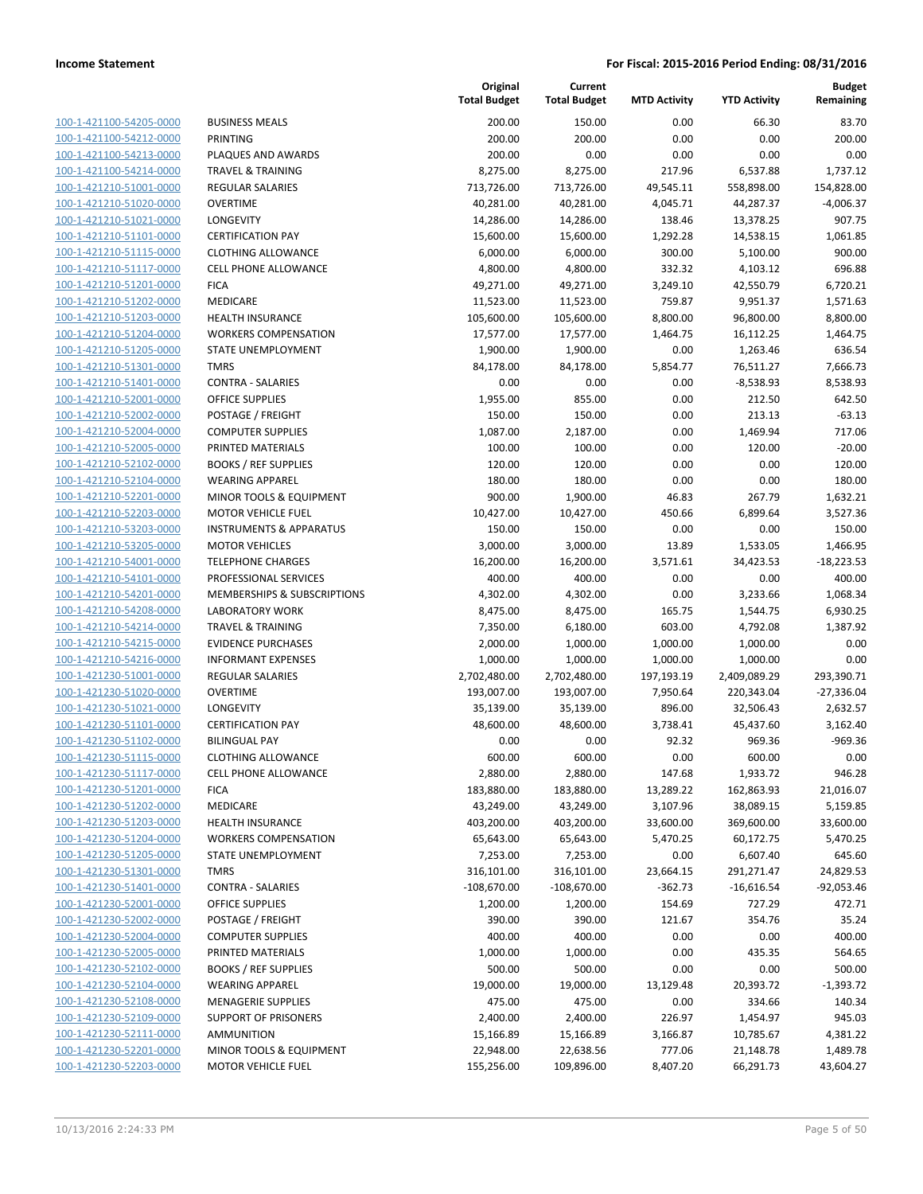| | | Original Total Budget | Current Total Budget | MTD Activity | YTD Activity | Budget Remaining |
|---|---|---|---|---|---|---|
| 100-1-421100-54205-0000 | BUSINESS MEALS | 200.00 | 150.00 | 0.00 | 66.30 | 83.70 |
| 100-1-421100-54212-0000 | PRINTING | 200.00 | 200.00 | 0.00 | 0.00 | 200.00 |
| 100-1-421100-54213-0000 | PLAQUES AND AWARDS | 200.00 | 0.00 | 0.00 | 0.00 | 0.00 |
| 100-1-421100-54214-0000 | TRAVEL & TRAINING | 8,275.00 | 8,275.00 | 217.96 | 6,537.88 | 1,737.12 |
| 100-1-421210-51001-0000 | REGULAR SALARIES | 713,726.00 | 713,726.00 | 49,545.11 | 558,898.00 | 154,828.00 |
| 100-1-421210-51020-0000 | OVERTIME | 40,281.00 | 40,281.00 | 4,045.71 | 44,287.37 | -4,006.37 |
| 100-1-421210-51021-0000 | LONGEVITY | 14,286.00 | 14,286.00 | 138.46 | 13,378.25 | 907.75 |
| 100-1-421210-51101-0000 | CERTIFICATION PAY | 15,600.00 | 15,600.00 | 1,292.28 | 14,538.15 | 1,061.85 |
| 100-1-421210-51115-0000 | CLOTHING ALLOWANCE | 6,000.00 | 6,000.00 | 300.00 | 5,100.00 | 900.00 |
| 100-1-421210-51117-0000 | CELL PHONE ALLOWANCE | 4,800.00 | 4,800.00 | 332.32 | 4,103.12 | 696.88 |
| 100-1-421210-51201-0000 | FICA | 49,271.00 | 49,271.00 | 3,249.10 | 42,550.79 | 6,720.21 |
| 100-1-421210-51202-0000 | MEDICARE | 11,523.00 | 11,523.00 | 759.87 | 9,951.37 | 1,571.63 |
| 100-1-421210-51203-0000 | HEALTH INSURANCE | 105,600.00 | 105,600.00 | 8,800.00 | 96,800.00 | 8,800.00 |
| 100-1-421210-51204-0000 | WORKERS COMPENSATION | 17,577.00 | 17,577.00 | 1,464.75 | 16,112.25 | 1,464.75 |
| 100-1-421210-51205-0000 | STATE UNEMPLOYMENT | 1,900.00 | 1,900.00 | 0.00 | 1,263.46 | 636.54 |
| 100-1-421210-51301-0000 | TMRS | 84,178.00 | 84,178.00 | 5,854.77 | 76,511.27 | 7,666.73 |
| 100-1-421210-51401-0000 | CONTRA - SALARIES | 0.00 | 0.00 | 0.00 | -8,538.93 | 8,538.93 |
| 100-1-421210-52001-0000 | OFFICE SUPPLIES | 1,955.00 | 855.00 | 0.00 | 212.50 | 642.50 |
| 100-1-421210-52002-0000 | POSTAGE / FREIGHT | 150.00 | 150.00 | 0.00 | 213.13 | -63.13 |
| 100-1-421210-52004-0000 | COMPUTER SUPPLIES | 1,087.00 | 2,187.00 | 0.00 | 1,469.94 | 717.06 |
| 100-1-421210-52005-0000 | PRINTED MATERIALS | 100.00 | 100.00 | 0.00 | 120.00 | -20.00 |
| 100-1-421210-52102-0000 | BOOKS / REF SUPPLIES | 120.00 | 120.00 | 0.00 | 0.00 | 120.00 |
| 100-1-421210-52104-0000 | WEARING APPAREL | 180.00 | 180.00 | 0.00 | 0.00 | 180.00 |
| 100-1-421210-52201-0000 | MINOR TOOLS & EQUIPMENT | 900.00 | 1,900.00 | 46.83 | 267.79 | 1,632.21 |
| 100-1-421210-52203-0000 | MOTOR VEHICLE FUEL | 10,427.00 | 10,427.00 | 450.66 | 6,899.64 | 3,527.36 |
| 100-1-421210-53203-0000 | INSTRUMENTS & APPARATUS | 150.00 | 150.00 | 0.00 | 0.00 | 150.00 |
| 100-1-421210-53205-0000 | MOTOR VEHICLES | 3,000.00 | 3,000.00 | 13.89 | 1,533.05 | 1,466.95 |
| 100-1-421210-54001-0000 | TELEPHONE CHARGES | 16,200.00 | 16,200.00 | 3,571.61 | 34,423.53 | -18,223.53 |
| 100-1-421210-54101-0000 | PROFESSIONAL SERVICES | 400.00 | 400.00 | 0.00 | 0.00 | 400.00 |
| 100-1-421210-54201-0000 | MEMBERSHIPS & SUBSCRIPTIONS | 4,302.00 | 4,302.00 | 0.00 | 3,233.66 | 1,068.34 |
| 100-1-421210-54208-0000 | LABORATORY WORK | 8,475.00 | 8,475.00 | 165.75 | 1,544.75 | 6,930.25 |
| 100-1-421210-54214-0000 | TRAVEL & TRAINING | 7,350.00 | 6,180.00 | 603.00 | 4,792.08 | 1,387.92 |
| 100-1-421210-54215-0000 | EVIDENCE PURCHASES | 2,000.00 | 1,000.00 | 1,000.00 | 1,000.00 | 0.00 |
| 100-1-421210-54216-0000 | INFORMANT EXPENSES | 1,000.00 | 1,000.00 | 1,000.00 | 1,000.00 | 0.00 |
| 100-1-421230-51001-0000 | REGULAR SALARIES | 2,702,480.00 | 2,702,480.00 | 197,193.19 | 2,409,089.29 | 293,390.71 |
| 100-1-421230-51020-0000 | OVERTIME | 193,007.00 | 193,007.00 | 7,950.64 | 220,343.04 | -27,336.04 |
| 100-1-421230-51021-0000 | LONGEVITY | 35,139.00 | 35,139.00 | 896.00 | 32,506.43 | 2,632.57 |
| 100-1-421230-51101-0000 | CERTIFICATION PAY | 48,600.00 | 48,600.00 | 3,738.41 | 45,437.60 | 3,162.40 |
| 100-1-421230-51102-0000 | BILINGUAL PAY | 0.00 | 0.00 | 92.32 | 969.36 | -969.36 |
| 100-1-421230-51115-0000 | CLOTHING ALLOWANCE | 600.00 | 600.00 | 0.00 | 600.00 | 0.00 |
| 100-1-421230-51117-0000 | CELL PHONE ALLOWANCE | 2,880.00 | 2,880.00 | 147.68 | 1,933.72 | 946.28 |
| 100-1-421230-51201-0000 | FICA | 183,880.00 | 183,880.00 | 13,289.22 | 162,863.93 | 21,016.07 |
| 100-1-421230-51202-0000 | MEDICARE | 43,249.00 | 43,249.00 | 3,107.96 | 38,089.15 | 5,159.85 |
| 100-1-421230-51203-0000 | HEALTH INSURANCE | 403,200.00 | 403,200.00 | 33,600.00 | 369,600.00 | 33,600.00 |
| 100-1-421230-51204-0000 | WORKERS COMPENSATION | 65,643.00 | 65,643.00 | 5,470.25 | 60,172.75 | 5,470.25 |
| 100-1-421230-51205-0000 | STATE UNEMPLOYMENT | 7,253.00 | 7,253.00 | 0.00 | 6,607.40 | 645.60 |
| 100-1-421230-51301-0000 | TMRS | 316,101.00 | 316,101.00 | 23,664.15 | 291,271.47 | 24,829.53 |
| 100-1-421230-51401-0000 | CONTRA - SALARIES | -108,670.00 | -108,670.00 | -362.73 | -16,616.54 | -92,053.46 |
| 100-1-421230-52001-0000 | OFFICE SUPPLIES | 1,200.00 | 1,200.00 | 154.69 | 727.29 | 472.71 |
| 100-1-421230-52002-0000 | POSTAGE / FREIGHT | 390.00 | 390.00 | 121.67 | 354.76 | 35.24 |
| 100-1-421230-52004-0000 | COMPUTER SUPPLIES | 400.00 | 400.00 | 0.00 | 0.00 | 400.00 |
| 100-1-421230-52005-0000 | PRINTED MATERIALS | 1,000.00 | 1,000.00 | 0.00 | 435.35 | 564.65 |
| 100-1-421230-52102-0000 | BOOKS / REF SUPPLIES | 500.00 | 500.00 | 0.00 | 0.00 | 500.00 |
| 100-1-421230-52104-0000 | WEARING APPAREL | 19,000.00 | 19,000.00 | 13,129.48 | 20,393.72 | -1,393.72 |
| 100-1-421230-52108-0000 | MENAGERIE SUPPLIES | 475.00 | 475.00 | 0.00 | 334.66 | 140.34 |
| 100-1-421230-52109-0000 | SUPPORT OF PRISONERS | 2,400.00 | 2,400.00 | 226.97 | 1,454.97 | 945.03 |
| 100-1-421230-52111-0000 | AMMUNITION | 15,166.89 | 15,166.89 | 3,166.87 | 10,785.67 | 4,381.22 |
| 100-1-421230-52201-0000 | MINOR TOOLS & EQUIPMENT | 22,948.00 | 22,638.56 | 777.06 | 21,148.78 | 1,489.78 |
| 100-1-421230-52203-0000 | MOTOR VEHICLE FUEL | 155,256.00 | 109,896.00 | 8,407.20 | 66,291.73 | 43,604.27 |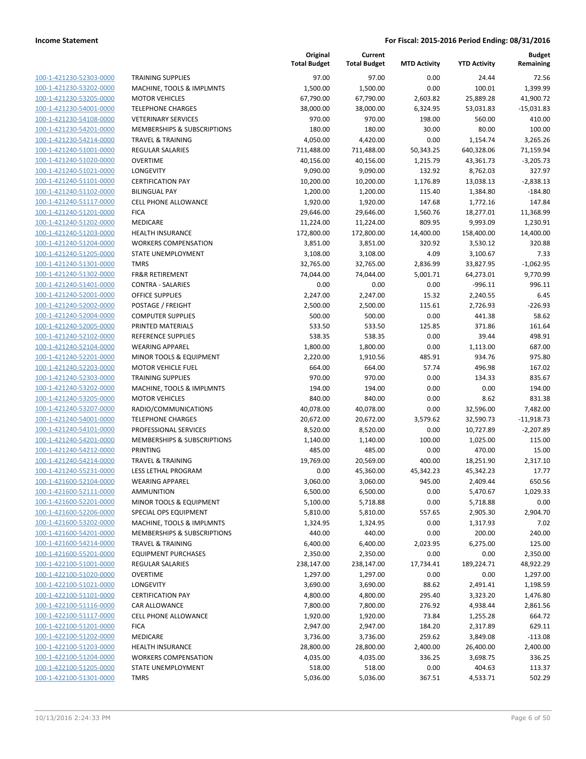| | | Original Total Budget | Current Total Budget | MTD Activity | YTD Activity | Budget Remaining |
|---|---|---|---|---|---|---|
| 100-1-421230-52303-0000 | TRAINING SUPPLIES | 97.00 | 97.00 | 0.00 | 24.44 | 72.56 |
| 100-1-421230-53202-0000 | MACHINE, TOOLS & IMPLMNTS | 1,500.00 | 1,500.00 | 0.00 | 100.01 | 1,399.99 |
| 100-1-421230-53205-0000 | MOTOR VEHICLES | 67,790.00 | 67,790.00 | 2,603.82 | 25,889.28 | 41,900.72 |
| 100-1-421230-54001-0000 | TELEPHONE CHARGES | 38,000.00 | 38,000.00 | 6,324.95 | 53,031.83 | -15,031.83 |
| 100-1-421230-54108-0000 | VETERINARY SERVICES | 970.00 | 970.00 | 198.00 | 560.00 | 410.00 |
| 100-1-421230-54201-0000 | MEMBERSHIPS & SUBSCRIPTIONS | 180.00 | 180.00 | 30.00 | 80.00 | 100.00 |
| 100-1-421230-54214-0000 | TRAVEL & TRAINING | 4,050.00 | 4,420.00 | 0.00 | 1,154.74 | 3,265.26 |
| 100-1-421240-51001-0000 | REGULAR SALARIES | 711,488.00 | 711,488.00 | 50,343.25 | 640,328.06 | 71,159.94 |
| 100-1-421240-51020-0000 | OVERTIME | 40,156.00 | 40,156.00 | 1,215.79 | 43,361.73 | -3,205.73 |
| 100-1-421240-51021-0000 | LONGEVITY | 9,090.00 | 9,090.00 | 132.92 | 8,762.03 | 327.97 |
| 100-1-421240-51101-0000 | CERTIFICATION PAY | 10,200.00 | 10,200.00 | 1,176.89 | 13,038.13 | -2,838.13 |
| 100-1-421240-51102-0000 | BILINGUAL PAY | 1,200.00 | 1,200.00 | 115.40 | 1,384.80 | -184.80 |
| 100-1-421240-51117-0000 | CELL PHONE ALLOWANCE | 1,920.00 | 1,920.00 | 147.68 | 1,772.16 | 147.84 |
| 100-1-421240-51201-0000 | FICA | 29,646.00 | 29,646.00 | 1,560.76 | 18,277.01 | 11,368.99 |
| 100-1-421240-51202-0000 | MEDICARE | 11,224.00 | 11,224.00 | 809.95 | 9,993.09 | 1,230.91 |
| 100-1-421240-51203-0000 | HEALTH INSURANCE | 172,800.00 | 172,800.00 | 14,400.00 | 158,400.00 | 14,400.00 |
| 100-1-421240-51204-0000 | WORKERS COMPENSATION | 3,851.00 | 3,851.00 | 320.92 | 3,530.12 | 320.88 |
| 100-1-421240-51205-0000 | STATE UNEMPLOYMENT | 3,108.00 | 3,108.00 | 4.09 | 3,100.67 | 7.33 |
| 100-1-421240-51301-0000 | TMRS | 32,765.00 | 32,765.00 | 2,836.99 | 33,827.95 | -1,062.95 |
| 100-1-421240-51302-0000 | FR&R RETIREMENT | 74,044.00 | 74,044.00 | 5,001.71 | 64,273.01 | 9,770.99 |
| 100-1-421240-51401-0000 | CONTRA - SALARIES | 0.00 | 0.00 | 0.00 | -996.11 | 996.11 |
| 100-1-421240-52001-0000 | OFFICE SUPPLIES | 2,247.00 | 2,247.00 | 15.32 | 2,240.55 | 6.45 |
| 100-1-421240-52002-0000 | POSTAGE / FREIGHT | 2,500.00 | 2,500.00 | 115.61 | 2,726.93 | -226.93 |
| 100-1-421240-52004-0000 | COMPUTER SUPPLIES | 500.00 | 500.00 | 0.00 | 441.38 | 58.62 |
| 100-1-421240-52005-0000 | PRINTED MATERIALS | 533.50 | 533.50 | 125.85 | 371.86 | 161.64 |
| 100-1-421240-52102-0000 | REFERENCE SUPPLIES | 538.35 | 538.35 | 0.00 | 39.44 | 498.91 |
| 100-1-421240-52104-0000 | WEARING APPAREL | 1,800.00 | 1,800.00 | 0.00 | 1,113.00 | 687.00 |
| 100-1-421240-52201-0000 | MINOR TOOLS & EQUIPMENT | 2,220.00 | 1,910.56 | 485.91 | 934.76 | 975.80 |
| 100-1-421240-52203-0000 | MOTOR VEHICLE FUEL | 664.00 | 664.00 | 57.74 | 496.98 | 167.02 |
| 100-1-421240-52303-0000 | TRAINING SUPPLIES | 970.00 | 970.00 | 0.00 | 134.33 | 835.67 |
| 100-1-421240-53202-0000 | MACHINE, TOOLS & IMPLMNTS | 194.00 | 194.00 | 0.00 | 0.00 | 194.00 |
| 100-1-421240-53205-0000 | MOTOR VEHICLES | 840.00 | 840.00 | 0.00 | 8.62 | 831.38 |
| 100-1-421240-53207-0000 | RADIO/COMMUNICATIONS | 40,078.00 | 40,078.00 | 0.00 | 32,596.00 | 7,482.00 |
| 100-1-421240-54001-0000 | TELEPHONE CHARGES | 20,672.00 | 20,672.00 | 3,579.62 | 32,590.73 | -11,918.73 |
| 100-1-421240-54101-0000 | PROFESSIONAL SERVICES | 8,520.00 | 8,520.00 | 0.00 | 10,727.89 | -2,207.89 |
| 100-1-421240-54201-0000 | MEMBERSHIPS & SUBSCRIPTIONS | 1,140.00 | 1,140.00 | 100.00 | 1,025.00 | 115.00 |
| 100-1-421240-54212-0000 | PRINTING | 485.00 | 485.00 | 0.00 | 470.00 | 15.00 |
| 100-1-421240-54214-0000 | TRAVEL & TRAINING | 19,769.00 | 20,569.00 | 400.00 | 18,251.90 | 2,317.10 |
| 100-1-421240-55231-0000 | LESS LETHAL PROGRAM | 0.00 | 45,360.00 | 45,342.23 | 45,342.23 | 17.77 |
| 100-1-421600-52104-0000 | WEARING APPAREL | 3,060.00 | 3,060.00 | 945.00 | 2,409.44 | 650.56 |
| 100-1-421600-52111-0000 | AMMUNITION | 6,500.00 | 6,500.00 | 0.00 | 5,470.67 | 1,029.33 |
| 100-1-421600-52201-0000 | MINOR TOOLS & EQUIPMENT | 5,100.00 | 5,718.88 | 0.00 | 5,718.88 | 0.00 |
| 100-1-421600-52206-0000 | SPECIAL OPS EQUIPMENT | 5,810.00 | 5,810.00 | 557.65 | 2,905.30 | 2,904.70 |
| 100-1-421600-53202-0000 | MACHINE, TOOLS & IMPLMNTS | 1,324.95 | 1,324.95 | 0.00 | 1,317.93 | 7.02 |
| 100-1-421600-54201-0000 | MEMBERSHIPS & SUBSCRIPTIONS | 440.00 | 440.00 | 0.00 | 200.00 | 240.00 |
| 100-1-421600-54214-0000 | TRAVEL & TRAINING | 6,400.00 | 6,400.00 | 2,023.95 | 6,275.00 | 125.00 |
| 100-1-421600-55201-0000 | EQUIPMENT PURCHASES | 2,350.00 | 2,350.00 | 0.00 | 0.00 | 2,350.00 |
| 100-1-422100-51001-0000 | REGULAR SALARIES | 238,147.00 | 238,147.00 | 17,734.41 | 189,224.71 | 48,922.29 |
| 100-1-422100-51020-0000 | OVERTIME | 1,297.00 | 1,297.00 | 0.00 | 0.00 | 1,297.00 |
| 100-1-422100-51021-0000 | LONGEVITY | 3,690.00 | 3,690.00 | 88.62 | 2,491.41 | 1,198.59 |
| 100-1-422100-51101-0000 | CERTIFICATION PAY | 4,800.00 | 4,800.00 | 295.40 | 3,323.20 | 1,476.80 |
| 100-1-422100-51116-0000 | CAR ALLOWANCE | 7,800.00 | 7,800.00 | 276.92 | 4,938.44 | 2,861.56 |
| 100-1-422100-51117-0000 | CELL PHONE ALLOWANCE | 1,920.00 | 1,920.00 | 73.84 | 1,255.28 | 664.72 |
| 100-1-422100-51201-0000 | FICA | 2,947.00 | 2,947.00 | 184.20 | 2,317.89 | 629.11 |
| 100-1-422100-51202-0000 | MEDICARE | 3,736.00 | 3,736.00 | 259.62 | 3,849.08 | -113.08 |
| 100-1-422100-51203-0000 | HEALTH INSURANCE | 28,800.00 | 28,800.00 | 2,400.00 | 26,400.00 | 2,400.00 |
| 100-1-422100-51204-0000 | WORKERS COMPENSATION | 4,035.00 | 4,035.00 | 336.25 | 3,698.75 | 336.25 |
| 100-1-422100-51205-0000 | STATE UNEMPLOYMENT | 518.00 | 518.00 | 0.00 | 404.63 | 113.37 |
| 100-1-422100-51301-0000 | TMRS | 5,036.00 | 5,036.00 | 367.51 | 4,533.71 | 502.29 |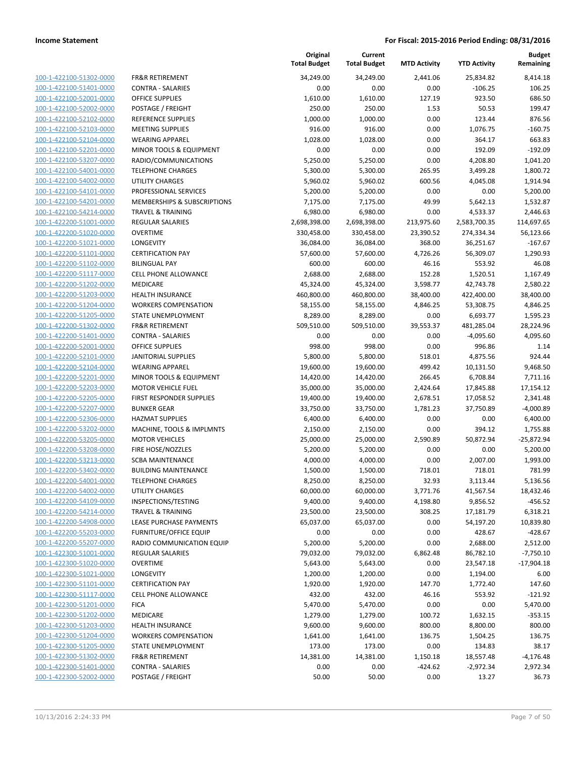| | | Original Total Budget | Current Total Budget | MTD Activity | YTD Activity | Budget Remaining |
|---|---|---|---|---|---|---|
| 100-1-422100-51302-0000 | FR&R RETIREMENT | 34,249.00 | 34,249.00 | 2,441.06 | 25,834.82 | 8,414.18 |
| 100-1-422100-51401-0000 | CONTRA - SALARIES | 0.00 | 0.00 | 0.00 | -106.25 | 106.25 |
| 100-1-422100-52001-0000 | OFFICE SUPPLIES | 1,610.00 | 1,610.00 | 127.19 | 923.50 | 686.50 |
| 100-1-422100-52002-0000 | POSTAGE / FREIGHT | 250.00 | 250.00 | 1.53 | 50.53 | 199.47 |
| 100-1-422100-52102-0000 | REFERENCE SUPPLIES | 1,000.00 | 1,000.00 | 0.00 | 123.44 | 876.56 |
| 100-1-422100-52103-0000 | MEETING SUPPLIES | 916.00 | 916.00 | 0.00 | 1,076.75 | -160.75 |
| 100-1-422100-52104-0000 | WEARING APPAREL | 1,028.00 | 1,028.00 | 0.00 | 364.17 | 663.83 |
| 100-1-422100-52201-0000 | MINOR TOOLS & EQUIPMENT | 0.00 | 0.00 | 0.00 | 192.09 | -192.09 |
| 100-1-422100-53207-0000 | RADIO/COMMUNICATIONS | 5,250.00 | 5,250.00 | 0.00 | 4,208.80 | 1,041.20 |
| 100-1-422100-54001-0000 | TELEPHONE CHARGES | 5,300.00 | 5,300.00 | 265.95 | 3,499.28 | 1,800.72 |
| 100-1-422100-54002-0000 | UTILITY CHARGES | 5,960.02 | 5,960.02 | 600.56 | 4,045.08 | 1,914.94 |
| 100-1-422100-54101-0000 | PROFESSIONAL SERVICES | 5,200.00 | 5,200.00 | 0.00 | 0.00 | 5,200.00 |
| 100-1-422100-54201-0000 | MEMBERSHIPS & SUBSCRIPTIONS | 7,175.00 | 7,175.00 | 49.99 | 5,642.13 | 1,532.87 |
| 100-1-422100-54214-0000 | TRAVEL & TRAINING | 6,980.00 | 6,980.00 | 0.00 | 4,533.37 | 2,446.63 |
| 100-1-422200-51001-0000 | REGULAR SALARIES | 2,698,398.00 | 2,698,398.00 | 213,975.60 | 2,583,700.35 | 114,697.65 |
| 100-1-422200-51020-0000 | OVERTIME | 330,458.00 | 330,458.00 | 23,390.52 | 274,334.34 | 56,123.66 |
| 100-1-422200-51021-0000 | LONGEVITY | 36,084.00 | 36,084.00 | 368.00 | 36,251.67 | -167.67 |
| 100-1-422200-51101-0000 | CERTIFICATION PAY | 57,600.00 | 57,600.00 | 4,726.26 | 56,309.07 | 1,290.93 |
| 100-1-422200-51102-0000 | BILINGUAL PAY | 600.00 | 600.00 | 46.16 | 553.92 | 46.08 |
| 100-1-422200-51117-0000 | CELL PHONE ALLOWANCE | 2,688.00 | 2,688.00 | 152.28 | 1,520.51 | 1,167.49 |
| 100-1-422200-51202-0000 | MEDICARE | 45,324.00 | 45,324.00 | 3,598.77 | 42,743.78 | 2,580.22 |
| 100-1-422200-51203-0000 | HEALTH INSURANCE | 460,800.00 | 460,800.00 | 38,400.00 | 422,400.00 | 38,400.00 |
| 100-1-422200-51204-0000 | WORKERS COMPENSATION | 58,155.00 | 58,155.00 | 4,846.25 | 53,308.75 | 4,846.25 |
| 100-1-422200-51205-0000 | STATE UNEMPLOYMENT | 8,289.00 | 8,289.00 | 0.00 | 6,693.77 | 1,595.23 |
| 100-1-422200-51302-0000 | FR&R RETIREMENT | 509,510.00 | 509,510.00 | 39,553.37 | 481,285.04 | 28,224.96 |
| 100-1-422200-51401-0000 | CONTRA - SALARIES | 0.00 | 0.00 | 0.00 | -4,095.60 | 4,095.60 |
| 100-1-422200-52001-0000 | OFFICE SUPPLIES | 998.00 | 998.00 | 0.00 | 996.86 | 1.14 |
| 100-1-422200-52101-0000 | JANITORIAL SUPPLIES | 5,800.00 | 5,800.00 | 518.01 | 4,875.56 | 924.44 |
| 100-1-422200-52104-0000 | WEARING APPAREL | 19,600.00 | 19,600.00 | 499.42 | 10,131.50 | 9,468.50 |
| 100-1-422200-52201-0000 | MINOR TOOLS & EQUIPMENT | 14,420.00 | 14,420.00 | 266.45 | 6,708.84 | 7,711.16 |
| 100-1-422200-52203-0000 | MOTOR VEHICLE FUEL | 35,000.00 | 35,000.00 | 2,424.64 | 17,845.88 | 17,154.12 |
| 100-1-422200-52205-0000 | FIRST RESPONDER SUPPLIES | 19,400.00 | 19,400.00 | 2,678.51 | 17,058.52 | 2,341.48 |
| 100-1-422200-52207-0000 | BUNKER GEAR | 33,750.00 | 33,750.00 | 1,781.23 | 37,750.89 | -4,000.89 |
| 100-1-422200-52306-0000 | HAZMAT SUPPLIES | 6,400.00 | 6,400.00 | 0.00 | 0.00 | 6,400.00 |
| 100-1-422200-53202-0000 | MACHINE, TOOLS & IMPLMNTS | 2,150.00 | 2,150.00 | 0.00 | 394.12 | 1,755.88 |
| 100-1-422200-53205-0000 | MOTOR VEHICLES | 25,000.00 | 25,000.00 | 2,590.89 | 50,872.94 | -25,872.94 |
| 100-1-422200-53208-0000 | FIRE HOSE/NOZZLES | 5,200.00 | 5,200.00 | 0.00 | 0.00 | 5,200.00 |
| 100-1-422200-53213-0000 | SCBA MAINTENANCE | 4,000.00 | 4,000.00 | 0.00 | 2,007.00 | 1,993.00 |
| 100-1-422200-53402-0000 | BUILDING MAINTENANCE | 1,500.00 | 1,500.00 | 718.01 | 718.01 | 781.99 |
| 100-1-422200-54001-0000 | TELEPHONE CHARGES | 8,250.00 | 8,250.00 | 32.93 | 3,113.44 | 5,136.56 |
| 100-1-422200-54002-0000 | UTILITY CHARGES | 60,000.00 | 60,000.00 | 3,771.76 | 41,567.54 | 18,432.46 |
| 100-1-422200-54109-0000 | INSPECTIONS/TESTING | 9,400.00 | 9,400.00 | 4,198.80 | 9,856.52 | -456.52 |
| 100-1-422200-54214-0000 | TRAVEL & TRAINING | 23,500.00 | 23,500.00 | 308.25 | 17,181.79 | 6,318.21 |
| 100-1-422200-54908-0000 | LEASE PURCHASE PAYMENTS | 65,037.00 | 65,037.00 | 0.00 | 54,197.20 | 10,839.80 |
| 100-1-422200-55203-0000 | FURNITURE/OFFICE EQUIP | 0.00 | 0.00 | 0.00 | 428.67 | -428.67 |
| 100-1-422200-55207-0000 | RADIO COMMUNICATION EQUIP | 5,200.00 | 5,200.00 | 0.00 | 2,688.00 | 2,512.00 |
| 100-1-422300-51001-0000 | REGULAR SALARIES | 79,032.00 | 79,032.00 | 6,862.48 | 86,782.10 | -7,750.10 |
| 100-1-422300-51020-0000 | OVERTIME | 5,643.00 | 5,643.00 | 0.00 | 23,547.18 | -17,904.18 |
| 100-1-422300-51021-0000 | LONGEVITY | 1,200.00 | 1,200.00 | 0.00 | 1,194.00 | 6.00 |
| 100-1-422300-51101-0000 | CERTIFICATION PAY | 1,920.00 | 1,920.00 | 147.70 | 1,772.40 | 147.60 |
| 100-1-422300-51117-0000 | CELL PHONE ALLOWANCE | 432.00 | 432.00 | 46.16 | 553.92 | -121.92 |
| 100-1-422300-51201-0000 | FICA | 5,470.00 | 5,470.00 | 0.00 | 0.00 | 5,470.00 |
| 100-1-422300-51202-0000 | MEDICARE | 1,279.00 | 1,279.00 | 100.72 | 1,632.15 | -353.15 |
| 100-1-422300-51203-0000 | HEALTH INSURANCE | 9,600.00 | 9,600.00 | 800.00 | 8,800.00 | 800.00 |
| 100-1-422300-51204-0000 | WORKERS COMPENSATION | 1,641.00 | 1,641.00 | 136.75 | 1,504.25 | 136.75 |
| 100-1-422300-51205-0000 | STATE UNEMPLOYMENT | 173.00 | 173.00 | 0.00 | 134.83 | 38.17 |
| 100-1-422300-51302-0000 | FR&R RETIREMENT | 14,381.00 | 14,381.00 | 1,150.18 | 18,557.48 | -4,176.48 |
| 100-1-422300-51401-0000 | CONTRA - SALARIES | 0.00 | 0.00 | -424.62 | -2,972.34 | 2,972.34 |
| 100-1-422300-52002-0000 | POSTAGE / FREIGHT | 50.00 | 50.00 | 0.00 | 13.27 | 36.73 |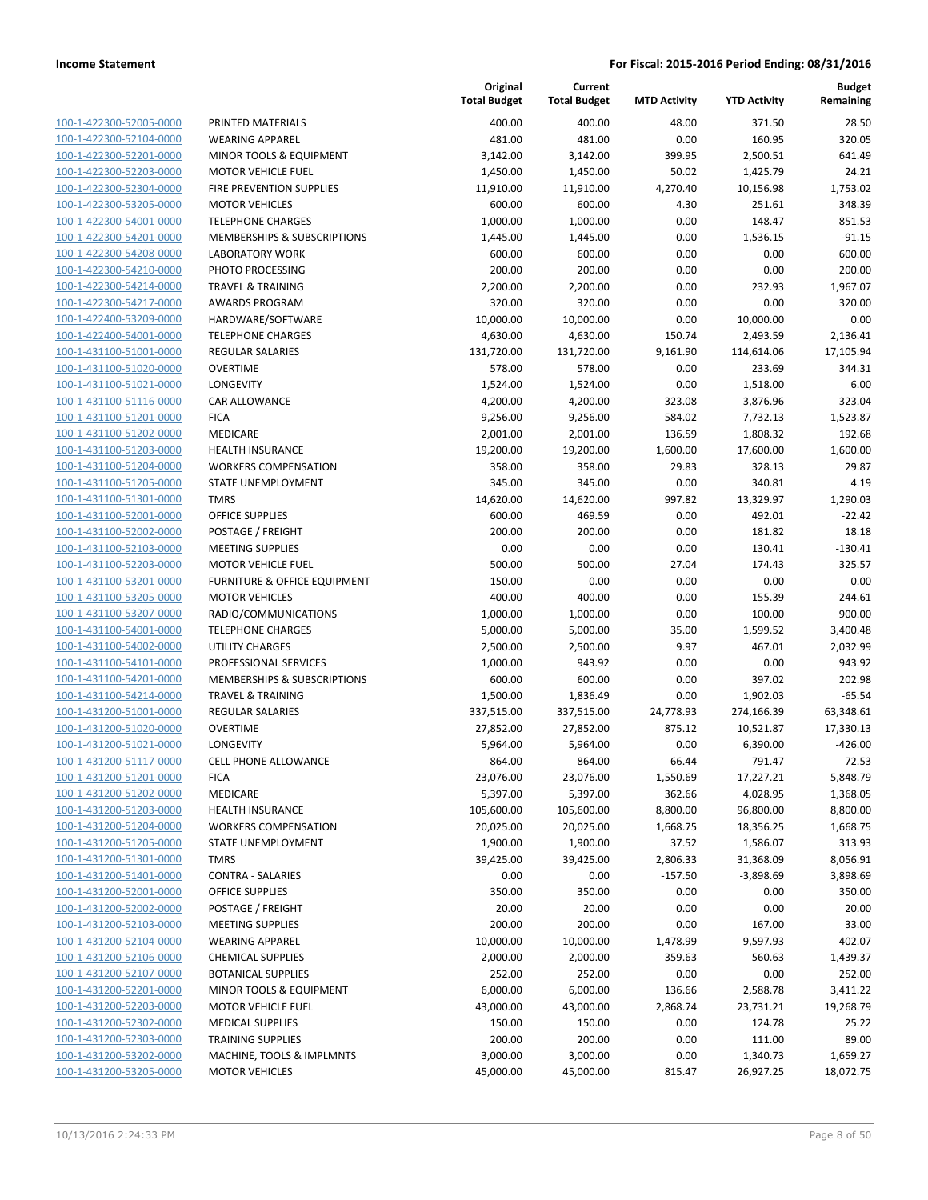|  |  | Original Total Budget | Current Total Budget | MTD Activity | YTD Activity | Budget Remaining |
|---|---|---|---|---|---|---|
| 100-1-422300-52005-0000 | PRINTED MATERIALS | 400.00 | 400.00 | 48.00 | 371.50 | 28.50 |
| 100-1-422300-52104-0000 | WEARING APPAREL | 481.00 | 481.00 | 0.00 | 160.95 | 320.05 |
| 100-1-422300-52201-0000 | MINOR TOOLS & EQUIPMENT | 3,142.00 | 3,142.00 | 399.95 | 2,500.51 | 641.49 |
| 100-1-422300-52203-0000 | MOTOR VEHICLE FUEL | 1,450.00 | 1,450.00 | 50.02 | 1,425.79 | 24.21 |
| 100-1-422300-52304-0000 | FIRE PREVENTION SUPPLIES | 11,910.00 | 11,910.00 | 4,270.40 | 10,156.98 | 1,753.02 |
| 100-1-422300-53205-0000 | MOTOR VEHICLES | 600.00 | 600.00 | 4.30 | 251.61 | 348.39 |
| 100-1-422300-54001-0000 | TELEPHONE CHARGES | 1,000.00 | 1,000.00 | 0.00 | 148.47 | 851.53 |
| 100-1-422300-54201-0000 | MEMBERSHIPS & SUBSCRIPTIONS | 1,445.00 | 1,445.00 | 0.00 | 1,536.15 | -91.15 |
| 100-1-422300-54208-0000 | LABORATORY WORK | 600.00 | 600.00 | 0.00 | 0.00 | 600.00 |
| 100-1-422300-54210-0000 | PHOTO PROCESSING | 200.00 | 200.00 | 0.00 | 0.00 | 200.00 |
| 100-1-422300-54214-0000 | TRAVEL & TRAINING | 2,200.00 | 2,200.00 | 0.00 | 232.93 | 1,967.07 |
| 100-1-422300-54217-0000 | AWARDS PROGRAM | 320.00 | 320.00 | 0.00 | 0.00 | 320.00 |
| 100-1-422400-53209-0000 | HARDWARE/SOFTWARE | 10,000.00 | 10,000.00 | 0.00 | 10,000.00 | 0.00 |
| 100-1-422400-54001-0000 | TELEPHONE CHARGES | 4,630.00 | 4,630.00 | 150.74 | 2,493.59 | 2,136.41 |
| 100-1-431100-51001-0000 | REGULAR SALARIES | 131,720.00 | 131,720.00 | 9,161.90 | 114,614.06 | 17,105.94 |
| 100-1-431100-51020-0000 | OVERTIME | 578.00 | 578.00 | 0.00 | 233.69 | 344.31 |
| 100-1-431100-51021-0000 | LONGEVITY | 1,524.00 | 1,524.00 | 0.00 | 1,518.00 | 6.00 |
| 100-1-431100-51116-0000 | CAR ALLOWANCE | 4,200.00 | 4,200.00 | 323.08 | 3,876.96 | 323.04 |
| 100-1-431100-51201-0000 | FICA | 9,256.00 | 9,256.00 | 584.02 | 7,732.13 | 1,523.87 |
| 100-1-431100-51202-0000 | MEDICARE | 2,001.00 | 2,001.00 | 136.59 | 1,808.32 | 192.68 |
| 100-1-431100-51203-0000 | HEALTH INSURANCE | 19,200.00 | 19,200.00 | 1,600.00 | 17,600.00 | 1,600.00 |
| 100-1-431100-51204-0000 | WORKERS COMPENSATION | 358.00 | 358.00 | 29.83 | 328.13 | 29.87 |
| 100-1-431100-51205-0000 | STATE UNEMPLOYMENT | 345.00 | 345.00 | 0.00 | 340.81 | 4.19 |
| 100-1-431100-51301-0000 | TMRS | 14,620.00 | 14,620.00 | 997.82 | 13,329.97 | 1,290.03 |
| 100-1-431100-52001-0000 | OFFICE SUPPLIES | 600.00 | 469.59 | 0.00 | 492.01 | -22.42 |
| 100-1-431100-52002-0000 | POSTAGE / FREIGHT | 200.00 | 200.00 | 0.00 | 181.82 | 18.18 |
| 100-1-431100-52103-0000 | MEETING SUPPLIES | 0.00 | 0.00 | 0.00 | 130.41 | -130.41 |
| 100-1-431100-52203-0000 | MOTOR VEHICLE FUEL | 500.00 | 500.00 | 27.04 | 174.43 | 325.57 |
| 100-1-431100-53201-0000 | FURNITURE & OFFICE EQUIPMENT | 150.00 | 0.00 | 0.00 | 0.00 | 0.00 |
| 100-1-431100-53205-0000 | MOTOR VEHICLES | 400.00 | 400.00 | 0.00 | 155.39 | 244.61 |
| 100-1-431100-53207-0000 | RADIO/COMMUNICATIONS | 1,000.00 | 1,000.00 | 0.00 | 100.00 | 900.00 |
| 100-1-431100-54001-0000 | TELEPHONE CHARGES | 5,000.00 | 5,000.00 | 35.00 | 1,599.52 | 3,400.48 |
| 100-1-431100-54002-0000 | UTILITY CHARGES | 2,500.00 | 2,500.00 | 9.97 | 467.01 | 2,032.99 |
| 100-1-431100-54101-0000 | PROFESSIONAL SERVICES | 1,000.00 | 943.92 | 0.00 | 0.00 | 943.92 |
| 100-1-431100-54201-0000 | MEMBERSHIPS & SUBSCRIPTIONS | 600.00 | 600.00 | 0.00 | 397.02 | 202.98 |
| 100-1-431100-54214-0000 | TRAVEL & TRAINING | 1,500.00 | 1,836.49 | 0.00 | 1,902.03 | -65.54 |
| 100-1-431200-51001-0000 | REGULAR SALARIES | 337,515.00 | 337,515.00 | 24,778.93 | 274,166.39 | 63,348.61 |
| 100-1-431200-51020-0000 | OVERTIME | 27,852.00 | 27,852.00 | 875.12 | 10,521.87 | 17,330.13 |
| 100-1-431200-51021-0000 | LONGEVITY | 5,964.00 | 5,964.00 | 0.00 | 6,390.00 | -426.00 |
| 100-1-431200-51117-0000 | CELL PHONE ALLOWANCE | 864.00 | 864.00 | 66.44 | 791.47 | 72.53 |
| 100-1-431200-51201-0000 | FICA | 23,076.00 | 23,076.00 | 1,550.69 | 17,227.21 | 5,848.79 |
| 100-1-431200-51202-0000 | MEDICARE | 5,397.00 | 5,397.00 | 362.66 | 4,028.95 | 1,368.05 |
| 100-1-431200-51203-0000 | HEALTH INSURANCE | 105,600.00 | 105,600.00 | 8,800.00 | 96,800.00 | 8,800.00 |
| 100-1-431200-51204-0000 | WORKERS COMPENSATION | 20,025.00 | 20,025.00 | 1,668.75 | 18,356.25 | 1,668.75 |
| 100-1-431200-51205-0000 | STATE UNEMPLOYMENT | 1,900.00 | 1,900.00 | 37.52 | 1,586.07 | 313.93 |
| 100-1-431200-51301-0000 | TMRS | 39,425.00 | 39,425.00 | 2,806.33 | 31,368.09 | 8,056.91 |
| 100-1-431200-51401-0000 | CONTRA - SALARIES | 0.00 | 0.00 | -157.50 | -3,898.69 | 3,898.69 |
| 100-1-431200-52001-0000 | OFFICE SUPPLIES | 350.00 | 350.00 | 0.00 | 0.00 | 350.00 |
| 100-1-431200-52002-0000 | POSTAGE / FREIGHT | 20.00 | 20.00 | 0.00 | 0.00 | 20.00 |
| 100-1-431200-52103-0000 | MEETING SUPPLIES | 200.00 | 200.00 | 0.00 | 167.00 | 33.00 |
| 100-1-431200-52104-0000 | WEARING APPAREL | 10,000.00 | 10,000.00 | 1,478.99 | 9,597.93 | 402.07 |
| 100-1-431200-52106-0000 | CHEMICAL SUPPLIES | 2,000.00 | 2,000.00 | 359.63 | 560.63 | 1,439.37 |
| 100-1-431200-52107-0000 | BOTANICAL SUPPLIES | 252.00 | 252.00 | 0.00 | 0.00 | 252.00 |
| 100-1-431200-52201-0000 | MINOR TOOLS & EQUIPMENT | 6,000.00 | 6,000.00 | 136.66 | 2,588.78 | 3,411.22 |
| 100-1-431200-52203-0000 | MOTOR VEHICLE FUEL | 43,000.00 | 43,000.00 | 2,868.74 | 23,731.21 | 19,268.79 |
| 100-1-431200-52302-0000 | MEDICAL SUPPLIES | 150.00 | 150.00 | 0.00 | 124.78 | 25.22 |
| 100-1-431200-52303-0000 | TRAINING SUPPLIES | 200.00 | 200.00 | 0.00 | 111.00 | 89.00 |
| 100-1-431200-53202-0000 | MACHINE, TOOLS & IMPLMNTS | 3,000.00 | 3,000.00 | 0.00 | 1,340.73 | 1,659.27 |
| 100-1-431200-53205-0000 | MOTOR VEHICLES | 45,000.00 | 45,000.00 | 815.47 | 26,927.25 | 18,072.75 |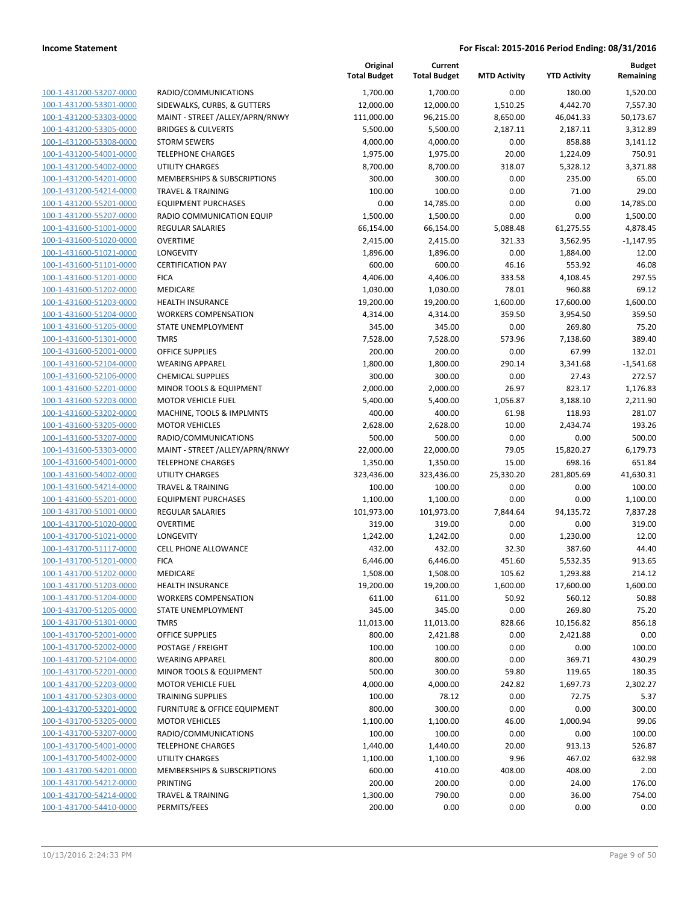| | | Original Total Budget | Current Total Budget | MTD Activity | YTD Activity | Budget Remaining |
|---|---|---|---|---|---|---|
| 100-1-431200-53207-0000 | RADIO/COMMUNICATIONS | 1,700.00 | 1,700.00 | 0.00 | 180.00 | 1,520.00 |
| 100-1-431200-53301-0000 | SIDEWALKS, CURBS, & GUTTERS | 12,000.00 | 12,000.00 | 1,510.25 | 4,442.70 | 7,557.30 |
| 100-1-431200-53303-0000 | MAINT - STREET /ALLEY/APRN/RNWY | 111,000.00 | 96,215.00 | 8,650.00 | 46,041.33 | 50,173.67 |
| 100-1-431200-53305-0000 | BRIDGES & CULVERTS | 5,500.00 | 5,500.00 | 2,187.11 | 2,187.11 | 3,312.89 |
| 100-1-431200-53308-0000 | STORM SEWERS | 4,000.00 | 4,000.00 | 0.00 | 858.88 | 3,141.12 |
| 100-1-431200-54001-0000 | TELEPHONE CHARGES | 1,975.00 | 1,975.00 | 20.00 | 1,224.09 | 750.91 |
| 100-1-431200-54002-0000 | UTILITY CHARGES | 8,700.00 | 8,700.00 | 318.07 | 5,328.12 | 3,371.88 |
| 100-1-431200-54201-0000 | MEMBERSHIPS & SUBSCRIPTIONS | 300.00 | 300.00 | 0.00 | 235.00 | 65.00 |
| 100-1-431200-54214-0000 | TRAVEL & TRAINING | 100.00 | 100.00 | 0.00 | 71.00 | 29.00 |
| 100-1-431200-55201-0000 | EQUIPMENT PURCHASES | 0.00 | 14,785.00 | 0.00 | 0.00 | 14,785.00 |
| 100-1-431200-55207-0000 | RADIO COMMUNICATION EQUIP | 1,500.00 | 1,500.00 | 0.00 | 0.00 | 1,500.00 |
| 100-1-431600-51001-0000 | REGULAR SALARIES | 66,154.00 | 66,154.00 | 5,088.48 | 61,275.55 | 4,878.45 |
| 100-1-431600-51020-0000 | OVERTIME | 2,415.00 | 2,415.00 | 321.33 | 3,562.95 | -1,147.95 |
| 100-1-431600-51021-0000 | LONGEVITY | 1,896.00 | 1,896.00 | 0.00 | 1,884.00 | 12.00 |
| 100-1-431600-51101-0000 | CERTIFICATION PAY | 600.00 | 600.00 | 46.16 | 553.92 | 46.08 |
| 100-1-431600-51201-0000 | FICA | 4,406.00 | 4,406.00 | 333.58 | 4,108.45 | 297.55 |
| 100-1-431600-51202-0000 | MEDICARE | 1,030.00 | 1,030.00 | 78.01 | 960.88 | 69.12 |
| 100-1-431600-51203-0000 | HEALTH INSURANCE | 19,200.00 | 19,200.00 | 1,600.00 | 17,600.00 | 1,600.00 |
| 100-1-431600-51204-0000 | WORKERS COMPENSATION | 4,314.00 | 4,314.00 | 359.50 | 3,954.50 | 359.50 |
| 100-1-431600-51205-0000 | STATE UNEMPLOYMENT | 345.00 | 345.00 | 0.00 | 269.80 | 75.20 |
| 100-1-431600-51301-0000 | TMRS | 7,528.00 | 7,528.00 | 573.96 | 7,138.60 | 389.40 |
| 100-1-431600-52001-0000 | OFFICE SUPPLIES | 200.00 | 200.00 | 0.00 | 67.99 | 132.01 |
| 100-1-431600-52104-0000 | WEARING APPAREL | 1,800.00 | 1,800.00 | 290.14 | 3,341.68 | -1,541.68 |
| 100-1-431600-52106-0000 | CHEMICAL SUPPLIES | 300.00 | 300.00 | 0.00 | 27.43 | 272.57 |
| 100-1-431600-52201-0000 | MINOR TOOLS & EQUIPMENT | 2,000.00 | 2,000.00 | 26.97 | 823.17 | 1,176.83 |
| 100-1-431600-52203-0000 | MOTOR VEHICLE FUEL | 5,400.00 | 5,400.00 | 1,056.87 | 3,188.10 | 2,211.90 |
| 100-1-431600-53202-0000 | MACHINE, TOOLS & IMPLMNTS | 400.00 | 400.00 | 61.98 | 118.93 | 281.07 |
| 100-1-431600-53205-0000 | MOTOR VEHICLES | 2,628.00 | 2,628.00 | 10.00 | 2,434.74 | 193.26 |
| 100-1-431600-53207-0000 | RADIO/COMMUNICATIONS | 500.00 | 500.00 | 0.00 | 0.00 | 500.00 |
| 100-1-431600-53303-0000 | MAINT - STREET /ALLEY/APRN/RNWY | 22,000.00 | 22,000.00 | 79.05 | 15,820.27 | 6,179.73 |
| 100-1-431600-54001-0000 | TELEPHONE CHARGES | 1,350.00 | 1,350.00 | 15.00 | 698.16 | 651.84 |
| 100-1-431600-54002-0000 | UTILITY CHARGES | 323,436.00 | 323,436.00 | 25,330.20 | 281,805.69 | 41,630.31 |
| 100-1-431600-54214-0000 | TRAVEL & TRAINING | 100.00 | 100.00 | 0.00 | 0.00 | 100.00 |
| 100-1-431600-55201-0000 | EQUIPMENT PURCHASES | 1,100.00 | 1,100.00 | 0.00 | 0.00 | 1,100.00 |
| 100-1-431700-51001-0000 | REGULAR SALARIES | 101,973.00 | 101,973.00 | 7,844.64 | 94,135.72 | 7,837.28 |
| 100-1-431700-51020-0000 | OVERTIME | 319.00 | 319.00 | 0.00 | 0.00 | 319.00 |
| 100-1-431700-51021-0000 | LONGEVITY | 1,242.00 | 1,242.00 | 0.00 | 1,230.00 | 12.00 |
| 100-1-431700-51117-0000 | CELL PHONE ALLOWANCE | 432.00 | 432.00 | 32.30 | 387.60 | 44.40 |
| 100-1-431700-51201-0000 | FICA | 6,446.00 | 6,446.00 | 451.60 | 5,532.35 | 913.65 |
| 100-1-431700-51202-0000 | MEDICARE | 1,508.00 | 1,508.00 | 105.62 | 1,293.88 | 214.12 |
| 100-1-431700-51203-0000 | HEALTH INSURANCE | 19,200.00 | 19,200.00 | 1,600.00 | 17,600.00 | 1,600.00 |
| 100-1-431700-51204-0000 | WORKERS COMPENSATION | 611.00 | 611.00 | 50.92 | 560.12 | 50.88 |
| 100-1-431700-51205-0000 | STATE UNEMPLOYMENT | 345.00 | 345.00 | 0.00 | 269.80 | 75.20 |
| 100-1-431700-51301-0000 | TMRS | 11,013.00 | 11,013.00 | 828.66 | 10,156.82 | 856.18 |
| 100-1-431700-52001-0000 | OFFICE SUPPLIES | 800.00 | 2,421.88 | 0.00 | 2,421.88 | 0.00 |
| 100-1-431700-52002-0000 | POSTAGE / FREIGHT | 100.00 | 100.00 | 0.00 | 0.00 | 100.00 |
| 100-1-431700-52104-0000 | WEARING APPAREL | 800.00 | 800.00 | 0.00 | 369.71 | 430.29 |
| 100-1-431700-52201-0000 | MINOR TOOLS & EQUIPMENT | 500.00 | 300.00 | 59.80 | 119.65 | 180.35 |
| 100-1-431700-52203-0000 | MOTOR VEHICLE FUEL | 4,000.00 | 4,000.00 | 242.82 | 1,697.73 | 2,302.27 |
| 100-1-431700-52303-0000 | TRAINING SUPPLIES | 100.00 | 78.12 | 0.00 | 72.75 | 5.37 |
| 100-1-431700-53201-0000 | FURNITURE & OFFICE EQUIPMENT | 800.00 | 300.00 | 0.00 | 0.00 | 300.00 |
| 100-1-431700-53205-0000 | MOTOR VEHICLES | 1,100.00 | 1,100.00 | 46.00 | 1,000.94 | 99.06 |
| 100-1-431700-53207-0000 | RADIO/COMMUNICATIONS | 100.00 | 100.00 | 0.00 | 0.00 | 100.00 |
| 100-1-431700-54001-0000 | TELEPHONE CHARGES | 1,440.00 | 1,440.00 | 20.00 | 913.13 | 526.87 |
| 100-1-431700-54002-0000 | UTILITY CHARGES | 1,100.00 | 1,100.00 | 9.96 | 467.02 | 632.98 |
| 100-1-431700-54201-0000 | MEMBERSHIPS & SUBSCRIPTIONS | 600.00 | 410.00 | 408.00 | 408.00 | 2.00 |
| 100-1-431700-54212-0000 | PRINTING | 200.00 | 200.00 | 0.00 | 24.00 | 176.00 |
| 100-1-431700-54214-0000 | TRAVEL & TRAINING | 1,300.00 | 790.00 | 0.00 | 36.00 | 754.00 |
| 100-1-431700-54410-0000 | PERMITS/FEES | 200.00 | 0.00 | 0.00 | 0.00 | 0.00 |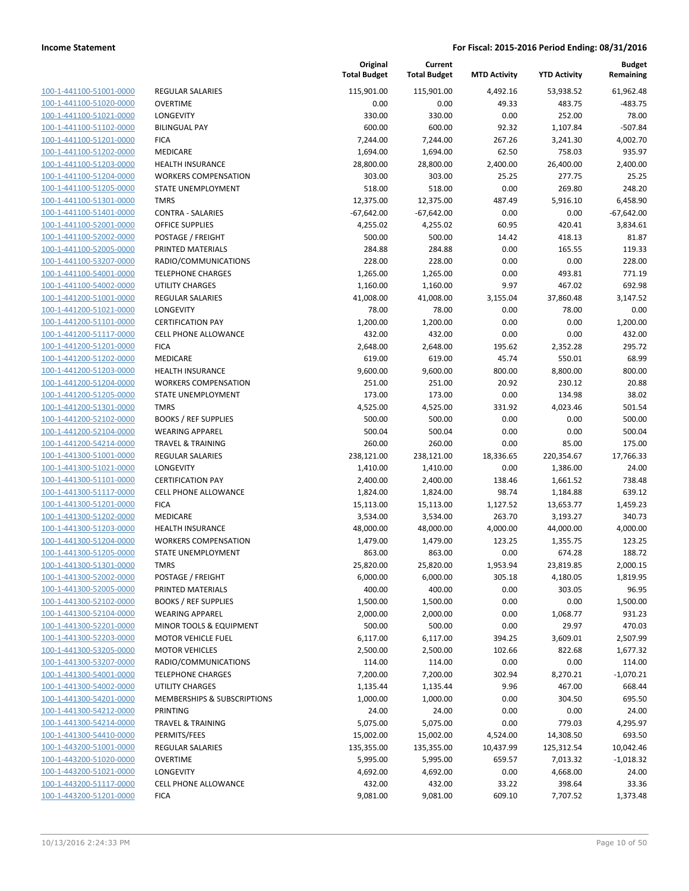**Income Statement** | **For Fiscal: 2015-2016 Period Ending: 08/31/2016**

| | | Original Total Budget | Current Total Budget | MTD Activity | YTD Activity | Budget Remaining |
|---|---|---|---|---|---|---|
| 100-1-441100-51001-0000 | REGULAR SALARIES | 115,901.00 | 115,901.00 | 4,492.16 | 53,938.52 | 61,962.48 |
| 100-1-441100-51020-0000 | OVERTIME | 0.00 | 0.00 | 49.33 | 483.75 | -483.75 |
| 100-1-441100-51021-0000 | LONGEVITY | 330.00 | 330.00 | 0.00 | 252.00 | 78.00 |
| 100-1-441100-51102-0000 | BILINGUAL PAY | 600.00 | 600.00 | 92.32 | 1,107.84 | -507.84 |
| 100-1-441100-51201-0000 | FICA | 7,244.00 | 7,244.00 | 267.26 | 3,241.30 | 4,002.70 |
| 100-1-441100-51202-0000 | MEDICARE | 1,694.00 | 1,694.00 | 62.50 | 758.03 | 935.97 |
| 100-1-441100-51203-0000 | HEALTH INSURANCE | 28,800.00 | 28,800.00 | 2,400.00 | 26,400.00 | 2,400.00 |
| 100-1-441100-51204-0000 | WORKERS COMPENSATION | 303.00 | 303.00 | 25.25 | 277.75 | 25.25 |
| 100-1-441100-51205-0000 | STATE UNEMPLOYMENT | 518.00 | 518.00 | 0.00 | 269.80 | 248.20 |
| 100-1-441100-51301-0000 | TMRS | 12,375.00 | 12,375.00 | 487.49 | 5,916.10 | 6,458.90 |
| 100-1-441100-51401-0000 | CONTRA - SALARIES | -67,642.00 | -67,642.00 | 0.00 | 0.00 | -67,642.00 |
| 100-1-441100-52001-0000 | OFFICE SUPPLIES | 4,255.02 | 4,255.02 | 60.95 | 420.41 | 3,834.61 |
| 100-1-441100-52002-0000 | POSTAGE / FREIGHT | 500.00 | 500.00 | 14.42 | 418.13 | 81.87 |
| 100-1-441100-52005-0000 | PRINTED MATERIALS | 284.88 | 284.88 | 0.00 | 165.55 | 119.33 |
| 100-1-441100-53207-0000 | RADIO/COMMUNICATIONS | 228.00 | 228.00 | 0.00 | 0.00 | 228.00 |
| 100-1-441100-54001-0000 | TELEPHONE CHARGES | 1,265.00 | 1,265.00 | 0.00 | 493.81 | 771.19 |
| 100-1-441100-54002-0000 | UTILITY CHARGES | 1,160.00 | 1,160.00 | 9.97 | 467.02 | 692.98 |
| 100-1-441200-51001-0000 | REGULAR SALARIES | 41,008.00 | 41,008.00 | 3,155.04 | 37,860.48 | 3,147.52 |
| 100-1-441200-51021-0000 | LONGEVITY | 78.00 | 78.00 | 0.00 | 78.00 | 0.00 |
| 100-1-441200-51101-0000 | CERTIFICATION PAY | 1,200.00 | 1,200.00 | 0.00 | 0.00 | 1,200.00 |
| 100-1-441200-51117-0000 | CELL PHONE ALLOWANCE | 432.00 | 432.00 | 0.00 | 0.00 | 432.00 |
| 100-1-441200-51201-0000 | FICA | 2,648.00 | 2,648.00 | 195.62 | 2,352.28 | 295.72 |
| 100-1-441200-51202-0000 | MEDICARE | 619.00 | 619.00 | 45.74 | 550.01 | 68.99 |
| 100-1-441200-51203-0000 | HEALTH INSURANCE | 9,600.00 | 9,600.00 | 800.00 | 8,800.00 | 800.00 |
| 100-1-441200-51204-0000 | WORKERS COMPENSATION | 251.00 | 251.00 | 20.92 | 230.12 | 20.88 |
| 100-1-441200-51205-0000 | STATE UNEMPLOYMENT | 173.00 | 173.00 | 0.00 | 134.98 | 38.02 |
| 100-1-441200-51301-0000 | TMRS | 4,525.00 | 4,525.00 | 331.92 | 4,023.46 | 501.54 |
| 100-1-441200-52102-0000 | BOOKS / REF SUPPLIES | 500.00 | 500.00 | 0.00 | 0.00 | 500.00 |
| 100-1-441200-52104-0000 | WEARING APPAREL | 500.04 | 500.04 | 0.00 | 0.00 | 500.04 |
| 100-1-441200-54214-0000 | TRAVEL & TRAINING | 260.00 | 260.00 | 0.00 | 85.00 | 175.00 |
| 100-1-441300-51001-0000 | REGULAR SALARIES | 238,121.00 | 238,121.00 | 18,336.65 | 220,354.67 | 17,766.33 |
| 100-1-441300-51021-0000 | LONGEVITY | 1,410.00 | 1,410.00 | 0.00 | 1,386.00 | 24.00 |
| 100-1-441300-51101-0000 | CERTIFICATION PAY | 2,400.00 | 2,400.00 | 138.46 | 1,661.52 | 738.48 |
| 100-1-441300-51117-0000 | CELL PHONE ALLOWANCE | 1,824.00 | 1,824.00 | 98.74 | 1,184.88 | 639.12 |
| 100-1-441300-51201-0000 | FICA | 15,113.00 | 15,113.00 | 1,127.52 | 13,653.77 | 1,459.23 |
| 100-1-441300-51202-0000 | MEDICARE | 3,534.00 | 3,534.00 | 263.70 | 3,193.27 | 340.73 |
| 100-1-441300-51203-0000 | HEALTH INSURANCE | 48,000.00 | 48,000.00 | 4,000.00 | 44,000.00 | 4,000.00 |
| 100-1-441300-51204-0000 | WORKERS COMPENSATION | 1,479.00 | 1,479.00 | 123.25 | 1,355.75 | 123.25 |
| 100-1-441300-51205-0000 | STATE UNEMPLOYMENT | 863.00 | 863.00 | 0.00 | 674.28 | 188.72 |
| 100-1-441300-51301-0000 | TMRS | 25,820.00 | 25,820.00 | 1,953.94 | 23,819.85 | 2,000.15 |
| 100-1-441300-52002-0000 | POSTAGE / FREIGHT | 6,000.00 | 6,000.00 | 305.18 | 4,180.05 | 1,819.95 |
| 100-1-441300-52005-0000 | PRINTED MATERIALS | 400.00 | 400.00 | 0.00 | 303.05 | 96.95 |
| 100-1-441300-52102-0000 | BOOKS / REF SUPPLIES | 1,500.00 | 1,500.00 | 0.00 | 0.00 | 1,500.00 |
| 100-1-441300-52104-0000 | WEARING APPAREL | 2,000.00 | 2,000.00 | 0.00 | 1,068.77 | 931.23 |
| 100-1-441300-52201-0000 | MINOR TOOLS & EQUIPMENT | 500.00 | 500.00 | 0.00 | 29.97 | 470.03 |
| 100-1-441300-52203-0000 | MOTOR VEHICLE FUEL | 6,117.00 | 6,117.00 | 394.25 | 3,609.01 | 2,507.99 |
| 100-1-441300-53205-0000 | MOTOR VEHICLES | 2,500.00 | 2,500.00 | 102.66 | 822.68 | 1,677.32 |
| 100-1-441300-53207-0000 | RADIO/COMMUNICATIONS | 114.00 | 114.00 | 0.00 | 0.00 | 114.00 |
| 100-1-441300-54001-0000 | TELEPHONE CHARGES | 7,200.00 | 7,200.00 | 302.94 | 8,270.21 | -1,070.21 |
| 100-1-441300-54002-0000 | UTILITY CHARGES | 1,135.44 | 1,135.44 | 9.96 | 467.00 | 668.44 |
| 100-1-441300-54201-0000 | MEMBERSHIPS & SUBSCRIPTIONS | 1,000.00 | 1,000.00 | 0.00 | 304.50 | 695.50 |
| 100-1-441300-54212-0000 | PRINTING | 24.00 | 24.00 | 0.00 | 0.00 | 24.00 |
| 100-1-441300-54214-0000 | TRAVEL & TRAINING | 5,075.00 | 5,075.00 | 0.00 | 779.03 | 4,295.97 |
| 100-1-441300-54410-0000 | PERMITS/FEES | 15,002.00 | 15,002.00 | 4,524.00 | 14,308.50 | 693.50 |
| 100-1-443200-51001-0000 | REGULAR SALARIES | 135,355.00 | 135,355.00 | 10,437.99 | 125,312.54 | 10,042.46 |
| 100-1-443200-51020-0000 | OVERTIME | 5,995.00 | 5,995.00 | 659.57 | 7,013.32 | -1,018.32 |
| 100-1-443200-51021-0000 | LONGEVITY | 4,692.00 | 4,692.00 | 0.00 | 4,668.00 | 24.00 |
| 100-1-443200-51117-0000 | CELL PHONE ALLOWANCE | 432.00 | 432.00 | 33.22 | 398.64 | 33.36 |
| 100-1-443200-51201-0000 | FICA | 9,081.00 | 9,081.00 | 609.10 | 7,707.52 | 1,373.48 |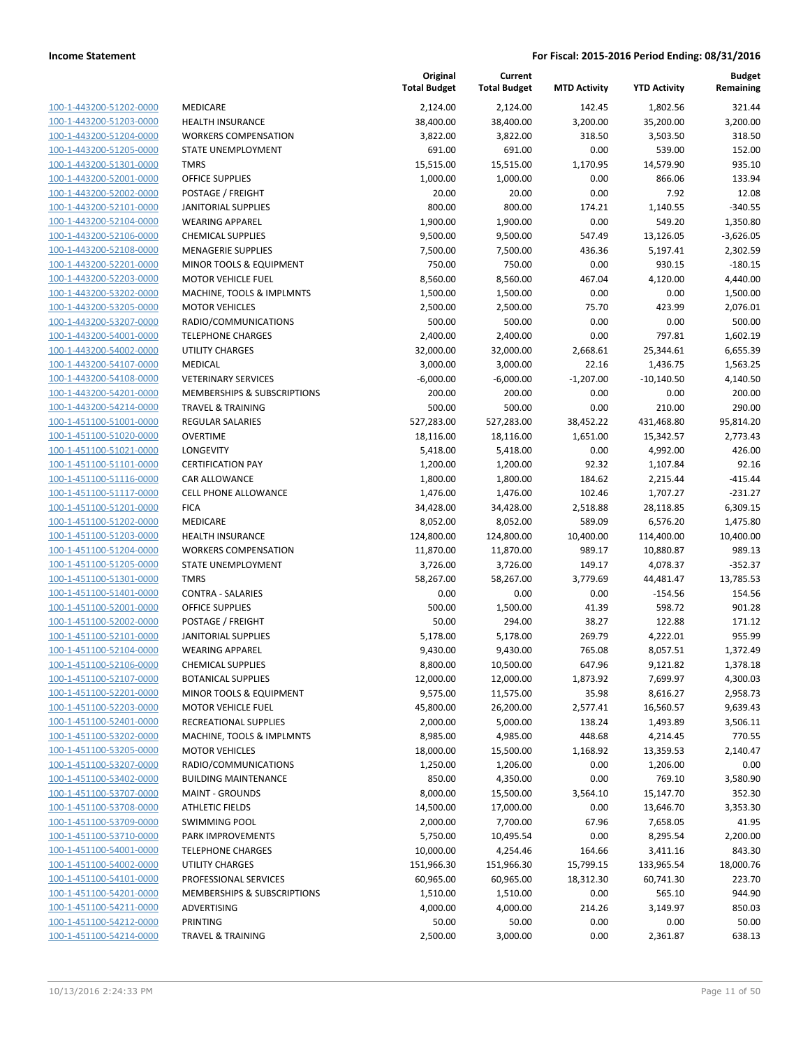|  |  | Original Total Budget | Current Total Budget | MTD Activity | YTD Activity | Budget Remaining |
|---|---|---|---|---|---|---|
| 100-1-443200-51202-0000 | MEDICARE | 2,124.00 | 2,124.00 | 142.45 | 1,802.56 | 321.44 |
| 100-1-443200-51203-0000 | HEALTH INSURANCE | 38,400.00 | 38,400.00 | 3,200.00 | 35,200.00 | 3,200.00 |
| 100-1-443200-51204-0000 | WORKERS COMPENSATION | 3,822.00 | 3,822.00 | 318.50 | 3,503.50 | 318.50 |
| 100-1-443200-51205-0000 | STATE UNEMPLOYMENT | 691.00 | 691.00 | 0.00 | 539.00 | 152.00 |
| 100-1-443200-51301-0000 | TMRS | 15,515.00 | 15,515.00 | 1,170.95 | 14,579.90 | 935.10 |
| 100-1-443200-52001-0000 | OFFICE SUPPLIES | 1,000.00 | 1,000.00 | 0.00 | 866.06 | 133.94 |
| 100-1-443200-52002-0000 | POSTAGE / FREIGHT | 20.00 | 20.00 | 0.00 | 7.92 | 12.08 |
| 100-1-443200-52101-0000 | JANITORIAL SUPPLIES | 800.00 | 800.00 | 174.21 | 1,140.55 | -340.55 |
| 100-1-443200-52104-0000 | WEARING APPAREL | 1,900.00 | 1,900.00 | 0.00 | 549.20 | 1,350.80 |
| 100-1-443200-52106-0000 | CHEMICAL SUPPLIES | 9,500.00 | 9,500.00 | 547.49 | 13,126.05 | -3,626.05 |
| 100-1-443200-52108-0000 | MENAGERIE SUPPLIES | 7,500.00 | 7,500.00 | 436.36 | 5,197.41 | 2,302.59 |
| 100-1-443200-52201-0000 | MINOR TOOLS & EQUIPMENT | 750.00 | 750.00 | 0.00 | 930.15 | -180.15 |
| 100-1-443200-52203-0000 | MOTOR VEHICLE FUEL | 8,560.00 | 8,560.00 | 467.04 | 4,120.00 | 4,440.00 |
| 100-1-443200-53202-0000 | MACHINE, TOOLS & IMPLMNTS | 1,500.00 | 1,500.00 | 0.00 | 0.00 | 1,500.00 |
| 100-1-443200-53205-0000 | MOTOR VEHICLES | 2,500.00 | 2,500.00 | 75.70 | 423.99 | 2,076.01 |
| 100-1-443200-53207-0000 | RADIO/COMMUNICATIONS | 500.00 | 500.00 | 0.00 | 0.00 | 500.00 |
| 100-1-443200-54001-0000 | TELEPHONE CHARGES | 2,400.00 | 2,400.00 | 0.00 | 797.81 | 1,602.19 |
| 100-1-443200-54002-0000 | UTILITY CHARGES | 32,000.00 | 32,000.00 | 2,668.61 | 25,344.61 | 6,655.39 |
| 100-1-443200-54107-0000 | MEDICAL | 3,000.00 | 3,000.00 | 22.16 | 1,436.75 | 1,563.25 |
| 100-1-443200-54108-0000 | VETERINARY SERVICES | -6,000.00 | -6,000.00 | -1,207.00 | -10,140.50 | 4,140.50 |
| 100-1-443200-54201-0000 | MEMBERSHIPS & SUBSCRIPTIONS | 200.00 | 200.00 | 0.00 | 0.00 | 200.00 |
| 100-1-443200-54214-0000 | TRAVEL & TRAINING | 500.00 | 500.00 | 0.00 | 210.00 | 290.00 |
| 100-1-451100-51001-0000 | REGULAR SALARIES | 527,283.00 | 527,283.00 | 38,452.22 | 431,468.80 | 95,814.20 |
| 100-1-451100-51020-0000 | OVERTIME | 18,116.00 | 18,116.00 | 1,651.00 | 15,342.57 | 2,773.43 |
| 100-1-451100-51021-0000 | LONGEVITY | 5,418.00 | 5,418.00 | 0.00 | 4,992.00 | 426.00 |
| 100-1-451100-51101-0000 | CERTIFICATION PAY | 1,200.00 | 1,200.00 | 92.32 | 1,107.84 | 92.16 |
| 100-1-451100-51116-0000 | CAR ALLOWANCE | 1,800.00 | 1,800.00 | 184.62 | 2,215.44 | -415.44 |
| 100-1-451100-51117-0000 | CELL PHONE ALLOWANCE | 1,476.00 | 1,476.00 | 102.46 | 1,707.27 | -231.27 |
| 100-1-451100-51201-0000 | FICA | 34,428.00 | 34,428.00 | 2,518.88 | 28,118.85 | 6,309.15 |
| 100-1-451100-51202-0000 | MEDICARE | 8,052.00 | 8,052.00 | 589.09 | 6,576.20 | 1,475.80 |
| 100-1-451100-51203-0000 | HEALTH INSURANCE | 124,800.00 | 124,800.00 | 10,400.00 | 114,400.00 | 10,400.00 |
| 100-1-451100-51204-0000 | WORKERS COMPENSATION | 11,870.00 | 11,870.00 | 989.17 | 10,880.87 | 989.13 |
| 100-1-451100-51205-0000 | STATE UNEMPLOYMENT | 3,726.00 | 3,726.00 | 149.17 | 4,078.37 | -352.37 |
| 100-1-451100-51301-0000 | TMRS | 58,267.00 | 58,267.00 | 3,779.69 | 44,481.47 | 13,785.53 |
| 100-1-451100-51401-0000 | CONTRA - SALARIES | 0.00 | 0.00 | 0.00 | -154.56 | 154.56 |
| 100-1-451100-52001-0000 | OFFICE SUPPLIES | 500.00 | 1,500.00 | 41.39 | 598.72 | 901.28 |
| 100-1-451100-52002-0000 | POSTAGE / FREIGHT | 50.00 | 294.00 | 38.27 | 122.88 | 171.12 |
| 100-1-451100-52101-0000 | JANITORIAL SUPPLIES | 5,178.00 | 5,178.00 | 269.79 | 4,222.01 | 955.99 |
| 100-1-451100-52104-0000 | WEARING APPAREL | 9,430.00 | 9,430.00 | 765.08 | 8,057.51 | 1,372.49 |
| 100-1-451100-52106-0000 | CHEMICAL SUPPLIES | 8,800.00 | 10,500.00 | 647.96 | 9,121.82 | 1,378.18 |
| 100-1-451100-52107-0000 | BOTANICAL SUPPLIES | 12,000.00 | 12,000.00 | 1,873.92 | 7,699.97 | 4,300.03 |
| 100-1-451100-52201-0000 | MINOR TOOLS & EQUIPMENT | 9,575.00 | 11,575.00 | 35.98 | 8,616.27 | 2,958.73 |
| 100-1-451100-52203-0000 | MOTOR VEHICLE FUEL | 45,800.00 | 26,200.00 | 2,577.41 | 16,560.57 | 9,639.43 |
| 100-1-451100-52401-0000 | RECREATIONAL SUPPLIES | 2,000.00 | 5,000.00 | 138.24 | 1,493.89 | 3,506.11 |
| 100-1-451100-53202-0000 | MACHINE, TOOLS & IMPLMNTS | 8,985.00 | 4,985.00 | 448.68 | 4,214.45 | 770.55 |
| 100-1-451100-53205-0000 | MOTOR VEHICLES | 18,000.00 | 15,500.00 | 1,168.92 | 13,359.53 | 2,140.47 |
| 100-1-451100-53207-0000 | RADIO/COMMUNICATIONS | 1,250.00 | 1,206.00 | 0.00 | 1,206.00 | 0.00 |
| 100-1-451100-53402-0000 | BUILDING MAINTENANCE | 850.00 | 4,350.00 | 0.00 | 769.10 | 3,580.90 |
| 100-1-451100-53707-0000 | MAINT - GROUNDS | 8,000.00 | 15,500.00 | 3,564.10 | 15,147.70 | 352.30 |
| 100-1-451100-53708-0000 | ATHLETIC FIELDS | 14,500.00 | 17,000.00 | 0.00 | 13,646.70 | 3,353.30 |
| 100-1-451100-53709-0000 | SWIMMING POOL | 2,000.00 | 7,700.00 | 67.96 | 7,658.05 | 41.95 |
| 100-1-451100-53710-0000 | PARK IMPROVEMENTS | 5,750.00 | 10,495.54 | 0.00 | 8,295.54 | 2,200.00 |
| 100-1-451100-54001-0000 | TELEPHONE CHARGES | 10,000.00 | 4,254.46 | 164.66 | 3,411.16 | 843.30 |
| 100-1-451100-54002-0000 | UTILITY CHARGES | 151,966.30 | 151,966.30 | 15,799.15 | 133,965.54 | 18,000.76 |
| 100-1-451100-54101-0000 | PROFESSIONAL SERVICES | 60,965.00 | 60,965.00 | 18,312.30 | 60,741.30 | 223.70 |
| 100-1-451100-54201-0000 | MEMBERSHIPS & SUBSCRIPTIONS | 1,510.00 | 1,510.00 | 0.00 | 565.10 | 944.90 |
| 100-1-451100-54211-0000 | ADVERTISING | 4,000.00 | 4,000.00 | 214.26 | 3,149.97 | 850.03 |
| 100-1-451100-54212-0000 | PRINTING | 50.00 | 50.00 | 0.00 | 0.00 | 50.00 |
| 100-1-451100-54214-0000 | TRAVEL & TRAINING | 2,500.00 | 3,000.00 | 0.00 | 2,361.87 | 638.13 |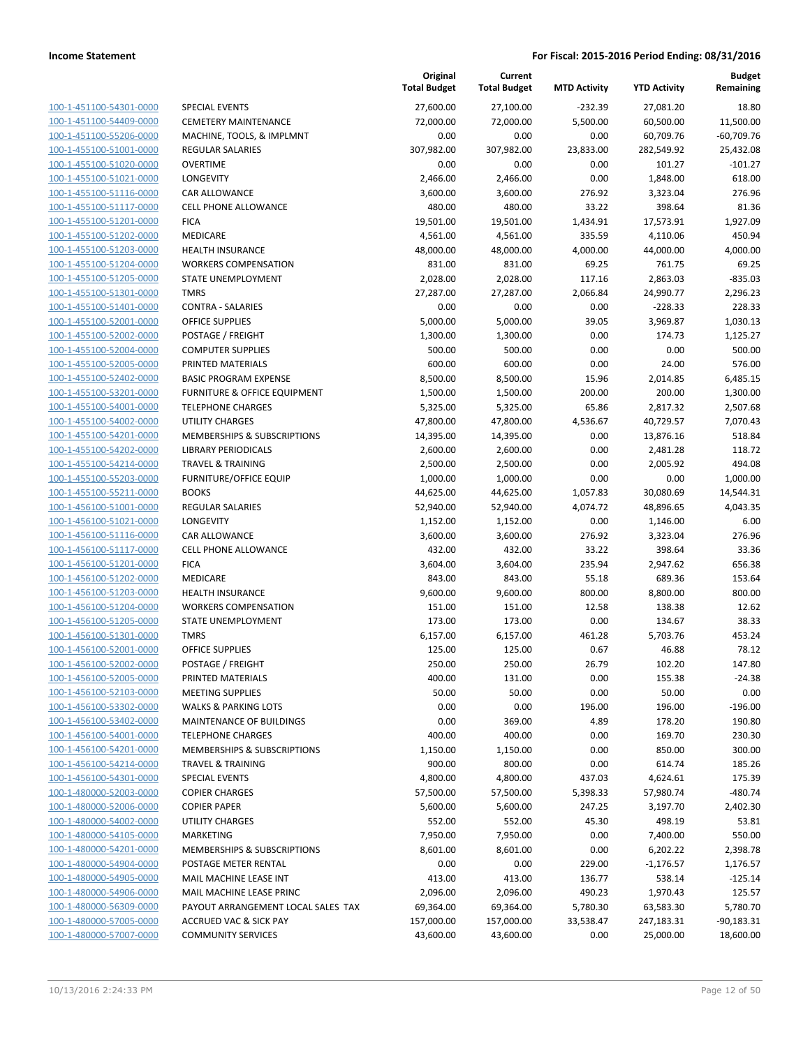| | | Original Total Budget | Current Total Budget | MTD Activity | YTD Activity | Budget Remaining |
|---|---|---|---|---|---|---|
| 100-1-451100-54301-0000 | SPECIAL EVENTS | 27,600.00 | 27,100.00 | -232.39 | 27,081.20 | 18.80 |
| 100-1-451100-54409-0000 | CEMETERY MAINTENANCE | 72,000.00 | 72,000.00 | 5,500.00 | 60,500.00 | 11,500.00 |
| 100-1-451100-55206-0000 | MACHINE, TOOLS, & IMPLMNT | 0.00 | 0.00 | 0.00 | 60,709.76 | -60,709.76 |
| 100-1-455100-51001-0000 | REGULAR SALARIES | 307,982.00 | 307,982.00 | 23,833.00 | 282,549.92 | 25,432.08 |
| 100-1-455100-51020-0000 | OVERTIME | 0.00 | 0.00 | 0.00 | 101.27 | -101.27 |
| 100-1-455100-51021-0000 | LONGEVITY | 2,466.00 | 2,466.00 | 0.00 | 1,848.00 | 618.00 |
| 100-1-455100-51116-0000 | CAR ALLOWANCE | 3,600.00 | 3,600.00 | 276.92 | 3,323.04 | 276.96 |
| 100-1-455100-51117-0000 | CELL PHONE ALLOWANCE | 480.00 | 480.00 | 33.22 | 398.64 | 81.36 |
| 100-1-455100-51201-0000 | FICA | 19,501.00 | 19,501.00 | 1,434.91 | 17,573.91 | 1,927.09 |
| 100-1-455100-51202-0000 | MEDICARE | 4,561.00 | 4,561.00 | 335.59 | 4,110.06 | 450.94 |
| 100-1-455100-51203-0000 | HEALTH INSURANCE | 48,000.00 | 48,000.00 | 4,000.00 | 44,000.00 | 4,000.00 |
| 100-1-455100-51204-0000 | WORKERS COMPENSATION | 831.00 | 831.00 | 69.25 | 761.75 | 69.25 |
| 100-1-455100-51205-0000 | STATE UNEMPLOYMENT | 2,028.00 | 2,028.00 | 117.16 | 2,863.03 | -835.03 |
| 100-1-455100-51301-0000 | TMRS | 27,287.00 | 27,287.00 | 2,066.84 | 24,990.77 | 2,296.23 |
| 100-1-455100-51401-0000 | CONTRA - SALARIES | 0.00 | 0.00 | 0.00 | -228.33 | 228.33 |
| 100-1-455100-52001-0000 | OFFICE SUPPLIES | 5,000.00 | 5,000.00 | 39.05 | 3,969.87 | 1,030.13 |
| 100-1-455100-52002-0000 | POSTAGE / FREIGHT | 1,300.00 | 1,300.00 | 0.00 | 174.73 | 1,125.27 |
| 100-1-455100-52004-0000 | COMPUTER SUPPLIES | 500.00 | 500.00 | 0.00 | 0.00 | 500.00 |
| 100-1-455100-52005-0000 | PRINTED MATERIALS | 600.00 | 600.00 | 0.00 | 24.00 | 576.00 |
| 100-1-455100-52402-0000 | BASIC PROGRAM EXPENSE | 8,500.00 | 8,500.00 | 15.96 | 2,014.85 | 6,485.15 |
| 100-1-455100-53201-0000 | FURNITURE & OFFICE EQUIPMENT | 1,500.00 | 1,500.00 | 200.00 | 200.00 | 1,300.00 |
| 100-1-455100-54001-0000 | TELEPHONE CHARGES | 5,325.00 | 5,325.00 | 65.86 | 2,817.32 | 2,507.68 |
| 100-1-455100-54002-0000 | UTILITY CHARGES | 47,800.00 | 47,800.00 | 4,536.67 | 40,729.57 | 7,070.43 |
| 100-1-455100-54201-0000 | MEMBERSHIPS & SUBSCRIPTIONS | 14,395.00 | 14,395.00 | 0.00 | 13,876.16 | 518.84 |
| 100-1-455100-54202-0000 | LIBRARY PERIODICALS | 2,600.00 | 2,600.00 | 0.00 | 2,481.28 | 118.72 |
| 100-1-455100-54214-0000 | TRAVEL & TRAINING | 2,500.00 | 2,500.00 | 0.00 | 2,005.92 | 494.08 |
| 100-1-455100-55203-0000 | FURNITURE/OFFICE EQUIP | 1,000.00 | 1,000.00 | 0.00 | 0.00 | 1,000.00 |
| 100-1-455100-55211-0000 | BOOKS | 44,625.00 | 44,625.00 | 1,057.83 | 30,080.69 | 14,544.31 |
| 100-1-456100-51001-0000 | REGULAR SALARIES | 52,940.00 | 52,940.00 | 4,074.72 | 48,896.65 | 4,043.35 |
| 100-1-456100-51021-0000 | LONGEVITY | 1,152.00 | 1,152.00 | 0.00 | 1,146.00 | 6.00 |
| 100-1-456100-51116-0000 | CAR ALLOWANCE | 3,600.00 | 3,600.00 | 276.92 | 3,323.04 | 276.96 |
| 100-1-456100-51117-0000 | CELL PHONE ALLOWANCE | 432.00 | 432.00 | 33.22 | 398.64 | 33.36 |
| 100-1-456100-51201-0000 | FICA | 3,604.00 | 3,604.00 | 235.94 | 2,947.62 | 656.38 |
| 100-1-456100-51202-0000 | MEDICARE | 843.00 | 843.00 | 55.18 | 689.36 | 153.64 |
| 100-1-456100-51203-0000 | HEALTH INSURANCE | 9,600.00 | 9,600.00 | 800.00 | 8,800.00 | 800.00 |
| 100-1-456100-51204-0000 | WORKERS COMPENSATION | 151.00 | 151.00 | 12.58 | 138.38 | 12.62 |
| 100-1-456100-51205-0000 | STATE UNEMPLOYMENT | 173.00 | 173.00 | 0.00 | 134.67 | 38.33 |
| 100-1-456100-51301-0000 | TMRS | 6,157.00 | 6,157.00 | 461.28 | 5,703.76 | 453.24 |
| 100-1-456100-52001-0000 | OFFICE SUPPLIES | 125.00 | 125.00 | 0.67 | 46.88 | 78.12 |
| 100-1-456100-52002-0000 | POSTAGE / FREIGHT | 250.00 | 250.00 | 26.79 | 102.20 | 147.80 |
| 100-1-456100-52005-0000 | PRINTED MATERIALS | 400.00 | 131.00 | 0.00 | 155.38 | -24.38 |
| 100-1-456100-52103-0000 | MEETING SUPPLIES | 50.00 | 50.00 | 0.00 | 50.00 | 0.00 |
| 100-1-456100-53302-0000 | WALKS & PARKING LOTS | 0.00 | 0.00 | 196.00 | 196.00 | -196.00 |
| 100-1-456100-53402-0000 | MAINTENANCE OF BUILDINGS | 0.00 | 369.00 | 4.89 | 178.20 | 190.80 |
| 100-1-456100-54001-0000 | TELEPHONE CHARGES | 400.00 | 400.00 | 0.00 | 169.70 | 230.30 |
| 100-1-456100-54201-0000 | MEMBERSHIPS & SUBSCRIPTIONS | 1,150.00 | 1,150.00 | 0.00 | 850.00 | 300.00 |
| 100-1-456100-54214-0000 | TRAVEL & TRAINING | 900.00 | 800.00 | 0.00 | 614.74 | 185.26 |
| 100-1-456100-54301-0000 | SPECIAL EVENTS | 4,800.00 | 4,800.00 | 437.03 | 4,624.61 | 175.39 |
| 100-1-480000-52003-0000 | COPIER CHARGES | 57,500.00 | 57,500.00 | 5,398.33 | 57,980.74 | -480.74 |
| 100-1-480000-52006-0000 | COPIER PAPER | 5,600.00 | 5,600.00 | 247.25 | 3,197.70 | 2,402.30 |
| 100-1-480000-54002-0000 | UTILITY CHARGES | 552.00 | 552.00 | 45.30 | 498.19 | 53.81 |
| 100-1-480000-54105-0000 | MARKETING | 7,950.00 | 7,950.00 | 0.00 | 7,400.00 | 550.00 |
| 100-1-480000-54201-0000 | MEMBERSHIPS & SUBSCRIPTIONS | 8,601.00 | 8,601.00 | 0.00 | 6,202.22 | 2,398.78 |
| 100-1-480000-54904-0000 | POSTAGE METER RENTAL | 0.00 | 0.00 | 229.00 | -1,176.57 | 1,176.57 |
| 100-1-480000-54905-0000 | MAIL MACHINE LEASE INT | 413.00 | 413.00 | 136.77 | 538.14 | -125.14 |
| 100-1-480000-54906-0000 | MAIL MACHINE LEASE PRINC | 2,096.00 | 2,096.00 | 490.23 | 1,970.43 | 125.57 |
| 100-1-480000-56309-0000 | PAYOUT ARRANGEMENT LOCAL SALES TAX | 69,364.00 | 69,364.00 | 5,780.30 | 63,583.30 | 5,780.70 |
| 100-1-480000-57005-0000 | ACCRUED VAC & SICK PAY | 157,000.00 | 157,000.00 | 33,538.47 | 247,183.31 | -90,183.31 |
| 100-1-480000-57007-0000 | COMMUNITY SERVICES | 43,600.00 | 43,600.00 | 0.00 | 25,000.00 | 18,600.00 |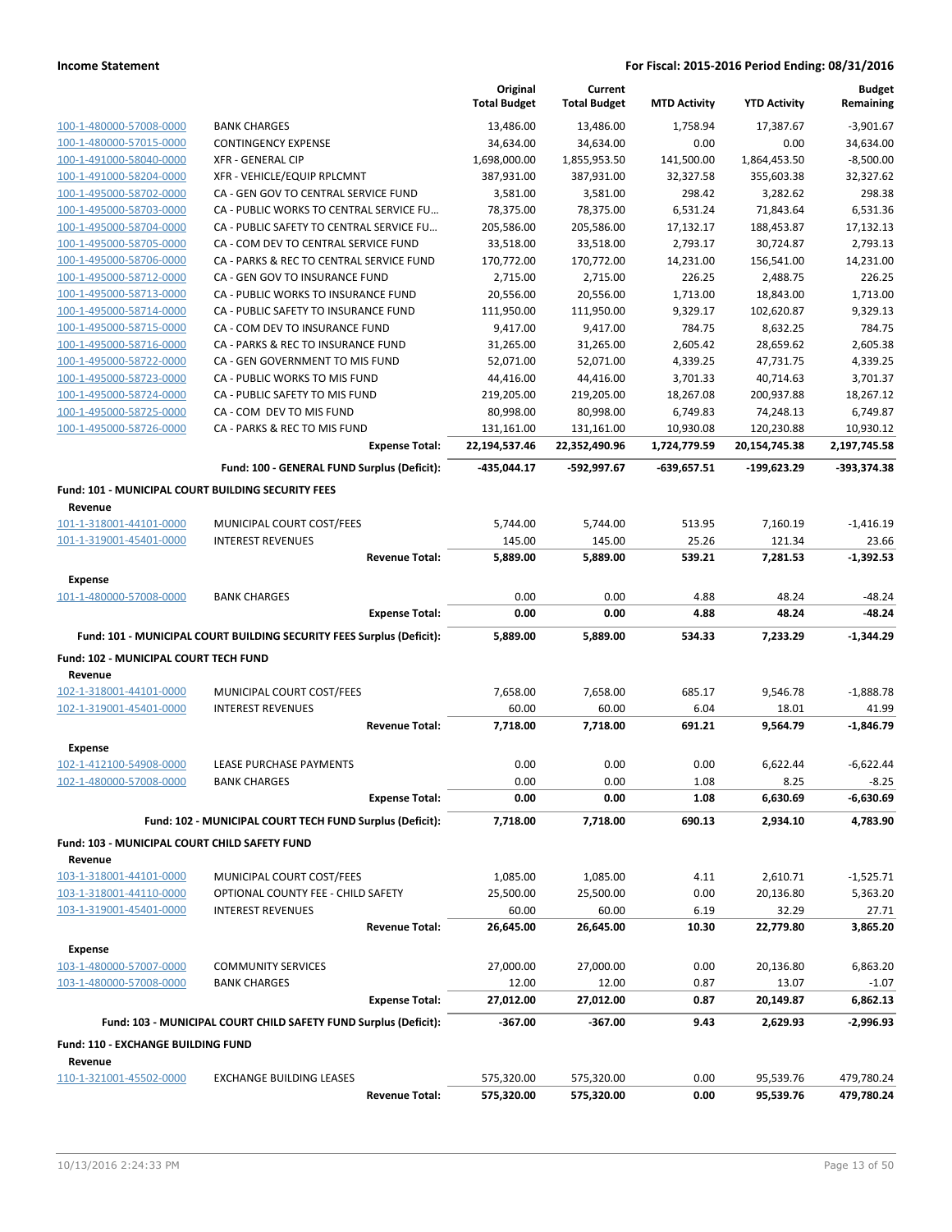**Income Statement** | **For Fiscal: 2015-2016 Period Ending: 08/31/2016**

| | | Original Total Budget | Current Total Budget | MTD Activity | YTD Activity | Budget Remaining |
|---|---|---|---|---|---|---|
| 100-1-480000-57008-0000 | BANK CHARGES | 13,486.00 | 13,486.00 | 1,758.94 | 17,387.67 | -3,901.67 |
| 100-1-480000-57015-0000 | CONTINGENCY EXPENSE | 34,634.00 | 34,634.00 | 0.00 | 0.00 | 34,634.00 |
| 100-1-491000-58040-0000 | XFR - GENERAL CIP | 1,698,000.00 | 1,855,953.50 | 141,500.00 | 1,864,453.50 | -8,500.00 |
| 100-1-491000-58204-0000 | XFR - VEHICLE/EQUIP RPLCMNT | 387,931.00 | 387,931.00 | 32,327.58 | 355,603.38 | 32,327.62 |
| 100-1-495000-58702-0000 | CA - GEN GOV TO CENTRAL SERVICE FUND | 3,581.00 | 3,581.00 | 298.42 | 3,282.62 | 298.38 |
| 100-1-495000-58703-0000 | CA - PUBLIC WORKS TO CENTRAL SERVICE FU... | 78,375.00 | 78,375.00 | 6,531.24 | 71,843.64 | 6,531.36 |
| 100-1-495000-58704-0000 | CA - PUBLIC SAFETY TO CENTRAL SERVICE FU... | 205,586.00 | 205,586.00 | 17,132.17 | 188,453.87 | 17,132.13 |
| 100-1-495000-58705-0000 | CA - COM DEV TO CENTRAL SERVICE FUND | 33,518.00 | 33,518.00 | 2,793.17 | 30,724.87 | 2,793.13 |
| 100-1-495000-58706-0000 | CA - PARKS & REC TO CENTRAL SERVICE FUND | 170,772.00 | 170,772.00 | 14,231.00 | 156,541.00 | 14,231.00 |
| 100-1-495000-58712-0000 | CA - GEN GOV TO INSURANCE FUND | 2,715.00 | 2,715.00 | 226.25 | 2,488.75 | 226.25 |
| 100-1-495000-58713-0000 | CA - PUBLIC WORKS TO INSURANCE FUND | 20,556.00 | 20,556.00 | 1,713.00 | 18,843.00 | 1,713.00 |
| 100-1-495000-58714-0000 | CA - PUBLIC SAFETY TO INSURANCE FUND | 111,950.00 | 111,950.00 | 9,329.17 | 102,620.87 | 9,329.13 |
| 100-1-495000-58715-0000 | CA - COM DEV TO INSURANCE FUND | 9,417.00 | 9,417.00 | 784.75 | 8,632.25 | 784.75 |
| 100-1-495000-58716-0000 | CA - PARKS & REC TO INSURANCE FUND | 31,265.00 | 31,265.00 | 2,605.42 | 28,659.62 | 2,605.38 |
| 100-1-495000-58722-0000 | CA - GEN GOVERNMENT TO MIS FUND | 52,071.00 | 52,071.00 | 4,339.25 | 47,731.75 | 4,339.25 |
| 100-1-495000-58723-0000 | CA - PUBLIC WORKS TO MIS FUND | 44,416.00 | 44,416.00 | 3,701.33 | 40,714.63 | 3,701.37 |
| 100-1-495000-58724-0000 | CA - PUBLIC SAFETY TO MIS FUND | 219,205.00 | 219,205.00 | 18,267.08 | 200,937.88 | 18,267.12 |
| 100-1-495000-58725-0000 | CA - COM DEV TO MIS FUND | 80,998.00 | 80,998.00 | 6,749.83 | 74,248.13 | 6,749.87 |
| 100-1-495000-58726-0000 | CA - PARKS & REC TO MIS FUND | 131,161.00 | 131,161.00 | 10,930.08 | 120,230.88 | 10,930.12 |
| | **Expense Total:** | **22,194,537.46** | **22,352,490.96** | **1,724,779.59** | **20,154,745.38** | **2,197,745.58** |
| | **Fund: 100 - GENERAL FUND Surplus (Deficit):** | **-435,044.17** | **-592,997.67** | **-639,657.51** | **-199,623.29** | **-393,374.38** |
| **Fund: 101 - MUNICIPAL COURT BUILDING SECURITY FEES** | | | | | | |
| **Revenue** | | | | | | |
| 101-1-318001-44101-0000 | MUNICIPAL COURT COST/FEES | 5,744.00 | 5,744.00 | 513.95 | 7,160.19 | -1,416.19 |
| 101-1-319001-45401-0000 | INTEREST REVENUES | 145.00 | 145.00 | 25.26 | 121.34 | 23.66 |
| | **Revenue Total:** | **5,889.00** | **5,889.00** | **539.21** | **7,281.53** | **-1,392.53** |
| **Expense** | | | | | | |
| 101-1-480000-57008-0000 | BANK CHARGES | 0.00 | 0.00 | 4.88 | 48.24 | -48.24 |
| | **Expense Total:** | **0.00** | **0.00** | **4.88** | **48.24** | **-48.24** |
| | **Fund: 101 - MUNICIPAL COURT BUILDING SECURITY FEES Surplus (Deficit):** | **5,889.00** | **5,889.00** | **534.33** | **7,233.29** | **-1,344.29** |
| **Fund: 102 - MUNICIPAL COURT TECH FUND** | | | | | | |
| **Revenue** | | | | | | |
| 102-1-318001-44101-0000 | MUNICIPAL COURT COST/FEES | 7,658.00 | 7,658.00 | 685.17 | 9,546.78 | -1,888.78 |
| 102-1-319001-45401-0000 | INTEREST REVENUES | 60.00 | 60.00 | 6.04 | 18.01 | 41.99 |
| | **Revenue Total:** | **7,718.00** | **7,718.00** | **691.21** | **9,564.79** | **-1,846.79** |
| **Expense** | | | | | | |
| 102-1-412100-54908-0000 | LEASE PURCHASE PAYMENTS | 0.00 | 0.00 | 0.00 | 6,622.44 | -6,622.44 |
| 102-1-480000-57008-0000 | BANK CHARGES | 0.00 | 0.00 | 1.08 | 8.25 | -8.25 |
| | **Expense Total:** | **0.00** | **0.00** | **1.08** | **6,630.69** | **-6,630.69** |
| | **Fund: 102 - MUNICIPAL COURT TECH FUND Surplus (Deficit):** | **7,718.00** | **7,718.00** | **690.13** | **2,934.10** | **4,783.90** |
| **Fund: 103 - MUNICIPAL COURT CHILD SAFETY FUND** | | | | | | |
| **Revenue** | | | | | | |
| 103-1-318001-44101-0000 | MUNICIPAL COURT COST/FEES | 1,085.00 | 1,085.00 | 4.11 | 2,610.71 | -1,525.71 |
| 103-1-318001-44110-0000 | OPTIONAL COUNTY FEE - CHILD SAFETY | 25,500.00 | 25,500.00 | 0.00 | 20,136.80 | 5,363.20 |
| 103-1-319001-45401-0000 | INTEREST REVENUES | 60.00 | 60.00 | 6.19 | 32.29 | 27.71 |
| | **Revenue Total:** | **26,645.00** | **26,645.00** | **10.30** | **22,779.80** | **3,865.20** |
| **Expense** | | | | | | |
| 103-1-480000-57007-0000 | COMMUNITY SERVICES | 27,000.00 | 27,000.00 | 0.00 | 20,136.80 | 6,863.20 |
| 103-1-480000-57008-0000 | BANK CHARGES | 12.00 | 12.00 | 0.87 | 13.07 | -1.07 |
| | **Expense Total:** | **27,012.00** | **27,012.00** | **0.87** | **20,149.87** | **6,862.13** |
| | **Fund: 103 - MUNICIPAL COURT CHILD SAFETY FUND Surplus (Deficit):** | **-367.00** | **-367.00** | **9.43** | **2,629.93** | **-2,996.93** |
| **Fund: 110 - EXCHANGE BUILDING FUND** | | | | | | |
| **Revenue** | | | | | | |
| 110-1-321001-45502-0000 | EXCHANGE BUILDING LEASES | 575,320.00 | 575,320.00 | 0.00 | 95,539.76 | 479,780.24 |
| | **Revenue Total:** | **575,320.00** | **575,320.00** | **0.00** | **95,539.76** | **479,780.24** |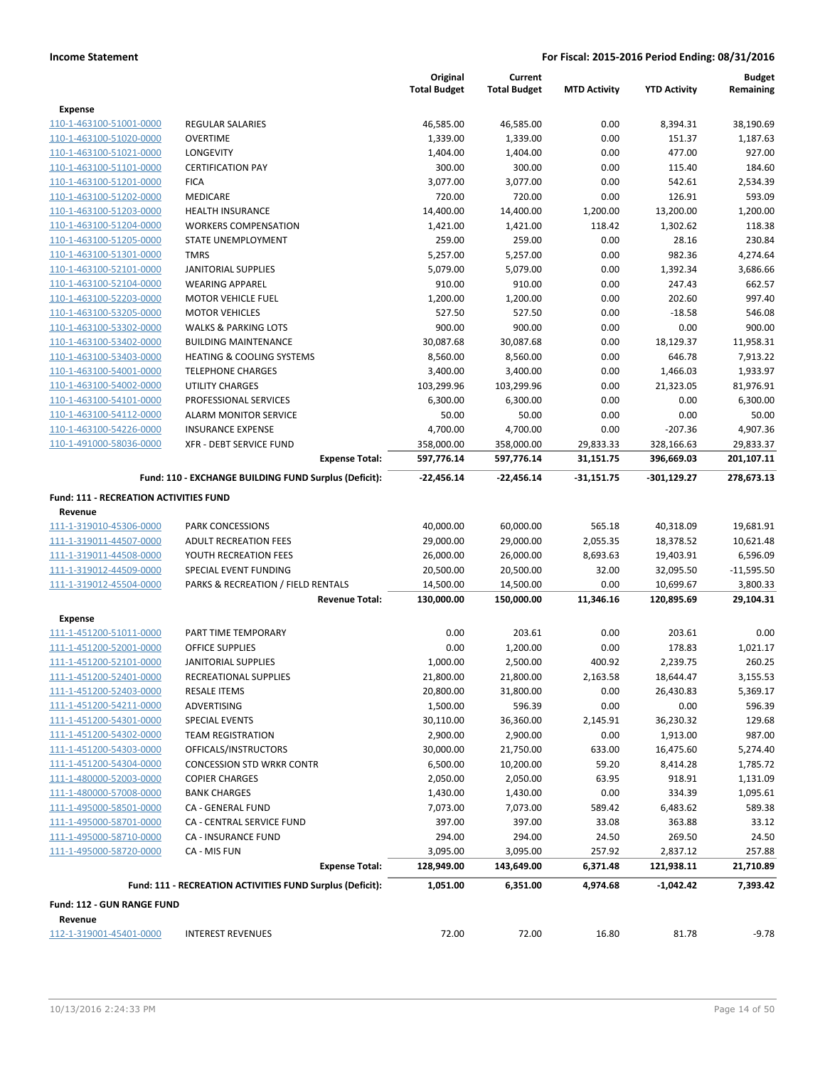|  |  | Original Total Budget | Current Total Budget | MTD Activity | YTD Activity | Budget Remaining |
|---|---|---|---|---|---|---|
| **Expense** |  |  |  |  |  |  |
| 110-1-463100-51001-0000 | REGULAR SALARIES | 46,585.00 | 46,585.00 | 0.00 | 8,394.31 | 38,190.69 |
| 110-1-463100-51020-0000 | OVERTIME | 1,339.00 | 1,339.00 | 0.00 | 151.37 | 1,187.63 |
| 110-1-463100-51021-0000 | LONGEVITY | 1,404.00 | 1,404.00 | 0.00 | 477.00 | 927.00 |
| 110-1-463100-51101-0000 | CERTIFICATION PAY | 300.00 | 300.00 | 0.00 | 115.40 | 184.60 |
| 110-1-463100-51201-0000 | FICA | 3,077.00 | 3,077.00 | 0.00 | 542.61 | 2,534.39 |
| 110-1-463100-51202-0000 | MEDICARE | 720.00 | 720.00 | 0.00 | 126.91 | 593.09 |
| 110-1-463100-51203-0000 | HEALTH INSURANCE | 14,400.00 | 14,400.00 | 1,200.00 | 13,200.00 | 1,200.00 |
| 110-1-463100-51204-0000 | WORKERS COMPENSATION | 1,421.00 | 1,421.00 | 118.42 | 1,302.62 | 118.38 |
| 110-1-463100-51205-0000 | STATE UNEMPLOYMENT | 259.00 | 259.00 | 0.00 | 28.16 | 230.84 |
| 110-1-463100-51301-0000 | TMRS | 5,257.00 | 5,257.00 | 0.00 | 982.36 | 4,274.64 |
| 110-1-463100-52101-0000 | JANITORIAL SUPPLIES | 5,079.00 | 5,079.00 | 0.00 | 1,392.34 | 3,686.66 |
| 110-1-463100-52104-0000 | WEARING APPAREL | 910.00 | 910.00 | 0.00 | 247.43 | 662.57 |
| 110-1-463100-52203-0000 | MOTOR VEHICLE FUEL | 1,200.00 | 1,200.00 | 0.00 | 202.60 | 997.40 |
| 110-1-463100-53205-0000 | MOTOR VEHICLES | 527.50 | 527.50 | 0.00 | -18.58 | 546.08 |
| 110-1-463100-53302-0000 | WALKS & PARKING LOTS | 900.00 | 900.00 | 0.00 | 0.00 | 900.00 |
| 110-1-463100-53402-0000 | BUILDING MAINTENANCE | 30,087.68 | 30,087.68 | 0.00 | 18,129.37 | 11,958.31 |
| 110-1-463100-53403-0000 | HEATING & COOLING SYSTEMS | 8,560.00 | 8,560.00 | 0.00 | 646.78 | 7,913.22 |
| 110-1-463100-54001-0000 | TELEPHONE CHARGES | 3,400.00 | 3,400.00 | 0.00 | 1,466.03 | 1,933.97 |
| 110-1-463100-54002-0000 | UTILITY CHARGES | 103,299.96 | 103,299.96 | 0.00 | 21,323.05 | 81,976.91 |
| 110-1-463100-54101-0000 | PROFESSIONAL SERVICES | 6,300.00 | 6,300.00 | 0.00 | 0.00 | 6,300.00 |
| 110-1-463100-54112-0000 | ALARM MONITOR SERVICE | 50.00 | 50.00 | 0.00 | 0.00 | 50.00 |
| 110-1-463100-54226-0000 | INSURANCE EXPENSE | 4,700.00 | 4,700.00 | 0.00 | -207.36 | 4,907.36 |
| 110-1-491000-58036-0000 | XFR - DEBT SERVICE FUND | 358,000.00 | 358,000.00 | 29,833.33 | 328,166.63 | 29,833.37 |
|  | **Expense Total:** | **597,776.14** | **597,776.14** | **31,151.75** | **396,669.03** | **201,107.11** |
|  | **Fund: 110 - EXCHANGE BUILDING FUND Surplus (Deficit):** | **-22,456.14** | **-22,456.14** | **-31,151.75** | **-301,129.27** | **278,673.13** |
| **Fund: 111 - RECREATION ACTIVITIES FUND** |  |  |  |  |  |  |
| **Revenue** |  |  |  |  |  |  |
| 111-1-319010-45306-0000 | PARK CONCESSIONS | 40,000.00 | 60,000.00 | 565.18 | 40,318.09 | 19,681.91 |
| 111-1-319011-44507-0000 | ADULT RECREATION FEES | 29,000.00 | 29,000.00 | 2,055.35 | 18,378.52 | 10,621.48 |
| 111-1-319011-44508-0000 | YOUTH RECREATION FEES | 26,000.00 | 26,000.00 | 8,693.63 | 19,403.91 | 6,596.09 |
| 111-1-319012-44509-0000 | SPECIAL EVENT FUNDING | 20,500.00 | 20,500.00 | 32.00 | 32,095.50 | -11,595.50 |
| 111-1-319012-45504-0000 | PARKS & RECREATION / FIELD RENTALS | 14,500.00 | 14,500.00 | 0.00 | 10,699.67 | 3,800.33 |
|  | **Revenue Total:** | **130,000.00** | **150,000.00** | **11,346.16** | **120,895.69** | **29,104.31** |
| **Expense** |  |  |  |  |  |  |
| 111-1-451200-51011-0000 | PART TIME TEMPORARY | 0.00 | 203.61 | 0.00 | 203.61 | 0.00 |
| 111-1-451200-52001-0000 | OFFICE SUPPLIES | 0.00 | 1,200.00 | 0.00 | 178.83 | 1,021.17 |
| 111-1-451200-52101-0000 | JANITORIAL SUPPLIES | 1,000.00 | 2,500.00 | 400.92 | 2,239.75 | 260.25 |
| 111-1-451200-52401-0000 | RECREATIONAL SUPPLIES | 21,800.00 | 21,800.00 | 2,163.58 | 18,644.47 | 3,155.53 |
| 111-1-451200-52403-0000 | RESALE ITEMS | 20,800.00 | 31,800.00 | 0.00 | 26,430.83 | 5,369.17 |
| 111-1-451200-54211-0000 | ADVERTISING | 1,500.00 | 596.39 | 0.00 | 0.00 | 596.39 |
| 111-1-451200-54301-0000 | SPECIAL EVENTS | 30,110.00 | 36,360.00 | 2,145.91 | 36,230.32 | 129.68 |
| 111-1-451200-54302-0000 | TEAM REGISTRATION | 2,900.00 | 2,900.00 | 0.00 | 1,913.00 | 987.00 |
| 111-1-451200-54303-0000 | OFFICALS/INSTRUCTORS | 30,000.00 | 21,750.00 | 633.00 | 16,475.60 | 5,274.40 |
| 111-1-451200-54304-0000 | CONCESSION STD WRKR CONTR | 6,500.00 | 10,200.00 | 59.20 | 8,414.28 | 1,785.72 |
| 111-1-480000-52003-0000 | COPIER CHARGES | 2,050.00 | 2,050.00 | 63.95 | 918.91 | 1,131.09 |
| 111-1-480000-57008-0000 | BANK CHARGES | 1,430.00 | 1,430.00 | 0.00 | 334.39 | 1,095.61 |
| 111-1-495000-58501-0000 | CA - GENERAL FUND | 7,073.00 | 7,073.00 | 589.42 | 6,483.62 | 589.38 |
| 111-1-495000-58701-0000 | CA - CENTRAL SERVICE FUND | 397.00 | 397.00 | 33.08 | 363.88 | 33.12 |
| 111-1-495000-58710-0000 | CA - INSURANCE FUND | 294.00 | 294.00 | 24.50 | 269.50 | 24.50 |
| 111-1-495000-58720-0000 | CA - MIS FUN | 3,095.00 | 3,095.00 | 257.92 | 2,837.12 | 257.88 |
|  | **Expense Total:** | **128,949.00** | **143,649.00** | **6,371.48** | **121,938.11** | **21,710.89** |
|  | **Fund: 111 - RECREATION ACTIVITIES FUND Surplus (Deficit):** | **1,051.00** | **6,351.00** | **4,974.68** | **-1,042.42** | **7,393.42** |
| **Fund: 112 - GUN RANGE FUND** |  |  |  |  |  |  |
| **Revenue** |  |  |  |  |  |  |
| 112-1-319001-45401-0000 | INTEREST REVENUES | 72.00 | 72.00 | 16.80 | 81.78 | -9.78 |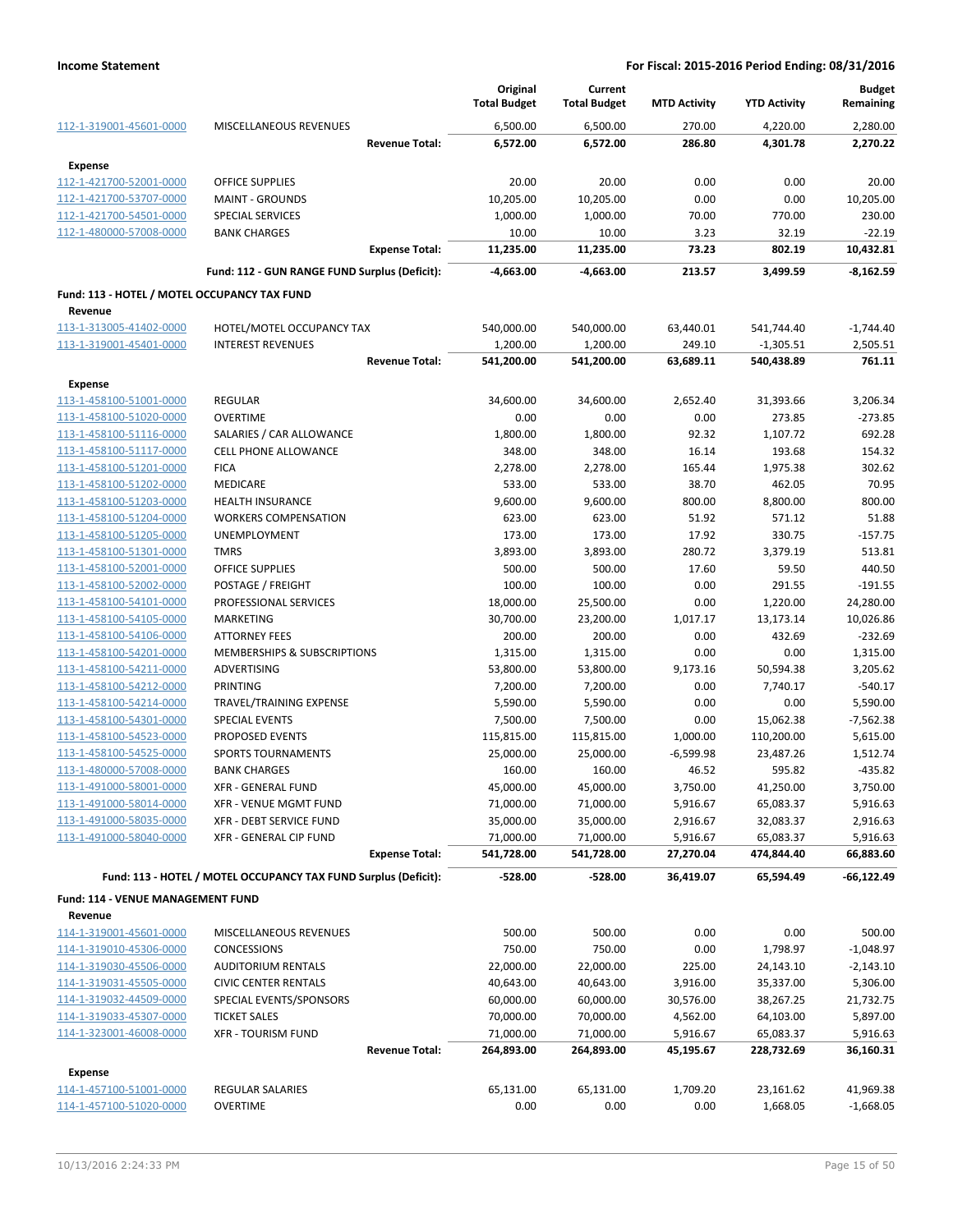**Income Statement** | **For Fiscal: 2015-2016 Period Ending: 08/31/2016**

| | | Original Total Budget | Current Total Budget | MTD Activity | YTD Activity | Budget Remaining |
|---|---|---|---|---|---|---|
| 112-1-319001-45601-0000 | MISCELLANEOUS REVENUES | 6,500.00 | 6,500.00 | 270.00 | 4,220.00 | 2,280.00 |
| | **Revenue Total:** | **6,572.00** | **6,572.00** | **286.80** | **4,301.78** | **2,270.22** |
| **Expense** | | | | | | |
| 112-1-421700-52001-0000 | OFFICE SUPPLIES | 20.00 | 20.00 | 0.00 | 0.00 | 20.00 |
| 112-1-421700-53707-0000 | MAINT - GROUNDS | 10,205.00 | 10,205.00 | 0.00 | 0.00 | 10,205.00 |
| 112-1-421700-54501-0000 | SPECIAL SERVICES | 1,000.00 | 1,000.00 | 70.00 | 770.00 | 230.00 |
| 112-1-480000-57008-0000 | BANK CHARGES | 10.00 | 10.00 | 3.23 | 32.19 | -22.19 |
| | **Expense Total:** | **11,235.00** | **11,235.00** | **73.23** | **802.19** | **10,432.81** |
| | **Fund: 112 - GUN RANGE FUND Surplus (Deficit):** | **-4,663.00** | **-4,663.00** | **213.57** | **3,499.59** | **-8,162.59** |
| **Fund: 113 - HOTEL / MOTEL OCCUPANCY TAX FUND** | | | | | | |
| **Revenue** | | | | | | |
| 113-1-313005-41402-0000 | HOTEL/MOTEL OCCUPANCY TAX | 540,000.00 | 540,000.00 | 63,440.01 | 541,744.40 | -1,744.40 |
| 113-1-319001-45401-0000 | INTEREST REVENUES | 1,200.00 | 1,200.00 | 249.10 | -1,305.51 | 2,505.51 |
| | **Revenue Total:** | **541,200.00** | **541,200.00** | **63,689.11** | **540,438.89** | **761.11** |
| **Expense** | | | | | | |
| 113-1-458100-51001-0000 | REGULAR | 34,600.00 | 34,600.00 | 2,652.40 | 31,393.66 | 3,206.34 |
| 113-1-458100-51020-0000 | OVERTIME | 0.00 | 0.00 | 0.00 | 273.85 | -273.85 |
| 113-1-458100-51116-0000 | SALARIES / CAR ALLOWANCE | 1,800.00 | 1,800.00 | 92.32 | 1,107.72 | 692.28 |
| 113-1-458100-51117-0000 | CELL PHONE ALLOWANCE | 348.00 | 348.00 | 16.14 | 193.68 | 154.32 |
| 113-1-458100-51201-0000 | FICA | 2,278.00 | 2,278.00 | 165.44 | 1,975.38 | 302.62 |
| 113-1-458100-51202-0000 | MEDICARE | 533.00 | 533.00 | 38.70 | 462.05 | 70.95 |
| 113-1-458100-51203-0000 | HEALTH INSURANCE | 9,600.00 | 9,600.00 | 800.00 | 8,800.00 | 800.00 |
| 113-1-458100-51204-0000 | WORKERS COMPENSATION | 623.00 | 623.00 | 51.92 | 571.12 | 51.88 |
| 113-1-458100-51205-0000 | UNEMPLOYMENT | 173.00 | 173.00 | 17.92 | 330.75 | -157.75 |
| 113-1-458100-51301-0000 | TMRS | 3,893.00 | 3,893.00 | 280.72 | 3,379.19 | 513.81 |
| 113-1-458100-52001-0000 | OFFICE SUPPLIES | 500.00 | 500.00 | 17.60 | 59.50 | 440.50 |
| 113-1-458100-52002-0000 | POSTAGE / FREIGHT | 100.00 | 100.00 | 0.00 | 291.55 | -191.55 |
| 113-1-458100-54101-0000 | PROFESSIONAL SERVICES | 18,000.00 | 25,500.00 | 0.00 | 1,220.00 | 24,280.00 |
| 113-1-458100-54105-0000 | MARKETING | 30,700.00 | 23,200.00 | 1,017.17 | 13,173.14 | 10,026.86 |
| 113-1-458100-54106-0000 | ATTORNEY FEES | 200.00 | 200.00 | 0.00 | 432.69 | -232.69 |
| 113-1-458100-54201-0000 | MEMBERSHIPS & SUBSCRIPTIONS | 1,315.00 | 1,315.00 | 0.00 | 0.00 | 1,315.00 |
| 113-1-458100-54211-0000 | ADVERTISING | 53,800.00 | 53,800.00 | 9,173.16 | 50,594.38 | 3,205.62 |
| 113-1-458100-54212-0000 | PRINTING | 7,200.00 | 7,200.00 | 0.00 | 7,740.17 | -540.17 |
| 113-1-458100-54214-0000 | TRAVEL/TRAINING EXPENSE | 5,590.00 | 5,590.00 | 0.00 | 0.00 | 5,590.00 |
| 113-1-458100-54301-0000 | SPECIAL EVENTS | 7,500.00 | 7,500.00 | 0.00 | 15,062.38 | -7,562.38 |
| 113-1-458100-54523-0000 | PROPOSED EVENTS | 115,815.00 | 115,815.00 | 1,000.00 | 110,200.00 | 5,615.00 |
| 113-1-458100-54525-0000 | SPORTS TOURNAMENTS | 25,000.00 | 25,000.00 | -6,599.98 | 23,487.26 | 1,512.74 |
| 113-1-480000-57008-0000 | BANK CHARGES | 160.00 | 160.00 | 46.52 | 595.82 | -435.82 |
| 113-1-491000-58001-0000 | XFR - GENERAL FUND | 45,000.00 | 45,000.00 | 3,750.00 | 41,250.00 | 3,750.00 |
| 113-1-491000-58014-0000 | XFR - VENUE MGMT FUND | 71,000.00 | 71,000.00 | 5,916.67 | 65,083.37 | 5,916.63 |
| 113-1-491000-58035-0000 | XFR - DEBT SERVICE FUND | 35,000.00 | 35,000.00 | 2,916.67 | 32,083.37 | 2,916.63 |
| 113-1-491000-58040-0000 | XFR - GENERAL CIP FUND | 71,000.00 | 71,000.00 | 5,916.67 | 65,083.37 | 5,916.63 |
| | **Expense Total:** | **541,728.00** | **541,728.00** | **27,270.04** | **474,844.40** | **66,883.60** |
| | **Fund: 113 - HOTEL / MOTEL OCCUPANCY TAX FUND Surplus (Deficit):** | **-528.00** | **-528.00** | **36,419.07** | **65,594.49** | **-66,122.49** |
| **Fund: 114 - VENUE MANAGEMENT FUND** | | | | | | |
| **Revenue** | | | | | | |
| 114-1-319001-45601-0000 | MISCELLANEOUS REVENUES | 500.00 | 500.00 | 0.00 | 0.00 | 500.00 |
| 114-1-319010-45306-0000 | CONCESSIONS | 750.00 | 750.00 | 0.00 | 1,798.97 | -1,048.97 |
| 114-1-319030-45506-0000 | AUDITORIUM RENTALS | 22,000.00 | 22,000.00 | 225.00 | 24,143.10 | -2,143.10 |
| 114-1-319031-45505-0000 | CIVIC CENTER RENTALS | 40,643.00 | 40,643.00 | 3,916.00 | 35,337.00 | 5,306.00 |
| 114-1-319032-44509-0000 | SPECIAL EVENTS/SPONSORS | 60,000.00 | 60,000.00 | 30,576.00 | 38,267.25 | 21,732.75 |
| 114-1-319033-45307-0000 | TICKET SALES | 70,000.00 | 70,000.00 | 4,562.00 | 64,103.00 | 5,897.00 |
| 114-1-323001-46008-0000 | XFR - TOURISM FUND | 71,000.00 | 71,000.00 | 5,916.67 | 65,083.37 | 5,916.63 |
| | **Revenue Total:** | **264,893.00** | **264,893.00** | **45,195.67** | **228,732.69** | **36,160.31** |
| **Expense** | | | | | | |
| 114-1-457100-51001-0000 | REGULAR SALARIES | 65,131.00 | 65,131.00 | 1,709.20 | 23,161.62 | 41,969.38 |
| 114-1-457100-51020-0000 | OVERTIME | 0.00 | 0.00 | 0.00 | 1,668.05 | -1,668.05 |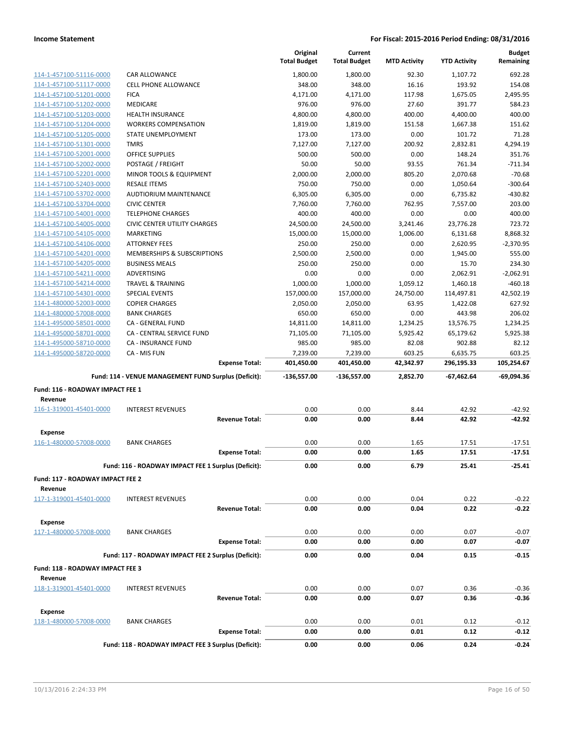| | | Original Total Budget | Current Total Budget | MTD Activity | YTD Activity | Budget Remaining |
|---|---|---|---|---|---|---|
| 114-1-457100-51116-0000 | CAR ALLOWANCE | 1,800.00 | 1,800.00 | 92.30 | 1,107.72 | 692.28 |
| 114-1-457100-51117-0000 | CELL PHONE ALLOWANCE | 348.00 | 348.00 | 16.16 | 193.92 | 154.08 |
| 114-1-457100-51201-0000 | FICA | 4,171.00 | 4,171.00 | 117.98 | 1,675.05 | 2,495.95 |
| 114-1-457100-51202-0000 | MEDICARE | 976.00 | 976.00 | 27.60 | 391.77 | 584.23 |
| 114-1-457100-51203-0000 | HEALTH INSURANCE | 4,800.00 | 4,800.00 | 400.00 | 4,400.00 | 400.00 |
| 114-1-457100-51204-0000 | WORKERS COMPENSATION | 1,819.00 | 1,819.00 | 151.58 | 1,667.38 | 151.62 |
| 114-1-457100-51205-0000 | STATE UNEMPLOYMENT | 173.00 | 173.00 | 0.00 | 101.72 | 71.28 |
| 114-1-457100-51301-0000 | TMRS | 7,127.00 | 7,127.00 | 200.92 | 2,832.81 | 4,294.19 |
| 114-1-457100-52001-0000 | OFFICE SUPPLIES | 500.00 | 500.00 | 0.00 | 148.24 | 351.76 |
| 114-1-457100-52002-0000 | POSTAGE / FREIGHT | 50.00 | 50.00 | 93.55 | 761.34 | -711.34 |
| 114-1-457100-52201-0000 | MINOR TOOLS & EQUIPMENT | 2,000.00 | 2,000.00 | 805.20 | 2,070.68 | -70.68 |
| 114-1-457100-52403-0000 | RESALE ITEMS | 750.00 | 750.00 | 0.00 | 1,050.64 | -300.64 |
| 114-1-457100-53702-0000 | AUDTIORIUM MAINTENANCE | 6,305.00 | 6,305.00 | 0.00 | 6,735.82 | -430.82 |
| 114-1-457100-53704-0000 | CIVIC CENTER | 7,760.00 | 7,760.00 | 762.95 | 7,557.00 | 203.00 |
| 114-1-457100-54001-0000 | TELEPHONE CHARGES | 400.00 | 400.00 | 0.00 | 0.00 | 400.00 |
| 114-1-457100-54005-0000 | CIVIC CENTER UTILITY CHARGES | 24,500.00 | 24,500.00 | 3,241.46 | 23,776.28 | 723.72 |
| 114-1-457100-54105-0000 | MARKETING | 15,000.00 | 15,000.00 | 1,006.00 | 6,131.68 | 8,868.32 |
| 114-1-457100-54106-0000 | ATTORNEY FEES | 250.00 | 250.00 | 0.00 | 2,620.95 | -2,370.95 |
| 114-1-457100-54201-0000 | MEMBERSHIPS & SUBSCRIPTIONS | 2,500.00 | 2,500.00 | 0.00 | 1,945.00 | 555.00 |
| 114-1-457100-54205-0000 | BUSINESS MEALS | 250.00 | 250.00 | 0.00 | 15.70 | 234.30 |
| 114-1-457100-54211-0000 | ADVERTISING | 0.00 | 0.00 | 0.00 | 2,062.91 | -2,062.91 |
| 114-1-457100-54214-0000 | TRAVEL & TRAINING | 1,000.00 | 1,000.00 | 1,059.12 | 1,460.18 | -460.18 |
| 114-1-457100-54301-0000 | SPECIAL EVENTS | 157,000.00 | 157,000.00 | 24,750.00 | 114,497.81 | 42,502.19 |
| 114-1-480000-52003-0000 | COPIER CHARGES | 2,050.00 | 2,050.00 | 63.95 | 1,422.08 | 627.92 |
| 114-1-480000-57008-0000 | BANK CHARGES | 650.00 | 650.00 | 0.00 | 443.98 | 206.02 |
| 114-1-495000-58501-0000 | CA - GENERAL FUND | 14,811.00 | 14,811.00 | 1,234.25 | 13,576.75 | 1,234.25 |
| 114-1-495000-58701-0000 | CA - CENTRAL SERVICE FUND | 71,105.00 | 71,105.00 | 5,925.42 | 65,179.62 | 5,925.38 |
| 114-1-495000-58710-0000 | CA - INSURANCE FUND | 985.00 | 985.00 | 82.08 | 902.88 | 82.12 |
| 114-1-495000-58720-0000 | CA - MIS FUN | 7,239.00 | 7,239.00 | 603.25 | 6,635.75 | 603.25 |
| | **Expense Total:** | **401,450.00** | **401,450.00** | **42,342.97** | **296,195.33** | **105,254.67** |
| | **Fund: 114 - VENUE MANAGEMENT FUND Surplus (Deficit):** | **-136,557.00** | **-136,557.00** | **2,852.70** | **-67,462.64** | **-69,094.36** |

**Fund: 116 - ROADWAY IMPACT FEE 1**

| | | Original Total Budget | Current Total Budget | MTD Activity | YTD Activity | Budget Remaining |
|---|---|---|---|---|---|---|
| **Revenue** | | | | | | |
| 116-1-319001-45401-0000 | INTEREST REVENUES | 0.00 | 0.00 | 8.44 | 42.92 | -42.92 |
| | **Revenue Total:** | **0.00** | **0.00** | **8.44** | **42.92** | **-42.92** |
| **Expense** | | | | | | |
| 116-1-480000-57008-0000 | BANK CHARGES | 0.00 | 0.00 | 1.65 | 17.51 | -17.51 |
| | **Expense Total:** | **0.00** | **0.00** | **1.65** | **17.51** | **-17.51** |
| | **Fund: 116 - ROADWAY IMPACT FEE 1 Surplus (Deficit):** | **0.00** | **0.00** | **6.79** | **25.41** | **-25.41** |

**Fund: 117 - ROADWAY IMPACT FEE 2**

| | | Original Total Budget | Current Total Budget | MTD Activity | YTD Activity | Budget Remaining |
|---|---|---|---|---|---|---|
| **Revenue** | | | | | | |
| 117-1-319001-45401-0000 | INTEREST REVENUES | 0.00 | 0.00 | 0.04 | 0.22 | -0.22 |
| | **Revenue Total:** | **0.00** | **0.00** | **0.04** | **0.22** | **-0.22** |
| **Expense** | | | | | | |
| 117-1-480000-57008-0000 | BANK CHARGES | 0.00 | 0.00 | 0.00 | 0.07 | -0.07 |
| | **Expense Total:** | **0.00** | **0.00** | **0.00** | **0.07** | **-0.07** |
| | **Fund: 117 - ROADWAY IMPACT FEE 2 Surplus (Deficit):** | **0.00** | **0.00** | **0.04** | **0.15** | **-0.15** |

**Fund: 118 - ROADWAY IMPACT FEE 3**

| | | Original Total Budget | Current Total Budget | MTD Activity | YTD Activity | Budget Remaining |
|---|---|---|---|---|---|---|
| **Revenue** | | | | | | |
| 118-1-319001-45401-0000 | INTEREST REVENUES | 0.00 | 0.00 | 0.07 | 0.36 | -0.36 |
| | **Revenue Total:** | **0.00** | **0.00** | **0.07** | **0.36** | **-0.36** |
| **Expense** | | | | | | |
| 118-1-480000-57008-0000 | BANK CHARGES | 0.00 | 0.00 | 0.01 | 0.12 | -0.12 |
| | **Expense Total:** | **0.00** | **0.00** | **0.01** | **0.12** | **-0.12** |
| | **Fund: 118 - ROADWAY IMPACT FEE 3 Surplus (Deficit):** | **0.00** | **0.00** | **0.06** | **0.24** | **-0.24** |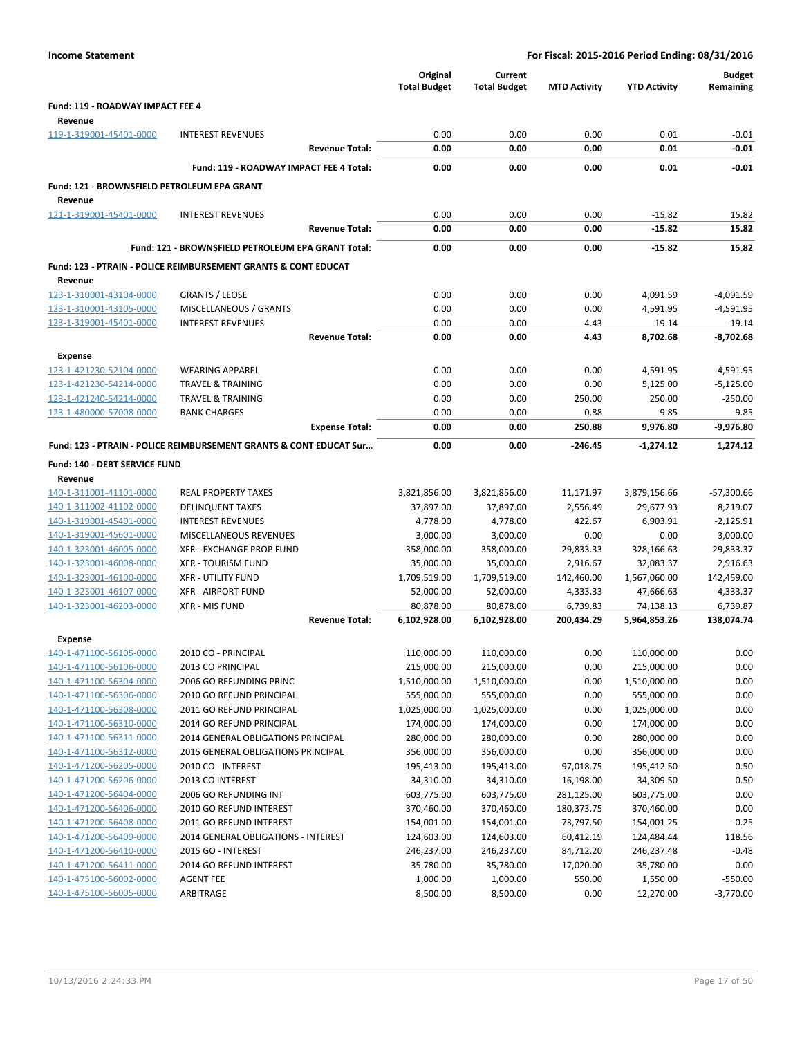**Income Statement** — For Fiscal: 2015-2016 Period Ending: 08/31/2016

| | | Original Total Budget | Current Total Budget | MTD Activity | YTD Activity | Budget Remaining |
|---|---|---|---|---|---|---|
| **Fund: 119 - ROADWAY IMPACT FEE 4** | | | | | | |
| **Revenue** | | | | | | |
| 119-1-319001-45401-0000 | INTEREST REVENUES | 0.00 | 0.00 | 0.00 | 0.01 | -0.01 |
| | **Revenue Total:** | **0.00** | **0.00** | **0.00** | **0.01** | **-0.01** |
| | **Fund: 119 - ROADWAY IMPACT FEE 4 Total:** | **0.00** | **0.00** | **0.00** | **0.01** | **-0.01** |
| **Fund: 121 - BROWNSFIELD PETROLEUM EPA GRANT** | | | | | | |
| **Revenue** | | | | | | |
| 121-1-319001-45401-0000 | INTEREST REVENUES | 0.00 | 0.00 | 0.00 | -15.82 | 15.82 |
| | **Revenue Total:** | **0.00** | **0.00** | **0.00** | **-15.82** | **15.82** |
| | **Fund: 121 - BROWNSFIELD PETROLEUM EPA GRANT Total:** | **0.00** | **0.00** | **0.00** | **-15.82** | **15.82** |
| **Fund: 123 - PTRAIN - POLICE REIMBURSEMENT GRANTS & CONT EDUCAT** | | | | | | |
| **Revenue** | | | | | | |
| 123-1-310001-43104-0000 | GRANTS / LEOSE | 0.00 | 0.00 | 0.00 | 4,091.59 | -4,091.59 |
| 123-1-310001-43105-0000 | MISCELLANEOUS / GRANTS | 0.00 | 0.00 | 0.00 | 4,591.95 | -4,591.95 |
| 123-1-319001-45401-0000 | INTEREST REVENUES | 0.00 | 0.00 | 4.43 | 19.14 | -19.14 |
| | **Revenue Total:** | **0.00** | **0.00** | **4.43** | **8,702.68** | **-8,702.68** |
| **Expense** | | | | | | |
| 123-1-421230-52104-0000 | WEARING APPAREL | 0.00 | 0.00 | 0.00 | 4,591.95 | -4,591.95 |
| 123-1-421230-54214-0000 | TRAVEL & TRAINING | 0.00 | 0.00 | 0.00 | 5,125.00 | -5,125.00 |
| 123-1-421240-54214-0000 | TRAVEL & TRAINING | 0.00 | 0.00 | 250.00 | 250.00 | -250.00 |
| 123-1-480000-57008-0000 | BANK CHARGES | 0.00 | 0.00 | 0.88 | 9.85 | -9.85 |
| | **Expense Total:** | **0.00** | **0.00** | **250.88** | **9,976.80** | **-9,976.80** |
| **Fund: 123 - PTRAIN - POLICE REIMBURSEMENT GRANTS & CONT EDUCAT Sur...** | | **0.00** | **0.00** | **-246.45** | **-1,274.12** | **1,274.12** |
| **Fund: 140 - DEBT SERVICE FUND** | | | | | | |
| **Revenue** | | | | | | |
| 140-1-311001-41101-0000 | REAL PROPERTY TAXES | 3,821,856.00 | 3,821,856.00 | 11,171.97 | 3,879,156.66 | -57,300.66 |
| 140-1-311002-41102-0000 | DELINQUENT TAXES | 37,897.00 | 37,897.00 | 2,556.49 | 29,677.93 | 8,219.07 |
| 140-1-319001-45401-0000 | INTEREST REVENUES | 4,778.00 | 4,778.00 | 422.67 | 6,903.91 | -2,125.91 |
| 140-1-319001-45601-0000 | MISCELLANEOUS REVENUES | 3,000.00 | 3,000.00 | 0.00 | 0.00 | 3,000.00 |
| 140-1-323001-46005-0000 | XFR - EXCHANGE PROP FUND | 358,000.00 | 358,000.00 | 29,833.33 | 328,166.63 | 29,833.37 |
| 140-1-323001-46008-0000 | XFR - TOURISM FUND | 35,000.00 | 35,000.00 | 2,916.67 | 32,083.37 | 2,916.63 |
| 140-1-323001-46100-0000 | XFR - UTILITY FUND | 1,709,519.00 | 1,709,519.00 | 142,460.00 | 1,567,060.00 | 142,459.00 |
| 140-1-323001-46107-0000 | XFR - AIRPORT FUND | 52,000.00 | 52,000.00 | 4,333.33 | 47,666.63 | 4,333.37 |
| 140-1-323001-46203-0000 | XFR - MIS FUND | 80,878.00 | 80,878.00 | 6,739.83 | 74,138.13 | 6,739.87 |
| | **Revenue Total:** | **6,102,928.00** | **6,102,928.00** | **200,434.29** | **5,964,853.26** | **138,074.74** |
| **Expense** | | | | | | |
| 140-1-471100-56105-0000 | 2010 CO - PRINCIPAL | 110,000.00 | 110,000.00 | 0.00 | 110,000.00 | 0.00 |
| 140-1-471100-56106-0000 | 2013 CO PRINCIPAL | 215,000.00 | 215,000.00 | 0.00 | 215,000.00 | 0.00 |
| 140-1-471100-56304-0000 | 2006 GO REFUNDING PRINC | 1,510,000.00 | 1,510,000.00 | 0.00 | 1,510,000.00 | 0.00 |
| 140-1-471100-56306-0000 | 2010 GO REFUND PRINCIPAL | 555,000.00 | 555,000.00 | 0.00 | 555,000.00 | 0.00 |
| 140-1-471100-56308-0000 | 2011 GO REFUND PRINCIPAL | 1,025,000.00 | 1,025,000.00 | 0.00 | 1,025,000.00 | 0.00 |
| 140-1-471100-56310-0000 | 2014 GO REFUND PRINCIPAL | 174,000.00 | 174,000.00 | 0.00 | 174,000.00 | 0.00 |
| 140-1-471100-56311-0000 | 2014 GENERAL OBLIGATIONS PRINCIPAL | 280,000.00 | 280,000.00 | 0.00 | 280,000.00 | 0.00 |
| 140-1-471100-56312-0000 | 2015 GENERAL OBLIGATIONS PRINCIPAL | 356,000.00 | 356,000.00 | 0.00 | 356,000.00 | 0.00 |
| 140-1-471200-56205-0000 | 2010 CO - INTEREST | 195,413.00 | 195,413.00 | 97,018.75 | 195,412.50 | 0.50 |
| 140-1-471200-56206-0000 | 2013 CO INTEREST | 34,310.00 | 34,310.00 | 16,198.00 | 34,309.50 | 0.50 |
| 140-1-471200-56404-0000 | 2006 GO REFUNDING INT | 603,775.00 | 603,775.00 | 281,125.00 | 603,775.00 | 0.00 |
| 140-1-471200-56406-0000 | 2010 GO REFUND INTEREST | 370,460.00 | 370,460.00 | 180,373.75 | 370,460.00 | 0.00 |
| 140-1-471200-56408-0000 | 2011 GO REFUND INTEREST | 154,001.00 | 154,001.00 | 73,797.50 | 154,001.25 | -0.25 |
| 140-1-471200-56409-0000 | 2014 GENERAL OBLIGATIONS - INTEREST | 124,603.00 | 124,603.00 | 60,412.19 | 124,484.44 | 118.56 |
| 140-1-471200-56410-0000 | 2015 GO - INTEREST | 246,237.00 | 246,237.00 | 84,712.20 | 246,237.48 | -0.48 |
| 140-1-471200-56411-0000 | 2014 GO REFUND INTEREST | 35,780.00 | 35,780.00 | 17,020.00 | 35,780.00 | 0.00 |
| 140-1-475100-56002-0000 | AGENT FEE | 1,000.00 | 1,000.00 | 550.00 | 1,550.00 | -550.00 |
| 140-1-475100-56005-0000 | ARBITRAGE | 8,500.00 | 8,500.00 | 0.00 | 12,270.00 | -3,770.00 |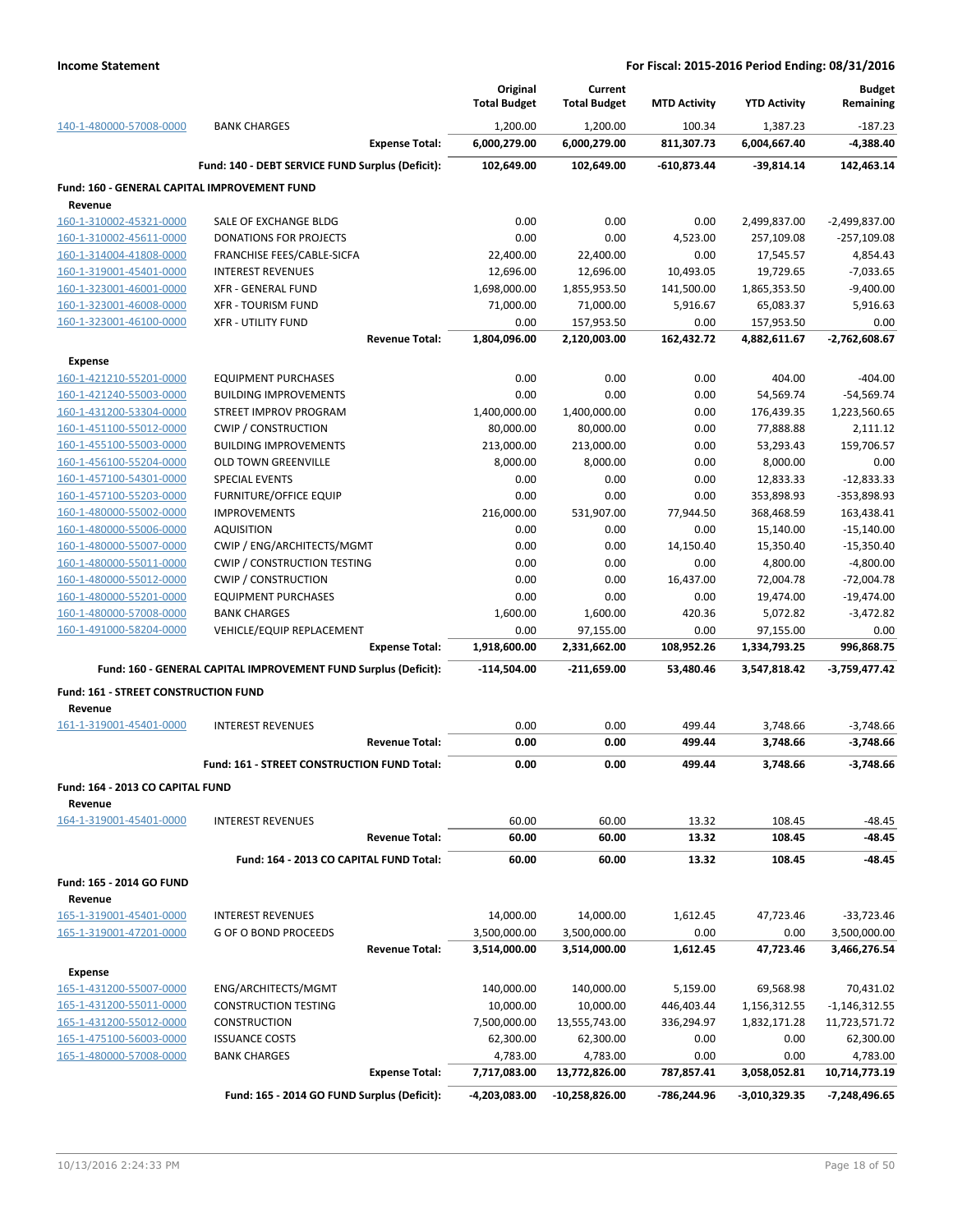**Income Statement** | **For Fiscal: 2015-2016 Period Ending: 08/31/2016**

| | | Original Total Budget | Current Total Budget | MTD Activity | YTD Activity | Budget Remaining |
|---|---|---|---|---|---|---|
| 140-1-480000-57008-0000 | BANK CHARGES | 1,200.00 | 1,200.00 | 100.34 | 1,387.23 | -187.23 |
| | **Expense Total:** | **6,000,279.00** | **6,000,279.00** | **811,307.73** | **6,004,667.40** | **-4,388.40** |
| | **Fund: 140 - DEBT SERVICE FUND Surplus (Deficit):** | **102,649.00** | **102,649.00** | **-610,873.44** | **-39,814.14** | **142,463.14** |
| **Fund: 160 - GENERAL CAPITAL IMPROVEMENT FUND** | | | | | | |
| **Revenue** | | | | | | |
| 160-1-310002-45321-0000 | SALE OF EXCHANGE BLDG | 0.00 | 0.00 | 0.00 | 2,499,837.00 | -2,499,837.00 |
| 160-1-310002-45611-0000 | DONATIONS FOR PROJECTS | 0.00 | 0.00 | 4,523.00 | 257,109.08 | -257,109.08 |
| 160-1-314004-41808-0000 | FRANCHISE FEES/CABLE-SICFA | 22,400.00 | 22,400.00 | 0.00 | 17,545.57 | 4,854.43 |
| 160-1-319001-45401-0000 | INTEREST REVENUES | 12,696.00 | 12,696.00 | 10,493.05 | 19,729.65 | -7,033.65 |
| 160-1-323001-46001-0000 | XFR - GENERAL FUND | 1,698,000.00 | 1,855,953.50 | 141,500.00 | 1,865,353.50 | -9,400.00 |
| 160-1-323001-46008-0000 | XFR - TOURISM FUND | 71,000.00 | 71,000.00 | 5,916.67 | 65,083.37 | 5,916.63 |
| 160-1-323001-46100-0000 | XFR - UTILITY FUND | 0.00 | 157,953.50 | 0.00 | 157,953.50 | 0.00 |
| | **Revenue Total:** | **1,804,096.00** | **2,120,003.00** | **162,432.72** | **4,882,611.67** | **-2,762,608.67** |
| **Expense** | | | | | | |
| 160-1-421210-55201-0000 | EQUIPMENT PURCHASES | 0.00 | 0.00 | 0.00 | 404.00 | -404.00 |
| 160-1-421240-55003-0000 | BUILDING IMPROVEMENTS | 0.00 | 0.00 | 0.00 | 54,569.74 | -54,569.74 |
| 160-1-431200-53304-0000 | STREET IMPROV PROGRAM | 1,400,000.00 | 1,400,000.00 | 0.00 | 176,439.35 | 1,223,560.65 |
| 160-1-451100-55012-0000 | CWIP / CONSTRUCTION | 80,000.00 | 80,000.00 | 0.00 | 77,888.88 | 2,111.12 |
| 160-1-455100-55003-0000 | BUILDING IMPROVEMENTS | 213,000.00 | 213,000.00 | 0.00 | 53,293.43 | 159,706.57 |
| 160-1-456100-55204-0000 | OLD TOWN GREENVILLE | 8,000.00 | 8,000.00 | 0.00 | 8,000.00 | 0.00 |
| 160-1-457100-54301-0000 | SPECIAL EVENTS | 0.00 | 0.00 | 0.00 | 12,833.33 | -12,833.33 |
| 160-1-457100-55203-0000 | FURNITURE/OFFICE EQUIP | 0.00 | 0.00 | 0.00 | 353,898.93 | -353,898.93 |
| 160-1-480000-55002-0000 | IMPROVEMENTS | 216,000.00 | 531,907.00 | 77,944.50 | 368,468.59 | 163,438.41 |
| 160-1-480000-55006-0000 | AQUISITION | 0.00 | 0.00 | 0.00 | 15,140.00 | -15,140.00 |
| 160-1-480000-55007-0000 | CWIP / ENG/ARCHITECTS/MGMT | 0.00 | 0.00 | 14,150.40 | 15,350.40 | -15,350.40 |
| 160-1-480000-55011-0000 | CWIP / CONSTRUCTION TESTING | 0.00 | 0.00 | 0.00 | 4,800.00 | -4,800.00 |
| 160-1-480000-55012-0000 | CWIP / CONSTRUCTION | 0.00 | 0.00 | 16,437.00 | 72,004.78 | -72,004.78 |
| 160-1-480000-55201-0000 | EQUIPMENT PURCHASES | 0.00 | 0.00 | 0.00 | 19,474.00 | -19,474.00 |
| 160-1-480000-57008-0000 | BANK CHARGES | 1,600.00 | 1,600.00 | 420.36 | 5,072.82 | -3,472.82 |
| 160-1-491000-58204-0000 | VEHICLE/EQUIP REPLACEMENT | 0.00 | 97,155.00 | 0.00 | 97,155.00 | 0.00 |
| | **Expense Total:** | **1,918,600.00** | **2,331,662.00** | **108,952.26** | **1,334,793.25** | **996,868.75** |
| | **Fund: 160 - GENERAL CAPITAL IMPROVEMENT FUND Surplus (Deficit):** | **-114,504.00** | **-211,659.00** | **53,480.46** | **3,547,818.42** | **-3,759,477.42** |
| **Fund: 161 - STREET CONSTRUCTION FUND** | | | | | | |
| **Revenue** | | | | | | |
| 161-1-319001-45401-0000 | INTEREST REVENUES | 0.00 | 0.00 | 499.44 | 3,748.66 | -3,748.66 |
| | **Revenue Total:** | **0.00** | **0.00** | **499.44** | **3,748.66** | **-3,748.66** |
| | **Fund: 161 - STREET CONSTRUCTION FUND Total:** | **0.00** | **0.00** | **499.44** | **3,748.66** | **-3,748.66** |
| **Fund: 164 - 2013 CO CAPITAL FUND** | | | | | | |
| **Revenue** | | | | | | |
| 164-1-319001-45401-0000 | INTEREST REVENUES | 60.00 | 60.00 | 13.32 | 108.45 | -48.45 |
| | **Revenue Total:** | **60.00** | **60.00** | **13.32** | **108.45** | **-48.45** |
| | **Fund: 164 - 2013 CO CAPITAL FUND Total:** | **60.00** | **60.00** | **13.32** | **108.45** | **-48.45** |
| **Fund: 165 - 2014 GO FUND** | | | | | | |
| **Revenue** | | | | | | |
| 165-1-319001-45401-0000 | INTEREST REVENUES | 14,000.00 | 14,000.00 | 1,612.45 | 47,723.46 | -33,723.46 |
| 165-1-319001-47201-0000 | G OF O BOND PROCEEDS | 3,500,000.00 | 3,500,000.00 | 0.00 | 0.00 | 3,500,000.00 |
| | **Revenue Total:** | **3,514,000.00** | **3,514,000.00** | **1,612.45** | **47,723.46** | **3,466,276.54** |
| **Expense** | | | | | | |
| 165-1-431200-55007-0000 | ENG/ARCHITECTS/MGMT | 140,000.00 | 140,000.00 | 5,159.00 | 69,568.98 | 70,431.02 |
| 165-1-431200-55011-0000 | CONSTRUCTION TESTING | 10,000.00 | 10,000.00 | 446,403.44 | 1,156,312.55 | -1,146,312.55 |
| 165-1-431200-55012-0000 | CONSTRUCTION | 7,500,000.00 | 13,555,743.00 | 336,294.97 | 1,832,171.28 | 11,723,571.72 |
| 165-1-475100-56003-0000 | ISSUANCE COSTS | 62,300.00 | 62,300.00 | 0.00 | 0.00 | 62,300.00 |
| 165-1-480000-57008-0000 | BANK CHARGES | 4,783.00 | 4,783.00 | 0.00 | 0.00 | 4,783.00 |
| | **Expense Total:** | **7,717,083.00** | **13,772,826.00** | **787,857.41** | **3,058,052.81** | **10,714,773.19** |
| | **Fund: 165 - 2014 GO FUND Surplus (Deficit):** | **-4,203,083.00** | **-10,258,826.00** | **-786,244.96** | **-3,010,329.35** | **-7,248,496.65** |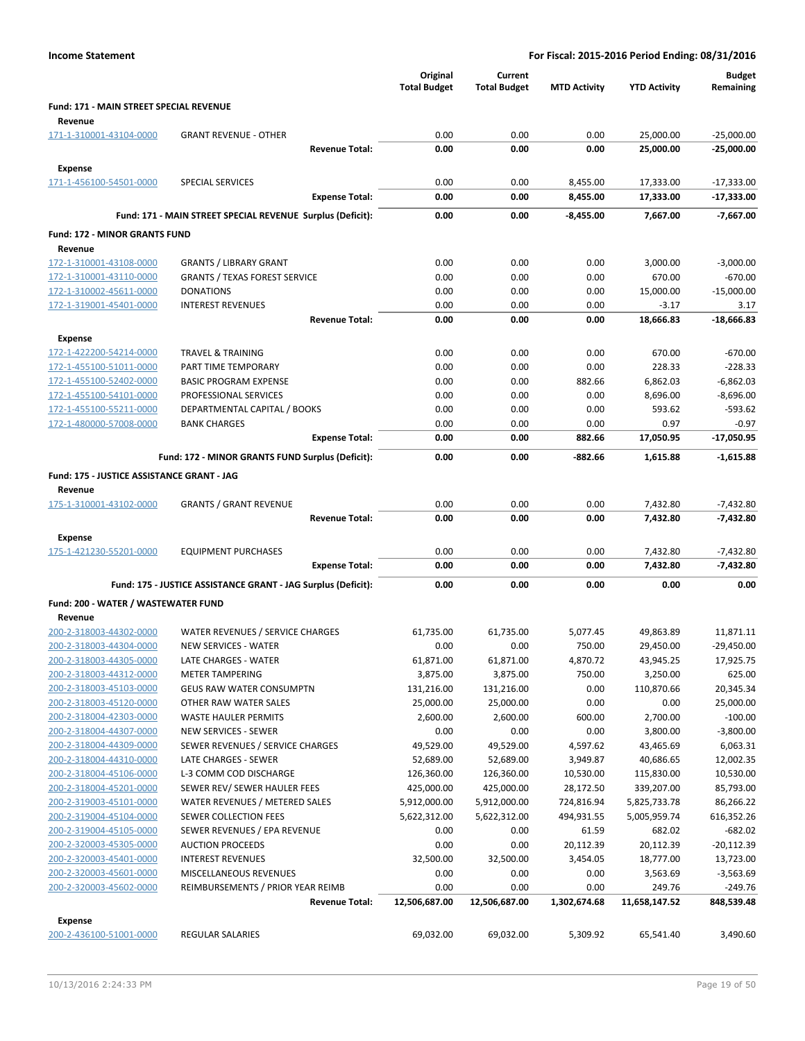**Income Statement** — **For Fiscal: 2015-2016 Period Ending: 08/31/2016**

| | | Original Total Budget | Current Total Budget | MTD Activity | YTD Activity | Budget Remaining |
|---|---|---|---|---|---|---|
| **Fund: 171 - MAIN STREET SPECIAL REVENUE** | | | | | | |
| **Revenue** | | | | | | |
| 171-1-310001-43104-0000 | GRANT REVENUE - OTHER | 0.00 | 0.00 | 0.00 | 25,000.00 | -25,000.00 |
| | **Revenue Total:** | **0.00** | **0.00** | **0.00** | **25,000.00** | **-25,000.00** |
| **Expense** | | | | | | |
| 171-1-456100-54501-0000 | SPECIAL SERVICES | 0.00 | 0.00 | 8,455.00 | 17,333.00 | -17,333.00 |
| | **Expense Total:** | **0.00** | **0.00** | **8,455.00** | **17,333.00** | **-17,333.00** |
| | **Fund: 171 - MAIN STREET SPECIAL REVENUE Surplus (Deficit):** | **0.00** | **0.00** | **-8,455.00** | **7,667.00** | **-7,667.00** |
| **Fund: 172 - MINOR GRANTS FUND** | | | | | | |
| **Revenue** | | | | | | |
| 172-1-310001-43108-0000 | GRANTS / LIBRARY GRANT | 0.00 | 0.00 | 0.00 | 3,000.00 | -3,000.00 |
| 172-1-310001-43110-0000 | GRANTS / TEXAS FOREST SERVICE | 0.00 | 0.00 | 0.00 | 670.00 | -670.00 |
| 172-1-310002-45611-0000 | DONATIONS | 0.00 | 0.00 | 0.00 | 15,000.00 | -15,000.00 |
| 172-1-319001-45401-0000 | INTEREST REVENUES | 0.00 | 0.00 | 0.00 | -3.17 | 3.17 |
| | **Revenue Total:** | **0.00** | **0.00** | **0.00** | **18,666.83** | **-18,666.83** |
| **Expense** | | | | | | |
| 172-1-422200-54214-0000 | TRAVEL & TRAINING | 0.00 | 0.00 | 0.00 | 670.00 | -670.00 |
| 172-1-455100-51011-0000 | PART TIME TEMPORARY | 0.00 | 0.00 | 0.00 | 228.33 | -228.33 |
| 172-1-455100-52402-0000 | BASIC PROGRAM EXPENSE | 0.00 | 0.00 | 882.66 | 6,862.03 | -6,862.03 |
| 172-1-455100-54101-0000 | PROFESSIONAL SERVICES | 0.00 | 0.00 | 0.00 | 8,696.00 | -8,696.00 |
| 172-1-455100-55211-0000 | DEPARTMENTAL CAPITAL / BOOKS | 0.00 | 0.00 | 0.00 | 593.62 | -593.62 |
| 172-1-480000-57008-0000 | BANK CHARGES | 0.00 | 0.00 | 0.00 | 0.97 | -0.97 |
| | **Expense Total:** | **0.00** | **0.00** | **882.66** | **17,050.95** | **-17,050.95** |
| | **Fund: 172 - MINOR GRANTS FUND Surplus (Deficit):** | **0.00** | **0.00** | **-882.66** | **1,615.88** | **-1,615.88** |
| **Fund: 175 - JUSTICE ASSISTANCE GRANT - JAG** | | | | | | |
| **Revenue** | | | | | | |
| 175-1-310001-43102-0000 | GRANTS / GRANT REVENUE | 0.00 | 0.00 | 0.00 | 7,432.80 | -7,432.80 |
| | **Revenue Total:** | **0.00** | **0.00** | **0.00** | **7,432.80** | **-7,432.80** |
| **Expense** | | | | | | |
| 175-1-421230-55201-0000 | EQUIPMENT PURCHASES | 0.00 | 0.00 | 0.00 | 7,432.80 | -7,432.80 |
| | **Expense Total:** | **0.00** | **0.00** | **0.00** | **7,432.80** | **-7,432.80** |
| | **Fund: 175 - JUSTICE ASSISTANCE GRANT - JAG Surplus (Deficit):** | **0.00** | **0.00** | **0.00** | **0.00** | **0.00** |
| **Fund: 200 - WATER / WASTEWATER FUND** | | | | | | |
| **Revenue** | | | | | | |
| 200-2-318003-44302-0000 | WATER REVENUES / SERVICE CHARGES | 61,735.00 | 61,735.00 | 5,077.45 | 49,863.89 | 11,871.11 |
| 200-2-318003-44304-0000 | NEW SERVICES - WATER | 0.00 | 0.00 | 750.00 | 29,450.00 | -29,450.00 |
| 200-2-318003-44305-0000 | LATE CHARGES - WATER | 61,871.00 | 61,871.00 | 4,870.72 | 43,945.25 | 17,925.75 |
| 200-2-318003-44312-0000 | METER TAMPERING | 3,875.00 | 3,875.00 | 750.00 | 3,250.00 | 625.00 |
| 200-2-318003-45103-0000 | GEUS RAW WATER CONSUMPTN | 131,216.00 | 131,216.00 | 0.00 | 110,870.66 | 20,345.34 |
| 200-2-318003-45120-0000 | OTHER RAW WATER SALES | 25,000.00 | 25,000.00 | 0.00 | 0.00 | 25,000.00 |
| 200-2-318004-42303-0000 | WASTE HAULER PERMITS | 2,600.00 | 2,600.00 | 600.00 | 2,700.00 | -100.00 |
| 200-2-318004-44307-0000 | NEW SERVICES - SEWER | 0.00 | 0.00 | 0.00 | 3,800.00 | -3,800.00 |
| 200-2-318004-44309-0000 | SEWER REVENUES / SERVICE CHARGES | 49,529.00 | 49,529.00 | 4,597.62 | 43,465.69 | 6,063.31 |
| 200-2-318004-44310-0000 | LATE CHARGES - SEWER | 52,689.00 | 52,689.00 | 3,949.87 | 40,686.65 | 12,002.35 |
| 200-2-318004-45106-0000 | L-3 COMM COD DISCHARGE | 126,360.00 | 126,360.00 | 10,530.00 | 115,830.00 | 10,530.00 |
| 200-2-318004-45201-0000 | SEWER REV/ SEWER HAULER FEES | 425,000.00 | 425,000.00 | 28,172.50 | 339,207.00 | 85,793.00 |
| 200-2-319003-45101-0000 | WATER REVENUES / METERED SALES | 5,912,000.00 | 5,912,000.00 | 724,816.94 | 5,825,733.78 | 86,266.22 |
| 200-2-319004-45104-0000 | SEWER COLLECTION FEES | 5,622,312.00 | 5,622,312.00 | 494,931.55 | 5,005,959.74 | 616,352.26 |
| 200-2-319004-45105-0000 | SEWER REVENUES / EPA REVENUE | 0.00 | 0.00 | 61.59 | 682.02 | -682.02 |
| 200-2-320003-45305-0000 | AUCTION PROCEEDS | 0.00 | 0.00 | 20,112.39 | 20,112.39 | -20,112.39 |
| 200-2-320003-45401-0000 | INTEREST REVENUES | 32,500.00 | 32,500.00 | 3,454.05 | 18,777.00 | 13,723.00 |
| 200-2-320003-45601-0000 | MISCELLANEOUS REVENUES | 0.00 | 0.00 | 0.00 | 3,563.69 | -3,563.69 |
| 200-2-320003-45602-0000 | REIMBURSEMENTS / PRIOR YEAR REIMB | 0.00 | 0.00 | 0.00 | 249.76 | -249.76 |
| | **Revenue Total:** | **12,506,687.00** | **12,506,687.00** | **1,302,674.68** | **11,658,147.52** | **848,539.48** |
| **Expense** | | | | | | |
| 200-2-436100-51001-0000 | REGULAR SALARIES | 69,032.00 | 69,032.00 | 5,309.92 | 65,541.40 | 3,490.60 |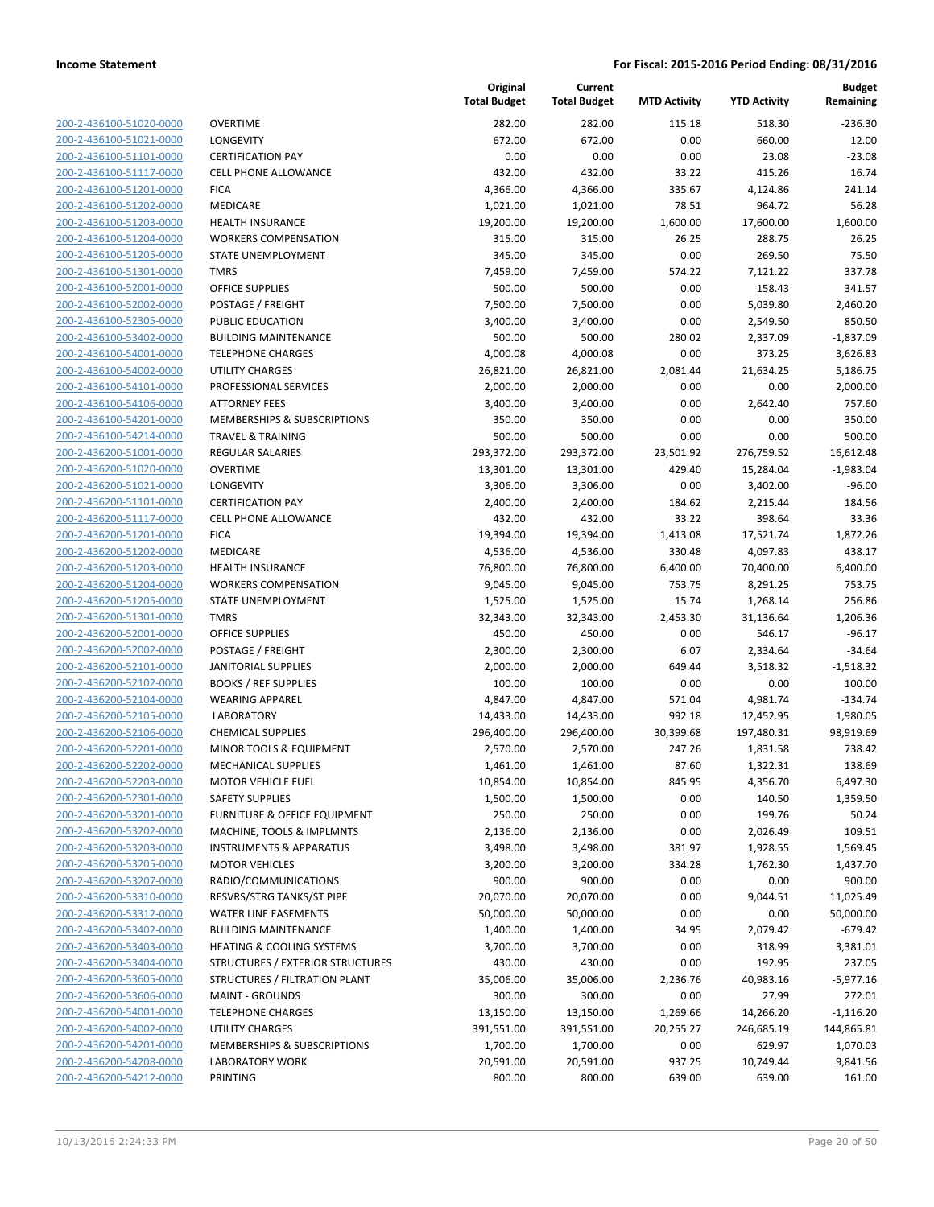| | | Original Total Budget | Current Total Budget | MTD Activity | YTD Activity | Budget Remaining |
|---|---|---|---|---|---|---|
| 200-2-436100-51020-0000 | OVERTIME | 282.00 | 282.00 | 115.18 | 518.30 | -236.30 |
| 200-2-436100-51021-0000 | LONGEVITY | 672.00 | 672.00 | 0.00 | 660.00 | 12.00 |
| 200-2-436100-51101-0000 | CERTIFICATION PAY | 0.00 | 0.00 | 0.00 | 23.08 | -23.08 |
| 200-2-436100-51117-0000 | CELL PHONE ALLOWANCE | 432.00 | 432.00 | 33.22 | 415.26 | 16.74 |
| 200-2-436100-51201-0000 | FICA | 4,366.00 | 4,366.00 | 335.67 | 4,124.86 | 241.14 |
| 200-2-436100-51202-0000 | MEDICARE | 1,021.00 | 1,021.00 | 78.51 | 964.72 | 56.28 |
| 200-2-436100-51203-0000 | HEALTH INSURANCE | 19,200.00 | 19,200.00 | 1,600.00 | 17,600.00 | 1,600.00 |
| 200-2-436100-51204-0000 | WORKERS COMPENSATION | 315.00 | 315.00 | 26.25 | 288.75 | 26.25 |
| 200-2-436100-51205-0000 | STATE UNEMPLOYMENT | 345.00 | 345.00 | 0.00 | 269.50 | 75.50 |
| 200-2-436100-51301-0000 | TMRS | 7,459.00 | 7,459.00 | 574.22 | 7,121.22 | 337.78 |
| 200-2-436100-52001-0000 | OFFICE SUPPLIES | 500.00 | 500.00 | 0.00 | 158.43 | 341.57 |
| 200-2-436100-52002-0000 | POSTAGE / FREIGHT | 7,500.00 | 7,500.00 | 0.00 | 5,039.80 | 2,460.20 |
| 200-2-436100-52305-0000 | PUBLIC EDUCATION | 3,400.00 | 3,400.00 | 0.00 | 2,549.50 | 850.50 |
| 200-2-436100-53402-0000 | BUILDING MAINTENANCE | 500.00 | 500.00 | 280.02 | 2,337.09 | -1,837.09 |
| 200-2-436100-54001-0000 | TELEPHONE CHARGES | 4,000.08 | 4,000.08 | 0.00 | 373.25 | 3,626.83 |
| 200-2-436100-54002-0000 | UTILITY CHARGES | 26,821.00 | 26,821.00 | 2,081.44 | 21,634.25 | 5,186.75 |
| 200-2-436100-54101-0000 | PROFESSIONAL SERVICES | 2,000.00 | 2,000.00 | 0.00 | 0.00 | 2,000.00 |
| 200-2-436100-54106-0000 | ATTORNEY FEES | 3,400.00 | 3,400.00 | 0.00 | 2,642.40 | 757.60 |
| 200-2-436100-54201-0000 | MEMBERSHIPS & SUBSCRIPTIONS | 350.00 | 350.00 | 0.00 | 0.00 | 350.00 |
| 200-2-436100-54214-0000 | TRAVEL & TRAINING | 500.00 | 500.00 | 0.00 | 0.00 | 500.00 |
| 200-2-436200-51001-0000 | REGULAR SALARIES | 293,372.00 | 293,372.00 | 23,501.92 | 276,759.52 | 16,612.48 |
| 200-2-436200-51020-0000 | OVERTIME | 13,301.00 | 13,301.00 | 429.40 | 15,284.04 | -1,983.04 |
| 200-2-436200-51021-0000 | LONGEVITY | 3,306.00 | 3,306.00 | 0.00 | 3,402.00 | -96.00 |
| 200-2-436200-51101-0000 | CERTIFICATION PAY | 2,400.00 | 2,400.00 | 184.62 | 2,215.44 | 184.56 |
| 200-2-436200-51117-0000 | CELL PHONE ALLOWANCE | 432.00 | 432.00 | 33.22 | 398.64 | 33.36 |
| 200-2-436200-51201-0000 | FICA | 19,394.00 | 19,394.00 | 1,413.08 | 17,521.74 | 1,872.26 |
| 200-2-436200-51202-0000 | MEDICARE | 4,536.00 | 4,536.00 | 330.48 | 4,097.83 | 438.17 |
| 200-2-436200-51203-0000 | HEALTH INSURANCE | 76,800.00 | 76,800.00 | 6,400.00 | 70,400.00 | 6,400.00 |
| 200-2-436200-51204-0000 | WORKERS COMPENSATION | 9,045.00 | 9,045.00 | 753.75 | 8,291.25 | 753.75 |
| 200-2-436200-51205-0000 | STATE UNEMPLOYMENT | 1,525.00 | 1,525.00 | 15.74 | 1,268.14 | 256.86 |
| 200-2-436200-51301-0000 | TMRS | 32,343.00 | 32,343.00 | 2,453.30 | 31,136.64 | 1,206.36 |
| 200-2-436200-52001-0000 | OFFICE SUPPLIES | 450.00 | 450.00 | 0.00 | 546.17 | -96.17 |
| 200-2-436200-52002-0000 | POSTAGE / FREIGHT | 2,300.00 | 2,300.00 | 6.07 | 2,334.64 | -34.64 |
| 200-2-436200-52101-0000 | JANITORIAL SUPPLIES | 2,000.00 | 2,000.00 | 649.44 | 3,518.32 | -1,518.32 |
| 200-2-436200-52102-0000 | BOOKS / REF SUPPLIES | 100.00 | 100.00 | 0.00 | 0.00 | 100.00 |
| 200-2-436200-52104-0000 | WEARING APPAREL | 4,847.00 | 4,847.00 | 571.04 | 4,981.74 | -134.74 |
| 200-2-436200-52105-0000 | LABORATORY | 14,433.00 | 14,433.00 | 992.18 | 12,452.95 | 1,980.05 |
| 200-2-436200-52106-0000 | CHEMICAL SUPPLIES | 296,400.00 | 296,400.00 | 30,399.68 | 197,480.31 | 98,919.69 |
| 200-2-436200-52201-0000 | MINOR TOOLS & EQUIPMENT | 2,570.00 | 2,570.00 | 247.26 | 1,831.58 | 738.42 |
| 200-2-436200-52202-0000 | MECHANICAL SUPPLIES | 1,461.00 | 1,461.00 | 87.60 | 1,322.31 | 138.69 |
| 200-2-436200-52203-0000 | MOTOR VEHICLE FUEL | 10,854.00 | 10,854.00 | 845.95 | 4,356.70 | 6,497.30 |
| 200-2-436200-52301-0000 | SAFETY SUPPLIES | 1,500.00 | 1,500.00 | 0.00 | 140.50 | 1,359.50 |
| 200-2-436200-53201-0000 | FURNITURE & OFFICE EQUIPMENT | 250.00 | 250.00 | 0.00 | 199.76 | 50.24 |
| 200-2-436200-53202-0000 | MACHINE, TOOLS & IMPLMNTS | 2,136.00 | 2,136.00 | 0.00 | 2,026.49 | 109.51 |
| 200-2-436200-53203-0000 | INSTRUMENTS & APPARATUS | 3,498.00 | 3,498.00 | 381.97 | 1,928.55 | 1,569.45 |
| 200-2-436200-53205-0000 | MOTOR VEHICLES | 3,200.00 | 3,200.00 | 334.28 | 1,762.30 | 1,437.70 |
| 200-2-436200-53207-0000 | RADIO/COMMUNICATIONS | 900.00 | 900.00 | 0.00 | 0.00 | 900.00 |
| 200-2-436200-53310-0000 | RESVRS/STRG TANKS/ST PIPE | 20,070.00 | 20,070.00 | 0.00 | 9,044.51 | 11,025.49 |
| 200-2-436200-53312-0000 | WATER LINE EASEMENTS | 50,000.00 | 50,000.00 | 0.00 | 0.00 | 50,000.00 |
| 200-2-436200-53402-0000 | BUILDING MAINTENANCE | 1,400.00 | 1,400.00 | 34.95 | 2,079.42 | -679.42 |
| 200-2-436200-53403-0000 | HEATING & COOLING SYSTEMS | 3,700.00 | 3,700.00 | 0.00 | 318.99 | 3,381.01 |
| 200-2-436200-53404-0000 | STRUCTURES / EXTERIOR STRUCTURES | 430.00 | 430.00 | 0.00 | 192.95 | 237.05 |
| 200-2-436200-53605-0000 | STRUCTURES / FILTRATION PLANT | 35,006.00 | 35,006.00 | 2,236.76 | 40,983.16 | -5,977.16 |
| 200-2-436200-53606-0000 | MAINT - GROUNDS | 300.00 | 300.00 | 0.00 | 27.99 | 272.01 |
| 200-2-436200-54001-0000 | TELEPHONE CHARGES | 13,150.00 | 13,150.00 | 1,269.66 | 14,266.20 | -1,116.20 |
| 200-2-436200-54002-0000 | UTILITY CHARGES | 391,551.00 | 391,551.00 | 20,255.27 | 246,685.19 | 144,865.81 |
| 200-2-436200-54201-0000 | MEMBERSHIPS & SUBSCRIPTIONS | 1,700.00 | 1,700.00 | 0.00 | 629.97 | 1,070.03 |
| 200-2-436200-54208-0000 | LABORATORY WORK | 20,591.00 | 20,591.00 | 937.25 | 10,749.44 | 9,841.56 |
| 200-2-436200-54212-0000 | PRINTING | 800.00 | 800.00 | 639.00 | 639.00 | 161.00 |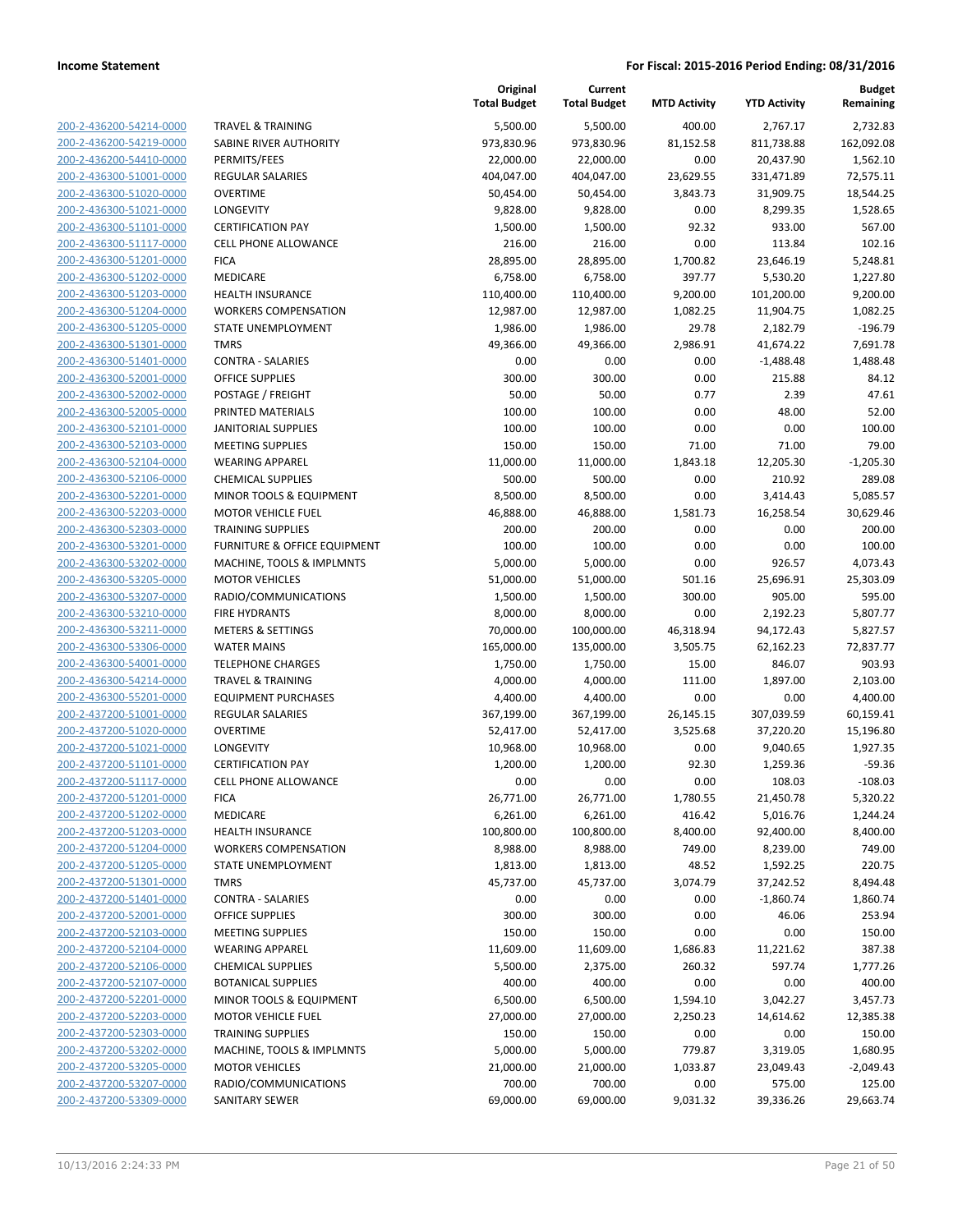| | | Original Total Budget | Current Total Budget | MTD Activity | YTD Activity | Budget Remaining |
|---|---|---|---|---|---|---|
| 200-2-436200-54214-0000 | TRAVEL & TRAINING | 5,500.00 | 5,500.00 | 400.00 | 2,767.17 | 2,732.83 |
| 200-2-436200-54219-0000 | SABINE RIVER AUTHORITY | 973,830.96 | 973,830.96 | 81,152.58 | 811,738.88 | 162,092.08 |
| 200-2-436200-54410-0000 | PERMITS/FEES | 22,000.00 | 22,000.00 | 0.00 | 20,437.90 | 1,562.10 |
| 200-2-436300-51001-0000 | REGULAR SALARIES | 404,047.00 | 404,047.00 | 23,629.55 | 331,471.89 | 72,575.11 |
| 200-2-436300-51020-0000 | OVERTIME | 50,454.00 | 50,454.00 | 3,843.73 | 31,909.75 | 18,544.25 |
| 200-2-436300-51021-0000 | LONGEVITY | 9,828.00 | 9,828.00 | 0.00 | 8,299.35 | 1,528.65 |
| 200-2-436300-51101-0000 | CERTIFICATION PAY | 1,500.00 | 1,500.00 | 92.32 | 933.00 | 567.00 |
| 200-2-436300-51117-0000 | CELL PHONE ALLOWANCE | 216.00 | 216.00 | 0.00 | 113.84 | 102.16 |
| 200-2-436300-51201-0000 | FICA | 28,895.00 | 28,895.00 | 1,700.82 | 23,646.19 | 5,248.81 |
| 200-2-436300-51202-0000 | MEDICARE | 6,758.00 | 6,758.00 | 397.77 | 5,530.20 | 1,227.80 |
| 200-2-436300-51203-0000 | HEALTH INSURANCE | 110,400.00 | 110,400.00 | 9,200.00 | 101,200.00 | 9,200.00 |
| 200-2-436300-51204-0000 | WORKERS COMPENSATION | 12,987.00 | 12,987.00 | 1,082.25 | 11,904.75 | 1,082.25 |
| 200-2-436300-51205-0000 | STATE UNEMPLOYMENT | 1,986.00 | 1,986.00 | 29.78 | 2,182.79 | -196.79 |
| 200-2-436300-51301-0000 | TMRS | 49,366.00 | 49,366.00 | 2,986.91 | 41,674.22 | 7,691.78 |
| 200-2-436300-51401-0000 | CONTRA - SALARIES | 0.00 | 0.00 | 0.00 | -1,488.48 | 1,488.48 |
| 200-2-436300-52001-0000 | OFFICE SUPPLIES | 300.00 | 300.00 | 0.00 | 215.88 | 84.12 |
| 200-2-436300-52002-0000 | POSTAGE / FREIGHT | 50.00 | 50.00 | 0.77 | 2.39 | 47.61 |
| 200-2-436300-52005-0000 | PRINTED MATERIALS | 100.00 | 100.00 | 0.00 | 48.00 | 52.00 |
| 200-2-436300-52101-0000 | JANITORIAL SUPPLIES | 100.00 | 100.00 | 0.00 | 0.00 | 100.00 |
| 200-2-436300-52103-0000 | MEETING SUPPLIES | 150.00 | 150.00 | 71.00 | 71.00 | 79.00 |
| 200-2-436300-52104-0000 | WEARING APPAREL | 11,000.00 | 11,000.00 | 1,843.18 | 12,205.30 | -1,205.30 |
| 200-2-436300-52106-0000 | CHEMICAL SUPPLIES | 500.00 | 500.00 | 0.00 | 210.92 | 289.08 |
| 200-2-436300-52201-0000 | MINOR TOOLS & EQUIPMENT | 8,500.00 | 8,500.00 | 0.00 | 3,414.43 | 5,085.57 |
| 200-2-436300-52203-0000 | MOTOR VEHICLE FUEL | 46,888.00 | 46,888.00 | 1,581.73 | 16,258.54 | 30,629.46 |
| 200-2-436300-52303-0000 | TRAINING SUPPLIES | 200.00 | 200.00 | 0.00 | 0.00 | 200.00 |
| 200-2-436300-53201-0000 | FURNITURE & OFFICE EQUIPMENT | 100.00 | 100.00 | 0.00 | 0.00 | 100.00 |
| 200-2-436300-53202-0000 | MACHINE, TOOLS & IMPLMNTS | 5,000.00 | 5,000.00 | 0.00 | 926.57 | 4,073.43 |
| 200-2-436300-53205-0000 | MOTOR VEHICLES | 51,000.00 | 51,000.00 | 501.16 | 25,696.91 | 25,303.09 |
| 200-2-436300-53207-0000 | RADIO/COMMUNICATIONS | 1,500.00 | 1,500.00 | 300.00 | 905.00 | 595.00 |
| 200-2-436300-53210-0000 | FIRE HYDRANTS | 8,000.00 | 8,000.00 | 0.00 | 2,192.23 | 5,807.77 |
| 200-2-436300-53211-0000 | METERS & SETTINGS | 70,000.00 | 100,000.00 | 46,318.94 | 94,172.43 | 5,827.57 |
| 200-2-436300-53306-0000 | WATER MAINS | 165,000.00 | 135,000.00 | 3,505.75 | 62,162.23 | 72,837.77 |
| 200-2-436300-54001-0000 | TELEPHONE CHARGES | 1,750.00 | 1,750.00 | 15.00 | 846.07 | 903.93 |
| 200-2-436300-54214-0000 | TRAVEL & TRAINING | 4,000.00 | 4,000.00 | 111.00 | 1,897.00 | 2,103.00 |
| 200-2-436300-55201-0000 | EQUIPMENT PURCHASES | 4,400.00 | 4,400.00 | 0.00 | 0.00 | 4,400.00 |
| 200-2-437200-51001-0000 | REGULAR SALARIES | 367,199.00 | 367,199.00 | 26,145.15 | 307,039.59 | 60,159.41 |
| 200-2-437200-51020-0000 | OVERTIME | 52,417.00 | 52,417.00 | 3,525.68 | 37,220.20 | 15,196.80 |
| 200-2-437200-51021-0000 | LONGEVITY | 10,968.00 | 10,968.00 | 0.00 | 9,040.65 | 1,927.35 |
| 200-2-437200-51101-0000 | CERTIFICATION PAY | 1,200.00 | 1,200.00 | 92.30 | 1,259.36 | -59.36 |
| 200-2-437200-51117-0000 | CELL PHONE ALLOWANCE | 0.00 | 0.00 | 0.00 | 108.03 | -108.03 |
| 200-2-437200-51201-0000 | FICA | 26,771.00 | 26,771.00 | 1,780.55 | 21,450.78 | 5,320.22 |
| 200-2-437200-51202-0000 | MEDICARE | 6,261.00 | 6,261.00 | 416.42 | 5,016.76 | 1,244.24 |
| 200-2-437200-51203-0000 | HEALTH INSURANCE | 100,800.00 | 100,800.00 | 8,400.00 | 92,400.00 | 8,400.00 |
| 200-2-437200-51204-0000 | WORKERS COMPENSATION | 8,988.00 | 8,988.00 | 749.00 | 8,239.00 | 749.00 |
| 200-2-437200-51205-0000 | STATE UNEMPLOYMENT | 1,813.00 | 1,813.00 | 48.52 | 1,592.25 | 220.75 |
| 200-2-437200-51301-0000 | TMRS | 45,737.00 | 45,737.00 | 3,074.79 | 37,242.52 | 8,494.48 |
| 200-2-437200-51401-0000 | CONTRA - SALARIES | 0.00 | 0.00 | 0.00 | -1,860.74 | 1,860.74 |
| 200-2-437200-52001-0000 | OFFICE SUPPLIES | 300.00 | 300.00 | 0.00 | 46.06 | 253.94 |
| 200-2-437200-52103-0000 | MEETING SUPPLIES | 150.00 | 150.00 | 0.00 | 0.00 | 150.00 |
| 200-2-437200-52104-0000 | WEARING APPAREL | 11,609.00 | 11,609.00 | 1,686.83 | 11,221.62 | 387.38 |
| 200-2-437200-52106-0000 | CHEMICAL SUPPLIES | 5,500.00 | 2,375.00 | 260.32 | 597.74 | 1,777.26 |
| 200-2-437200-52107-0000 | BOTANICAL SUPPLIES | 400.00 | 400.00 | 0.00 | 0.00 | 400.00 |
| 200-2-437200-52201-0000 | MINOR TOOLS & EQUIPMENT | 6,500.00 | 6,500.00 | 1,594.10 | 3,042.27 | 3,457.73 |
| 200-2-437200-52203-0000 | MOTOR VEHICLE FUEL | 27,000.00 | 27,000.00 | 2,250.23 | 14,614.62 | 12,385.38 |
| 200-2-437200-52303-0000 | TRAINING SUPPLIES | 150.00 | 150.00 | 0.00 | 0.00 | 150.00 |
| 200-2-437200-53202-0000 | MACHINE, TOOLS & IMPLMNTS | 5,000.00 | 5,000.00 | 779.87 | 3,319.05 | 1,680.95 |
| 200-2-437200-53205-0000 | MOTOR VEHICLES | 21,000.00 | 21,000.00 | 1,033.87 | 23,049.43 | -2,049.43 |
| 200-2-437200-53207-0000 | RADIO/COMMUNICATIONS | 700.00 | 700.00 | 0.00 | 575.00 | 125.00 |
| 200-2-437200-53309-0000 | SANITARY SEWER | 69,000.00 | 69,000.00 | 9,031.32 | 39,336.26 | 29,663.74 |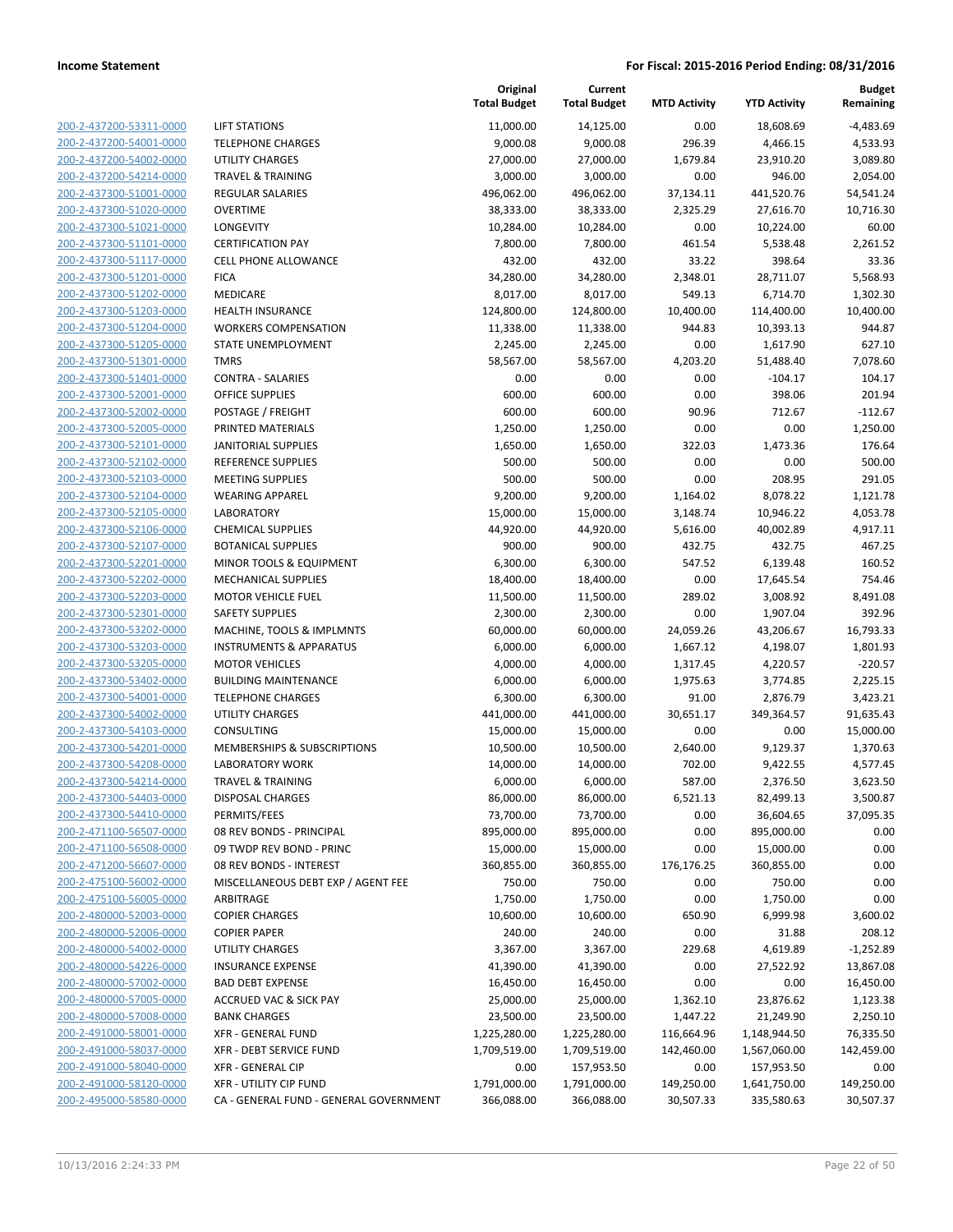| | | Original Total Budget | Current Total Budget | MTD Activity | YTD Activity | Budget Remaining |
|---|---|---|---|---|---|---|
| 200-2-437200-53311-0000 | LIFT STATIONS | 11,000.00 | 14,125.00 | 0.00 | 18,608.69 | -4,483.69 |
| 200-2-437200-54001-0000 | TELEPHONE CHARGES | 9,000.08 | 9,000.08 | 296.39 | 4,466.15 | 4,533.93 |
| 200-2-437200-54002-0000 | UTILITY CHARGES | 27,000.00 | 27,000.00 | 1,679.84 | 23,910.20 | 3,089.80 |
| 200-2-437200-54214-0000 | TRAVEL & TRAINING | 3,000.00 | 3,000.00 | 0.00 | 946.00 | 2,054.00 |
| 200-2-437300-51001-0000 | REGULAR SALARIES | 496,062.00 | 496,062.00 | 37,134.11 | 441,520.76 | 54,541.24 |
| 200-2-437300-51020-0000 | OVERTIME | 38,333.00 | 38,333.00 | 2,325.29 | 27,616.70 | 10,716.30 |
| 200-2-437300-51021-0000 | LONGEVITY | 10,284.00 | 10,284.00 | 0.00 | 10,224.00 | 60.00 |
| 200-2-437300-51101-0000 | CERTIFICATION PAY | 7,800.00 | 7,800.00 | 461.54 | 5,538.48 | 2,261.52 |
| 200-2-437300-51117-0000 | CELL PHONE ALLOWANCE | 432.00 | 432.00 | 33.22 | 398.64 | 33.36 |
| 200-2-437300-51201-0000 | FICA | 34,280.00 | 34,280.00 | 2,348.01 | 28,711.07 | 5,568.93 |
| 200-2-437300-51202-0000 | MEDICARE | 8,017.00 | 8,017.00 | 549.13 | 6,714.70 | 1,302.30 |
| 200-2-437300-51203-0000 | HEALTH INSURANCE | 124,800.00 | 124,800.00 | 10,400.00 | 114,400.00 | 10,400.00 |
| 200-2-437300-51204-0000 | WORKERS COMPENSATION | 11,338.00 | 11,338.00 | 944.83 | 10,393.13 | 944.87 |
| 200-2-437300-51205-0000 | STATE UNEMPLOYMENT | 2,245.00 | 2,245.00 | 0.00 | 1,617.90 | 627.10 |
| 200-2-437300-51301-0000 | TMRS | 58,567.00 | 58,567.00 | 4,203.20 | 51,488.40 | 7,078.60 |
| 200-2-437300-51401-0000 | CONTRA - SALARIES | 0.00 | 0.00 | 0.00 | -104.17 | 104.17 |
| 200-2-437300-52001-0000 | OFFICE SUPPLIES | 600.00 | 600.00 | 0.00 | 398.06 | 201.94 |
| 200-2-437300-52002-0000 | POSTAGE / FREIGHT | 600.00 | 600.00 | 90.96 | 712.67 | -112.67 |
| 200-2-437300-52005-0000 | PRINTED MATERIALS | 1,250.00 | 1,250.00 | 0.00 | 0.00 | 1,250.00 |
| 200-2-437300-52101-0000 | JANITORIAL SUPPLIES | 1,650.00 | 1,650.00 | 322.03 | 1,473.36 | 176.64 |
| 200-2-437300-52102-0000 | REFERENCE SUPPLIES | 500.00 | 500.00 | 0.00 | 0.00 | 500.00 |
| 200-2-437300-52103-0000 | MEETING SUPPLIES | 500.00 | 500.00 | 0.00 | 208.95 | 291.05 |
| 200-2-437300-52104-0000 | WEARING APPAREL | 9,200.00 | 9,200.00 | 1,164.02 | 8,078.22 | 1,121.78 |
| 200-2-437300-52105-0000 | LABORATORY | 15,000.00 | 15,000.00 | 3,148.74 | 10,946.22 | 4,053.78 |
| 200-2-437300-52106-0000 | CHEMICAL SUPPLIES | 44,920.00 | 44,920.00 | 5,616.00 | 40,002.89 | 4,917.11 |
| 200-2-437300-52107-0000 | BOTANICAL SUPPLIES | 900.00 | 900.00 | 432.75 | 432.75 | 467.25 |
| 200-2-437300-52201-0000 | MINOR TOOLS & EQUIPMENT | 6,300.00 | 6,300.00 | 547.52 | 6,139.48 | 160.52 |
| 200-2-437300-52202-0000 | MECHANICAL SUPPLIES | 18,400.00 | 18,400.00 | 0.00 | 17,645.54 | 754.46 |
| 200-2-437300-52203-0000 | MOTOR VEHICLE FUEL | 11,500.00 | 11,500.00 | 289.02 | 3,008.92 | 8,491.08 |
| 200-2-437300-52301-0000 | SAFETY SUPPLIES | 2,300.00 | 2,300.00 | 0.00 | 1,907.04 | 392.96 |
| 200-2-437300-53202-0000 | MACHINE, TOOLS & IMPLMNTS | 60,000.00 | 60,000.00 | 24,059.26 | 43,206.67 | 16,793.33 |
| 200-2-437300-53203-0000 | INSTRUMENTS & APPARATUS | 6,000.00 | 6,000.00 | 1,667.12 | 4,198.07 | 1,801.93 |
| 200-2-437300-53205-0000 | MOTOR VEHICLES | 4,000.00 | 4,000.00 | 1,317.45 | 4,220.57 | -220.57 |
| 200-2-437300-53402-0000 | BUILDING MAINTENANCE | 6,000.00 | 6,000.00 | 1,975.63 | 3,774.85 | 2,225.15 |
| 200-2-437300-54001-0000 | TELEPHONE CHARGES | 6,300.00 | 6,300.00 | 91.00 | 2,876.79 | 3,423.21 |
| 200-2-437300-54002-0000 | UTILITY CHARGES | 441,000.00 | 441,000.00 | 30,651.17 | 349,364.57 | 91,635.43 |
| 200-2-437300-54103-0000 | CONSULTING | 15,000.00 | 15,000.00 | 0.00 | 0.00 | 15,000.00 |
| 200-2-437300-54201-0000 | MEMBERSHIPS & SUBSCRIPTIONS | 10,500.00 | 10,500.00 | 2,640.00 | 9,129.37 | 1,370.63 |
| 200-2-437300-54208-0000 | LABORATORY WORK | 14,000.00 | 14,000.00 | 702.00 | 9,422.55 | 4,577.45 |
| 200-2-437300-54214-0000 | TRAVEL & TRAINING | 6,000.00 | 6,000.00 | 587.00 | 2,376.50 | 3,623.50 |
| 200-2-437300-54403-0000 | DISPOSAL CHARGES | 86,000.00 | 86,000.00 | 6,521.13 | 82,499.13 | 3,500.87 |
| 200-2-437300-54410-0000 | PERMITS/FEES | 73,700.00 | 73,700.00 | 0.00 | 36,604.65 | 37,095.35 |
| 200-2-471100-56507-0000 | 08 REV BONDS - PRINCIPAL | 895,000.00 | 895,000.00 | 0.00 | 895,000.00 | 0.00 |
| 200-2-471100-56508-0000 | 09 TWDP REV BOND - PRINC | 15,000.00 | 15,000.00 | 0.00 | 15,000.00 | 0.00 |
| 200-2-471200-56607-0000 | 08 REV BONDS - INTEREST | 360,855.00 | 360,855.00 | 176,176.25 | 360,855.00 | 0.00 |
| 200-2-475100-56002-0000 | MISCELLANEOUS DEBT EXP / AGENT FEE | 750.00 | 750.00 | 0.00 | 750.00 | 0.00 |
| 200-2-475100-56005-0000 | ARBITRAGE | 1,750.00 | 1,750.00 | 0.00 | 1,750.00 | 0.00 |
| 200-2-480000-52003-0000 | COPIER CHARGES | 10,600.00 | 10,600.00 | 650.90 | 6,999.98 | 3,600.02 |
| 200-2-480000-52006-0000 | COPIER PAPER | 240.00 | 240.00 | 0.00 | 31.88 | 208.12 |
| 200-2-480000-54002-0000 | UTILITY CHARGES | 3,367.00 | 3,367.00 | 229.68 | 4,619.89 | -1,252.89 |
| 200-2-480000-54226-0000 | INSURANCE EXPENSE | 41,390.00 | 41,390.00 | 0.00 | 27,522.92 | 13,867.08 |
| 200-2-480000-57002-0000 | BAD DEBT EXPENSE | 16,450.00 | 16,450.00 | 0.00 | 0.00 | 16,450.00 |
| 200-2-480000-57005-0000 | ACCRUED VAC & SICK PAY | 25,000.00 | 25,000.00 | 1,362.10 | 23,876.62 | 1,123.38 |
| 200-2-480000-57008-0000 | BANK CHARGES | 23,500.00 | 23,500.00 | 1,447.22 | 21,249.90 | 2,250.10 |
| 200-2-491000-58001-0000 | XFR - GENERAL FUND | 1,225,280.00 | 1,225,280.00 | 116,664.96 | 1,148,944.50 | 76,335.50 |
| 200-2-491000-58037-0000 | XFR - DEBT SERVICE FUND | 1,709,519.00 | 1,709,519.00 | 142,460.00 | 1,567,060.00 | 142,459.00 |
| 200-2-491000-58040-0000 | XFR - GENERAL CIP | 0.00 | 157,953.50 | 0.00 | 157,953.50 | 0.00 |
| 200-2-491000-58120-0000 | XFR - UTILITY CIP FUND | 1,791,000.00 | 1,791,000.00 | 149,250.00 | 1,641,750.00 | 149,250.00 |
| 200-2-495000-58580-0000 | CA - GENERAL FUND - GENERAL GOVERNMENT | 366,088.00 | 366,088.00 | 30,507.33 | 335,580.63 | 30,507.37 |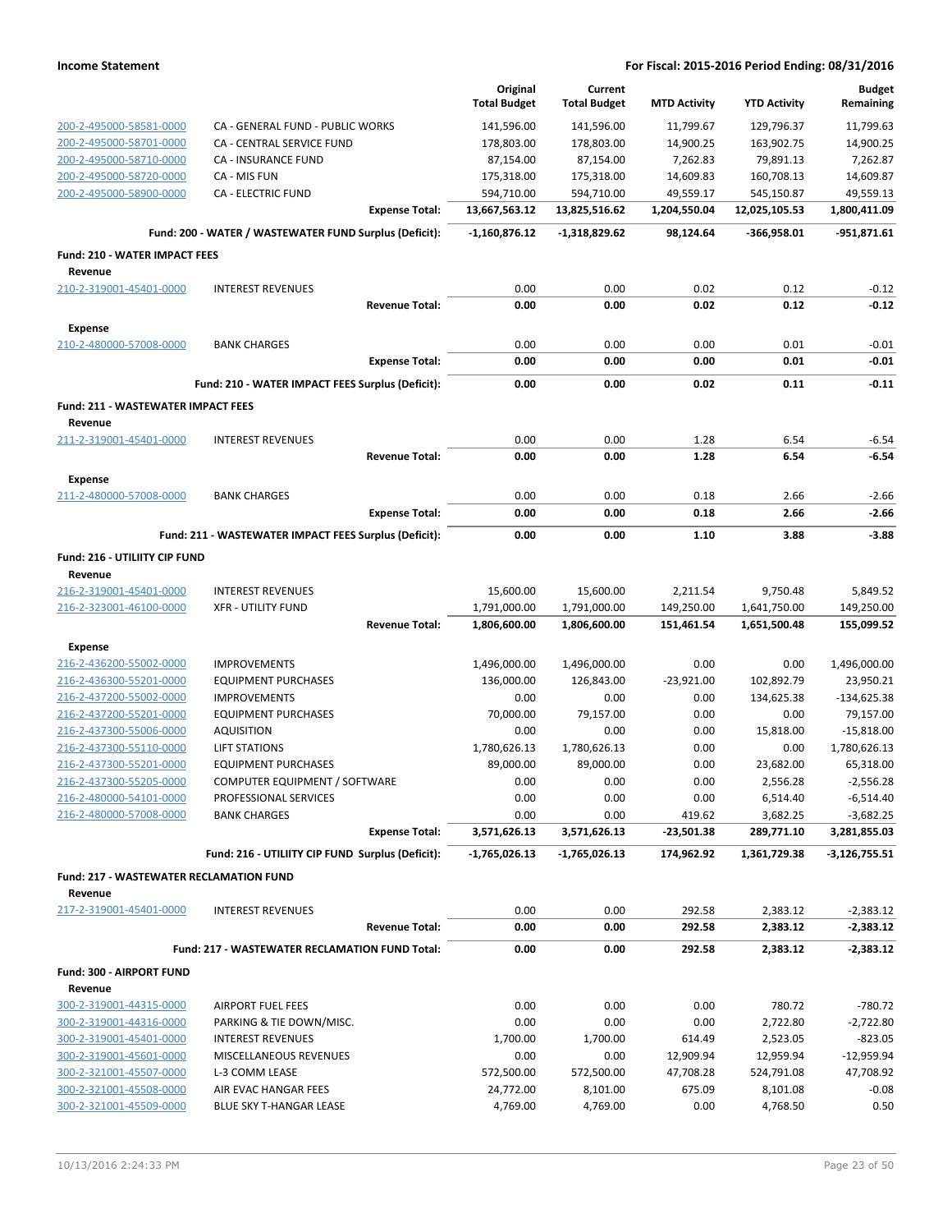**Income Statement** | **For Fiscal: 2015-2016 Period Ending: 08/31/2016**

| | | Original Total Budget | Current Total Budget | MTD Activity | YTD Activity | Budget Remaining |
|---|---|---|---|---|---|---|
| 200-2-495000-58581-0000 | CA - GENERAL FUND - PUBLIC WORKS | 141,596.00 | 141,596.00 | 11,799.67 | 129,796.37 | 11,799.63 |
| 200-2-495000-58701-0000 | CA - CENTRAL SERVICE FUND | 178,803.00 | 178,803.00 | 14,900.25 | 163,902.75 | 14,900.25 |
| 200-2-495000-58710-0000 | CA - INSURANCE FUND | 87,154.00 | 87,154.00 | 7,262.83 | 79,891.13 | 7,262.87 |
| 200-2-495000-58720-0000 | CA - MIS FUN | 175,318.00 | 175,318.00 | 14,609.83 | 160,708.13 | 14,609.87 |
| 200-2-495000-58900-0000 | CA - ELECTRIC FUND | 594,710.00 | 594,710.00 | 49,559.17 | 545,150.87 | 49,559.13 |
| | **Expense Total:** | **13,667,563.12** | **13,825,516.62** | **1,204,550.04** | **12,025,105.53** | **1,800,411.09** |
| | **Fund: 200 - WATER / WASTEWATER FUND Surplus (Deficit):** | **-1,160,876.12** | **-1,318,829.62** | **98,124.64** | **-366,958.01** | **-951,871.61** |
| **Fund: 210 - WATER IMPACT FEES** | | | | | | |
| **Revenue** | | | | | | |
| 210-2-319001-45401-0000 | INTEREST REVENUES | 0.00 | 0.00 | 0.02 | 0.12 | -0.12 |
| | **Revenue Total:** | **0.00** | **0.00** | **0.02** | **0.12** | **-0.12** |
| **Expense** | | | | | | |
| 210-2-480000-57008-0000 | BANK CHARGES | 0.00 | 0.00 | 0.00 | 0.01 | -0.01 |
| | **Expense Total:** | **0.00** | **0.00** | **0.00** | **0.01** | **-0.01** |
| | **Fund: 210 - WATER IMPACT FEES Surplus (Deficit):** | **0.00** | **0.00** | **0.02** | **0.11** | **-0.11** |
| **Fund: 211 - WASTEWATER IMPACT FEES** | | | | | | |
| **Revenue** | | | | | | |
| 211-2-319001-45401-0000 | INTEREST REVENUES | 0.00 | 0.00 | 1.28 | 6.54 | -6.54 |
| | **Revenue Total:** | **0.00** | **0.00** | **1.28** | **6.54** | **-6.54** |
| **Expense** | | | | | | |
| 211-2-480000-57008-0000 | BANK CHARGES | 0.00 | 0.00 | 0.18 | 2.66 | -2.66 |
| | **Expense Total:** | **0.00** | **0.00** | **0.18** | **2.66** | **-2.66** |
| | **Fund: 211 - WASTEWATER IMPACT FEES Surplus (Deficit):** | **0.00** | **0.00** | **1.10** | **3.88** | **-3.88** |
| **Fund: 216 - UTILIITY CIP FUND** | | | | | | |
| **Revenue** | | | | | | |
| 216-2-319001-45401-0000 | INTEREST REVENUES | 15,600.00 | 15,600.00 | 2,211.54 | 9,750.48 | 5,849.52 |
| 216-2-323001-46100-0000 | XFR - UTILITY FUND | 1,791,000.00 | 1,791,000.00 | 149,250.00 | 1,641,750.00 | 149,250.00 |
| | **Revenue Total:** | **1,806,600.00** | **1,806,600.00** | **151,461.54** | **1,651,500.48** | **155,099.52** |
| **Expense** | | | | | | |
| 216-2-436200-55002-0000 | IMPROVEMENTS | 1,496,000.00 | 1,496,000.00 | 0.00 | 0.00 | 1,496,000.00 |
| 216-2-436300-55201-0000 | EQUIPMENT PURCHASES | 136,000.00 | 126,843.00 | -23,921.00 | 102,892.79 | 23,950.21 |
| 216-2-437200-55002-0000 | IMPROVEMENTS | 0.00 | 0.00 | 0.00 | 134,625.38 | -134,625.38 |
| 216-2-437200-55201-0000 | EQUIPMENT PURCHASES | 70,000.00 | 79,157.00 | 0.00 | 0.00 | 79,157.00 |
| 216-2-437300-55006-0000 | AQUISITION | 0.00 | 0.00 | 0.00 | 15,818.00 | -15,818.00 |
| 216-2-437300-55110-0000 | LIFT STATIONS | 1,780,626.13 | 1,780,626.13 | 0.00 | 0.00 | 1,780,626.13 |
| 216-2-437300-55201-0000 | EQUIPMENT PURCHASES | 89,000.00 | 89,000.00 | 0.00 | 23,682.00 | 65,318.00 |
| 216-2-437300-55205-0000 | COMPUTER EQUIPMENT / SOFTWARE | 0.00 | 0.00 | 0.00 | 2,556.28 | -2,556.28 |
| 216-2-480000-54101-0000 | PROFESSIONAL SERVICES | 0.00 | 0.00 | 0.00 | 6,514.40 | -6,514.40 |
| 216-2-480000-57008-0000 | BANK CHARGES | 0.00 | 0.00 | 419.62 | 3,682.25 | -3,682.25 |
| | **Expense Total:** | **3,571,626.13** | **3,571,626.13** | **-23,501.38** | **289,771.10** | **3,281,855.03** |
| | **Fund: 216 - UTILIITY CIP FUND Surplus (Deficit):** | **-1,765,026.13** | **-1,765,026.13** | **174,962.92** | **1,361,729.38** | **-3,126,755.51** |
| **Fund: 217 - WASTEWATER RECLAMATION FUND** | | | | | | |
| **Revenue** | | | | | | |
| 217-2-319001-45401-0000 | INTEREST REVENUES | 0.00 | 0.00 | 292.58 | 2,383.12 | -2,383.12 |
| | **Revenue Total:** | **0.00** | **0.00** | **292.58** | **2,383.12** | **-2,383.12** |
| | **Fund: 217 - WASTEWATER RECLAMATION FUND Total:** | **0.00** | **0.00** | **292.58** | **2,383.12** | **-2,383.12** |
| **Fund: 300 - AIRPORT FUND** | | | | | | |
| **Revenue** | | | | | | |
| 300-2-319001-44315-0000 | AIRPORT FUEL FEES | 0.00 | 0.00 | 0.00 | 780.72 | -780.72 |
| 300-2-319001-44316-0000 | PARKING & TIE DOWN/MISC. | 0.00 | 0.00 | 0.00 | 2,722.80 | -2,722.80 |
| 300-2-319001-45401-0000 | INTEREST REVENUES | 1,700.00 | 1,700.00 | 614.49 | 2,523.05 | -823.05 |
| 300-2-319001-45601-0000 | MISCELLANEOUS REVENUES | 0.00 | 0.00 | 12,909.94 | 12,959.94 | -12,959.94 |
| 300-2-321001-45507-0000 | L-3 COMM LEASE | 572,500.00 | 572,500.00 | 47,708.28 | 524,791.08 | 47,708.92 |
| 300-2-321001-45508-0000 | AIR EVAC HANGAR FEES | 24,772.00 | 8,101.00 | 675.09 | 8,101.08 | -0.08 |
| 300-2-321001-45509-0000 | BLUE SKY T-HANGAR LEASE | 4,769.00 | 4,769.00 | 0.00 | 4,768.50 | 0.50 |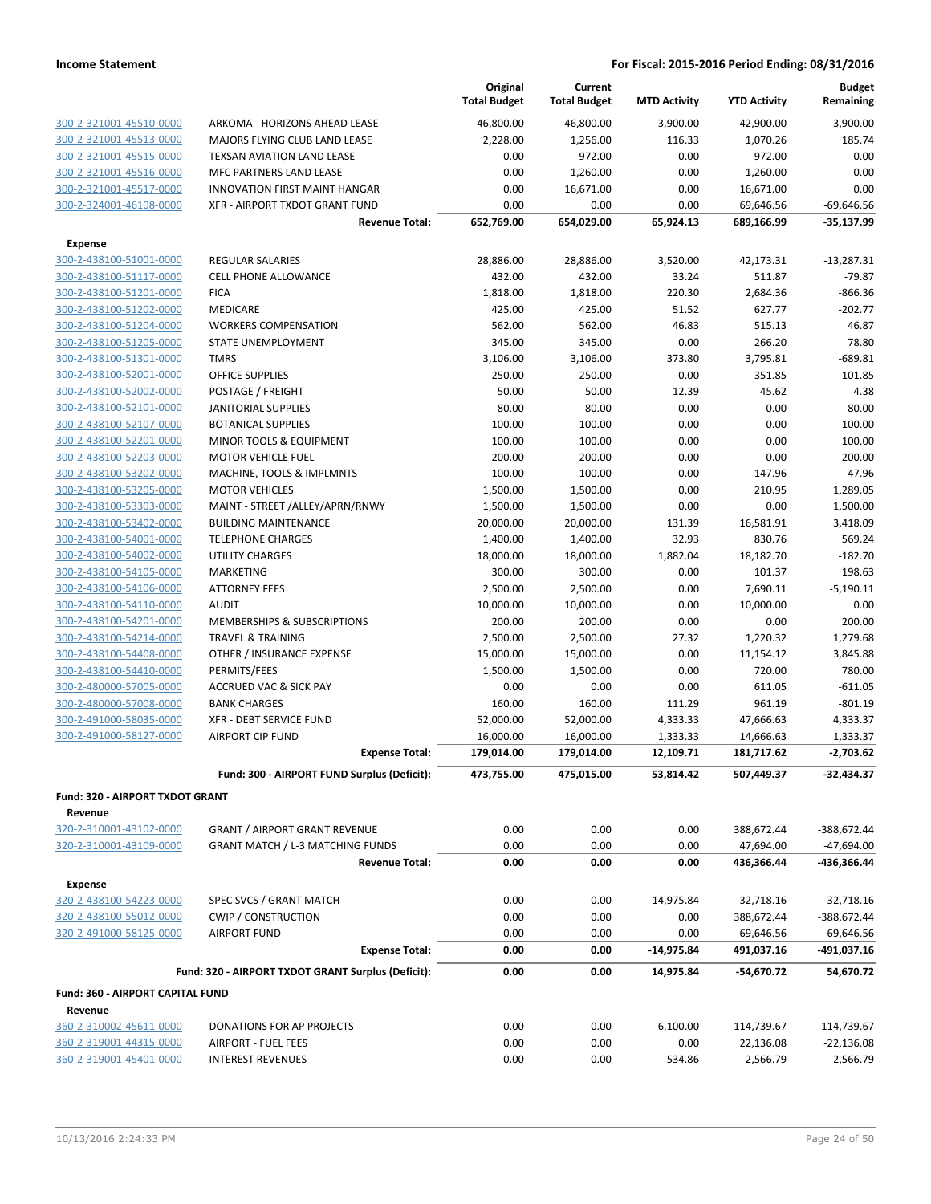**Income Statement** — For Fiscal: 2015-2016 Period Ending: 08/31/2016

| | | Original Total Budget | Current Total Budget | MTD Activity | YTD Activity | Budget Remaining |
|---|---|---|---|---|---|---|
| 300-2-321001-45510-0000 | ARKOMA - HORIZONS AHEAD LEASE | 46,800.00 | 46,800.00 | 3,900.00 | 42,900.00 | 3,900.00 |
| 300-2-321001-45513-0000 | MAJORS FLYING CLUB LAND LEASE | 2,228.00 | 1,256.00 | 116.33 | 1,070.26 | 185.74 |
| 300-2-321001-45515-0000 | TEXSAN AVIATION LAND LEASE | 0.00 | 972.00 | 0.00 | 972.00 | 0.00 |
| 300-2-321001-45516-0000 | MFC PARTNERS LAND LEASE | 0.00 | 1,260.00 | 0.00 | 1,260.00 | 0.00 |
| 300-2-321001-45517-0000 | INNOVATION FIRST MAINT HANGAR | 0.00 | 16,671.00 | 0.00 | 16,671.00 | 0.00 |
| 300-2-324001-46108-0000 | XFR - AIRPORT TXDOT GRANT FUND | 0.00 | 0.00 | 0.00 | 69,646.56 | -69,646.56 |
| | **Revenue Total:** | **652,769.00** | **654,029.00** | **65,924.13** | **689,166.99** | **-35,137.99** |
| **Expense** | | | | | | |
| 300-2-438100-51001-0000 | REGULAR SALARIES | 28,886.00 | 28,886.00 | 3,520.00 | 42,173.31 | -13,287.31 |
| 300-2-438100-51117-0000 | CELL PHONE ALLOWANCE | 432.00 | 432.00 | 33.24 | 511.87 | -79.87 |
| 300-2-438100-51201-0000 | FICA | 1,818.00 | 1,818.00 | 220.30 | 2,684.36 | -866.36 |
| 300-2-438100-51202-0000 | MEDICARE | 425.00 | 425.00 | 51.52 | 627.77 | -202.77 |
| 300-2-438100-51204-0000 | WORKERS COMPENSATION | 562.00 | 562.00 | 46.83 | 515.13 | 46.87 |
| 300-2-438100-51205-0000 | STATE UNEMPLOYMENT | 345.00 | 345.00 | 0.00 | 266.20 | 78.80 |
| 300-2-438100-51301-0000 | TMRS | 3,106.00 | 3,106.00 | 373.80 | 3,795.81 | -689.81 |
| 300-2-438100-52001-0000 | OFFICE SUPPLIES | 250.00 | 250.00 | 0.00 | 351.85 | -101.85 |
| 300-2-438100-52002-0000 | POSTAGE / FREIGHT | 50.00 | 50.00 | 12.39 | 45.62 | 4.38 |
| 300-2-438100-52101-0000 | JANITORIAL SUPPLIES | 80.00 | 80.00 | 0.00 | 0.00 | 80.00 |
| 300-2-438100-52107-0000 | BOTANICAL SUPPLIES | 100.00 | 100.00 | 0.00 | 0.00 | 100.00 |
| 300-2-438100-52201-0000 | MINOR TOOLS & EQUIPMENT | 100.00 | 100.00 | 0.00 | 0.00 | 100.00 |
| 300-2-438100-52203-0000 | MOTOR VEHICLE FUEL | 200.00 | 200.00 | 0.00 | 0.00 | 200.00 |
| 300-2-438100-53202-0000 | MACHINE, TOOLS & IMPLMNTS | 100.00 | 100.00 | 0.00 | 147.96 | -47.96 |
| 300-2-438100-53205-0000 | MOTOR VEHICLES | 1,500.00 | 1,500.00 | 0.00 | 210.95 | 1,289.05 |
| 300-2-438100-53303-0000 | MAINT - STREET /ALLEY/APRN/RNWY | 1,500.00 | 1,500.00 | 0.00 | 0.00 | 1,500.00 |
| 300-2-438100-53402-0000 | BUILDING MAINTENANCE | 20,000.00 | 20,000.00 | 131.39 | 16,581.91 | 3,418.09 |
| 300-2-438100-54001-0000 | TELEPHONE CHARGES | 1,400.00 | 1,400.00 | 32.93 | 830.76 | 569.24 |
| 300-2-438100-54002-0000 | UTILITY CHARGES | 18,000.00 | 18,000.00 | 1,882.04 | 18,182.70 | -182.70 |
| 300-2-438100-54105-0000 | MARKETING | 300.00 | 300.00 | 0.00 | 101.37 | 198.63 |
| 300-2-438100-54106-0000 | ATTORNEY FEES | 2,500.00 | 2,500.00 | 0.00 | 7,690.11 | -5,190.11 |
| 300-2-438100-54110-0000 | AUDIT | 10,000.00 | 10,000.00 | 0.00 | 10,000.00 | 0.00 |
| 300-2-438100-54201-0000 | MEMBERSHIPS & SUBSCRIPTIONS | 200.00 | 200.00 | 0.00 | 0.00 | 200.00 |
| 300-2-438100-54214-0000 | TRAVEL & TRAINING | 2,500.00 | 2,500.00 | 27.32 | 1,220.32 | 1,279.68 |
| 300-2-438100-54408-0000 | OTHER / INSURANCE EXPENSE | 15,000.00 | 15,000.00 | 0.00 | 11,154.12 | 3,845.88 |
| 300-2-438100-54410-0000 | PERMITS/FEES | 1,500.00 | 1,500.00 | 0.00 | 720.00 | 780.00 |
| 300-2-480000-57005-0000 | ACCRUED VAC & SICK PAY | 0.00 | 0.00 | 0.00 | 611.05 | -611.05 |
| 300-2-480000-57008-0000 | BANK CHARGES | 160.00 | 160.00 | 111.29 | 961.19 | -801.19 |
| 300-2-491000-58035-0000 | XFR - DEBT SERVICE FUND | 52,000.00 | 52,000.00 | 4,333.33 | 47,666.63 | 4,333.37 |
| 300-2-491000-58127-0000 | AIRPORT CIP FUND | 16,000.00 | 16,000.00 | 1,333.33 | 14,666.63 | 1,333.37 |
| | **Expense Total:** | **179,014.00** | **179,014.00** | **12,109.71** | **181,717.62** | **-2,703.62** |
| | **Fund: 300 - AIRPORT FUND Surplus (Deficit):** | **473,755.00** | **475,015.00** | **53,814.42** | **507,449.37** | **-32,434.37** |
| **Fund: 320 - AIRPORT TXDOT GRANT** | | | | | | |
| **Revenue** | | | | | | |
| 320-2-310001-43102-0000 | GRANT / AIRPORT GRANT REVENUE | 0.00 | 0.00 | 0.00 | 388,672.44 | -388,672.44 |
| 320-2-310001-43109-0000 | GRANT MATCH / L-3 MATCHING FUNDS | 0.00 | 0.00 | 0.00 | 47,694.00 | -47,694.00 |
| | **Revenue Total:** | **0.00** | **0.00** | **0.00** | **436,366.44** | **-436,366.44** |
| **Expense** | | | | | | |
| 320-2-438100-54223-0000 | SPEC SVCS / GRANT MATCH | 0.00 | 0.00 | -14,975.84 | 32,718.16 | -32,718.16 |
| 320-2-438100-55012-0000 | CWIP / CONSTRUCTION | 0.00 | 0.00 | 0.00 | 388,672.44 | -388,672.44 |
| 320-2-491000-58125-0000 | AIRPORT FUND | 0.00 | 0.00 | 0.00 | 69,646.56 | -69,646.56 |
| | **Expense Total:** | **0.00** | **0.00** | **-14,975.84** | **491,037.16** | **-491,037.16** |
| | **Fund: 320 - AIRPORT TXDOT GRANT Surplus (Deficit):** | **0.00** | **0.00** | **14,975.84** | **-54,670.72** | **54,670.72** |
| **Fund: 360 - AIRPORT CAPITAL FUND** | | | | | | |
| **Revenue** | | | | | | |
| 360-2-310002-45611-0000 | DONATIONS FOR AP PROJECTS | 0.00 | 0.00 | 6,100.00 | 114,739.67 | -114,739.67 |
| 360-2-319001-44315-0000 | AIRPORT - FUEL FEES | 0.00 | 0.00 | 0.00 | 22,136.08 | -22,136.08 |
| 360-2-319001-45401-0000 | INTEREST REVENUES | 0.00 | 0.00 | 534.86 | 2,566.79 | -2,566.79 |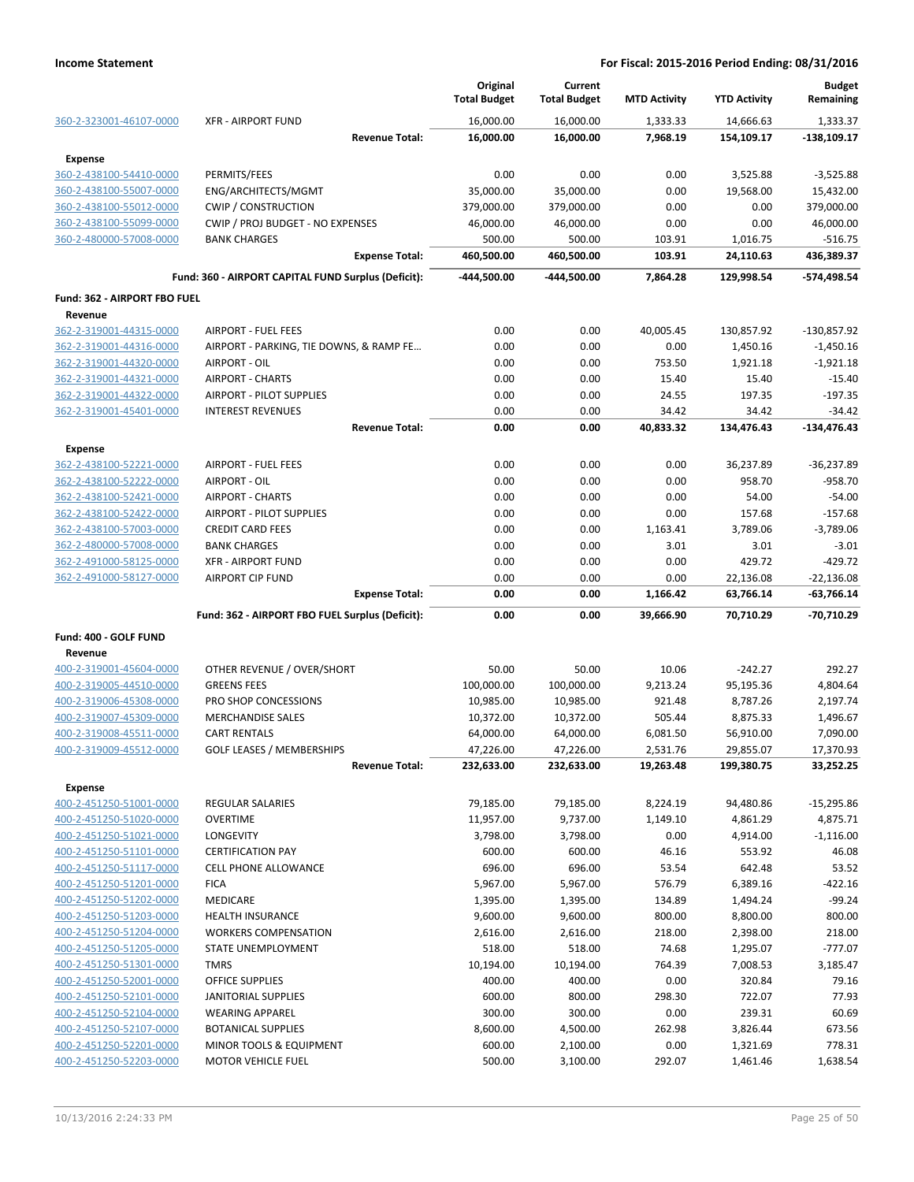**Income Statement** — For Fiscal: 2015-2016 Period Ending: 08/31/2016

| | | Original Total Budget | Current Total Budget | MTD Activity | YTD Activity | Budget Remaining |
|---|---|---|---|---|---|---|
| 360-2-323001-46107-0000 | XFR - AIRPORT FUND | 16,000.00 | 16,000.00 | 1,333.33 | 14,666.63 | 1,333.37 |
| | **Revenue Total:** | **16,000.00** | **16,000.00** | **7,968.19** | **154,109.17** | **-138,109.17** |
| **Expense** | | | | | | |
| 360-2-438100-54410-0000 | PERMITS/FEES | 0.00 | 0.00 | 0.00 | 3,525.88 | -3,525.88 |
| 360-2-438100-55007-0000 | ENG/ARCHITECTS/MGMT | 35,000.00 | 35,000.00 | 0.00 | 19,568.00 | 15,432.00 |
| 360-2-438100-55012-0000 | CWIP / CONSTRUCTION | 379,000.00 | 379,000.00 | 0.00 | 0.00 | 379,000.00 |
| 360-2-438100-55099-0000 | CWIP / PROJ BUDGET - NO EXPENSES | 46,000.00 | 46,000.00 | 0.00 | 0.00 | 46,000.00 |
| 360-2-480000-57008-0000 | BANK CHARGES | 500.00 | 500.00 | 103.91 | 1,016.75 | -516.75 |
| | **Expense Total:** | **460,500.00** | **460,500.00** | **103.91** | **24,110.63** | **436,389.37** |
| | **Fund: 360 - AIRPORT CAPITAL FUND Surplus (Deficit):** | **-444,500.00** | **-444,500.00** | **7,864.28** | **129,998.54** | **-574,498.54** |
| **Fund: 362 - AIRPORT FBO FUEL** | | | | | | |
| **Revenue** | | | | | | |
| 362-2-319001-44315-0000 | AIRPORT - FUEL FEES | 0.00 | 0.00 | 40,005.45 | 130,857.92 | -130,857.92 |
| 362-2-319001-44316-0000 | AIRPORT - PARKING, TIE DOWNS, & RAMP FE… | 0.00 | 0.00 | 0.00 | 1,450.16 | -1,450.16 |
| 362-2-319001-44320-0000 | AIRPORT - OIL | 0.00 | 0.00 | 753.50 | 1,921.18 | -1,921.18 |
| 362-2-319001-44321-0000 | AIRPORT - CHARTS | 0.00 | 0.00 | 15.40 | 15.40 | -15.40 |
| 362-2-319001-44322-0000 | AIRPORT - PILOT SUPPLIES | 0.00 | 0.00 | 24.55 | 197.35 | -197.35 |
| 362-2-319001-45401-0000 | INTEREST REVENUES | 0.00 | 0.00 | 34.42 | 34.42 | -34.42 |
| | **Revenue Total:** | **0.00** | **0.00** | **40,833.32** | **134,476.43** | **-134,476.43** |
| **Expense** | | | | | | |
| 362-2-438100-52221-0000 | AIRPORT - FUEL FEES | 0.00 | 0.00 | 0.00 | 36,237.89 | -36,237.89 |
| 362-2-438100-52222-0000 | AIRPORT - OIL | 0.00 | 0.00 | 0.00 | 958.70 | -958.70 |
| 362-2-438100-52421-0000 | AIRPORT - CHARTS | 0.00 | 0.00 | 0.00 | 54.00 | -54.00 |
| 362-2-438100-52422-0000 | AIRPORT - PILOT SUPPLIES | 0.00 | 0.00 | 0.00 | 157.68 | -157.68 |
| 362-2-438100-57003-0000 | CREDIT CARD FEES | 0.00 | 0.00 | 1,163.41 | 3,789.06 | -3,789.06 |
| 362-2-480000-57008-0000 | BANK CHARGES | 0.00 | 0.00 | 3.01 | 3.01 | -3.01 |
| 362-2-491000-58125-0000 | XFR - AIRPORT FUND | 0.00 | 0.00 | 0.00 | 429.72 | -429.72 |
| 362-2-491000-58127-0000 | AIRPORT CIP FUND | 0.00 | 0.00 | 0.00 | 22,136.08 | -22,136.08 |
| | **Expense Total:** | **0.00** | **0.00** | **1,166.42** | **63,766.14** | **-63,766.14** |
| | **Fund: 362 - AIRPORT FBO FUEL Surplus (Deficit):** | **0.00** | **0.00** | **39,666.90** | **70,710.29** | **-70,710.29** |
| **Fund: 400 - GOLF FUND** | | | | | | |
| **Revenue** | | | | | | |
| 400-2-319001-45604-0000 | OTHER REVENUE / OVER/SHORT | 50.00 | 50.00 | 10.06 | -242.27 | 292.27 |
| 400-2-319005-44510-0000 | GREENS FEES | 100,000.00 | 100,000.00 | 9,213.24 | 95,195.36 | 4,804.64 |
| 400-2-319006-45308-0000 | PRO SHOP CONCESSIONS | 10,985.00 | 10,985.00 | 921.48 | 8,787.26 | 2,197.74 |
| 400-2-319007-45309-0000 | MERCHANDISE SALES | 10,372.00 | 10,372.00 | 505.44 | 8,875.33 | 1,496.67 |
| 400-2-319008-45511-0000 | CART RENTALS | 64,000.00 | 64,000.00 | 6,081.50 | 56,910.00 | 7,090.00 |
| 400-2-319009-45512-0000 | GOLF LEASES / MEMBERSHIPS | 47,226.00 | 47,226.00 | 2,531.76 | 29,855.07 | 17,370.93 |
| | **Revenue Total:** | **232,633.00** | **232,633.00** | **19,263.48** | **199,380.75** | **33,252.25** |
| **Expense** | | | | | | |
| 400-2-451250-51001-0000 | REGULAR SALARIES | 79,185.00 | 79,185.00 | 8,224.19 | 94,480.86 | -15,295.86 |
| 400-2-451250-51020-0000 | OVERTIME | 11,957.00 | 9,737.00 | 1,149.10 | 4,861.29 | 4,875.71 |
| 400-2-451250-51021-0000 | LONGEVITY | 3,798.00 | 3,798.00 | 0.00 | 4,914.00 | -1,116.00 |
| 400-2-451250-51101-0000 | CERTIFICATION PAY | 600.00 | 600.00 | 46.16 | 553.92 | 46.08 |
| 400-2-451250-51117-0000 | CELL PHONE ALLOWANCE | 696.00 | 696.00 | 53.54 | 642.48 | 53.52 |
| 400-2-451250-51201-0000 | FICA | 5,967.00 | 5,967.00 | 576.79 | 6,389.16 | -422.16 |
| 400-2-451250-51202-0000 | MEDICARE | 1,395.00 | 1,395.00 | 134.89 | 1,494.24 | -99.24 |
| 400-2-451250-51203-0000 | HEALTH INSURANCE | 9,600.00 | 9,600.00 | 800.00 | 8,800.00 | 800.00 |
| 400-2-451250-51204-0000 | WORKERS COMPENSATION | 2,616.00 | 2,616.00 | 218.00 | 2,398.00 | 218.00 |
| 400-2-451250-51205-0000 | STATE UNEMPLOYMENT | 518.00 | 518.00 | 74.68 | 1,295.07 | -777.07 |
| 400-2-451250-51301-0000 | TMRS | 10,194.00 | 10,194.00 | 764.39 | 7,008.53 | 3,185.47 |
| 400-2-451250-52001-0000 | OFFICE SUPPLIES | 400.00 | 400.00 | 0.00 | 320.84 | 79.16 |
| 400-2-451250-52101-0000 | JANITORIAL SUPPLIES | 600.00 | 800.00 | 298.30 | 722.07 | 77.93 |
| 400-2-451250-52104-0000 | WEARING APPAREL | 300.00 | 300.00 | 0.00 | 239.31 | 60.69 |
| 400-2-451250-52107-0000 | BOTANICAL SUPPLIES | 8,600.00 | 4,500.00 | 262.98 | 3,826.44 | 673.56 |
| 400-2-451250-52201-0000 | MINOR TOOLS & EQUIPMENT | 600.00 | 2,100.00 | 0.00 | 1,321.69 | 778.31 |
| 400-2-451250-52203-0000 | MOTOR VEHICLE FUEL | 500.00 | 3,100.00 | 292.07 | 1,461.46 | 1,638.54 |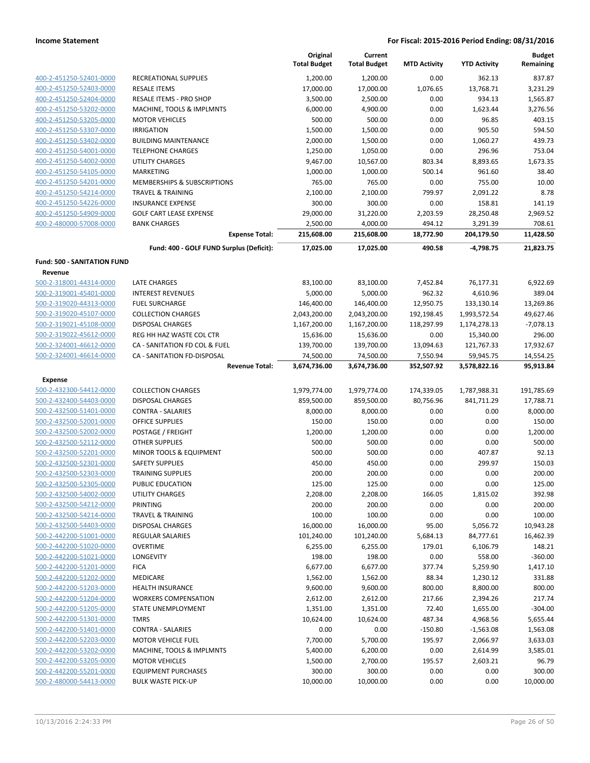| | | Original Total Budget | Current Total Budget | MTD Activity | YTD Activity | Budget Remaining |
|---|---|---|---|---|---|---|
| 400-2-451250-52401-0000 | RECREATIONAL SUPPLIES | 1,200.00 | 1,200.00 | 0.00 | 362.13 | 837.87 |
| 400-2-451250-52403-0000 | RESALE ITEMS | 17,000.00 | 17,000.00 | 1,076.65 | 13,768.71 | 3,231.29 |
| 400-2-451250-52404-0000 | RESALE ITEMS - PRO SHOP | 3,500.00 | 2,500.00 | 0.00 | 934.13 | 1,565.87 |
| 400-2-451250-53202-0000 | MACHINE, TOOLS & IMPLMNTS | 6,000.00 | 4,900.00 | 0.00 | 1,623.44 | 3,276.56 |
| 400-2-451250-53205-0000 | MOTOR VEHICLES | 500.00 | 500.00 | 0.00 | 96.85 | 403.15 |
| 400-2-451250-53307-0000 | IRRIGATION | 1,500.00 | 1,500.00 | 0.00 | 905.50 | 594.50 |
| 400-2-451250-53402-0000 | BUILDING MAINTENANCE | 2,000.00 | 1,500.00 | 0.00 | 1,060.27 | 439.73 |
| 400-2-451250-54001-0000 | TELEPHONE CHARGES | 1,250.00 | 1,050.00 | 0.00 | 296.96 | 753.04 |
| 400-2-451250-54002-0000 | UTILITY CHARGES | 9,467.00 | 10,567.00 | 803.34 | 8,893.65 | 1,673.35 |
| 400-2-451250-54105-0000 | MARKETING | 1,000.00 | 1,000.00 | 500.14 | 961.60 | 38.40 |
| 400-2-451250-54201-0000 | MEMBERSHIPS & SUBSCRIPTIONS | 765.00 | 765.00 | 0.00 | 755.00 | 10.00 |
| 400-2-451250-54214-0000 | TRAVEL & TRAINING | 2,100.00 | 2,100.00 | 799.97 | 2,091.22 | 8.78 |
| 400-2-451250-54226-0000 | INSURANCE EXPENSE | 300.00 | 300.00 | 0.00 | 158.81 | 141.19 |
| 400-2-451250-54909-0000 | GOLF CART LEASE EXPENSE | 29,000.00 | 31,220.00 | 2,203.59 | 28,250.48 | 2,969.52 |
| 400-2-480000-57008-0000 | BANK CHARGES | 2,500.00 | 4,000.00 | 494.12 | 3,291.39 | 708.61 |
| | **Expense Total:** | **215,608.00** | **215,608.00** | **18,772.90** | **204,179.50** | **11,428.50** |
| | **Fund: 400 - GOLF FUND Surplus (Deficit):** | **17,025.00** | **17,025.00** | **490.58** | **-4,798.75** | **21,823.75** |
| **Fund: 500 - SANITATION FUND** | | | | | | |
| **Revenue** | | | | | | |
| 500-2-318001-44314-0000 | LATE CHARGES | 83,100.00 | 83,100.00 | 7,452.84 | 76,177.31 | 6,922.69 |
| 500-2-319001-45401-0000 | INTEREST REVENUES | 5,000.00 | 5,000.00 | 962.32 | 4,610.96 | 389.04 |
| 500-2-319020-44313-0000 | FUEL SURCHARGE | 146,400.00 | 146,400.00 | 12,950.75 | 133,130.14 | 13,269.86 |
| 500-2-319020-45107-0000 | COLLECTION CHARGES | 2,043,200.00 | 2,043,200.00 | 192,198.45 | 1,993,572.54 | 49,627.46 |
| 500-2-319021-45108-0000 | DISPOSAL CHARGES | 1,167,200.00 | 1,167,200.00 | 118,297.99 | 1,174,278.13 | -7,078.13 |
| 500-2-319022-45612-0000 | REG HH HAZ WASTE COL CTR | 15,636.00 | 15,636.00 | 0.00 | 15,340.00 | 296.00 |
| 500-2-324001-46612-0000 | CA - SANITATION FD COL & FUEL | 139,700.00 | 139,700.00 | 13,094.63 | 121,767.33 | 17,932.67 |
| 500-2-324001-46614-0000 | CA - SANITATION FD-DISPOSAL | 74,500.00 | 74,500.00 | 7,550.94 | 59,945.75 | 14,554.25 |
| | **Revenue Total:** | **3,674,736.00** | **3,674,736.00** | **352,507.92** | **3,578,822.16** | **95,913.84** |
| **Expense** | | | | | | |
| 500-2-432300-54412-0000 | COLLECTION CHARGES | 1,979,774.00 | 1,979,774.00 | 174,339.05 | 1,787,988.31 | 191,785.69 |
| 500-2-432400-54403-0000 | DISPOSAL CHARGES | 859,500.00 | 859,500.00 | 80,756.96 | 841,711.29 | 17,788.71 |
| 500-2-432500-51401-0000 | CONTRA - SALARIES | 8,000.00 | 8,000.00 | 0.00 | 0.00 | 8,000.00 |
| 500-2-432500-52001-0000 | OFFICE SUPPLIES | 150.00 | 150.00 | 0.00 | 0.00 | 150.00 |
| 500-2-432500-52002-0000 | POSTAGE / FREIGHT | 1,200.00 | 1,200.00 | 0.00 | 0.00 | 1,200.00 |
| 500-2-432500-52112-0000 | OTHER SUPPLIES | 500.00 | 500.00 | 0.00 | 0.00 | 500.00 |
| 500-2-432500-52201-0000 | MINOR TOOLS & EQUIPMENT | 500.00 | 500.00 | 0.00 | 407.87 | 92.13 |
| 500-2-432500-52301-0000 | SAFETY SUPPLIES | 450.00 | 450.00 | 0.00 | 299.97 | 150.03 |
| 500-2-432500-52303-0000 | TRAINING SUPPLIES | 200.00 | 200.00 | 0.00 | 0.00 | 200.00 |
| 500-2-432500-52305-0000 | PUBLIC EDUCATION | 125.00 | 125.00 | 0.00 | 0.00 | 125.00 |
| 500-2-432500-54002-0000 | UTILITY CHARGES | 2,208.00 | 2,208.00 | 166.05 | 1,815.02 | 392.98 |
| 500-2-432500-54212-0000 | PRINTING | 200.00 | 200.00 | 0.00 | 0.00 | 200.00 |
| 500-2-432500-54214-0000 | TRAVEL & TRAINING | 100.00 | 100.00 | 0.00 | 0.00 | 100.00 |
| 500-2-432500-54403-0000 | DISPOSAL CHARGES | 16,000.00 | 16,000.00 | 95.00 | 5,056.72 | 10,943.28 |
| 500-2-442200-51001-0000 | REGULAR SALARIES | 101,240.00 | 101,240.00 | 5,684.13 | 84,777.61 | 16,462.39 |
| 500-2-442200-51020-0000 | OVERTIME | 6,255.00 | 6,255.00 | 179.01 | 6,106.79 | 148.21 |
| 500-2-442200-51021-0000 | LONGEVITY | 198.00 | 198.00 | 0.00 | 558.00 | -360.00 |
| 500-2-442200-51201-0000 | FICA | 6,677.00 | 6,677.00 | 377.74 | 5,259.90 | 1,417.10 |
| 500-2-442200-51202-0000 | MEDICARE | 1,562.00 | 1,562.00 | 88.34 | 1,230.12 | 331.88 |
| 500-2-442200-51203-0000 | HEALTH INSURANCE | 9,600.00 | 9,600.00 | 800.00 | 8,800.00 | 800.00 |
| 500-2-442200-51204-0000 | WORKERS COMPENSATION | 2,612.00 | 2,612.00 | 217.66 | 2,394.26 | 217.74 |
| 500-2-442200-51205-0000 | STATE UNEMPLOYMENT | 1,351.00 | 1,351.00 | 72.40 | 1,655.00 | -304.00 |
| 500-2-442200-51301-0000 | TMRS | 10,624.00 | 10,624.00 | 487.34 | 4,968.56 | 5,655.44 |
| 500-2-442200-51401-0000 | CONTRA - SALARIES | 0.00 | 0.00 | -150.80 | -1,563.08 | 1,563.08 |
| 500-2-442200-52203-0000 | MOTOR VEHICLE FUEL | 7,700.00 | 5,700.00 | 195.97 | 2,066.97 | 3,633.03 |
| 500-2-442200-53202-0000 | MACHINE, TOOLS & IMPLMNTS | 5,400.00 | 6,200.00 | 0.00 | 2,614.99 | 3,585.01 |
| 500-2-442200-53205-0000 | MOTOR VEHICLES | 1,500.00 | 2,700.00 | 195.57 | 2,603.21 | 96.79 |
| 500-2-442200-55201-0000 | EQUIPMENT PURCHASES | 300.00 | 300.00 | 0.00 | 0.00 | 300.00 |
| 500-2-480000-54413-0000 | BULK WASTE PICK-UP | 10,000.00 | 10,000.00 | 0.00 | 0.00 | 10,000.00 |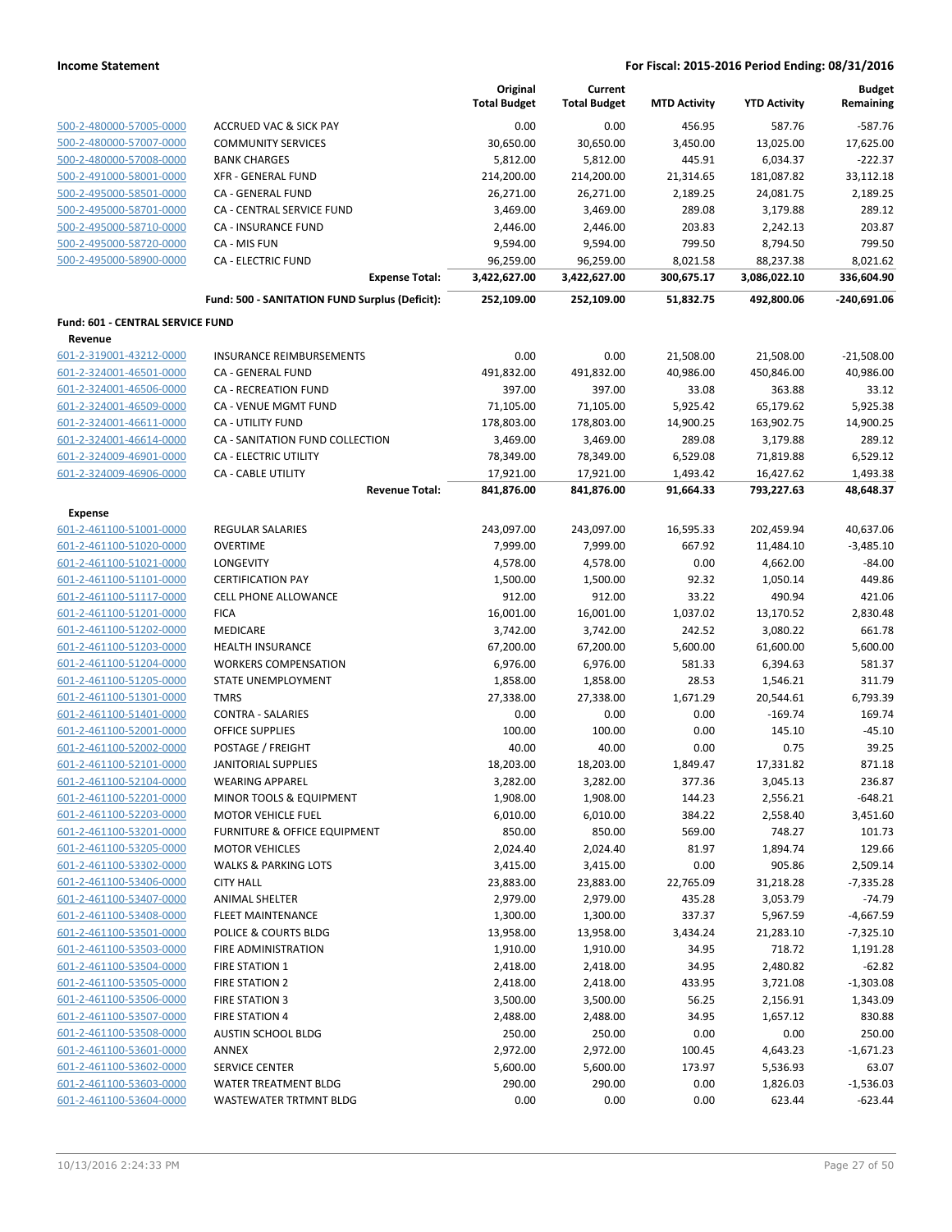**Income Statement** — **For Fiscal: 2015-2016 Period Ending: 08/31/2016**

| | | Original Total Budget | Current Total Budget | MTD Activity | YTD Activity | Budget Remaining |
|---|---|---|---|---|---|---|
| 500-2-480000-57005-0000 | ACCRUED VAC & SICK PAY | 0.00 | 0.00 | 456.95 | 587.76 | -587.76 |
| 500-2-480000-57007-0000 | COMMUNITY SERVICES | 30,650.00 | 30,650.00 | 3,450.00 | 13,025.00 | 17,625.00 |
| 500-2-480000-57008-0000 | BANK CHARGES | 5,812.00 | 5,812.00 | 445.91 | 6,034.37 | -222.37 |
| 500-2-491000-58001-0000 | XFR - GENERAL FUND | 214,200.00 | 214,200.00 | 21,314.65 | 181,087.82 | 33,112.18 |
| 500-2-495000-58501-0000 | CA - GENERAL FUND | 26,271.00 | 26,271.00 | 2,189.25 | 24,081.75 | 2,189.25 |
| 500-2-495000-58701-0000 | CA - CENTRAL SERVICE FUND | 3,469.00 | 3,469.00 | 289.08 | 3,179.88 | 289.12 |
| 500-2-495000-58710-0000 | CA - INSURANCE FUND | 2,446.00 | 2,446.00 | 203.83 | 2,242.13 | 203.87 |
| 500-2-495000-58720-0000 | CA - MIS FUN | 9,594.00 | 9,594.00 | 799.50 | 8,794.50 | 799.50 |
| 500-2-495000-58900-0000 | CA - ELECTRIC FUND | 96,259.00 | 96,259.00 | 8,021.58 | 88,237.38 | 8,021.62 |
| | **Expense Total:** | **3,422,627.00** | **3,422,627.00** | **300,675.17** | **3,086,022.10** | **336,604.90** |
| | **Fund: 500 - SANITATION FUND Surplus (Deficit):** | **252,109.00** | **252,109.00** | **51,832.75** | **492,800.06** | **-240,691.06** |
| **Fund: 601 - CENTRAL SERVICE FUND** | | | | | | |
| **Revenue** | | | | | | |
| 601-2-319001-43212-0000 | INSURANCE REIMBURSEMENTS | 0.00 | 0.00 | 21,508.00 | 21,508.00 | -21,508.00 |
| 601-2-324001-46501-0000 | CA - GENERAL FUND | 491,832.00 | 491,832.00 | 40,986.00 | 450,846.00 | 40,986.00 |
| 601-2-324001-46506-0000 | CA - RECREATION FUND | 397.00 | 397.00 | 33.08 | 363.88 | 33.12 |
| 601-2-324001-46509-0000 | CA - VENUE MGMT FUND | 71,105.00 | 71,105.00 | 5,925.42 | 65,179.62 | 5,925.38 |
| 601-2-324001-46611-0000 | CA - UTILITY FUND | 178,803.00 | 178,803.00 | 14,900.25 | 163,902.75 | 14,900.25 |
| 601-2-324001-46614-0000 | CA - SANITATION FUND COLLECTION | 3,469.00 | 3,469.00 | 289.08 | 3,179.88 | 289.12 |
| 601-2-324009-46901-0000 | CA - ELECTRIC UTILITY | 78,349.00 | 78,349.00 | 6,529.08 | 71,819.88 | 6,529.12 |
| 601-2-324009-46906-0000 | CA - CABLE UTILITY | 17,921.00 | 17,921.00 | 1,493.42 | 16,427.62 | 1,493.38 |
| | **Revenue Total:** | **841,876.00** | **841,876.00** | **91,664.33** | **793,227.63** | **48,648.37** |
| **Expense** | | | | | | |
| 601-2-461100-51001-0000 | REGULAR SALARIES | 243,097.00 | 243,097.00 | 16,595.33 | 202,459.94 | 40,637.06 |
| 601-2-461100-51020-0000 | OVERTIME | 7,999.00 | 7,999.00 | 667.92 | 11,484.10 | -3,485.10 |
| 601-2-461100-51021-0000 | LONGEVITY | 4,578.00 | 4,578.00 | 0.00 | 4,662.00 | -84.00 |
| 601-2-461100-51101-0000 | CERTIFICATION PAY | 1,500.00 | 1,500.00 | 92.32 | 1,050.14 | 449.86 |
| 601-2-461100-51117-0000 | CELL PHONE ALLOWANCE | 912.00 | 912.00 | 33.22 | 490.94 | 421.06 |
| 601-2-461100-51201-0000 | FICA | 16,001.00 | 16,001.00 | 1,037.02 | 13,170.52 | 2,830.48 |
| 601-2-461100-51202-0000 | MEDICARE | 3,742.00 | 3,742.00 | 242.52 | 3,080.22 | 661.78 |
| 601-2-461100-51203-0000 | HEALTH INSURANCE | 67,200.00 | 67,200.00 | 5,600.00 | 61,600.00 | 5,600.00 |
| 601-2-461100-51204-0000 | WORKERS COMPENSATION | 6,976.00 | 6,976.00 | 581.33 | 6,394.63 | 581.37 |
| 601-2-461100-51205-0000 | STATE UNEMPLOYMENT | 1,858.00 | 1,858.00 | 28.53 | 1,546.21 | 311.79 |
| 601-2-461100-51301-0000 | TMRS | 27,338.00 | 27,338.00 | 1,671.29 | 20,544.61 | 6,793.39 |
| 601-2-461100-51401-0000 | CONTRA - SALARIES | 0.00 | 0.00 | 0.00 | -169.74 | 169.74 |
| 601-2-461100-52001-0000 | OFFICE SUPPLIES | 100.00 | 100.00 | 0.00 | 145.10 | -45.10 |
| 601-2-461100-52002-0000 | POSTAGE / FREIGHT | 40.00 | 40.00 | 0.00 | 0.75 | 39.25 |
| 601-2-461100-52101-0000 | JANITORIAL SUPPLIES | 18,203.00 | 18,203.00 | 1,849.47 | 17,331.82 | 871.18 |
| 601-2-461100-52104-0000 | WEARING APPAREL | 3,282.00 | 3,282.00 | 377.36 | 3,045.13 | 236.87 |
| 601-2-461100-52201-0000 | MINOR TOOLS & EQUIPMENT | 1,908.00 | 1,908.00 | 144.23 | 2,556.21 | -648.21 |
| 601-2-461100-52203-0000 | MOTOR VEHICLE FUEL | 6,010.00 | 6,010.00 | 384.22 | 2,558.40 | 3,451.60 |
| 601-2-461100-53201-0000 | FURNITURE & OFFICE EQUIPMENT | 850.00 | 850.00 | 569.00 | 748.27 | 101.73 |
| 601-2-461100-53205-0000 | MOTOR VEHICLES | 2,024.40 | 2,024.40 | 81.97 | 1,894.74 | 129.66 |
| 601-2-461100-53302-0000 | WALKS & PARKING LOTS | 3,415.00 | 3,415.00 | 0.00 | 905.86 | 2,509.14 |
| 601-2-461100-53406-0000 | CITY HALL | 23,883.00 | 23,883.00 | 22,765.09 | 31,218.28 | -7,335.28 |
| 601-2-461100-53407-0000 | ANIMAL SHELTER | 2,979.00 | 2,979.00 | 435.28 | 3,053.79 | -74.79 |
| 601-2-461100-53408-0000 | FLEET MAINTENANCE | 1,300.00 | 1,300.00 | 337.37 | 5,967.59 | -4,667.59 |
| 601-2-461100-53501-0000 | POLICE & COURTS BLDG | 13,958.00 | 13,958.00 | 3,434.24 | 21,283.10 | -7,325.10 |
| 601-2-461100-53503-0000 | FIRE ADMINISTRATION | 1,910.00 | 1,910.00 | 34.95 | 718.72 | 1,191.28 |
| 601-2-461100-53504-0000 | FIRE STATION 1 | 2,418.00 | 2,418.00 | 34.95 | 2,480.82 | -62.82 |
| 601-2-461100-53505-0000 | FIRE STATION 2 | 2,418.00 | 2,418.00 | 433.95 | 3,721.08 | -1,303.08 |
| 601-2-461100-53506-0000 | FIRE STATION 3 | 3,500.00 | 3,500.00 | 56.25 | 2,156.91 | 1,343.09 |
| 601-2-461100-53507-0000 | FIRE STATION 4 | 2,488.00 | 2,488.00 | 34.95 | 1,657.12 | 830.88 |
| 601-2-461100-53508-0000 | AUSTIN SCHOOL BLDG | 250.00 | 250.00 | 0.00 | 0.00 | 250.00 |
| 601-2-461100-53601-0000 | ANNEX | 2,972.00 | 2,972.00 | 100.45 | 4,643.23 | -1,671.23 |
| 601-2-461100-53602-0000 | SERVICE CENTER | 5,600.00 | 5,600.00 | 173.97 | 5,536.93 | 63.07 |
| 601-2-461100-53603-0000 | WATER TREATMENT BLDG | 290.00 | 290.00 | 0.00 | 1,826.03 | -1,536.03 |
| 601-2-461100-53604-0000 | WASTEWATER TRTMNT BLDG | 0.00 | 0.00 | 0.00 | 623.44 | -623.44 |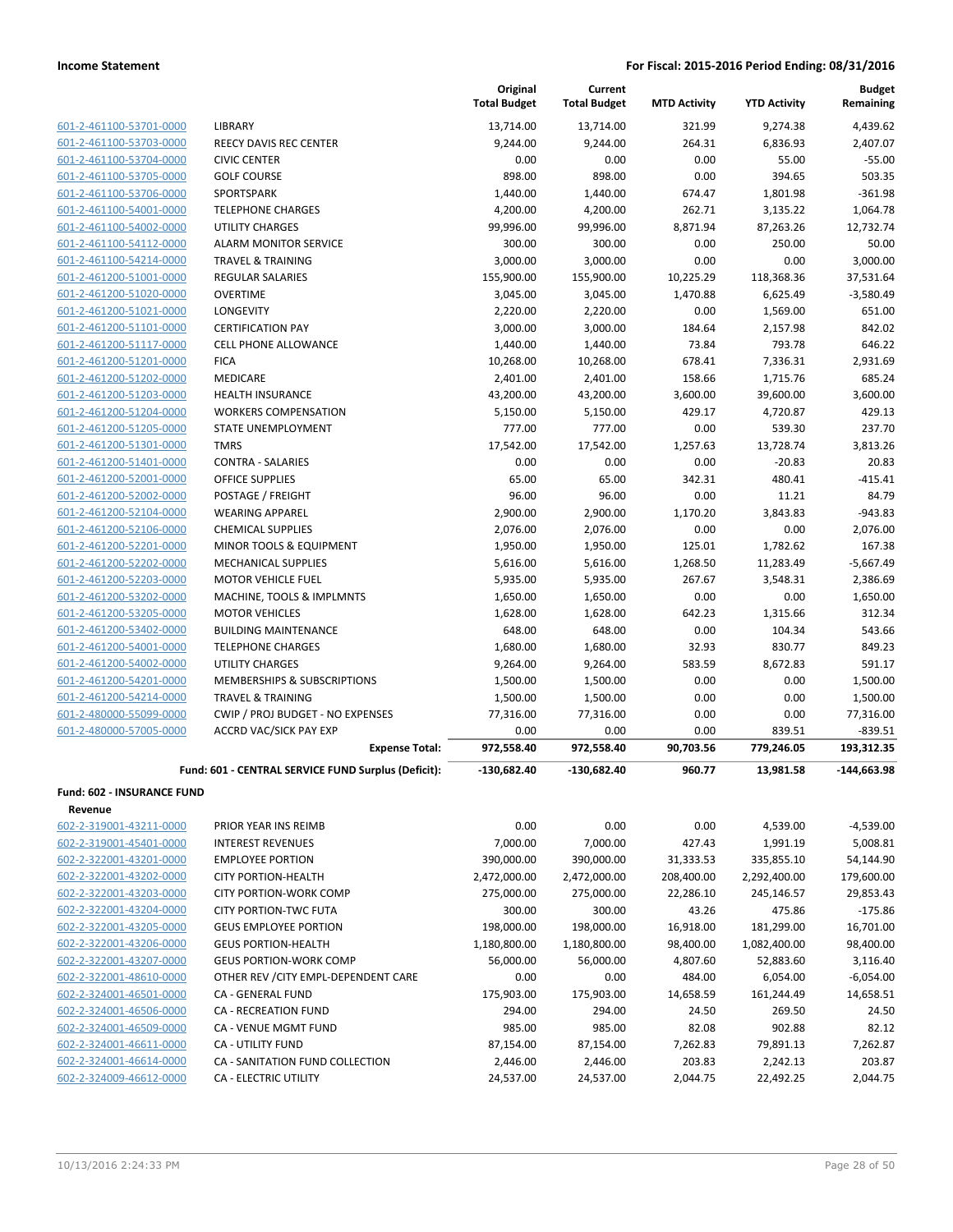| | | Original Total Budget | Current Total Budget | MTD Activity | YTD Activity | Budget Remaining |
|---|---|---|---|---|---|---|
| 601-2-461100-53701-0000 | LIBRARY | 13,714.00 | 13,714.00 | 321.99 | 9,274.38 | 4,439.62 |
| 601-2-461100-53703-0000 | REECY DAVIS REC CENTER | 9,244.00 | 9,244.00 | 264.31 | 6,836.93 | 2,407.07 |
| 601-2-461100-53704-0000 | CIVIC CENTER | 0.00 | 0.00 | 0.00 | 55.00 | -55.00 |
| 601-2-461100-53705-0000 | GOLF COURSE | 898.00 | 898.00 | 0.00 | 394.65 | 503.35 |
| 601-2-461100-53706-0000 | SPORTSPARK | 1,440.00 | 1,440.00 | 674.47 | 1,801.98 | -361.98 |
| 601-2-461100-54001-0000 | TELEPHONE CHARGES | 4,200.00 | 4,200.00 | 262.71 | 3,135.22 | 1,064.78 |
| 601-2-461100-54002-0000 | UTILITY CHARGES | 99,996.00 | 99,996.00 | 8,871.94 | 87,263.26 | 12,732.74 |
| 601-2-461100-54112-0000 | ALARM MONITOR SERVICE | 300.00 | 300.00 | 0.00 | 250.00 | 50.00 |
| 601-2-461100-54214-0000 | TRAVEL & TRAINING | 3,000.00 | 3,000.00 | 0.00 | 0.00 | 3,000.00 |
| 601-2-461200-51001-0000 | REGULAR SALARIES | 155,900.00 | 155,900.00 | 10,225.29 | 118,368.36 | 37,531.64 |
| 601-2-461200-51020-0000 | OVERTIME | 3,045.00 | 3,045.00 | 1,470.88 | 6,625.49 | -3,580.49 |
| 601-2-461200-51021-0000 | LONGEVITY | 2,220.00 | 2,220.00 | 0.00 | 1,569.00 | 651.00 |
| 601-2-461200-51101-0000 | CERTIFICATION PAY | 3,000.00 | 3,000.00 | 184.64 | 2,157.98 | 842.02 |
| 601-2-461200-51117-0000 | CELL PHONE ALLOWANCE | 1,440.00 | 1,440.00 | 73.84 | 793.78 | 646.22 |
| 601-2-461200-51201-0000 | FICA | 10,268.00 | 10,268.00 | 678.41 | 7,336.31 | 2,931.69 |
| 601-2-461200-51202-0000 | MEDICARE | 2,401.00 | 2,401.00 | 158.66 | 1,715.76 | 685.24 |
| 601-2-461200-51203-0000 | HEALTH INSURANCE | 43,200.00 | 43,200.00 | 3,600.00 | 39,600.00 | 3,600.00 |
| 601-2-461200-51204-0000 | WORKERS COMPENSATION | 5,150.00 | 5,150.00 | 429.17 | 4,720.87 | 429.13 |
| 601-2-461200-51205-0000 | STATE UNEMPLOYMENT | 777.00 | 777.00 | 0.00 | 539.30 | 237.70 |
| 601-2-461200-51301-0000 | TMRS | 17,542.00 | 17,542.00 | 1,257.63 | 13,728.74 | 3,813.26 |
| 601-2-461200-51401-0000 | CONTRA - SALARIES | 0.00 | 0.00 | 0.00 | -20.83 | 20.83 |
| 601-2-461200-52001-0000 | OFFICE SUPPLIES | 65.00 | 65.00 | 342.31 | 480.41 | -415.41 |
| 601-2-461200-52002-0000 | POSTAGE / FREIGHT | 96.00 | 96.00 | 0.00 | 11.21 | 84.79 |
| 601-2-461200-52104-0000 | WEARING APPAREL | 2,900.00 | 2,900.00 | 1,170.20 | 3,843.83 | -943.83 |
| 601-2-461200-52106-0000 | CHEMICAL SUPPLIES | 2,076.00 | 2,076.00 | 0.00 | 0.00 | 2,076.00 |
| 601-2-461200-52201-0000 | MINOR TOOLS & EQUIPMENT | 1,950.00 | 1,950.00 | 125.01 | 1,782.62 | 167.38 |
| 601-2-461200-52202-0000 | MECHANICAL SUPPLIES | 5,616.00 | 5,616.00 | 1,268.50 | 11,283.49 | -5,667.49 |
| 601-2-461200-52203-0000 | MOTOR VEHICLE FUEL | 5,935.00 | 5,935.00 | 267.67 | 3,548.31 | 2,386.69 |
| 601-2-461200-53202-0000 | MACHINE, TOOLS & IMPLMNTS | 1,650.00 | 1,650.00 | 0.00 | 0.00 | 1,650.00 |
| 601-2-461200-53205-0000 | MOTOR VEHICLES | 1,628.00 | 1,628.00 | 642.23 | 1,315.66 | 312.34 |
| 601-2-461200-53402-0000 | BUILDING MAINTENANCE | 648.00 | 648.00 | 0.00 | 104.34 | 543.66 |
| 601-2-461200-54001-0000 | TELEPHONE CHARGES | 1,680.00 | 1,680.00 | 32.93 | 830.77 | 849.23 |
| 601-2-461200-54002-0000 | UTILITY CHARGES | 9,264.00 | 9,264.00 | 583.59 | 8,672.83 | 591.17 |
| 601-2-461200-54201-0000 | MEMBERSHIPS & SUBSCRIPTIONS | 1,500.00 | 1,500.00 | 0.00 | 0.00 | 1,500.00 |
| 601-2-461200-54214-0000 | TRAVEL & TRAINING | 1,500.00 | 1,500.00 | 0.00 | 0.00 | 1,500.00 |
| 601-2-480000-55099-0000 | CWIP / PROJ BUDGET - NO EXPENSES | 77,316.00 | 77,316.00 | 0.00 | 0.00 | 77,316.00 |
| 601-2-480000-57005-0000 | ACCRD VAC/SICK PAY EXP | 0.00 | 0.00 | 0.00 | 839.51 | -839.51 |
| | **Expense Total:** | **972,558.40** | **972,558.40** | **90,703.56** | **779,246.05** | **193,312.35** |
| | **Fund: 601 - CENTRAL SERVICE FUND Surplus (Deficit):** | **-130,682.40** | **-130,682.40** | **960.77** | **13,981.58** | **-144,663.98** |
| **Fund: 602 - INSURANCE FUND** | | | | | | |
| **Revenue** | | | | | | |
| 602-2-319001-43211-0000 | PRIOR YEAR INS REIMB | 0.00 | 0.00 | 0.00 | 4,539.00 | -4,539.00 |
| 602-2-319001-45401-0000 | INTEREST REVENUES | 7,000.00 | 7,000.00 | 427.43 | 1,991.19 | 5,008.81 |
| 602-2-322001-43201-0000 | EMPLOYEE PORTION | 390,000.00 | 390,000.00 | 31,333.53 | 335,855.10 | 54,144.90 |
| 602-2-322001-43202-0000 | CITY PORTION-HEALTH | 2,472,000.00 | 2,472,000.00 | 208,400.00 | 2,292,400.00 | 179,600.00 |
| 602-2-322001-43203-0000 | CITY PORTION-WORK COMP | 275,000.00 | 275,000.00 | 22,286.10 | 245,146.57 | 29,853.43 |
| 602-2-322001-43204-0000 | CITY PORTION-TWC FUTA | 300.00 | 300.00 | 43.26 | 475.86 | -175.86 |
| 602-2-322001-43205-0000 | GEUS EMPLOYEE PORTION | 198,000.00 | 198,000.00 | 16,918.00 | 181,299.00 | 16,701.00 |
| 602-2-322001-43206-0000 | GEUS PORTION-HEALTH | 1,180,800.00 | 1,180,800.00 | 98,400.00 | 1,082,400.00 | 98,400.00 |
| 602-2-322001-43207-0000 | GEUS PORTION-WORK COMP | 56,000.00 | 56,000.00 | 4,807.60 | 52,883.60 | 3,116.40 |
| 602-2-322001-48610-0000 | OTHER REV /CITY EMPL-DEPENDENT CARE | 0.00 | 0.00 | 484.00 | 6,054.00 | -6,054.00 |
| 602-2-324001-46501-0000 | CA - GENERAL FUND | 175,903.00 | 175,903.00 | 14,658.59 | 161,244.49 | 14,658.51 |
| 602-2-324001-46506-0000 | CA - RECREATION FUND | 294.00 | 294.00 | 24.50 | 269.50 | 24.50 |
| 602-2-324001-46509-0000 | CA - VENUE MGMT FUND | 985.00 | 985.00 | 82.08 | 902.88 | 82.12 |
| 602-2-324001-46611-0000 | CA - UTILITY FUND | 87,154.00 | 87,154.00 | 7,262.83 | 79,891.13 | 7,262.87 |
| 602-2-324001-46614-0000 | CA - SANITATION FUND COLLECTION | 2,446.00 | 2,446.00 | 203.83 | 2,242.13 | 203.87 |
| 602-2-324009-46612-0000 | CA - ELECTRIC UTILITY | 24,537.00 | 24,537.00 | 2,044.75 | 22,492.25 | 2,044.75 |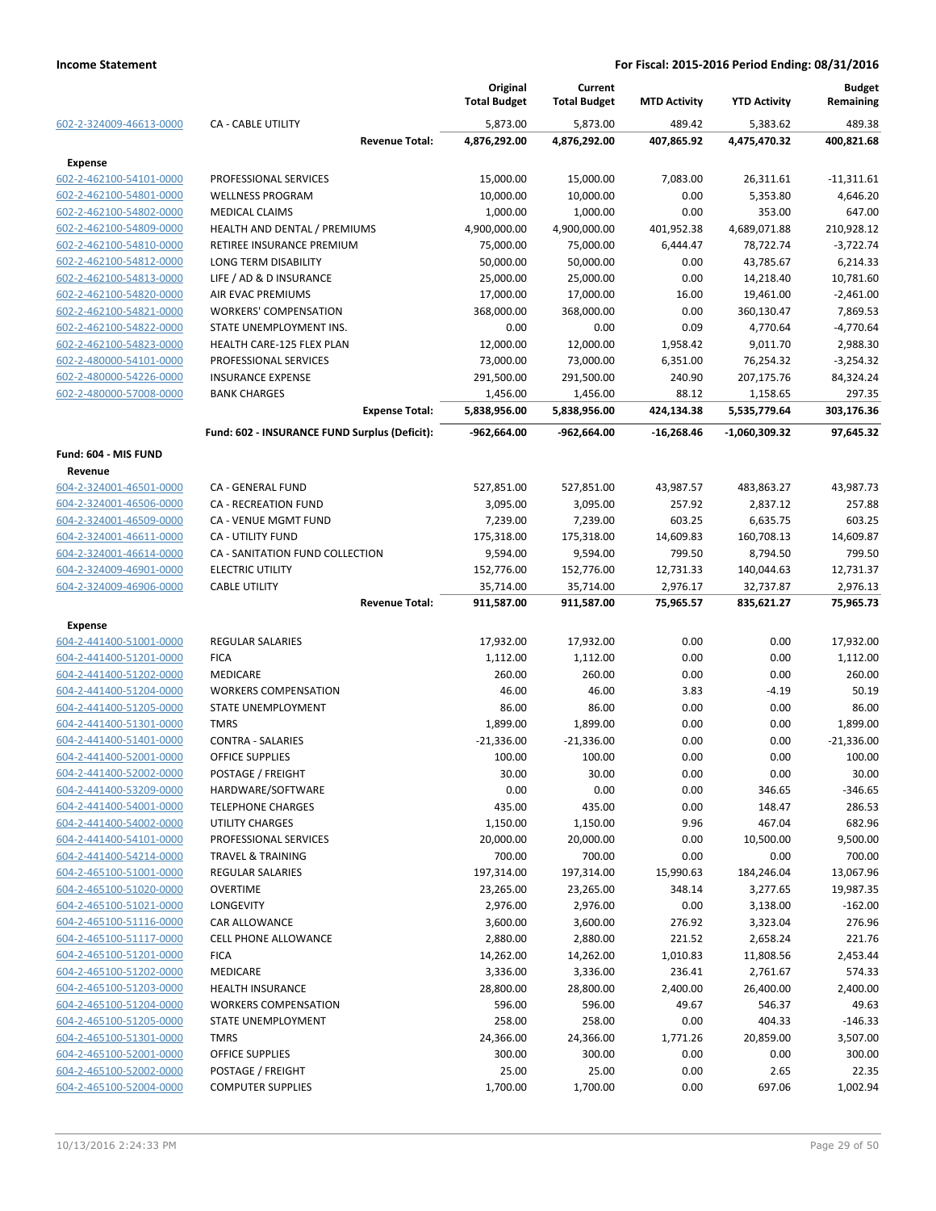**Income Statement** **For Fiscal: 2015-2016 Period Ending: 08/31/2016**

| | | Original Total Budget | Current Total Budget | MTD Activity | YTD Activity | Budget Remaining |
|---|---|---|---|---|---|---|
| 602-2-324009-46613-0000 | CA - CABLE UTILITY | 5,873.00 | 5,873.00 | 489.42 | 5,383.62 | 489.38 |
| | **Revenue Total:** | **4,876,292.00** | **4,876,292.00** | **407,865.92** | **4,475,470.32** | **400,821.68** |
| **Expense** | | | | | | |
| 602-2-462100-54101-0000 | PROFESSIONAL SERVICES | 15,000.00 | 15,000.00 | 7,083.00 | 26,311.61 | -11,311.61 |
| 602-2-462100-54801-0000 | WELLNESS PROGRAM | 10,000.00 | 10,000.00 | 0.00 | 5,353.80 | 4,646.20 |
| 602-2-462100-54802-0000 | MEDICAL CLAIMS | 1,000.00 | 1,000.00 | 0.00 | 353.00 | 647.00 |
| 602-2-462100-54809-0000 | HEALTH AND DENTAL / PREMIUMS | 4,900,000.00 | 4,900,000.00 | 401,952.38 | 4,689,071.88 | 210,928.12 |
| 602-2-462100-54810-0000 | RETIREE INSURANCE PREMIUM | 75,000.00 | 75,000.00 | 6,444.47 | 78,722.74 | -3,722.74 |
| 602-2-462100-54812-0000 | LONG TERM DISABILITY | 50,000.00 | 50,000.00 | 0.00 | 43,785.67 | 6,214.33 |
| 602-2-462100-54813-0000 | LIFE / AD & D INSURANCE | 25,000.00 | 25,000.00 | 0.00 | 14,218.40 | 10,781.60 |
| 602-2-462100-54820-0000 | AIR EVAC PREMIUMS | 17,000.00 | 17,000.00 | 16.00 | 19,461.00 | -2,461.00 |
| 602-2-462100-54821-0000 | WORKERS' COMPENSATION | 368,000.00 | 368,000.00 | 0.00 | 360,130.47 | 7,869.53 |
| 602-2-462100-54822-0000 | STATE UNEMPLOYMENT INS. | 0.00 | 0.00 | 0.09 | 4,770.64 | -4,770.64 |
| 602-2-462100-54823-0000 | HEALTH CARE-125 FLEX PLAN | 12,000.00 | 12,000.00 | 1,958.42 | 9,011.70 | 2,988.30 |
| 602-2-480000-54101-0000 | PROFESSIONAL SERVICES | 73,000.00 | 73,000.00 | 6,351.00 | 76,254.32 | -3,254.32 |
| 602-2-480000-54226-0000 | INSURANCE EXPENSE | 291,500.00 | 291,500.00 | 240.90 | 207,175.76 | 84,324.24 |
| 602-2-480000-57008-0000 | BANK CHARGES | 1,456.00 | 1,456.00 | 88.12 | 1,158.65 | 297.35 |
| | **Expense Total:** | **5,838,956.00** | **5,838,956.00** | **424,134.38** | **5,535,779.64** | **303,176.36** |
| | **Fund: 602 - INSURANCE FUND Surplus (Deficit):** | **-962,664.00** | **-962,664.00** | **-16,268.46** | **-1,060,309.32** | **97,645.32** |
| **Fund: 604 - MIS FUND** | | | | | | |
| **Revenue** | | | | | | |
| 604-2-324001-46501-0000 | CA - GENERAL FUND | 527,851.00 | 527,851.00 | 43,987.57 | 483,863.27 | 43,987.73 |
| 604-2-324001-46506-0000 | CA - RECREATION FUND | 3,095.00 | 3,095.00 | 257.92 | 2,837.12 | 257.88 |
| 604-2-324001-46509-0000 | CA - VENUE MGMT FUND | 7,239.00 | 7,239.00 | 603.25 | 6,635.75 | 603.25 |
| 604-2-324001-46611-0000 | CA - UTILITY FUND | 175,318.00 | 175,318.00 | 14,609.83 | 160,708.13 | 14,609.87 |
| 604-2-324001-46614-0000 | CA - SANITATION FUND COLLECTION | 9,594.00 | 9,594.00 | 799.50 | 8,794.50 | 799.50 |
| 604-2-324009-46901-0000 | ELECTRIC UTILITY | 152,776.00 | 152,776.00 | 12,731.33 | 140,044.63 | 12,731.37 |
| 604-2-324009-46906-0000 | CABLE UTILITY | 35,714.00 | 35,714.00 | 2,976.17 | 32,737.87 | 2,976.13 |
| | **Revenue Total:** | **911,587.00** | **911,587.00** | **75,965.57** | **835,621.27** | **75,965.73** |
| **Expense** | | | | | | |
| 604-2-441400-51001-0000 | REGULAR SALARIES | 17,932.00 | 17,932.00 | 0.00 | 0.00 | 17,932.00 |
| 604-2-441400-51201-0000 | FICA | 1,112.00 | 1,112.00 | 0.00 | 0.00 | 1,112.00 |
| 604-2-441400-51202-0000 | MEDICARE | 260.00 | 260.00 | 0.00 | 0.00 | 260.00 |
| 604-2-441400-51204-0000 | WORKERS COMPENSATION | 46.00 | 46.00 | 3.83 | -4.19 | 50.19 |
| 604-2-441400-51205-0000 | STATE UNEMPLOYMENT | 86.00 | 86.00 | 0.00 | 0.00 | 86.00 |
| 604-2-441400-51301-0000 | TMRS | 1,899.00 | 1,899.00 | 0.00 | 0.00 | 1,899.00 |
| 604-2-441400-51401-0000 | CONTRA - SALARIES | -21,336.00 | -21,336.00 | 0.00 | 0.00 | -21,336.00 |
| 604-2-441400-52001-0000 | OFFICE SUPPLIES | 100.00 | 100.00 | 0.00 | 0.00 | 100.00 |
| 604-2-441400-52002-0000 | POSTAGE / FREIGHT | 30.00 | 30.00 | 0.00 | 0.00 | 30.00 |
| 604-2-441400-53209-0000 | HARDWARE/SOFTWARE | 0.00 | 0.00 | 0.00 | 346.65 | -346.65 |
| 604-2-441400-54001-0000 | TELEPHONE CHARGES | 435.00 | 435.00 | 0.00 | 148.47 | 286.53 |
| 604-2-441400-54002-0000 | UTILITY CHARGES | 1,150.00 | 1,150.00 | 9.96 | 467.04 | 682.96 |
| 604-2-441400-54101-0000 | PROFESSIONAL SERVICES | 20,000.00 | 20,000.00 | 0.00 | 10,500.00 | 9,500.00 |
| 604-2-441400-54214-0000 | TRAVEL & TRAINING | 700.00 | 700.00 | 0.00 | 0.00 | 700.00 |
| 604-2-465100-51001-0000 | REGULAR SALARIES | 197,314.00 | 197,314.00 | 15,990.63 | 184,246.04 | 13,067.96 |
| 604-2-465100-51020-0000 | OVERTIME | 23,265.00 | 23,265.00 | 348.14 | 3,277.65 | 19,987.35 |
| 604-2-465100-51021-0000 | LONGEVITY | 2,976.00 | 2,976.00 | 0.00 | 3,138.00 | -162.00 |
| 604-2-465100-51116-0000 | CAR ALLOWANCE | 3,600.00 | 3,600.00 | 276.92 | 3,323.04 | 276.96 |
| 604-2-465100-51117-0000 | CELL PHONE ALLOWANCE | 2,880.00 | 2,880.00 | 221.52 | 2,658.24 | 221.76 |
| 604-2-465100-51201-0000 | FICA | 14,262.00 | 14,262.00 | 1,010.83 | 11,808.56 | 2,453.44 |
| 604-2-465100-51202-0000 | MEDICARE | 3,336.00 | 3,336.00 | 236.41 | 2,761.67 | 574.33 |
| 604-2-465100-51203-0000 | HEALTH INSURANCE | 28,800.00 | 28,800.00 | 2,400.00 | 26,400.00 | 2,400.00 |
| 604-2-465100-51204-0000 | WORKERS COMPENSATION | 596.00 | 596.00 | 49.67 | 546.37 | 49.63 |
| 604-2-465100-51205-0000 | STATE UNEMPLOYMENT | 258.00 | 258.00 | 0.00 | 404.33 | -146.33 |
| 604-2-465100-51301-0000 | TMRS | 24,366.00 | 24,366.00 | 1,771.26 | 20,859.00 | 3,507.00 |
| 604-2-465100-52001-0000 | OFFICE SUPPLIES | 300.00 | 300.00 | 0.00 | 0.00 | 300.00 |
| 604-2-465100-52002-0000 | POSTAGE / FREIGHT | 25.00 | 25.00 | 0.00 | 2.65 | 22.35 |
| 604-2-465100-52004-0000 | COMPUTER SUPPLIES | 1,700.00 | 1,700.00 | 0.00 | 697.06 | 1,002.94 |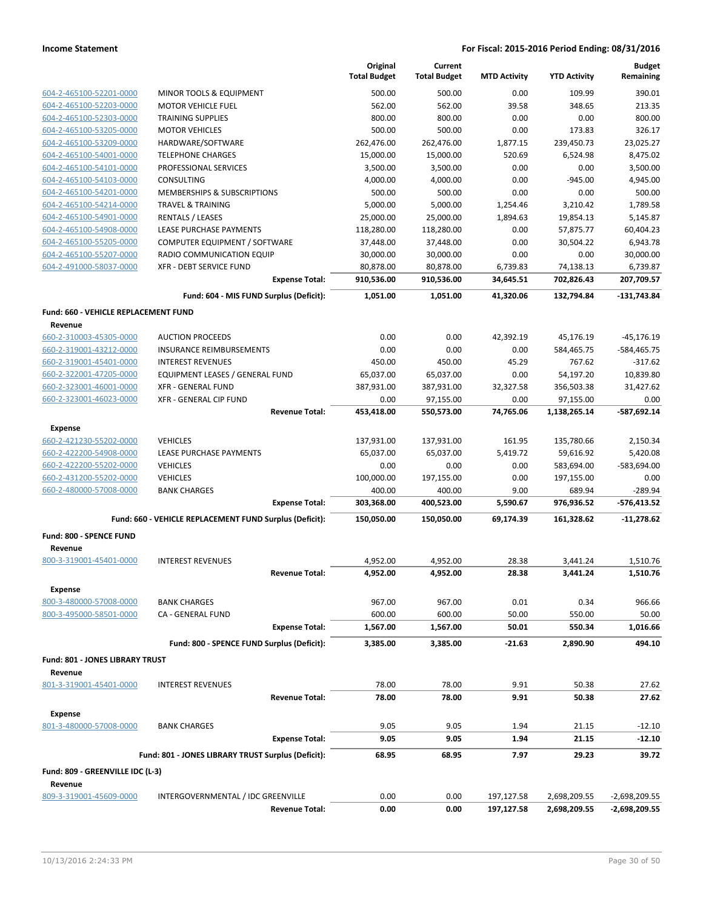| | | Original Total Budget | Current Total Budget | MTD Activity | YTD Activity | Budget Remaining |
|---|---|---|---|---|---|---|
| 604-2-465100-52201-0000 | MINOR TOOLS & EQUIPMENT | 500.00 | 500.00 | 0.00 | 109.99 | 390.01 |
| 604-2-465100-52203-0000 | MOTOR VEHICLE FUEL | 562.00 | 562.00 | 39.58 | 348.65 | 213.35 |
| 604-2-465100-52303-0000 | TRAINING SUPPLIES | 800.00 | 800.00 | 0.00 | 0.00 | 800.00 |
| 604-2-465100-53205-0000 | MOTOR VEHICLES | 500.00 | 500.00 | 0.00 | 173.83 | 326.17 |
| 604-2-465100-53209-0000 | HARDWARE/SOFTWARE | 262,476.00 | 262,476.00 | 1,877.15 | 239,450.73 | 23,025.27 |
| 604-2-465100-54001-0000 | TELEPHONE CHARGES | 15,000.00 | 15,000.00 | 520.69 | 6,524.98 | 8,475.02 |
| 604-2-465100-54101-0000 | PROFESSIONAL SERVICES | 3,500.00 | 3,500.00 | 0.00 | 0.00 | 3,500.00 |
| 604-2-465100-54103-0000 | CONSULTING | 4,000.00 | 4,000.00 | 0.00 | -945.00 | 4,945.00 |
| 604-2-465100-54201-0000 | MEMBERSHIPS & SUBSCRIPTIONS | 500.00 | 500.00 | 0.00 | 0.00 | 500.00 |
| 604-2-465100-54214-0000 | TRAVEL & TRAINING | 5,000.00 | 5,000.00 | 1,254.46 | 3,210.42 | 1,789.58 |
| 604-2-465100-54901-0000 | RENTALS / LEASES | 25,000.00 | 25,000.00 | 1,894.63 | 19,854.13 | 5,145.87 |
| 604-2-465100-54908-0000 | LEASE PURCHASE PAYMENTS | 118,280.00 | 118,280.00 | 0.00 | 57,875.77 | 60,404.23 |
| 604-2-465100-55205-0000 | COMPUTER EQUIPMENT / SOFTWARE | 37,448.00 | 37,448.00 | 0.00 | 30,504.22 | 6,943.78 |
| 604-2-465100-55207-0000 | RADIO COMMUNICATION EQUIP | 30,000.00 | 30,000.00 | 0.00 | 0.00 | 30,000.00 |
| 604-2-491000-58037-0000 | XFR - DEBT SERVICE FUND | 80,878.00 | 80,878.00 | 6,739.83 | 74,138.13 | 6,739.87 |
| | **Expense Total:** | **910,536.00** | **910,536.00** | **34,645.51** | **702,826.43** | **207,709.57** |
| | **Fund: 604 - MIS FUND Surplus (Deficit):** | **1,051.00** | **1,051.00** | **41,320.06** | **132,794.84** | **-131,743.84** |
| **Fund: 660 - VEHICLE REPLACEMENT FUND** | | | | | | |
| **Revenue** | | | | | | |
| 660-2-310003-45305-0000 | AUCTION PROCEEDS | 0.00 | 0.00 | 42,392.19 | 45,176.19 | -45,176.19 |
| 660-2-319001-43212-0000 | INSURANCE REIMBURSEMENTS | 0.00 | 0.00 | 0.00 | 584,465.75 | -584,465.75 |
| 660-2-319001-45401-0000 | INTEREST REVENUES | 450.00 | 450.00 | 45.29 | 767.62 | -317.62 |
| 660-2-322001-47205-0000 | EQUIPMENT LEASES / GENERAL FUND | 65,037.00 | 65,037.00 | 0.00 | 54,197.20 | 10,839.80 |
| 660-2-323001-46001-0000 | XFR - GENERAL FUND | 387,931.00 | 387,931.00 | 32,327.58 | 356,503.38 | 31,427.62 |
| 660-2-323001-46023-0000 | XFR - GENERAL CIP FUND | 0.00 | 97,155.00 | 0.00 | 97,155.00 | 0.00 |
| | **Revenue Total:** | **453,418.00** | **550,573.00** | **74,765.06** | **1,138,265.14** | **-587,692.14** |
| **Expense** | | | | | | |
| 660-2-421230-55202-0000 | VEHICLES | 137,931.00 | 137,931.00 | 161.95 | 135,780.66 | 2,150.34 |
| 660-2-422200-54908-0000 | LEASE PURCHASE PAYMENTS | 65,037.00 | 65,037.00 | 5,419.72 | 59,616.92 | 5,420.08 |
| 660-2-422200-55202-0000 | VEHICLES | 0.00 | 0.00 | 0.00 | 583,694.00 | -583,694.00 |
| 660-2-431200-55202-0000 | VEHICLES | 100,000.00 | 197,155.00 | 0.00 | 197,155.00 | 0.00 |
| 660-2-480000-57008-0000 | BANK CHARGES | 400.00 | 400.00 | 9.00 | 689.94 | -289.94 |
| | **Expense Total:** | **303,368.00** | **400,523.00** | **5,590.67** | **976,936.52** | **-576,413.52** |
| | **Fund: 660 - VEHICLE REPLACEMENT FUND Surplus (Deficit):** | **150,050.00** | **150,050.00** | **69,174.39** | **161,328.62** | **-11,278.62** |
| **Fund: 800 - SPENCE FUND** | | | | | | |
| **Revenue** | | | | | | |
| 800-3-319001-45401-0000 | INTEREST REVENUES | 4,952.00 | 4,952.00 | 28.38 | 3,441.24 | 1,510.76 |
| | **Revenue Total:** | **4,952.00** | **4,952.00** | **28.38** | **3,441.24** | **1,510.76** |
| **Expense** | | | | | | |
| 800-3-480000-57008-0000 | BANK CHARGES | 967.00 | 967.00 | 0.01 | 0.34 | 966.66 |
| 800-3-495000-58501-0000 | CA - GENERAL FUND | 600.00 | 600.00 | 50.00 | 550.00 | 50.00 |
| | **Expense Total:** | **1,567.00** | **1,567.00** | **50.01** | **550.34** | **1,016.66** |
| | **Fund: 800 - SPENCE FUND Surplus (Deficit):** | **3,385.00** | **3,385.00** | **-21.63** | **2,890.90** | **494.10** |
| **Fund: 801 - JONES LIBRARY TRUST** | | | | | | |
| **Revenue** | | | | | | |
| 801-3-319001-45401-0000 | INTEREST REVENUES | 78.00 | 78.00 | 9.91 | 50.38 | 27.62 |
| | **Revenue Total:** | **78.00** | **78.00** | **9.91** | **50.38** | **27.62** |
| **Expense** | | | | | | |
| 801-3-480000-57008-0000 | BANK CHARGES | 9.05 | 9.05 | 1.94 | 21.15 | -12.10 |
| | **Expense Total:** | **9.05** | **9.05** | **1.94** | **21.15** | **-12.10** |
| | **Fund: 801 - JONES LIBRARY TRUST Surplus (Deficit):** | **68.95** | **68.95** | **7.97** | **29.23** | **39.72** |
| **Fund: 809 - GREENVILLE IDC (L-3)** | | | | | | |
| **Revenue** | | | | | | |
| 809-3-319001-45609-0000 | INTERGOVERNMENTAL / IDC GREENVILLE | 0.00 | 0.00 | 197,127.58 | 2,698,209.55 | -2,698,209.55 |
| | **Revenue Total:** | **0.00** | **0.00** | **197,127.58** | **2,698,209.55** | **-2,698,209.55** |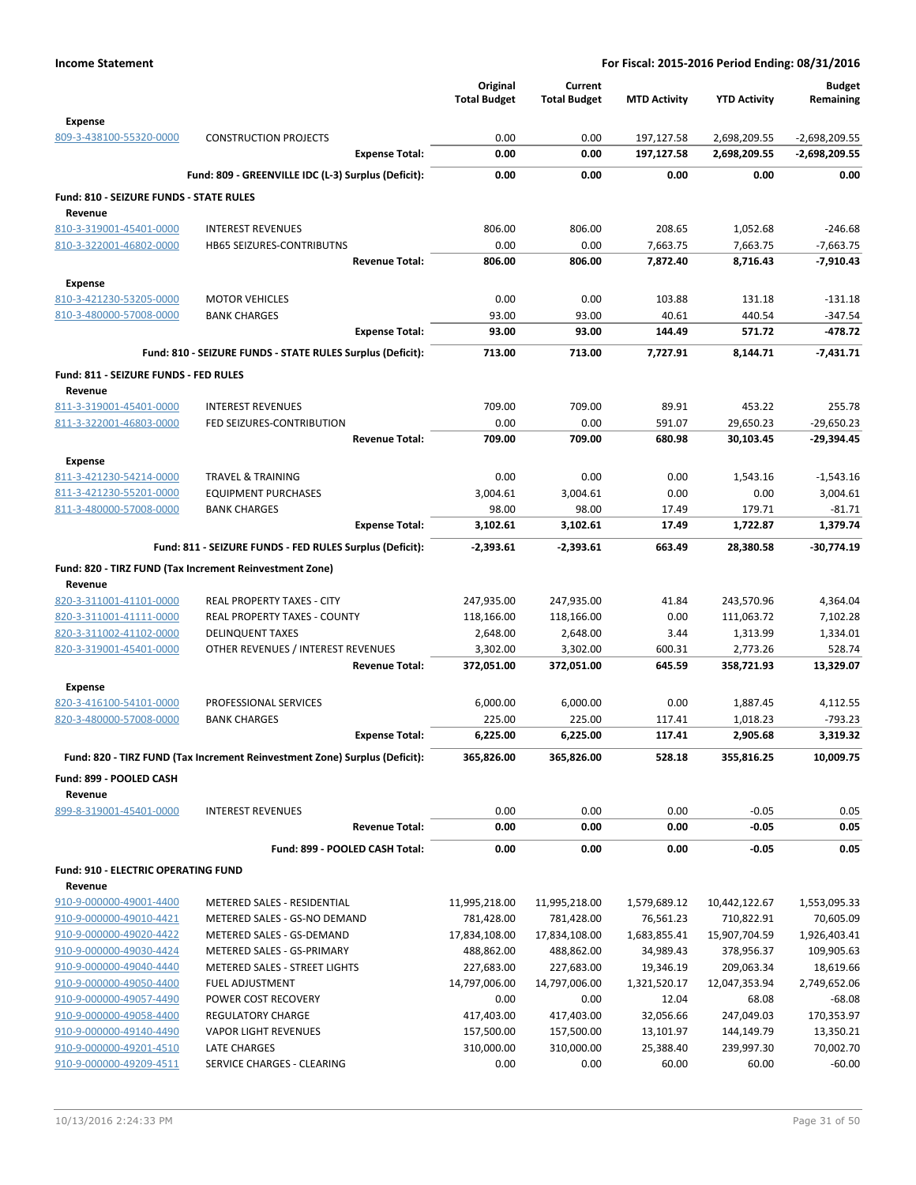**Income Statement** — **For Fiscal: 2015-2016 Period Ending: 08/31/2016**

| | | Original Total Budget | Current Total Budget | MTD Activity | YTD Activity | Budget Remaining |
|---|---|---|---|---|---|---|
| **Expense** | | | | | | |
| 809-3-438100-55320-0000 | CONSTRUCTION PROJECTS | 0.00 | 0.00 | 197,127.58 | 2,698,209.55 | -2,698,209.55 |
| | **Expense Total:** | **0.00** | **0.00** | **197,127.58** | **2,698,209.55** | **-2,698,209.55** |
| | **Fund: 809 - GREENVILLE IDC (L-3) Surplus (Deficit):** | **0.00** | **0.00** | **0.00** | **0.00** | **0.00** |
| **Fund: 810 - SEIZURE FUNDS - STATE RULES** | | | | | | |
| **Revenue** | | | | | | |
| 810-3-319001-45401-0000 | INTEREST REVENUES | 806.00 | 806.00 | 208.65 | 1,052.68 | -246.68 |
| 810-3-322001-46802-0000 | HB65 SEIZURES-CONTRIBUTNS | 0.00 | 0.00 | 7,663.75 | 7,663.75 | -7,663.75 |
| | **Revenue Total:** | **806.00** | **806.00** | **7,872.40** | **8,716.43** | **-7,910.43** |
| **Expense** | | | | | | |
| 810-3-421230-53205-0000 | MOTOR VEHICLES | 0.00 | 0.00 | 103.88 | 131.18 | -131.18 |
| 810-3-480000-57008-0000 | BANK CHARGES | 93.00 | 93.00 | 40.61 | 440.54 | -347.54 |
| | **Expense Total:** | **93.00** | **93.00** | **144.49** | **571.72** | **-478.72** |
| | **Fund: 810 - SEIZURE FUNDS - STATE RULES Surplus (Deficit):** | **713.00** | **713.00** | **7,727.91** | **8,144.71** | **-7,431.71** |
| **Fund: 811 - SEIZURE FUNDS - FED RULES** | | | | | | |
| **Revenue** | | | | | | |
| 811-3-319001-45401-0000 | INTEREST REVENUES | 709.00 | 709.00 | 89.91 | 453.22 | 255.78 |
| 811-3-322001-46803-0000 | FED SEIZURES-CONTRIBUTION | 0.00 | 0.00 | 591.07 | 29,650.23 | -29,650.23 |
| | **Revenue Total:** | **709.00** | **709.00** | **680.98** | **30,103.45** | **-29,394.45** |
| **Expense** | | | | | | |
| 811-3-421230-54214-0000 | TRAVEL & TRAINING | 0.00 | 0.00 | 0.00 | 1,543.16 | -1,543.16 |
| 811-3-421230-55201-0000 | EQUIPMENT PURCHASES | 3,004.61 | 3,004.61 | 0.00 | 0.00 | 3,004.61 |
| 811-3-480000-57008-0000 | BANK CHARGES | 98.00 | 98.00 | 17.49 | 179.71 | -81.71 |
| | **Expense Total:** | **3,102.61** | **3,102.61** | **17.49** | **1,722.87** | **1,379.74** |
| | **Fund: 811 - SEIZURE FUNDS - FED RULES Surplus (Deficit):** | **-2,393.61** | **-2,393.61** | **663.49** | **28,380.58** | **-30,774.19** |
| **Fund: 820 - TIRZ FUND (Tax Increment Reinvestment Zone)** | | | | | | |
| **Revenue** | | | | | | |
| 820-3-311001-41101-0000 | REAL PROPERTY TAXES - CITY | 247,935.00 | 247,935.00 | 41.84 | 243,570.96 | 4,364.04 |
| 820-3-311001-41111-0000 | REAL PROPERTY TAXES - COUNTY | 118,166.00 | 118,166.00 | 0.00 | 111,063.72 | 7,102.28 |
| 820-3-311002-41102-0000 | DELINQUENT TAXES | 2,648.00 | 2,648.00 | 3.44 | 1,313.99 | 1,334.01 |
| 820-3-319001-45401-0000 | OTHER REVENUES / INTEREST REVENUES | 3,302.00 | 3,302.00 | 600.31 | 2,773.26 | 528.74 |
| | **Revenue Total:** | **372,051.00** | **372,051.00** | **645.59** | **358,721.93** | **13,329.07** |
| **Expense** | | | | | | |
| 820-3-416100-54101-0000 | PROFESSIONAL SERVICES | 6,000.00 | 6,000.00 | 0.00 | 1,887.45 | 4,112.55 |
| 820-3-480000-57008-0000 | BANK CHARGES | 225.00 | 225.00 | 117.41 | 1,018.23 | -793.23 |
| | **Expense Total:** | **6,225.00** | **6,225.00** | **117.41** | **2,905.68** | **3,319.32** |
| | **Fund: 820 - TIRZ FUND (Tax Increment Reinvestment Zone) Surplus (Deficit):** | **365,826.00** | **365,826.00** | **528.18** | **355,816.25** | **10,009.75** |
| **Fund: 899 - POOLED CASH** | | | | | | |
| **Revenue** | | | | | | |
| 899-8-319001-45401-0000 | INTEREST REVENUES | 0.00 | 0.00 | 0.00 | -0.05 | 0.05 |
| | **Revenue Total:** | **0.00** | **0.00** | **0.00** | **-0.05** | **0.05** |
| | **Fund: 899 - POOLED CASH Total:** | **0.00** | **0.00** | **0.00** | **-0.05** | **0.05** |
| **Fund: 910 - ELECTRIC OPERATING FUND** | | | | | | |
| **Revenue** | | | | | | |
| 910-9-000000-49001-4400 | METERED SALES - RESIDENTIAL | 11,995,218.00 | 11,995,218.00 | 1,579,689.12 | 10,442,122.67 | 1,553,095.33 |
| 910-9-000000-49010-4421 | METERED SALES - GS-NO DEMAND | 781,428.00 | 781,428.00 | 76,561.23 | 710,822.91 | 70,605.09 |
| 910-9-000000-49020-4422 | METERED SALES - GS-DEMAND | 17,834,108.00 | 17,834,108.00 | 1,683,855.41 | 15,907,704.59 | 1,926,403.41 |
| 910-9-000000-49030-4424 | METERED SALES - GS-PRIMARY | 488,862.00 | 488,862.00 | 34,989.43 | 378,956.37 | 109,905.63 |
| 910-9-000000-49040-4440 | METERED SALES - STREET LIGHTS | 227,683.00 | 227,683.00 | 19,346.19 | 209,063.34 | 18,619.66 |
| 910-9-000000-49050-4400 | FUEL ADJUSTMENT | 14,797,006.00 | 14,797,006.00 | 1,321,520.17 | 12,047,353.94 | 2,749,652.06 |
| 910-9-000000-49057-4490 | POWER COST RECOVERY | 0.00 | 0.00 | 12.04 | 68.08 | -68.08 |
| 910-9-000000-49058-4400 | REGULATORY CHARGE | 417,403.00 | 417,403.00 | 32,056.66 | 247,049.03 | 170,353.97 |
| 910-9-000000-49140-4490 | VAPOR LIGHT REVENUES | 157,500.00 | 157,500.00 | 13,101.97 | 144,149.79 | 13,350.21 |
| 910-9-000000-49201-4510 | LATE CHARGES | 310,000.00 | 310,000.00 | 25,388.40 | 239,997.30 | 70,002.70 |
| 910-9-000000-49209-4511 | SERVICE CHARGES - CLEARING | 0.00 | 0.00 | 60.00 | 60.00 | -60.00 |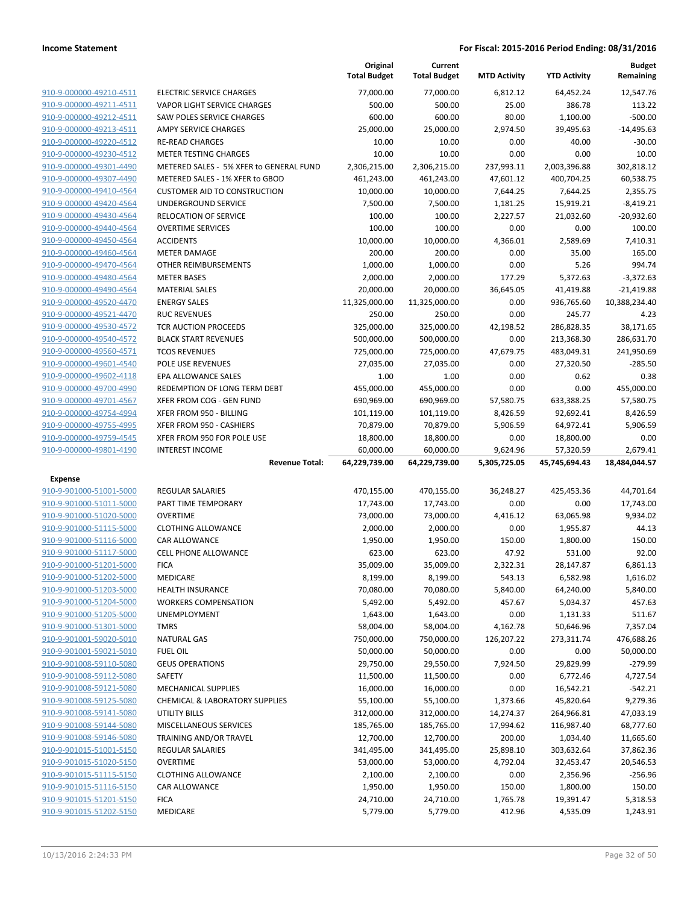**Income Statement** — For Fiscal: 2015-2016 Period Ending: 08/31/2016

| | | Original Total Budget | Current Total Budget | MTD Activity | YTD Activity | Budget Remaining |
|---|---|---|---|---|---|---|
| 910-9-000000-49210-4511 | ELECTRIC SERVICE CHARGES | 77,000.00 | 77,000.00 | 6,812.12 | 64,452.24 | 12,547.76 |
| 910-9-000000-49211-4511 | VAPOR LIGHT SERVICE CHARGES | 500.00 | 500.00 | 25.00 | 386.78 | 113.22 |
| 910-9-000000-49212-4511 | SAW POLES SERVICE CHARGES | 600.00 | 600.00 | 80.00 | 1,100.00 | -500.00 |
| 910-9-000000-49213-4511 | AMPY SERVICE CHARGES | 25,000.00 | 25,000.00 | 2,974.50 | 39,495.63 | -14,495.63 |
| 910-9-000000-49220-4512 | RE-READ CHARGES | 10.00 | 10.00 | 0.00 | 40.00 | -30.00 |
| 910-9-000000-49230-4512 | METER TESTING CHARGES | 10.00 | 10.00 | 0.00 | 0.00 | 10.00 |
| 910-9-000000-49301-4490 | METERED SALES - 5% XFER to GENERAL FUND | 2,306,215.00 | 2,306,215.00 | 237,993.11 | 2,003,396.88 | 302,818.12 |
| 910-9-000000-49307-4490 | METERED SALES - 1% XFER to GBOD | 461,243.00 | 461,243.00 | 47,601.12 | 400,704.25 | 60,538.75 |
| 910-9-000000-49410-4564 | CUSTOMER AID TO CONSTRUCTION | 10,000.00 | 10,000.00 | 7,644.25 | 7,644.25 | 2,355.75 |
| 910-9-000000-49420-4564 | UNDERGROUND SERVICE | 7,500.00 | 7,500.00 | 1,181.25 | 15,919.21 | -8,419.21 |
| 910-9-000000-49430-4564 | RELOCATION OF SERVICE | 100.00 | 100.00 | 2,227.57 | 21,032.60 | -20,932.60 |
| 910-9-000000-49440-4564 | OVERTIME SERVICES | 100.00 | 100.00 | 0.00 | 0.00 | 100.00 |
| 910-9-000000-49450-4564 | ACCIDENTS | 10,000.00 | 10,000.00 | 4,366.01 | 2,589.69 | 7,410.31 |
| 910-9-000000-49460-4564 | METER DAMAGE | 200.00 | 200.00 | 0.00 | 35.00 | 165.00 |
| 910-9-000000-49470-4564 | OTHER REIMBURSEMENTS | 1,000.00 | 1,000.00 | 0.00 | 5.26 | 994.74 |
| 910-9-000000-49480-4564 | METER BASES | 2,000.00 | 2,000.00 | 177.29 | 5,372.63 | -3,372.63 |
| 910-9-000000-49490-4564 | MATERIAL SALES | 20,000.00 | 20,000.00 | 36,645.05 | 41,419.88 | -21,419.88 |
| 910-9-000000-49520-4470 | ENERGY SALES | 11,325,000.00 | 11,325,000.00 | 0.00 | 936,765.60 | 10,388,234.40 |
| 910-9-000000-49521-4470 | RUC REVENUES | 250.00 | 250.00 | 0.00 | 245.77 | 4.23 |
| 910-9-000000-49530-4572 | TCR AUCTION PROCEEDS | 325,000.00 | 325,000.00 | 42,198.52 | 286,828.35 | 38,171.65 |
| 910-9-000000-49540-4572 | BLACK START REVENUES | 500,000.00 | 500,000.00 | 0.00 | 213,368.30 | 286,631.70 |
| 910-9-000000-49560-4571 | TCOS REVENUES | 725,000.00 | 725,000.00 | 47,679.75 | 483,049.31 | 241,950.69 |
| 910-9-000000-49601-4540 | POLE USE REVENUES | 27,035.00 | 27,035.00 | 0.00 | 27,320.50 | -285.50 |
| 910-9-000000-49602-4118 | EPA ALLOWANCE SALES | 1.00 | 1.00 | 0.00 | 0.62 | 0.38 |
| 910-9-000000-49700-4990 | REDEMPTION OF LONG TERM DEBT | 455,000.00 | 455,000.00 | 0.00 | 0.00 | 455,000.00 |
| 910-9-000000-49701-4567 | XFER FROM COG - GEN FUND | 690,969.00 | 690,969.00 | 57,580.75 | 633,388.25 | 57,580.75 |
| 910-9-000000-49754-4994 | XFER FROM 950 - BILLING | 101,119.00 | 101,119.00 | 8,426.59 | 92,692.41 | 8,426.59 |
| 910-9-000000-49755-4995 | XFER FROM 950 - CASHIERS | 70,879.00 | 70,879.00 | 5,906.59 | 64,972.41 | 5,906.59 |
| 910-9-000000-49759-4545 | XFER FROM 950 FOR POLE USE | 18,800.00 | 18,800.00 | 0.00 | 18,800.00 | 0.00 |
| 910-9-000000-49801-4190 | INTEREST INCOME | 60,000.00 | 60,000.00 | 9,624.96 | 57,320.59 | 2,679.41 |
| | **Revenue Total:** | **64,229,739.00** | **64,229,739.00** | **5,305,725.05** | **45,745,694.43** | **18,484,044.57** |
| **Expense** | | | | | | |
| 910-9-901000-51001-5000 | REGULAR SALARIES | 470,155.00 | 470,155.00 | 36,248.27 | 425,453.36 | 44,701.64 |
| 910-9-901000-51011-5000 | PART TIME TEMPORARY | 17,743.00 | 17,743.00 | 0.00 | 0.00 | 17,743.00 |
| 910-9-901000-51020-5000 | OVERTIME | 73,000.00 | 73,000.00 | 4,416.12 | 63,065.98 | 9,934.02 |
| 910-9-901000-51115-5000 | CLOTHING ALLOWANCE | 2,000.00 | 2,000.00 | 0.00 | 1,955.87 | 44.13 |
| 910-9-901000-51116-5000 | CAR ALLOWANCE | 1,950.00 | 1,950.00 | 150.00 | 1,800.00 | 150.00 |
| 910-9-901000-51117-5000 | CELL PHONE ALLOWANCE | 623.00 | 623.00 | 47.92 | 531.00 | 92.00 |
| 910-9-901000-51201-5000 | FICA | 35,009.00 | 35,009.00 | 2,322.31 | 28,147.87 | 6,861.13 |
| 910-9-901000-51202-5000 | MEDICARE | 8,199.00 | 8,199.00 | 543.13 | 6,582.98 | 1,616.02 |
| 910-9-901000-51203-5000 | HEALTH INSURANCE | 70,080.00 | 70,080.00 | 5,840.00 | 64,240.00 | 5,840.00 |
| 910-9-901000-51204-5000 | WORKERS COMPENSATION | 5,492.00 | 5,492.00 | 457.67 | 5,034.37 | 457.63 |
| 910-9-901000-51205-5000 | UNEMPLOYMENT | 1,643.00 | 1,643.00 | 0.00 | 1,131.33 | 511.67 |
| 910-9-901000-51301-5000 | TMRS | 58,004.00 | 58,004.00 | 4,162.78 | 50,646.96 | 7,357.04 |
| 910-9-901001-59020-5010 | NATURAL GAS | 750,000.00 | 750,000.00 | 126,207.22 | 273,311.74 | 476,688.26 |
| 910-9-901001-59021-5010 | FUEL OIL | 50,000.00 | 50,000.00 | 0.00 | 0.00 | 50,000.00 |
| 910-9-901008-59110-5080 | GEUS OPERATIONS | 29,750.00 | 29,550.00 | 7,924.50 | 29,829.99 | -279.99 |
| 910-9-901008-59112-5080 | SAFETY | 11,500.00 | 11,500.00 | 0.00 | 6,772.46 | 4,727.54 |
| 910-9-901008-59121-5080 | MECHANICAL SUPPLIES | 16,000.00 | 16,000.00 | 0.00 | 16,542.21 | -542.21 |
| 910-9-901008-59125-5080 | CHEMICAL & LABORATORY SUPPLIES | 55,100.00 | 55,100.00 | 1,373.66 | 45,820.64 | 9,279.36 |
| 910-9-901008-59141-5080 | UTILITY BILLS | 312,000.00 | 312,000.00 | 14,274.37 | 264,966.81 | 47,033.19 |
| 910-9-901008-59144-5080 | MISCELLANEOUS SERVICES | 185,765.00 | 185,765.00 | 17,994.62 | 116,987.40 | 68,777.60 |
| 910-9-901008-59146-5080 | TRAINING AND/OR TRAVEL | 12,700.00 | 12,700.00 | 200.00 | 1,034.40 | 11,665.60 |
| 910-9-901015-51001-5150 | REGULAR SALARIES | 341,495.00 | 341,495.00 | 25,898.10 | 303,632.64 | 37,862.36 |
| 910-9-901015-51020-5150 | OVERTIME | 53,000.00 | 53,000.00 | 4,792.04 | 32,453.47 | 20,546.53 |
| 910-9-901015-51115-5150 | CLOTHING ALLOWANCE | 2,100.00 | 2,100.00 | 0.00 | 2,356.96 | -256.96 |
| 910-9-901015-51116-5150 | CAR ALLOWANCE | 1,950.00 | 1,950.00 | 150.00 | 1,800.00 | 150.00 |
| 910-9-901015-51201-5150 | FICA | 24,710.00 | 24,710.00 | 1,765.78 | 19,391.47 | 5,318.53 |
| 910-9-901015-51202-5150 | MEDICARE | 5,779.00 | 5,779.00 | 412.96 | 4,535.09 | 1,243.91 |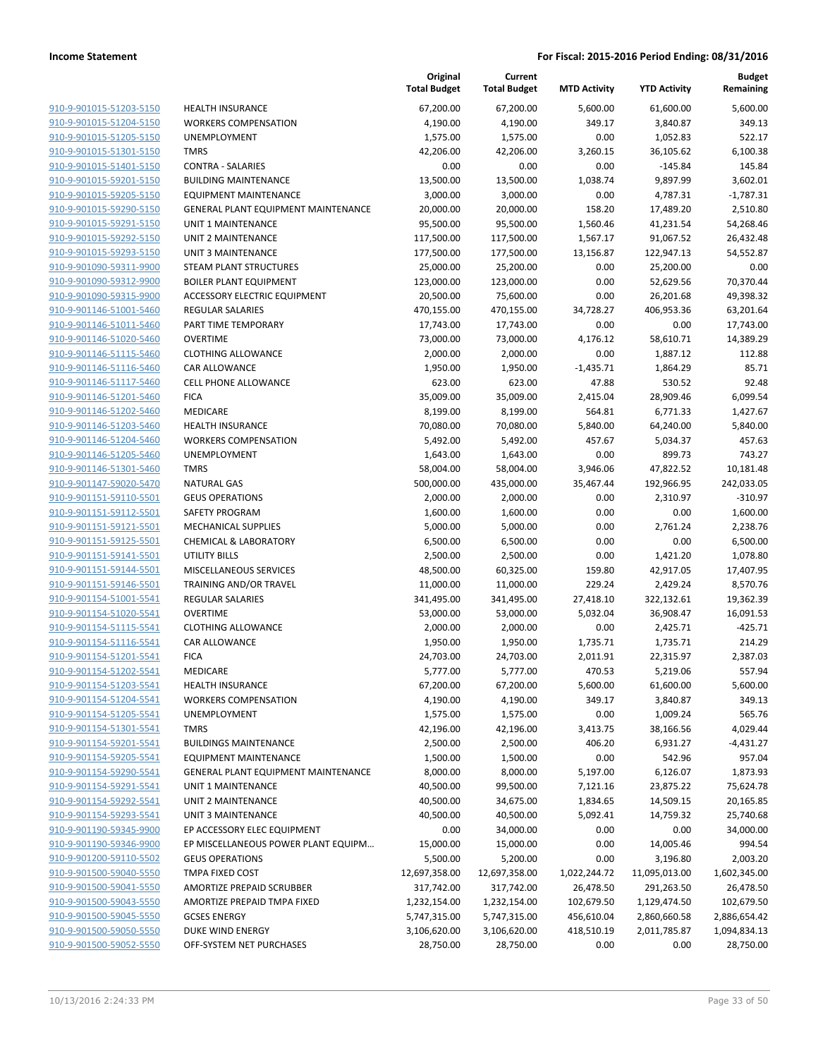| | | Original Total Budget | Current Total Budget | MTD Activity | YTD Activity | Budget Remaining |
|---|---|---|---|---|---|---|
| 910-9-901015-51203-5150 | HEALTH INSURANCE | 67,200.00 | 67,200.00 | 5,600.00 | 61,600.00 | 5,600.00 |
| 910-9-901015-51204-5150 | WORKERS COMPENSATION | 4,190.00 | 4,190.00 | 349.17 | 3,840.87 | 349.13 |
| 910-9-901015-51205-5150 | UNEMPLOYMENT | 1,575.00 | 1,575.00 | 0.00 | 1,052.83 | 522.17 |
| 910-9-901015-51301-5150 | TMRS | 42,206.00 | 42,206.00 | 3,260.15 | 36,105.62 | 6,100.38 |
| 910-9-901015-51401-5150 | CONTRA - SALARIES | 0.00 | 0.00 | 0.00 | -145.84 | 145.84 |
| 910-9-901015-59201-5150 | BUILDING MAINTENANCE | 13,500.00 | 13,500.00 | 1,038.74 | 9,897.99 | 3,602.01 |
| 910-9-901015-59205-5150 | EQUIPMENT MAINTENANCE | 3,000.00 | 3,000.00 | 0.00 | 4,787.31 | -1,787.31 |
| 910-9-901015-59290-5150 | GENERAL PLANT EQUIPMENT MAINTENANCE | 20,000.00 | 20,000.00 | 158.20 | 17,489.20 | 2,510.80 |
| 910-9-901015-59291-5150 | UNIT 1 MAINTENANCE | 95,500.00 | 95,500.00 | 1,560.46 | 41,231.54 | 54,268.46 |
| 910-9-901015-59292-5150 | UNIT 2 MAINTENANCE | 117,500.00 | 117,500.00 | 1,567.17 | 91,067.52 | 26,432.48 |
| 910-9-901015-59293-5150 | UNIT 3 MAINTENANCE | 177,500.00 | 177,500.00 | 13,156.87 | 122,947.13 | 54,552.87 |
| 910-9-901090-59311-9900 | STEAM PLANT STRUCTURES | 25,000.00 | 25,200.00 | 0.00 | 25,200.00 | 0.00 |
| 910-9-901090-59312-9900 | BOILER PLANT EQUIPMENT | 123,000.00 | 123,000.00 | 0.00 | 52,629.56 | 70,370.44 |
| 910-9-901090-59315-9900 | ACCESSORY ELECTRIC EQUIPMENT | 20,500.00 | 75,600.00 | 0.00 | 26,201.68 | 49,398.32 |
| 910-9-901146-51001-5460 | REGULAR SALARIES | 470,155.00 | 470,155.00 | 34,728.27 | 406,953.36 | 63,201.64 |
| 910-9-901146-51011-5460 | PART TIME TEMPORARY | 17,743.00 | 17,743.00 | 0.00 | 0.00 | 17,743.00 |
| 910-9-901146-51020-5460 | OVERTIME | 73,000.00 | 73,000.00 | 4,176.12 | 58,610.71 | 14,389.29 |
| 910-9-901146-51115-5460 | CLOTHING ALLOWANCE | 2,000.00 | 2,000.00 | 0.00 | 1,887.12 | 112.88 |
| 910-9-901146-51116-5460 | CAR ALLOWANCE | 1,950.00 | 1,950.00 | -1,435.71 | 1,864.29 | 85.71 |
| 910-9-901146-51117-5460 | CELL PHONE ALLOWANCE | 623.00 | 623.00 | 47.88 | 530.52 | 92.48 |
| 910-9-901146-51201-5460 | FICA | 35,009.00 | 35,009.00 | 2,415.04 | 28,909.46 | 6,099.54 |
| 910-9-901146-51202-5460 | MEDICARE | 8,199.00 | 8,199.00 | 564.81 | 6,771.33 | 1,427.67 |
| 910-9-901146-51203-5460 | HEALTH INSURANCE | 70,080.00 | 70,080.00 | 5,840.00 | 64,240.00 | 5,840.00 |
| 910-9-901146-51204-5460 | WORKERS COMPENSATION | 5,492.00 | 5,492.00 | 457.67 | 5,034.37 | 457.63 |
| 910-9-901146-51205-5460 | UNEMPLOYMENT | 1,643.00 | 1,643.00 | 0.00 | 899.73 | 743.27 |
| 910-9-901146-51301-5460 | TMRS | 58,004.00 | 58,004.00 | 3,946.06 | 47,822.52 | 10,181.48 |
| 910-9-901147-59020-5470 | NATURAL GAS | 500,000.00 | 435,000.00 | 35,467.44 | 192,966.95 | 242,033.05 |
| 910-9-901151-59110-5501 | GEUS OPERATIONS | 2,000.00 | 2,000.00 | 0.00 | 2,310.97 | -310.97 |
| 910-9-901151-59112-5501 | SAFETY PROGRAM | 1,600.00 | 1,600.00 | 0.00 | 0.00 | 1,600.00 |
| 910-9-901151-59121-5501 | MECHANICAL SUPPLIES | 5,000.00 | 5,000.00 | 0.00 | 2,761.24 | 2,238.76 |
| 910-9-901151-59125-5501 | CHEMICAL & LABORATORY | 6,500.00 | 6,500.00 | 0.00 | 0.00 | 6,500.00 |
| 910-9-901151-59141-5501 | UTILITY BILLS | 2,500.00 | 2,500.00 | 0.00 | 1,421.20 | 1,078.80 |
| 910-9-901151-59144-5501 | MISCELLANEOUS SERVICES | 48,500.00 | 60,325.00 | 159.80 | 42,917.05 | 17,407.95 |
| 910-9-901151-59146-5501 | TRAINING AND/OR TRAVEL | 11,000.00 | 11,000.00 | 229.24 | 2,429.24 | 8,570.76 |
| 910-9-901154-51001-5541 | REGULAR SALARIES | 341,495.00 | 341,495.00 | 27,418.10 | 322,132.61 | 19,362.39 |
| 910-9-901154-51020-5541 | OVERTIME | 53,000.00 | 53,000.00 | 5,032.04 | 36,908.47 | 16,091.53 |
| 910-9-901154-51115-5541 | CLOTHING ALLOWANCE | 2,000.00 | 2,000.00 | 0.00 | 2,425.71 | -425.71 |
| 910-9-901154-51116-5541 | CAR ALLOWANCE | 1,950.00 | 1,950.00 | 1,735.71 | 1,735.71 | 214.29 |
| 910-9-901154-51201-5541 | FICA | 24,703.00 | 24,703.00 | 2,011.91 | 22,315.97 | 2,387.03 |
| 910-9-901154-51202-5541 | MEDICARE | 5,777.00 | 5,777.00 | 470.53 | 5,219.06 | 557.94 |
| 910-9-901154-51203-5541 | HEALTH INSURANCE | 67,200.00 | 67,200.00 | 5,600.00 | 61,600.00 | 5,600.00 |
| 910-9-901154-51204-5541 | WORKERS COMPENSATION | 4,190.00 | 4,190.00 | 349.17 | 3,840.87 | 349.13 |
| 910-9-901154-51205-5541 | UNEMPLOYMENT | 1,575.00 | 1,575.00 | 0.00 | 1,009.24 | 565.76 |
| 910-9-901154-51301-5541 | TMRS | 42,196.00 | 42,196.00 | 3,413.75 | 38,166.56 | 4,029.44 |
| 910-9-901154-59201-5541 | BUILDINGS MAINTENANCE | 2,500.00 | 2,500.00 | 406.20 | 6,931.27 | -4,431.27 |
| 910-9-901154-59205-5541 | EQUIPMENT MAINTENANCE | 1,500.00 | 1,500.00 | 0.00 | 542.96 | 957.04 |
| 910-9-901154-59290-5541 | GENERAL PLANT EQUIPMENT MAINTENANCE | 8,000.00 | 8,000.00 | 5,197.00 | 6,126.07 | 1,873.93 |
| 910-9-901154-59291-5541 | UNIT 1 MAINTENANCE | 40,500.00 | 99,500.00 | 7,121.16 | 23,875.22 | 75,624.78 |
| 910-9-901154-59292-5541 | UNIT 2 MAINTENANCE | 40,500.00 | 34,675.00 | 1,834.65 | 14,509.15 | 20,165.85 |
| 910-9-901154-59293-5541 | UNIT 3 MAINTENANCE | 40,500.00 | 40,500.00 | 5,092.41 | 14,759.32 | 25,740.68 |
| 910-9-901190-59345-9900 | EP ACCESSORY ELEC EQUIPMENT | 0.00 | 34,000.00 | 0.00 | 0.00 | 34,000.00 |
| 910-9-901190-59346-9900 | EP MISCELLANEOUS POWER PLANT EQUIPM… | 15,000.00 | 15,000.00 | 0.00 | 14,005.46 | 994.54 |
| 910-9-901200-59110-5502 | GEUS OPERATIONS | 5,500.00 | 5,200.00 | 0.00 | 3,196.80 | 2,003.20 |
| 910-9-901500-59040-5550 | TMPA FIXED COST | 12,697,358.00 | 12,697,358.00 | 1,022,244.72 | 11,095,013.00 | 1,602,345.00 |
| 910-9-901500-59041-5550 | AMORTIZE PREPAID SCRUBBER | 317,742.00 | 317,742.00 | 26,478.50 | 291,263.50 | 26,478.50 |
| 910-9-901500-59043-5550 | AMORTIZE PREPAID TMPA FIXED | 1,232,154.00 | 1,232,154.00 | 102,679.50 | 1,129,474.50 | 102,679.50 |
| 910-9-901500-59045-5550 | GCSES ENERGY | 5,747,315.00 | 5,747,315.00 | 456,610.04 | 2,860,660.58 | 2,886,654.42 |
| 910-9-901500-59050-5550 | DUKE WIND ENERGY | 3,106,620.00 | 3,106,620.00 | 418,510.19 | 2,011,785.87 | 1,094,834.13 |
| 910-9-901500-59052-5550 | OFF-SYSTEM NET PURCHASES | 28,750.00 | 28,750.00 | 0.00 | 0.00 | 28,750.00 |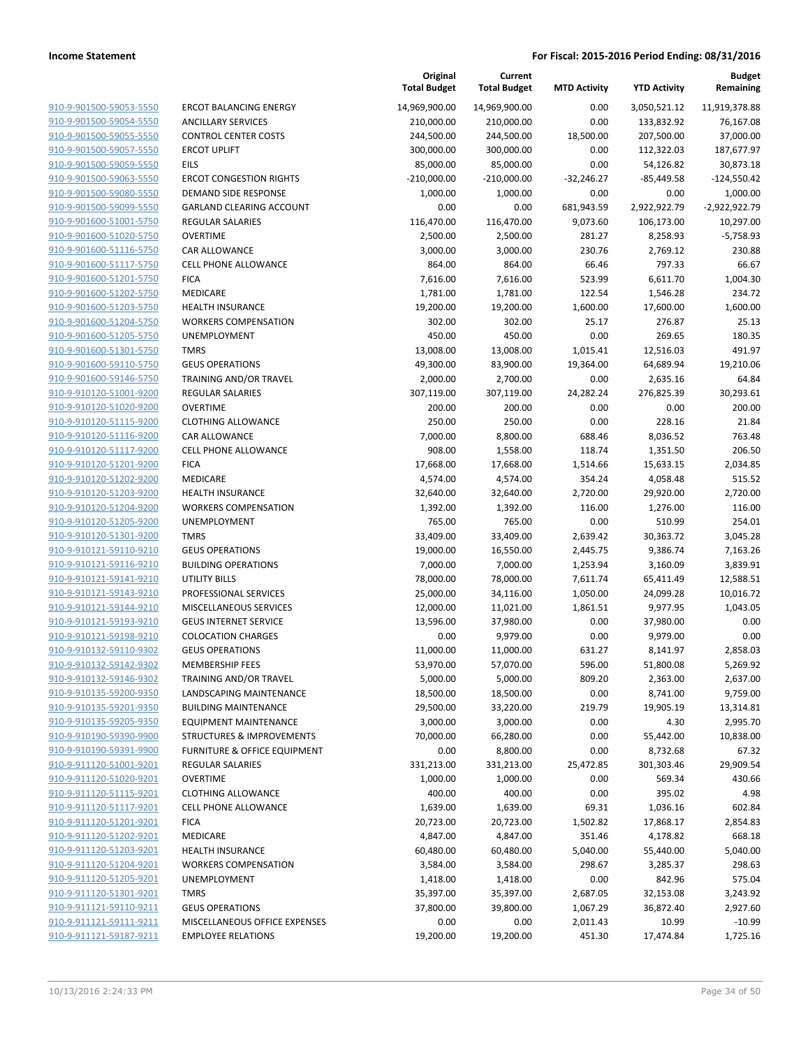**Income Statement** | **For Fiscal: 2015-2016 Period Ending: 08/31/2016**

| | | Original Total Budget | Current Total Budget | MTD Activity | YTD Activity | Budget Remaining |
|---|---|---|---|---|---|---|
| 910-9-901500-59053-5550 | ERCOT BALANCING ENERGY | 14,969,900.00 | 14,969,900.00 | 0.00 | 3,050,521.12 | 11,919,378.88 |
| 910-9-901500-59054-5550 | ANCILLARY SERVICES | 210,000.00 | 210,000.00 | 0.00 | 133,832.92 | 76,167.08 |
| 910-9-901500-59055-5550 | CONTROL CENTER COSTS | 244,500.00 | 244,500.00 | 18,500.00 | 207,500.00 | 37,000.00 |
| 910-9-901500-59057-5550 | ERCOT UPLIFT | 300,000.00 | 300,000.00 | 0.00 | 112,322.03 | 187,677.97 |
| 910-9-901500-59059-5550 | EILS | 85,000.00 | 85,000.00 | 0.00 | 54,126.82 | 30,873.18 |
| 910-9-901500-59063-5550 | ERCOT CONGESTION RIGHTS | -210,000.00 | -210,000.00 | -32,246.27 | -85,449.58 | -124,550.42 |
| 910-9-901500-59080-5550 | DEMAND SIDE RESPONSE | 1,000.00 | 1,000.00 | 0.00 | 0.00 | 1,000.00 |
| 910-9-901500-59099-5550 | GARLAND CLEARING ACCOUNT | 0.00 | 0.00 | 681,943.59 | 2,922,922.79 | -2,922,922.79 |
| 910-9-901600-51001-5750 | REGULAR SALARIES | 116,470.00 | 116,470.00 | 9,073.60 | 106,173.00 | 10,297.00 |
| 910-9-901600-51020-5750 | OVERTIME | 2,500.00 | 2,500.00 | 281.27 | 8,258.93 | -5,758.93 |
| 910-9-901600-51116-5750 | CAR ALLOWANCE | 3,000.00 | 3,000.00 | 230.76 | 2,769.12 | 230.88 |
| 910-9-901600-51117-5750 | CELL PHONE ALLOWANCE | 864.00 | 864.00 | 66.46 | 797.33 | 66.67 |
| 910-9-901600-51201-5750 | FICA | 7,616.00 | 7,616.00 | 523.99 | 6,611.70 | 1,004.30 |
| 910-9-901600-51202-5750 | MEDICARE | 1,781.00 | 1,781.00 | 122.54 | 1,546.28 | 234.72 |
| 910-9-901600-51203-5750 | HEALTH INSURANCE | 19,200.00 | 19,200.00 | 1,600.00 | 17,600.00 | 1,600.00 |
| 910-9-901600-51204-5750 | WORKERS COMPENSATION | 302.00 | 302.00 | 25.17 | 276.87 | 25.13 |
| 910-9-901600-51205-5750 | UNEMPLOYMENT | 450.00 | 450.00 | 0.00 | 269.65 | 180.35 |
| 910-9-901600-51301-5750 | TMRS | 13,008.00 | 13,008.00 | 1,015.41 | 12,516.03 | 491.97 |
| 910-9-901600-59110-5750 | GEUS OPERATIONS | 49,300.00 | 83,900.00 | 19,364.00 | 64,689.94 | 19,210.06 |
| 910-9-901600-59146-5750 | TRAINING AND/OR TRAVEL | 2,000.00 | 2,700.00 | 0.00 | 2,635.16 | 64.84 |
| 910-9-910120-51001-9200 | REGULAR SALARIES | 307,119.00 | 307,119.00 | 24,282.24 | 276,825.39 | 30,293.61 |
| 910-9-910120-51020-9200 | OVERTIME | 200.00 | 200.00 | 0.00 | 0.00 | 200.00 |
| 910-9-910120-51115-9200 | CLOTHING ALLOWANCE | 250.00 | 250.00 | 0.00 | 228.16 | 21.84 |
| 910-9-910120-51116-9200 | CAR ALLOWANCE | 7,000.00 | 8,800.00 | 688.46 | 8,036.52 | 763.48 |
| 910-9-910120-51117-9200 | CELL PHONE ALLOWANCE | 908.00 | 1,558.00 | 118.74 | 1,351.50 | 206.50 |
| 910-9-910120-51201-9200 | FICA | 17,668.00 | 17,668.00 | 1,514.66 | 15,633.15 | 2,034.85 |
| 910-9-910120-51202-9200 | MEDICARE | 4,574.00 | 4,574.00 | 354.24 | 4,058.48 | 515.52 |
| 910-9-910120-51203-9200 | HEALTH INSURANCE | 32,640.00 | 32,640.00 | 2,720.00 | 29,920.00 | 2,720.00 |
| 910-9-910120-51204-9200 | WORKERS COMPENSATION | 1,392.00 | 1,392.00 | 116.00 | 1,276.00 | 116.00 |
| 910-9-910120-51205-9200 | UNEMPLOYMENT | 765.00 | 765.00 | 0.00 | 510.99 | 254.01 |
| 910-9-910120-51301-9200 | TMRS | 33,409.00 | 33,409.00 | 2,639.42 | 30,363.72 | 3,045.28 |
| 910-9-910121-59110-9210 | GEUS OPERATIONS | 19,000.00 | 16,550.00 | 2,445.75 | 9,386.74 | 7,163.26 |
| 910-9-910121-59116-9210 | BUILDING OPERATIONS | 7,000.00 | 7,000.00 | 1,253.94 | 3,160.09 | 3,839.91 |
| 910-9-910121-59141-9210 | UTILITY BILLS | 78,000.00 | 78,000.00 | 7,611.74 | 65,411.49 | 12,588.51 |
| 910-9-910121-59143-9210 | PROFESSIONAL SERVICES | 25,000.00 | 34,116.00 | 1,050.00 | 24,099.28 | 10,016.72 |
| 910-9-910121-59144-9210 | MISCELLANEOUS SERVICES | 12,000.00 | 11,021.00 | 1,861.51 | 9,977.95 | 1,043.05 |
| 910-9-910121-59193-9210 | GEUS INTERNET SERVICE | 13,596.00 | 37,980.00 | 0.00 | 37,980.00 | 0.00 |
| 910-9-910121-59198-9210 | COLOCATION CHARGES | 0.00 | 9,979.00 | 0.00 | 9,979.00 | 0.00 |
| 910-9-910132-59110-9302 | GEUS OPERATIONS | 11,000.00 | 11,000.00 | 631.27 | 8,141.97 | 2,858.03 |
| 910-9-910132-59142-9302 | MEMBERSHIP FEES | 53,970.00 | 57,070.00 | 596.00 | 51,800.08 | 5,269.92 |
| 910-9-910132-59146-9302 | TRAINING AND/OR TRAVEL | 5,000.00 | 5,000.00 | 809.20 | 2,363.00 | 2,637.00 |
| 910-9-910135-59200-9350 | LANDSCAPING MAINTENANCE | 18,500.00 | 18,500.00 | 0.00 | 8,741.00 | 9,759.00 |
| 910-9-910135-59201-9350 | BUILDING MAINTENANCE | 29,500.00 | 33,220.00 | 219.79 | 19,905.19 | 13,314.81 |
| 910-9-910135-59205-9350 | EQUIPMENT MAINTENANCE | 3,000.00 | 3,000.00 | 0.00 | 4.30 | 2,995.70 |
| 910-9-910190-59390-9900 | STRUCTURES & IMPROVEMENTS | 70,000.00 | 66,280.00 | 0.00 | 55,442.00 | 10,838.00 |
| 910-9-910190-59391-9900 | FURNITURE & OFFICE EQUIPMENT | 0.00 | 8,800.00 | 0.00 | 8,732.68 | 67.32 |
| 910-9-911120-51001-9201 | REGULAR SALARIES | 331,213.00 | 331,213.00 | 25,472.85 | 301,303.46 | 29,909.54 |
| 910-9-911120-51020-9201 | OVERTIME | 1,000.00 | 1,000.00 | 0.00 | 569.34 | 430.66 |
| 910-9-911120-51115-9201 | CLOTHING ALLOWANCE | 400.00 | 400.00 | 0.00 | 395.02 | 4.98 |
| 910-9-911120-51117-9201 | CELL PHONE ALLOWANCE | 1,639.00 | 1,639.00 | 69.31 | 1,036.16 | 602.84 |
| 910-9-911120-51201-9201 | FICA | 20,723.00 | 20,723.00 | 1,502.82 | 17,868.17 | 2,854.83 |
| 910-9-911120-51202-9201 | MEDICARE | 4,847.00 | 4,847.00 | 351.46 | 4,178.82 | 668.18 |
| 910-9-911120-51203-9201 | HEALTH INSURANCE | 60,480.00 | 60,480.00 | 5,040.00 | 55,440.00 | 5,040.00 |
| 910-9-911120-51204-9201 | WORKERS COMPENSATION | 3,584.00 | 3,584.00 | 298.67 | 3,285.37 | 298.63 |
| 910-9-911120-51205-9201 | UNEMPLOYMENT | 1,418.00 | 1,418.00 | 0.00 | 842.96 | 575.04 |
| 910-9-911120-51301-9201 | TMRS | 35,397.00 | 35,397.00 | 2,687.05 | 32,153.08 | 3,243.92 |
| 910-9-911121-59110-9211 | GEUS OPERATIONS | 37,800.00 | 39,800.00 | 1,067.29 | 36,872.40 | 2,927.60 |
| 910-9-911121-59111-9211 | MISCELLANEOUS OFFICE EXPENSES | 0.00 | 0.00 | 2,011.43 | 10.99 | -10.99 |
| 910-9-911121-59187-9211 | EMPLOYEE RELATIONS | 19,200.00 | 19,200.00 | 451.30 | 17,474.84 | 1,725.16 |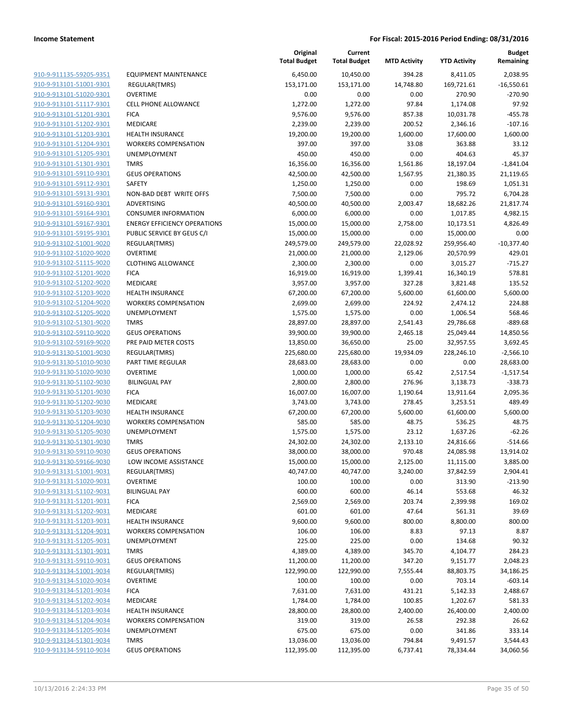| | | Original Total Budget | Current Total Budget | MTD Activity | YTD Activity | Budget Remaining |
|---|---|---|---|---|---|---|
| 910-9-911135-59205-9351 | EQUIPMENT MAINTENANCE | 6,450.00 | 10,450.00 | 394.28 | 8,411.05 | 2,038.95 |
| 910-9-913101-51001-9301 | REGULAR(TMRS) | 153,171.00 | 153,171.00 | 14,748.80 | 169,721.61 | -16,550.61 |
| 910-9-913101-51020-9301 | OVERTIME | 0.00 | 0.00 | 0.00 | 270.90 | -270.90 |
| 910-9-913101-51117-9301 | CELL PHONE ALLOWANCE | 1,272.00 | 1,272.00 | 97.84 | 1,174.08 | 97.92 |
| 910-9-913101-51201-9301 | FICA | 9,576.00 | 9,576.00 | 857.38 | 10,031.78 | -455.78 |
| 910-9-913101-51202-9301 | MEDICARE | 2,239.00 | 2,239.00 | 200.52 | 2,346.16 | -107.16 |
| 910-9-913101-51203-9301 | HEALTH INSURANCE | 19,200.00 | 19,200.00 | 1,600.00 | 17,600.00 | 1,600.00 |
| 910-9-913101-51204-9301 | WORKERS COMPENSATION | 397.00 | 397.00 | 33.08 | 363.88 | 33.12 |
| 910-9-913101-51205-9301 | UNEMPLOYMENT | 450.00 | 450.00 | 0.00 | 404.63 | 45.37 |
| 910-9-913101-51301-9301 | TMRS | 16,356.00 | 16,356.00 | 1,561.86 | 18,197.04 | -1,841.04 |
| 910-9-913101-59110-9301 | GEUS OPERATIONS | 42,500.00 | 42,500.00 | 1,567.95 | 21,380.35 | 21,119.65 |
| 910-9-913101-59112-9301 | SAFETY | 1,250.00 | 1,250.00 | 0.00 | 198.69 | 1,051.31 |
| 910-9-913101-59131-9301 | NON-BAD DEBT WRITE OFFS | 7,500.00 | 7,500.00 | 0.00 | 795.72 | 6,704.28 |
| 910-9-913101-59160-9301 | ADVERTISING | 40,500.00 | 40,500.00 | 2,003.47 | 18,682.26 | 21,817.74 |
| 910-9-913101-59164-9301 | CONSUMER INFORMATION | 6,000.00 | 6,000.00 | 0.00 | 1,017.85 | 4,982.15 |
| 910-9-913101-59167-9301 | ENERGY EFFICIENCY OPERATIONS | 15,000.00 | 15,000.00 | 2,758.00 | 10,173.51 | 4,826.49 |
| 910-9-913101-59195-9301 | PUBLIC SERVICE BY GEUS C/I | 15,000.00 | 15,000.00 | 0.00 | 15,000.00 | 0.00 |
| 910-9-913102-51001-9020 | REGULAR(TMRS) | 249,579.00 | 249,579.00 | 22,028.92 | 259,956.40 | -10,377.40 |
| 910-9-913102-51020-9020 | OVERTIME | 21,000.00 | 21,000.00 | 2,129.06 | 20,570.99 | 429.01 |
| 910-9-913102-51115-9020 | CLOTHING ALLOWANCE | 2,300.00 | 2,300.00 | 0.00 | 3,015.27 | -715.27 |
| 910-9-913102-51201-9020 | FICA | 16,919.00 | 16,919.00 | 1,399.41 | 16,340.19 | 578.81 |
| 910-9-913102-51202-9020 | MEDICARE | 3,957.00 | 3,957.00 | 327.28 | 3,821.48 | 135.52 |
| 910-9-913102-51203-9020 | HEALTH INSURANCE | 67,200.00 | 67,200.00 | 5,600.00 | 61,600.00 | 5,600.00 |
| 910-9-913102-51204-9020 | WORKERS COMPENSATION | 2,699.00 | 2,699.00 | 224.92 | 2,474.12 | 224.88 |
| 910-9-913102-51205-9020 | UNEMPLOYMENT | 1,575.00 | 1,575.00 | 0.00 | 1,006.54 | 568.46 |
| 910-9-913102-51301-9020 | TMRS | 28,897.00 | 28,897.00 | 2,541.43 | 29,786.68 | -889.68 |
| 910-9-913102-59110-9020 | GEUS OPERATIONS | 39,900.00 | 39,900.00 | 2,465.18 | 25,049.44 | 14,850.56 |
| 910-9-913102-59169-9020 | PRE PAID METER COSTS | 13,850.00 | 36,650.00 | 25.00 | 32,957.55 | 3,692.45 |
| 910-9-913130-51001-9030 | REGULAR(TMRS) | 225,680.00 | 225,680.00 | 19,934.09 | 228,246.10 | -2,566.10 |
| 910-9-913130-51010-9030 | PART TIME REGULAR | 28,683.00 | 28,683.00 | 0.00 | 0.00 | 28,683.00 |
| 910-9-913130-51020-9030 | OVERTIME | 1,000.00 | 1,000.00 | 65.42 | 2,517.54 | -1,517.54 |
| 910-9-913130-51102-9030 | BILINGUAL PAY | 2,800.00 | 2,800.00 | 276.96 | 3,138.73 | -338.73 |
| 910-9-913130-51201-9030 | FICA | 16,007.00 | 16,007.00 | 1,190.64 | 13,911.64 | 2,095.36 |
| 910-9-913130-51202-9030 | MEDICARE | 3,743.00 | 3,743.00 | 278.45 | 3,253.51 | 489.49 |
| 910-9-913130-51203-9030 | HEALTH INSURANCE | 67,200.00 | 67,200.00 | 5,600.00 | 61,600.00 | 5,600.00 |
| 910-9-913130-51204-9030 | WORKERS COMPENSATION | 585.00 | 585.00 | 48.75 | 536.25 | 48.75 |
| 910-9-913130-51205-9030 | UNEMPLOYMENT | 1,575.00 | 1,575.00 | 23.12 | 1,637.26 | -62.26 |
| 910-9-913130-51301-9030 | TMRS | 24,302.00 | 24,302.00 | 2,133.10 | 24,816.66 | -514.66 |
| 910-9-913130-59110-9030 | GEUS OPERATIONS | 38,000.00 | 38,000.00 | 970.48 | 24,085.98 | 13,914.02 |
| 910-9-913130-59166-9030 | LOW INCOME ASSISTANCE | 15,000.00 | 15,000.00 | 2,125.00 | 11,115.00 | 3,885.00 |
| 910-9-913131-51001-9031 | REGULAR(TMRS) | 40,747.00 | 40,747.00 | 3,240.00 | 37,842.59 | 2,904.41 |
| 910-9-913131-51020-9031 | OVERTIME | 100.00 | 100.00 | 0.00 | 313.90 | -213.90 |
| 910-9-913131-51102-9031 | BILINGUAL PAY | 600.00 | 600.00 | 46.14 | 553.68 | 46.32 |
| 910-9-913131-51201-9031 | FICA | 2,569.00 | 2,569.00 | 203.74 | 2,399.98 | 169.02 |
| 910-9-913131-51202-9031 | MEDICARE | 601.00 | 601.00 | 47.64 | 561.31 | 39.69 |
| 910-9-913131-51203-9031 | HEALTH INSURANCE | 9,600.00 | 9,600.00 | 800.00 | 8,800.00 | 800.00 |
| 910-9-913131-51204-9031 | WORKERS COMPENSATION | 106.00 | 106.00 | 8.83 | 97.13 | 8.87 |
| 910-9-913131-51205-9031 | UNEMPLOYMENT | 225.00 | 225.00 | 0.00 | 134.68 | 90.32 |
| 910-9-913131-51301-9031 | TMRS | 4,389.00 | 4,389.00 | 345.70 | 4,104.77 | 284.23 |
| 910-9-913131-59110-9031 | GEUS OPERATIONS | 11,200.00 | 11,200.00 | 347.20 | 9,151.77 | 2,048.23 |
| 910-9-913134-51001-9034 | REGULAR(TMRS) | 122,990.00 | 122,990.00 | 7,555.44 | 88,803.75 | 34,186.25 |
| 910-9-913134-51020-9034 | OVERTIME | 100.00 | 100.00 | 0.00 | 703.14 | -603.14 |
| 910-9-913134-51201-9034 | FICA | 7,631.00 | 7,631.00 | 431.21 | 5,142.33 | 2,488.67 |
| 910-9-913134-51202-9034 | MEDICARE | 1,784.00 | 1,784.00 | 100.85 | 1,202.67 | 581.33 |
| 910-9-913134-51203-9034 | HEALTH INSURANCE | 28,800.00 | 28,800.00 | 2,400.00 | 26,400.00 | 2,400.00 |
| 910-9-913134-51204-9034 | WORKERS COMPENSATION | 319.00 | 319.00 | 26.58 | 292.38 | 26.62 |
| 910-9-913134-51205-9034 | UNEMPLOYMENT | 675.00 | 675.00 | 0.00 | 341.86 | 333.14 |
| 910-9-913134-51301-9034 | TMRS | 13,036.00 | 13,036.00 | 794.84 | 9,491.57 | 3,544.43 |
| 910-9-913134-59110-9034 | GEUS OPERATIONS | 112,395.00 | 112,395.00 | 6,737.41 | 78,334.44 | 34,060.56 |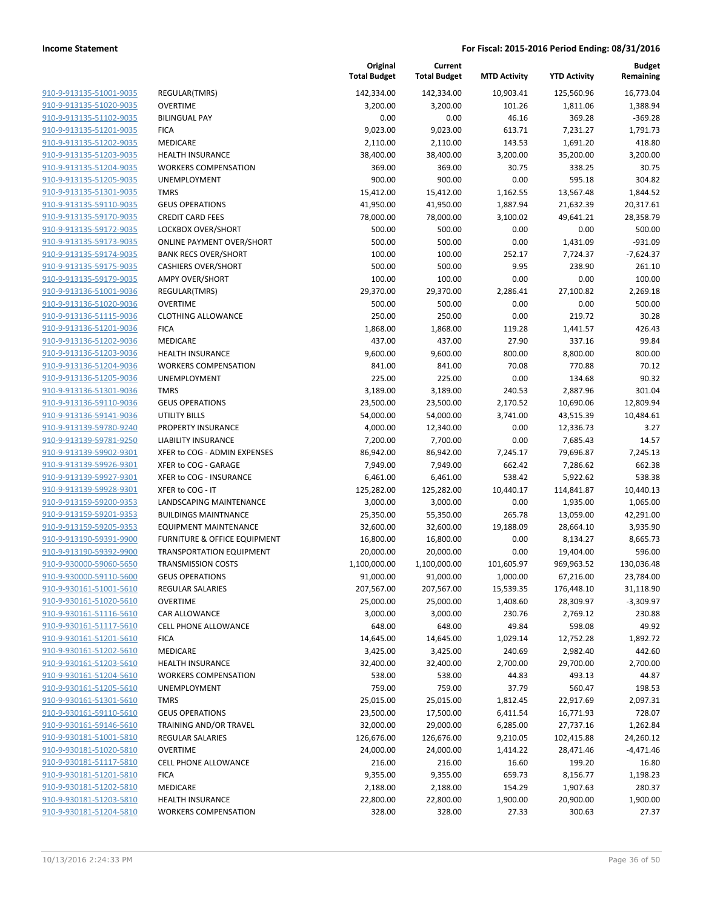**Income Statement** **For Fiscal: 2015-2016 Period Ending: 08/31/2016**

| | | Original Total Budget | Current Total Budget | MTD Activity | YTD Activity | Budget Remaining |
|---|---|---|---|---|---|---|
| 910-9-913135-51001-9035 | REGULAR(TMRS) | 142,334.00 | 142,334.00 | 10,903.41 | 125,560.96 | 16,773.04 |
| 910-9-913135-51020-9035 | OVERTIME | 3,200.00 | 3,200.00 | 101.26 | 1,811.06 | 1,388.94 |
| 910-9-913135-51102-9035 | BILINGUAL PAY | 0.00 | 0.00 | 46.16 | 369.28 | -369.28 |
| 910-9-913135-51201-9035 | FICA | 9,023.00 | 9,023.00 | 613.71 | 7,231.27 | 1,791.73 |
| 910-9-913135-51202-9035 | MEDICARE | 2,110.00 | 2,110.00 | 143.53 | 1,691.20 | 418.80 |
| 910-9-913135-51203-9035 | HEALTH INSURANCE | 38,400.00 | 38,400.00 | 3,200.00 | 35,200.00 | 3,200.00 |
| 910-9-913135-51204-9035 | WORKERS COMPENSATION | 369.00 | 369.00 | 30.75 | 338.25 | 30.75 |
| 910-9-913135-51205-9035 | UNEMPLOYMENT | 900.00 | 900.00 | 0.00 | 595.18 | 304.82 |
| 910-9-913135-51301-9035 | TMRS | 15,412.00 | 15,412.00 | 1,162.55 | 13,567.48 | 1,844.52 |
| 910-9-913135-59110-9035 | GEUS OPERATIONS | 41,950.00 | 41,950.00 | 1,887.94 | 21,632.39 | 20,317.61 |
| 910-9-913135-59170-9035 | CREDIT CARD FEES | 78,000.00 | 78,000.00 | 3,100.02 | 49,641.21 | 28,358.79 |
| 910-9-913135-59172-9035 | LOCKBOX OVER/SHORT | 500.00 | 500.00 | 0.00 | 0.00 | 500.00 |
| 910-9-913135-59173-9035 | ONLINE PAYMENT OVER/SHORT | 500.00 | 500.00 | 0.00 | 1,431.09 | -931.09 |
| 910-9-913135-59174-9035 | BANK RECS OVER/SHORT | 100.00 | 100.00 | 252.17 | 7,724.37 | -7,624.37 |
| 910-9-913135-59175-9035 | CASHIERS OVER/SHORT | 500.00 | 500.00 | 9.95 | 238.90 | 261.10 |
| 910-9-913135-59179-9035 | AMPY OVER/SHORT | 100.00 | 100.00 | 0.00 | 0.00 | 100.00 |
| 910-9-913136-51001-9036 | REGULAR(TMRS) | 29,370.00 | 29,370.00 | 2,286.41 | 27,100.82 | 2,269.18 |
| 910-9-913136-51020-9036 | OVERTIME | 500.00 | 500.00 | 0.00 | 0.00 | 500.00 |
| 910-9-913136-51115-9036 | CLOTHING ALLOWANCE | 250.00 | 250.00 | 0.00 | 219.72 | 30.28 |
| 910-9-913136-51201-9036 | FICA | 1,868.00 | 1,868.00 | 119.28 | 1,441.57 | 426.43 |
| 910-9-913136-51202-9036 | MEDICARE | 437.00 | 437.00 | 27.90 | 337.16 | 99.84 |
| 910-9-913136-51203-9036 | HEALTH INSURANCE | 9,600.00 | 9,600.00 | 800.00 | 8,800.00 | 800.00 |
| 910-9-913136-51204-9036 | WORKERS COMPENSATION | 841.00 | 841.00 | 70.08 | 770.88 | 70.12 |
| 910-9-913136-51205-9036 | UNEMPLOYMENT | 225.00 | 225.00 | 0.00 | 134.68 | 90.32 |
| 910-9-913136-51301-9036 | TMRS | 3,189.00 | 3,189.00 | 240.53 | 2,887.96 | 301.04 |
| 910-9-913136-59110-9036 | GEUS OPERATIONS | 23,500.00 | 23,500.00 | 2,170.52 | 10,690.06 | 12,809.94 |
| 910-9-913136-59141-9036 | UTILITY BILLS | 54,000.00 | 54,000.00 | 3,741.00 | 43,515.39 | 10,484.61 |
| 910-9-913139-59780-9240 | PROPERTY INSURANCE | 4,000.00 | 12,340.00 | 0.00 | 12,336.73 | 3.27 |
| 910-9-913139-59781-9250 | LIABILITY INSURANCE | 7,200.00 | 7,700.00 | 0.00 | 7,685.43 | 14.57 |
| 910-9-913139-59902-9301 | XFER to COG - ADMIN EXPENSES | 86,942.00 | 86,942.00 | 7,245.17 | 79,696.87 | 7,245.13 |
| 910-9-913139-59926-9301 | XFER to COG - GARAGE | 7,949.00 | 7,949.00 | 662.42 | 7,286.62 | 662.38 |
| 910-9-913139-59927-9301 | XFER to COG - INSURANCE | 6,461.00 | 6,461.00 | 538.42 | 5,922.62 | 538.38 |
| 910-9-913139-59928-9301 | XFER to COG - IT | 125,282.00 | 125,282.00 | 10,440.17 | 114,841.87 | 10,440.13 |
| 910-9-913159-59200-9353 | LANDSCAPING MAINTENANCE | 3,000.00 | 3,000.00 | 0.00 | 1,935.00 | 1,065.00 |
| 910-9-913159-59201-9353 | BUILDINGS MAINTNANCE | 25,350.00 | 55,350.00 | 265.78 | 13,059.00 | 42,291.00 |
| 910-9-913159-59205-9353 | EQUIPMENT MAINTENANCE | 32,600.00 | 32,600.00 | 19,188.09 | 28,664.10 | 3,935.90 |
| 910-9-913190-59391-9900 | FURNITURE & OFFICE EQUIPMENT | 16,800.00 | 16,800.00 | 0.00 | 8,134.27 | 8,665.73 |
| 910-9-913190-59392-9900 | TRANSPORTATION EQUIPMENT | 20,000.00 | 20,000.00 | 0.00 | 19,404.00 | 596.00 |
| 910-9-930000-59060-5650 | TRANSMISSION COSTS | 1,100,000.00 | 1,100,000.00 | 101,605.97 | 969,963.52 | 130,036.48 |
| 910-9-930000-59110-5600 | GEUS OPERATIONS | 91,000.00 | 91,000.00 | 1,000.00 | 67,216.00 | 23,784.00 |
| 910-9-930161-51001-5610 | REGULAR SALARIES | 207,567.00 | 207,567.00 | 15,539.35 | 176,448.10 | 31,118.90 |
| 910-9-930161-51020-5610 | OVERTIME | 25,000.00 | 25,000.00 | 1,408.60 | 28,309.97 | -3,309.97 |
| 910-9-930161-51116-5610 | CAR ALLOWANCE | 3,000.00 | 3,000.00 | 230.76 | 2,769.12 | 230.88 |
| 910-9-930161-51117-5610 | CELL PHONE ALLOWANCE | 648.00 | 648.00 | 49.84 | 598.08 | 49.92 |
| 910-9-930161-51201-5610 | FICA | 14,645.00 | 14,645.00 | 1,029.14 | 12,752.28 | 1,892.72 |
| 910-9-930161-51202-5610 | MEDICARE | 3,425.00 | 3,425.00 | 240.69 | 2,982.40 | 442.60 |
| 910-9-930161-51203-5610 | HEALTH INSURANCE | 32,400.00 | 32,400.00 | 2,700.00 | 29,700.00 | 2,700.00 |
| 910-9-930161-51204-5610 | WORKERS COMPENSATION | 538.00 | 538.00 | 44.83 | 493.13 | 44.87 |
| 910-9-930161-51205-5610 | UNEMPLOYMENT | 759.00 | 759.00 | 37.79 | 560.47 | 198.53 |
| 910-9-930161-51301-5610 | TMRS | 25,015.00 | 25,015.00 | 1,812.45 | 22,917.69 | 2,097.31 |
| 910-9-930161-59110-5610 | GEUS OPERATIONS | 23,500.00 | 17,500.00 | 6,411.54 | 16,771.93 | 728.07 |
| 910-9-930161-59146-5610 | TRAINING AND/OR TRAVEL | 32,000.00 | 29,000.00 | 6,285.00 | 27,737.16 | 1,262.84 |
| 910-9-930181-51001-5810 | REGULAR SALARIES | 126,676.00 | 126,676.00 | 9,210.05 | 102,415.88 | 24,260.12 |
| 910-9-930181-51020-5810 | OVERTIME | 24,000.00 | 24,000.00 | 1,414.22 | 28,471.46 | -4,471.46 |
| 910-9-930181-51117-5810 | CELL PHONE ALLOWANCE | 216.00 | 216.00 | 16.60 | 199.20 | 16.80 |
| 910-9-930181-51201-5810 | FICA | 9,355.00 | 9,355.00 | 659.73 | 8,156.77 | 1,198.23 |
| 910-9-930181-51202-5810 | MEDICARE | 2,188.00 | 2,188.00 | 154.29 | 1,907.63 | 280.37 |
| 910-9-930181-51203-5810 | HEALTH INSURANCE | 22,800.00 | 22,800.00 | 1,900.00 | 20,900.00 | 1,900.00 |
| 910-9-930181-51204-5810 | WORKERS COMPENSATION | 328.00 | 328.00 | 27.33 | 300.63 | 27.37 |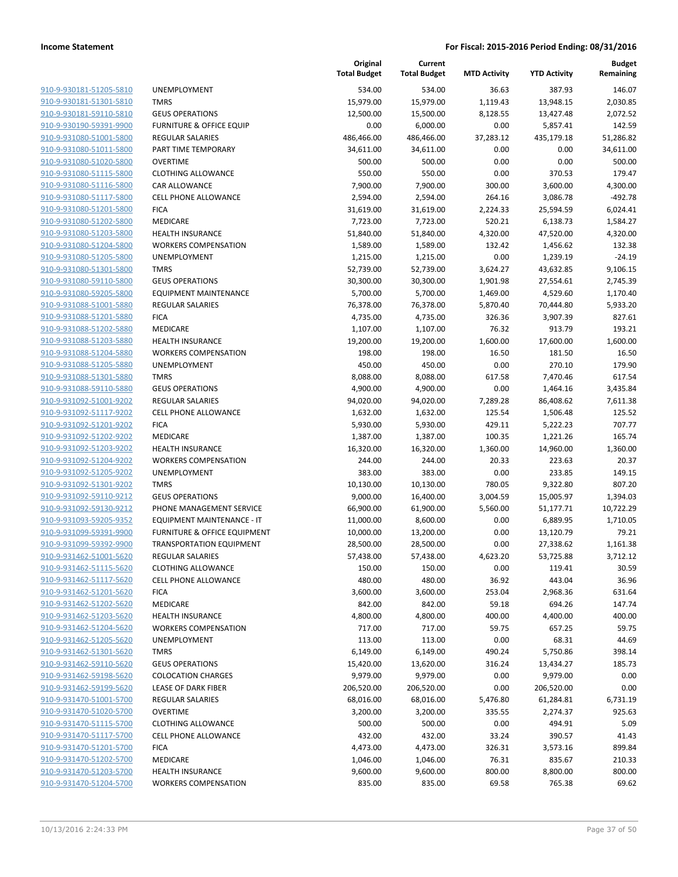**Income Statement** | **For Fiscal: 2015-2016 Period Ending: 08/31/2016**

| | | Original Total Budget | Current Total Budget | MTD Activity | YTD Activity | Budget Remaining |
|---|---|---|---|---|---|---|
| 910-9-930181-51205-5810 | UNEMPLOYMENT | 534.00 | 534.00 | 36.63 | 387.93 | 146.07 |
| 910-9-930181-51301-5810 | TMRS | 15,979.00 | 15,979.00 | 1,119.43 | 13,948.15 | 2,030.85 |
| 910-9-930181-59110-5810 | GEUS OPERATIONS | 12,500.00 | 15,500.00 | 8,128.55 | 13,427.48 | 2,072.52 |
| 910-9-930190-59391-9900 | FURNITURE & OFFICE EQUIP | 0.00 | 6,000.00 | 0.00 | 5,857.41 | 142.59 |
| 910-9-931080-51001-5800 | REGULAR SALARIES | 486,466.00 | 486,466.00 | 37,283.12 | 435,179.18 | 51,286.82 |
| 910-9-931080-51011-5800 | PART TIME TEMPORARY | 34,611.00 | 34,611.00 | 0.00 | 0.00 | 34,611.00 |
| 910-9-931080-51020-5800 | OVERTIME | 500.00 | 500.00 | 0.00 | 0.00 | 500.00 |
| 910-9-931080-51115-5800 | CLOTHING ALLOWANCE | 550.00 | 550.00 | 0.00 | 370.53 | 179.47 |
| 910-9-931080-51116-5800 | CAR ALLOWANCE | 7,900.00 | 7,900.00 | 300.00 | 3,600.00 | 4,300.00 |
| 910-9-931080-51117-5800 | CELL PHONE ALLOWANCE | 2,594.00 | 2,594.00 | 264.16 | 3,086.78 | -492.78 |
| 910-9-931080-51201-5800 | FICA | 31,619.00 | 31,619.00 | 2,224.33 | 25,594.59 | 6,024.41 |
| 910-9-931080-51202-5800 | MEDICARE | 7,723.00 | 7,723.00 | 520.21 | 6,138.73 | 1,584.27 |
| 910-9-931080-51203-5800 | HEALTH INSURANCE | 51,840.00 | 51,840.00 | 4,320.00 | 47,520.00 | 4,320.00 |
| 910-9-931080-51204-5800 | WORKERS COMPENSATION | 1,589.00 | 1,589.00 | 132.42 | 1,456.62 | 132.38 |
| 910-9-931080-51205-5800 | UNEMPLOYMENT | 1,215.00 | 1,215.00 | 0.00 | 1,239.19 | -24.19 |
| 910-9-931080-51301-5800 | TMRS | 52,739.00 | 52,739.00 | 3,624.27 | 43,632.85 | 9,106.15 |
| 910-9-931080-59110-5800 | GEUS OPERATIONS | 30,300.00 | 30,300.00 | 1,901.98 | 27,554.61 | 2,745.39 |
| 910-9-931080-59205-5800 | EQUIPMENT MAINTENANCE | 5,700.00 | 5,700.00 | 1,469.00 | 4,529.60 | 1,170.40 |
| 910-9-931088-51001-5880 | REGULAR SALARIES | 76,378.00 | 76,378.00 | 5,870.40 | 70,444.80 | 5,933.20 |
| 910-9-931088-51201-5880 | FICA | 4,735.00 | 4,735.00 | 326.36 | 3,907.39 | 827.61 |
| 910-9-931088-51202-5880 | MEDICARE | 1,107.00 | 1,107.00 | 76.32 | 913.79 | 193.21 |
| 910-9-931088-51203-5880 | HEALTH INSURANCE | 19,200.00 | 19,200.00 | 1,600.00 | 17,600.00 | 1,600.00 |
| 910-9-931088-51204-5880 | WORKERS COMPENSATION | 198.00 | 198.00 | 16.50 | 181.50 | 16.50 |
| 910-9-931088-51205-5880 | UNEMPLOYMENT | 450.00 | 450.00 | 0.00 | 270.10 | 179.90 |
| 910-9-931088-51301-5880 | TMRS | 8,088.00 | 8,088.00 | 617.58 | 7,470.46 | 617.54 |
| 910-9-931088-59110-5880 | GEUS OPERATIONS | 4,900.00 | 4,900.00 | 0.00 | 1,464.16 | 3,435.84 |
| 910-9-931092-51001-9202 | REGULAR SALARIES | 94,020.00 | 94,020.00 | 7,289.28 | 86,408.62 | 7,611.38 |
| 910-9-931092-51117-9202 | CELL PHONE ALLOWANCE | 1,632.00 | 1,632.00 | 125.54 | 1,506.48 | 125.52 |
| 910-9-931092-51201-9202 | FICA | 5,930.00 | 5,930.00 | 429.11 | 5,222.23 | 707.77 |
| 910-9-931092-51202-9202 | MEDICARE | 1,387.00 | 1,387.00 | 100.35 | 1,221.26 | 165.74 |
| 910-9-931092-51203-9202 | HEALTH INSURANCE | 16,320.00 | 16,320.00 | 1,360.00 | 14,960.00 | 1,360.00 |
| 910-9-931092-51204-9202 | WORKERS COMPENSATION | 244.00 | 244.00 | 20.33 | 223.63 | 20.37 |
| 910-9-931092-51205-9202 | UNEMPLOYMENT | 383.00 | 383.00 | 0.00 | 233.85 | 149.15 |
| 910-9-931092-51301-9202 | TMRS | 10,130.00 | 10,130.00 | 780.05 | 9,322.80 | 807.20 |
| 910-9-931092-59110-9212 | GEUS OPERATIONS | 9,000.00 | 16,400.00 | 3,004.59 | 15,005.97 | 1,394.03 |
| 910-9-931092-59130-9212 | PHONE MANAGEMENT SERVICE | 66,900.00 | 61,900.00 | 5,560.00 | 51,177.71 | 10,722.29 |
| 910-9-931093-59205-9352 | EQUIPMENT MAINTENANCE - IT | 11,000.00 | 8,600.00 | 0.00 | 6,889.95 | 1,710.05 |
| 910-9-931099-59391-9900 | FURNITURE & OFFICE EQUIPMENT | 10,000.00 | 13,200.00 | 0.00 | 13,120.79 | 79.21 |
| 910-9-931099-59392-9900 | TRANSPORTATION EQUIPMENT | 28,500.00 | 28,500.00 | 0.00 | 27,338.62 | 1,161.38 |
| 910-9-931462-51001-5620 | REGULAR SALARIES | 57,438.00 | 57,438.00 | 4,623.20 | 53,725.88 | 3,712.12 |
| 910-9-931462-51115-5620 | CLOTHING ALLOWANCE | 150.00 | 150.00 | 0.00 | 119.41 | 30.59 |
| 910-9-931462-51117-5620 | CELL PHONE ALLOWANCE | 480.00 | 480.00 | 36.92 | 443.04 | 36.96 |
| 910-9-931462-51201-5620 | FICA | 3,600.00 | 3,600.00 | 253.04 | 2,968.36 | 631.64 |
| 910-9-931462-51202-5620 | MEDICARE | 842.00 | 842.00 | 59.18 | 694.26 | 147.74 |
| 910-9-931462-51203-5620 | HEALTH INSURANCE | 4,800.00 | 4,800.00 | 400.00 | 4,400.00 | 400.00 |
| 910-9-931462-51204-5620 | WORKERS COMPENSATION | 717.00 | 717.00 | 59.75 | 657.25 | 59.75 |
| 910-9-931462-51205-5620 | UNEMPLOYMENT | 113.00 | 113.00 | 0.00 | 68.31 | 44.69 |
| 910-9-931462-51301-5620 | TMRS | 6,149.00 | 6,149.00 | 490.24 | 5,750.86 | 398.14 |
| 910-9-931462-59110-5620 | GEUS OPERATIONS | 15,420.00 | 13,620.00 | 316.24 | 13,434.27 | 185.73 |
| 910-9-931462-59198-5620 | COLOCATION CHARGES | 9,979.00 | 9,979.00 | 0.00 | 9,979.00 | 0.00 |
| 910-9-931462-59199-5620 | LEASE OF DARK FIBER | 206,520.00 | 206,520.00 | 0.00 | 206,520.00 | 0.00 |
| 910-9-931470-51001-5700 | REGULAR SALARIES | 68,016.00 | 68,016.00 | 5,476.80 | 61,284.81 | 6,731.19 |
| 910-9-931470-51020-5700 | OVERTIME | 3,200.00 | 3,200.00 | 335.55 | 2,274.37 | 925.63 |
| 910-9-931470-51115-5700 | CLOTHING ALLOWANCE | 500.00 | 500.00 | 0.00 | 494.91 | 5.09 |
| 910-9-931470-51117-5700 | CELL PHONE ALLOWANCE | 432.00 | 432.00 | 33.24 | 390.57 | 41.43 |
| 910-9-931470-51201-5700 | FICA | 4,473.00 | 4,473.00 | 326.31 | 3,573.16 | 899.84 |
| 910-9-931470-51202-5700 | MEDICARE | 1,046.00 | 1,046.00 | 76.31 | 835.67 | 210.33 |
| 910-9-931470-51203-5700 | HEALTH INSURANCE | 9,600.00 | 9,600.00 | 800.00 | 8,800.00 | 800.00 |
| 910-9-931470-51204-5700 | WORKERS COMPENSATION | 835.00 | 835.00 | 69.58 | 765.38 | 69.62 |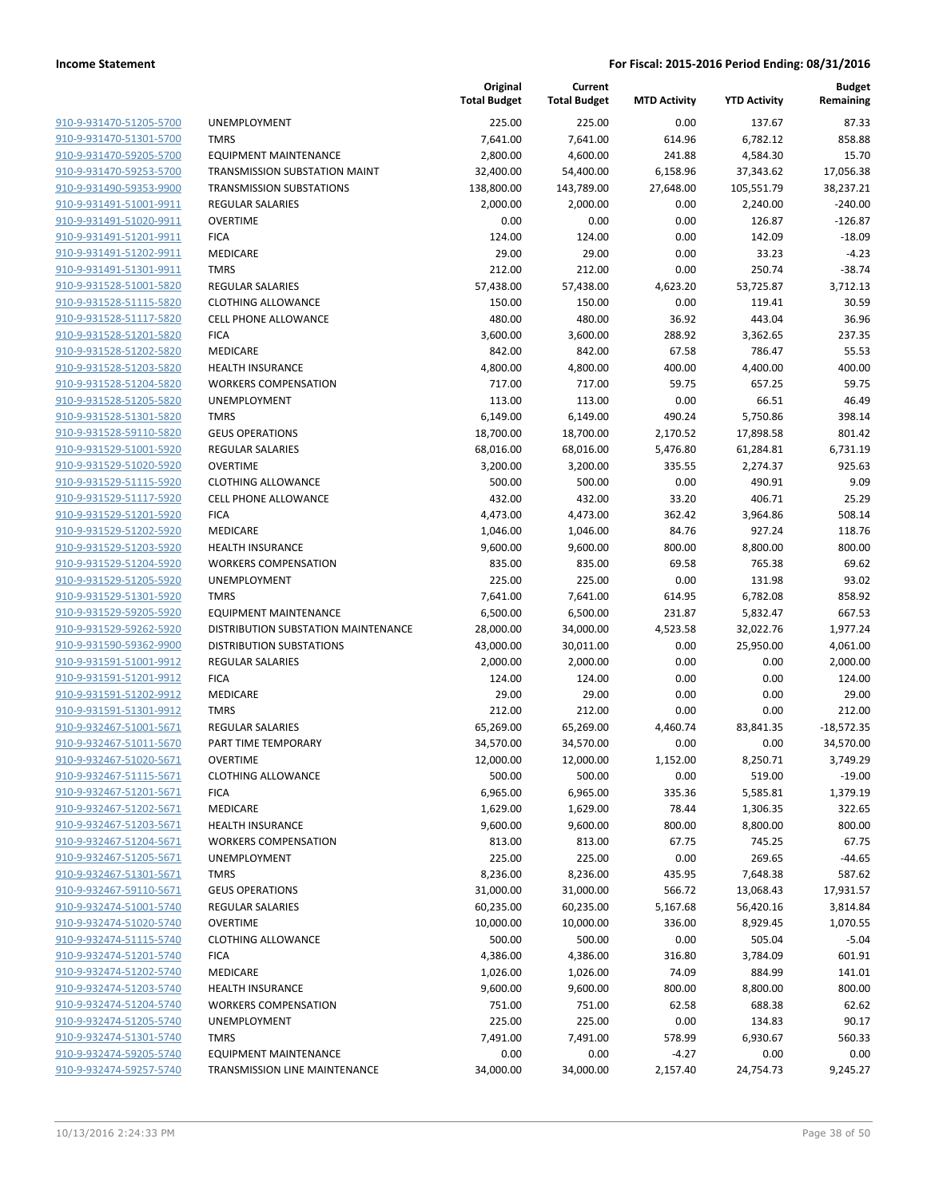| | | Original Total Budget | Current Total Budget | MTD Activity | YTD Activity | Budget Remaining |
|---|---|---|---|---|---|---|
| 910-9-931470-51205-5700 | UNEMPLOYMENT | 225.00 | 225.00 | 0.00 | 137.67 | 87.33 |
| 910-9-931470-51301-5700 | TMRS | 7,641.00 | 7,641.00 | 614.96 | 6,782.12 | 858.88 |
| 910-9-931470-59205-5700 | EQUIPMENT MAINTENANCE | 2,800.00 | 4,600.00 | 241.88 | 4,584.30 | 15.70 |
| 910-9-931470-59253-5700 | TRANSMISSION SUBSTATION MAINT | 32,400.00 | 54,400.00 | 6,158.96 | 37,343.62 | 17,056.38 |
| 910-9-931490-59353-9900 | TRANSMISSION SUBSTATIONS | 138,800.00 | 143,789.00 | 27,648.00 | 105,551.79 | 38,237.21 |
| 910-9-931491-51001-9911 | REGULAR SALARIES | 2,000.00 | 2,000.00 | 0.00 | 2,240.00 | -240.00 |
| 910-9-931491-51020-9911 | OVERTIME | 0.00 | 0.00 | 0.00 | 126.87 | -126.87 |
| 910-9-931491-51201-9911 | FICA | 124.00 | 124.00 | 0.00 | 142.09 | -18.09 |
| 910-9-931491-51202-9911 | MEDICARE | 29.00 | 29.00 | 0.00 | 33.23 | -4.23 |
| 910-9-931491-51301-9911 | TMRS | 212.00 | 212.00 | 0.00 | 250.74 | -38.74 |
| 910-9-931528-51001-5820 | REGULAR SALARIES | 57,438.00 | 57,438.00 | 4,623.20 | 53,725.87 | 3,712.13 |
| 910-9-931528-51115-5820 | CLOTHING ALLOWANCE | 150.00 | 150.00 | 0.00 | 119.41 | 30.59 |
| 910-9-931528-51117-5820 | CELL PHONE ALLOWANCE | 480.00 | 480.00 | 36.92 | 443.04 | 36.96 |
| 910-9-931528-51201-5820 | FICA | 3,600.00 | 3,600.00 | 288.92 | 3,362.65 | 237.35 |
| 910-9-931528-51202-5820 | MEDICARE | 842.00 | 842.00 | 67.58 | 786.47 | 55.53 |
| 910-9-931528-51203-5820 | HEALTH INSURANCE | 4,800.00 | 4,800.00 | 400.00 | 4,400.00 | 400.00 |
| 910-9-931528-51204-5820 | WORKERS COMPENSATION | 717.00 | 717.00 | 59.75 | 657.25 | 59.75 |
| 910-9-931528-51205-5820 | UNEMPLOYMENT | 113.00 | 113.00 | 0.00 | 66.51 | 46.49 |
| 910-9-931528-51301-5820 | TMRS | 6,149.00 | 6,149.00 | 490.24 | 5,750.86 | 398.14 |
| 910-9-931528-59110-5820 | GEUS OPERATIONS | 18,700.00 | 18,700.00 | 2,170.52 | 17,898.58 | 801.42 |
| 910-9-931529-51001-5920 | REGULAR SALARIES | 68,016.00 | 68,016.00 | 5,476.80 | 61,284.81 | 6,731.19 |
| 910-9-931529-51020-5920 | OVERTIME | 3,200.00 | 3,200.00 | 335.55 | 2,274.37 | 925.63 |
| 910-9-931529-51115-5920 | CLOTHING ALLOWANCE | 500.00 | 500.00 | 0.00 | 490.91 | 9.09 |
| 910-9-931529-51117-5920 | CELL PHONE ALLOWANCE | 432.00 | 432.00 | 33.20 | 406.71 | 25.29 |
| 910-9-931529-51201-5920 | FICA | 4,473.00 | 4,473.00 | 362.42 | 3,964.86 | 508.14 |
| 910-9-931529-51202-5920 | MEDICARE | 1,046.00 | 1,046.00 | 84.76 | 927.24 | 118.76 |
| 910-9-931529-51203-5920 | HEALTH INSURANCE | 9,600.00 | 9,600.00 | 800.00 | 8,800.00 | 800.00 |
| 910-9-931529-51204-5920 | WORKERS COMPENSATION | 835.00 | 835.00 | 69.58 | 765.38 | 69.62 |
| 910-9-931529-51205-5920 | UNEMPLOYMENT | 225.00 | 225.00 | 0.00 | 131.98 | 93.02 |
| 910-9-931529-51301-5920 | TMRS | 7,641.00 | 7,641.00 | 614.95 | 6,782.08 | 858.92 |
| 910-9-931529-59205-5920 | EQUIPMENT MAINTENANCE | 6,500.00 | 6,500.00 | 231.87 | 5,832.47 | 667.53 |
| 910-9-931529-59262-5920 | DISTRIBUTION SUBSTATION MAINTENANCE | 28,000.00 | 34,000.00 | 4,523.58 | 32,022.76 | 1,977.24 |
| 910-9-931590-59362-9900 | DISTRIBUTION SUBSTATIONS | 43,000.00 | 30,011.00 | 0.00 | 25,950.00 | 4,061.00 |
| 910-9-931591-51001-9912 | REGULAR SALARIES | 2,000.00 | 2,000.00 | 0.00 | 0.00 | 2,000.00 |
| 910-9-931591-51201-9912 | FICA | 124.00 | 124.00 | 0.00 | 0.00 | 124.00 |
| 910-9-931591-51202-9912 | MEDICARE | 29.00 | 29.00 | 0.00 | 0.00 | 29.00 |
| 910-9-931591-51301-9912 | TMRS | 212.00 | 212.00 | 0.00 | 0.00 | 212.00 |
| 910-9-932467-51001-5671 | REGULAR SALARIES | 65,269.00 | 65,269.00 | 4,460.74 | 83,841.35 | -18,572.35 |
| 910-9-932467-51011-5670 | PART TIME TEMPORARY | 34,570.00 | 34,570.00 | 0.00 | 0.00 | 34,570.00 |
| 910-9-932467-51020-5671 | OVERTIME | 12,000.00 | 12,000.00 | 1,152.00 | 8,250.71 | 3,749.29 |
| 910-9-932467-51115-5671 | CLOTHING ALLOWANCE | 500.00 | 500.00 | 0.00 | 519.00 | -19.00 |
| 910-9-932467-51201-5671 | FICA | 6,965.00 | 6,965.00 | 335.36 | 5,585.81 | 1,379.19 |
| 910-9-932467-51202-5671 | MEDICARE | 1,629.00 | 1,629.00 | 78.44 | 1,306.35 | 322.65 |
| 910-9-932467-51203-5671 | HEALTH INSURANCE | 9,600.00 | 9,600.00 | 800.00 | 8,800.00 | 800.00 |
| 910-9-932467-51204-5671 | WORKERS COMPENSATION | 813.00 | 813.00 | 67.75 | 745.25 | 67.75 |
| 910-9-932467-51205-5671 | UNEMPLOYMENT | 225.00 | 225.00 | 0.00 | 269.65 | -44.65 |
| 910-9-932467-51301-5671 | TMRS | 8,236.00 | 8,236.00 | 435.95 | 7,648.38 | 587.62 |
| 910-9-932467-59110-5671 | GEUS OPERATIONS | 31,000.00 | 31,000.00 | 566.72 | 13,068.43 | 17,931.57 |
| 910-9-932474-51001-5740 | REGULAR SALARIES | 60,235.00 | 60,235.00 | 5,167.68 | 56,420.16 | 3,814.84 |
| 910-9-932474-51020-5740 | OVERTIME | 10,000.00 | 10,000.00 | 336.00 | 8,929.45 | 1,070.55 |
| 910-9-932474-51115-5740 | CLOTHING ALLOWANCE | 500.00 | 500.00 | 0.00 | 505.04 | -5.04 |
| 910-9-932474-51201-5740 | FICA | 4,386.00 | 4,386.00 | 316.80 | 3,784.09 | 601.91 |
| 910-9-932474-51202-5740 | MEDICARE | 1,026.00 | 1,026.00 | 74.09 | 884.99 | 141.01 |
| 910-9-932474-51203-5740 | HEALTH INSURANCE | 9,600.00 | 9,600.00 | 800.00 | 8,800.00 | 800.00 |
| 910-9-932474-51204-5740 | WORKERS COMPENSATION | 751.00 | 751.00 | 62.58 | 688.38 | 62.62 |
| 910-9-932474-51205-5740 | UNEMPLOYMENT | 225.00 | 225.00 | 0.00 | 134.83 | 90.17 |
| 910-9-932474-51301-5740 | TMRS | 7,491.00 | 7,491.00 | 578.99 | 6,930.67 | 560.33 |
| 910-9-932474-59205-5740 | EQUIPMENT MAINTENANCE | 0.00 | 0.00 | -4.27 | 0.00 | 0.00 |
| 910-9-932474-59257-5740 | TRANSMISSION LINE MAINTENANCE | 34,000.00 | 34,000.00 | 2,157.40 | 24,754.73 | 9,245.27 |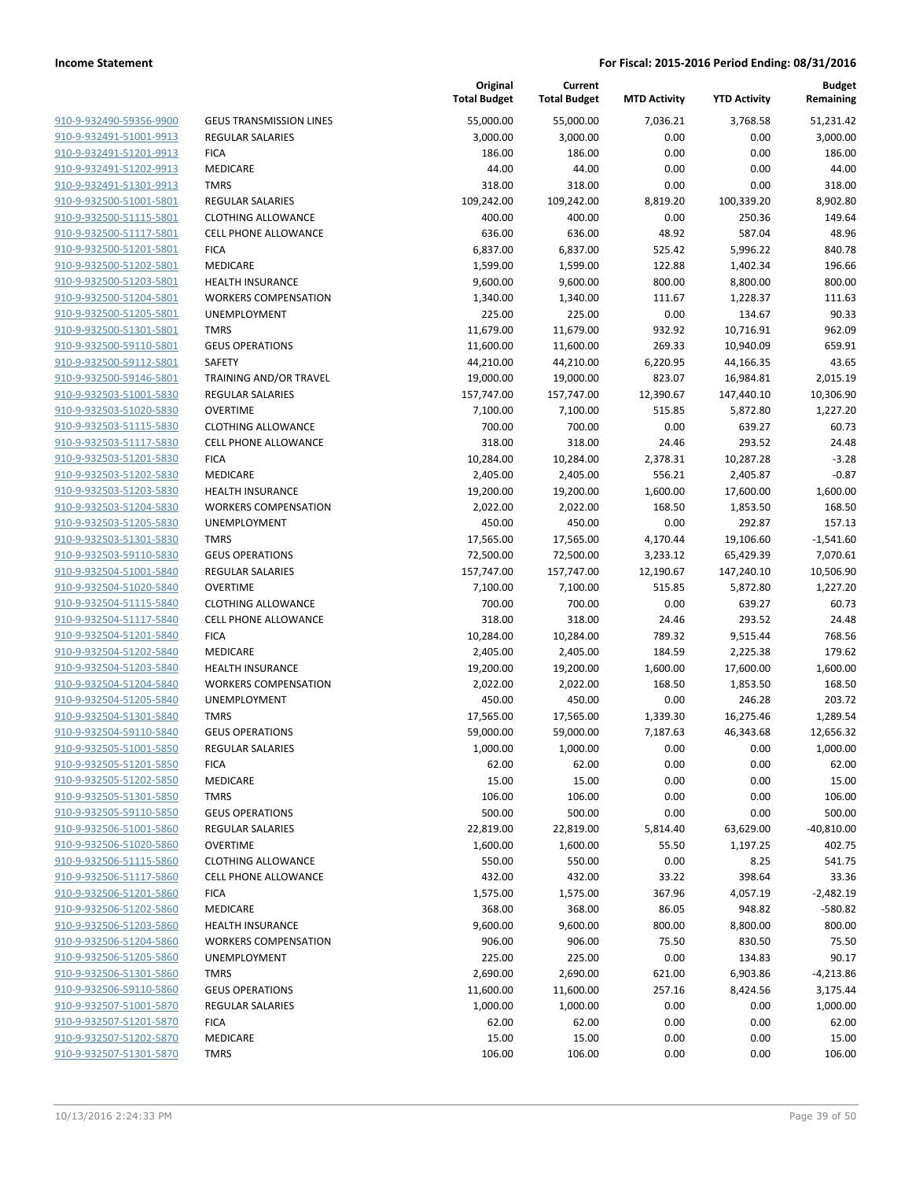| | | Original Total Budget | Current Total Budget | MTD Activity | YTD Activity | Budget Remaining |
|---|---|---|---|---|---|---|
| 910-9-932490-59356-9900 | GEUS TRANSMISSION LINES | 55,000.00 | 55,000.00 | 7,036.21 | 3,768.58 | 51,231.42 |
| 910-9-932491-51001-9913 | REGULAR SALARIES | 3,000.00 | 3,000.00 | 0.00 | 0.00 | 3,000.00 |
| 910-9-932491-51201-9913 | FICA | 186.00 | 186.00 | 0.00 | 0.00 | 186.00 |
| 910-9-932491-51202-9913 | MEDICARE | 44.00 | 44.00 | 0.00 | 0.00 | 44.00 |
| 910-9-932491-51301-9913 | TMRS | 318.00 | 318.00 | 0.00 | 0.00 | 318.00 |
| 910-9-932500-51001-5801 | REGULAR SALARIES | 109,242.00 | 109,242.00 | 8,819.20 | 100,339.20 | 8,902.80 |
| 910-9-932500-51115-5801 | CLOTHING ALLOWANCE | 400.00 | 400.00 | 0.00 | 250.36 | 149.64 |
| 910-9-932500-51117-5801 | CELL PHONE ALLOWANCE | 636.00 | 636.00 | 48.92 | 587.04 | 48.96 |
| 910-9-932500-51201-5801 | FICA | 6,837.00 | 6,837.00 | 525.42 | 5,996.22 | 840.78 |
| 910-9-932500-51202-5801 | MEDICARE | 1,599.00 | 1,599.00 | 122.88 | 1,402.34 | 196.66 |
| 910-9-932500-51203-5801 | HEALTH INSURANCE | 9,600.00 | 9,600.00 | 800.00 | 8,800.00 | 800.00 |
| 910-9-932500-51204-5801 | WORKERS COMPENSATION | 1,340.00 | 1,340.00 | 111.67 | 1,228.37 | 111.63 |
| 910-9-932500-51205-5801 | UNEMPLOYMENT | 225.00 | 225.00 | 0.00 | 134.67 | 90.33 |
| 910-9-932500-51301-5801 | TMRS | 11,679.00 | 11,679.00 | 932.92 | 10,716.91 | 962.09 |
| 910-9-932500-59110-5801 | GEUS OPERATIONS | 11,600.00 | 11,600.00 | 269.33 | 10,940.09 | 659.91 |
| 910-9-932500-59112-5801 | SAFETY | 44,210.00 | 44,210.00 | 6,220.95 | 44,166.35 | 43.65 |
| 910-9-932500-59146-5801 | TRAINING AND/OR TRAVEL | 19,000.00 | 19,000.00 | 823.07 | 16,984.81 | 2,015.19 |
| 910-9-932503-51001-5830 | REGULAR SALARIES | 157,747.00 | 157,747.00 | 12,390.67 | 147,440.10 | 10,306.90 |
| 910-9-932503-51020-5830 | OVERTIME | 7,100.00 | 7,100.00 | 515.85 | 5,872.80 | 1,227.20 |
| 910-9-932503-51115-5830 | CLOTHING ALLOWANCE | 700.00 | 700.00 | 0.00 | 639.27 | 60.73 |
| 910-9-932503-51117-5830 | CELL PHONE ALLOWANCE | 318.00 | 318.00 | 24.46 | 293.52 | 24.48 |
| 910-9-932503-51201-5830 | FICA | 10,284.00 | 10,284.00 | 2,378.31 | 10,287.28 | -3.28 |
| 910-9-932503-51202-5830 | MEDICARE | 2,405.00 | 2,405.00 | 556.21 | 2,405.87 | -0.87 |
| 910-9-932503-51203-5830 | HEALTH INSURANCE | 19,200.00 | 19,200.00 | 1,600.00 | 17,600.00 | 1,600.00 |
| 910-9-932503-51204-5830 | WORKERS COMPENSATION | 2,022.00 | 2,022.00 | 168.50 | 1,853.50 | 168.50 |
| 910-9-932503-51205-5830 | UNEMPLOYMENT | 450.00 | 450.00 | 0.00 | 292.87 | 157.13 |
| 910-9-932503-51301-5830 | TMRS | 17,565.00 | 17,565.00 | 4,170.44 | 19,106.60 | -1,541.60 |
| 910-9-932503-59110-5830 | GEUS OPERATIONS | 72,500.00 | 72,500.00 | 3,233.12 | 65,429.39 | 7,070.61 |
| 910-9-932504-51001-5840 | REGULAR SALARIES | 157,747.00 | 157,747.00 | 12,190.67 | 147,240.10 | 10,506.90 |
| 910-9-932504-51020-5840 | OVERTIME | 7,100.00 | 7,100.00 | 515.85 | 5,872.80 | 1,227.20 |
| 910-9-932504-51115-5840 | CLOTHING ALLOWANCE | 700.00 | 700.00 | 0.00 | 639.27 | 60.73 |
| 910-9-932504-51117-5840 | CELL PHONE ALLOWANCE | 318.00 | 318.00 | 24.46 | 293.52 | 24.48 |
| 910-9-932504-51201-5840 | FICA | 10,284.00 | 10,284.00 | 789.32 | 9,515.44 | 768.56 |
| 910-9-932504-51202-5840 | MEDICARE | 2,405.00 | 2,405.00 | 184.59 | 2,225.38 | 179.62 |
| 910-9-932504-51203-5840 | HEALTH INSURANCE | 19,200.00 | 19,200.00 | 1,600.00 | 17,600.00 | 1,600.00 |
| 910-9-932504-51204-5840 | WORKERS COMPENSATION | 2,022.00 | 2,022.00 | 168.50 | 1,853.50 | 168.50 |
| 910-9-932504-51205-5840 | UNEMPLOYMENT | 450.00 | 450.00 | 0.00 | 246.28 | 203.72 |
| 910-9-932504-51301-5840 | TMRS | 17,565.00 | 17,565.00 | 1,339.30 | 16,275.46 | 1,289.54 |
| 910-9-932504-59110-5840 | GEUS OPERATIONS | 59,000.00 | 59,000.00 | 7,187.63 | 46,343.68 | 12,656.32 |
| 910-9-932505-51001-5850 | REGULAR SALARIES | 1,000.00 | 1,000.00 | 0.00 | 0.00 | 1,000.00 |
| 910-9-932505-51201-5850 | FICA | 62.00 | 62.00 | 0.00 | 0.00 | 62.00 |
| 910-9-932505-51202-5850 | MEDICARE | 15.00 | 15.00 | 0.00 | 0.00 | 15.00 |
| 910-9-932505-51301-5850 | TMRS | 106.00 | 106.00 | 0.00 | 0.00 | 106.00 |
| 910-9-932505-59110-5850 | GEUS OPERATIONS | 500.00 | 500.00 | 0.00 | 0.00 | 500.00 |
| 910-9-932506-51001-5860 | REGULAR SALARIES | 22,819.00 | 22,819.00 | 5,814.40 | 63,629.00 | -40,810.00 |
| 910-9-932506-51020-5860 | OVERTIME | 1,600.00 | 1,600.00 | 55.50 | 1,197.25 | 402.75 |
| 910-9-932506-51115-5860 | CLOTHING ALLOWANCE | 550.00 | 550.00 | 0.00 | 8.25 | 541.75 |
| 910-9-932506-51117-5860 | CELL PHONE ALLOWANCE | 432.00 | 432.00 | 33.22 | 398.64 | 33.36 |
| 910-9-932506-51201-5860 | FICA | 1,575.00 | 1,575.00 | 367.96 | 4,057.19 | -2,482.19 |
| 910-9-932506-51202-5860 | MEDICARE | 368.00 | 368.00 | 86.05 | 948.82 | -580.82 |
| 910-9-932506-51203-5860 | HEALTH INSURANCE | 9,600.00 | 9,600.00 | 800.00 | 8,800.00 | 800.00 |
| 910-9-932506-51204-5860 | WORKERS COMPENSATION | 906.00 | 906.00 | 75.50 | 830.50 | 75.50 |
| 910-9-932506-51205-5860 | UNEMPLOYMENT | 225.00 | 225.00 | 0.00 | 134.83 | 90.17 |
| 910-9-932506-51301-5860 | TMRS | 2,690.00 | 2,690.00 | 621.00 | 6,903.86 | -4,213.86 |
| 910-9-932506-59110-5860 | GEUS OPERATIONS | 11,600.00 | 11,600.00 | 257.16 | 8,424.56 | 3,175.44 |
| 910-9-932507-51001-5870 | REGULAR SALARIES | 1,000.00 | 1,000.00 | 0.00 | 0.00 | 1,000.00 |
| 910-9-932507-51201-5870 | FICA | 62.00 | 62.00 | 0.00 | 0.00 | 62.00 |
| 910-9-932507-51202-5870 | MEDICARE | 15.00 | 15.00 | 0.00 | 0.00 | 15.00 |
| 910-9-932507-51301-5870 | TMRS | 106.00 | 106.00 | 0.00 | 0.00 | 106.00 |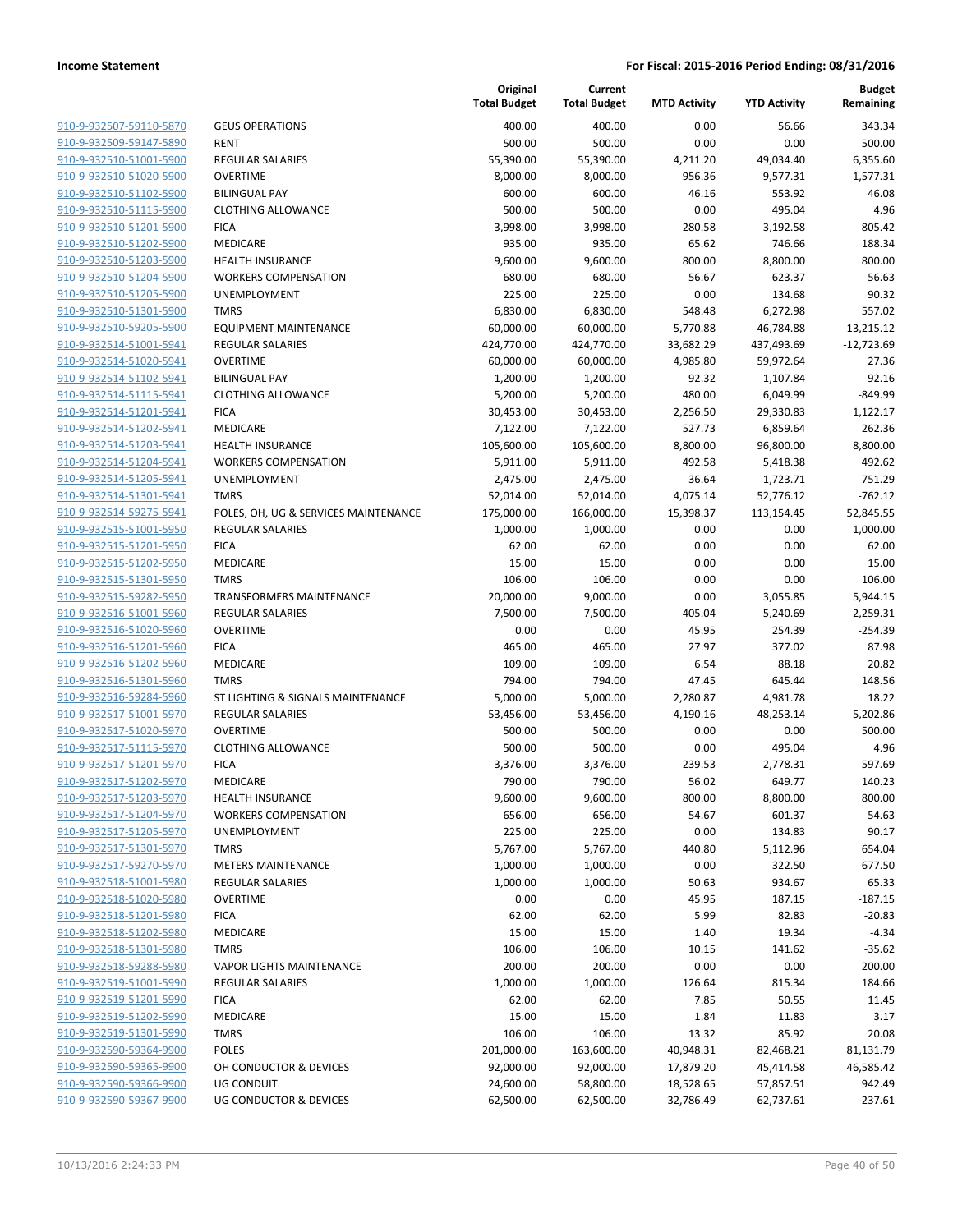| | | Original Total Budget | Current Total Budget | MTD Activity | YTD Activity | Budget Remaining |
|---|---|---|---|---|---|---|
| 910-9-932507-59110-5870 | GEUS OPERATIONS | 400.00 | 400.00 | 0.00 | 56.66 | 343.34 |
| 910-9-932509-59147-5890 | RENT | 500.00 | 500.00 | 0.00 | 0.00 | 500.00 |
| 910-9-932510-51001-5900 | REGULAR SALARIES | 55,390.00 | 55,390.00 | 4,211.20 | 49,034.40 | 6,355.60 |
| 910-9-932510-51020-5900 | OVERTIME | 8,000.00 | 8,000.00 | 956.36 | 9,577.31 | -1,577.31 |
| 910-9-932510-51102-5900 | BILINGUAL PAY | 600.00 | 600.00 | 46.16 | 553.92 | 46.08 |
| 910-9-932510-51115-5900 | CLOTHING ALLOWANCE | 500.00 | 500.00 | 0.00 | 495.04 | 4.96 |
| 910-9-932510-51201-5900 | FICA | 3,998.00 | 3,998.00 | 280.58 | 3,192.58 | 805.42 |
| 910-9-932510-51202-5900 | MEDICARE | 935.00 | 935.00 | 65.62 | 746.66 | 188.34 |
| 910-9-932510-51203-5900 | HEALTH INSURANCE | 9,600.00 | 9,600.00 | 800.00 | 8,800.00 | 800.00 |
| 910-9-932510-51204-5900 | WORKERS COMPENSATION | 680.00 | 680.00 | 56.67 | 623.37 | 56.63 |
| 910-9-932510-51205-5900 | UNEMPLOYMENT | 225.00 | 225.00 | 0.00 | 134.68 | 90.32 |
| 910-9-932510-51301-5900 | TMRS | 6,830.00 | 6,830.00 | 548.48 | 6,272.98 | 557.02 |
| 910-9-932510-59205-5900 | EQUIPMENT MAINTENANCE | 60,000.00 | 60,000.00 | 5,770.88 | 46,784.88 | 13,215.12 |
| 910-9-932514-51001-5941 | REGULAR SALARIES | 424,770.00 | 424,770.00 | 33,682.29 | 437,493.69 | -12,723.69 |
| 910-9-932514-51020-5941 | OVERTIME | 60,000.00 | 60,000.00 | 4,985.80 | 59,972.64 | 27.36 |
| 910-9-932514-51102-5941 | BILINGUAL PAY | 1,200.00 | 1,200.00 | 92.32 | 1,107.84 | 92.16 |
| 910-9-932514-51115-5941 | CLOTHING ALLOWANCE | 5,200.00 | 5,200.00 | 480.00 | 6,049.99 | -849.99 |
| 910-9-932514-51201-5941 | FICA | 30,453.00 | 30,453.00 | 2,256.50 | 29,330.83 | 1,122.17 |
| 910-9-932514-51202-5941 | MEDICARE | 7,122.00 | 7,122.00 | 527.73 | 6,859.64 | 262.36 |
| 910-9-932514-51203-5941 | HEALTH INSURANCE | 105,600.00 | 105,600.00 | 8,800.00 | 96,800.00 | 8,800.00 |
| 910-9-932514-51204-5941 | WORKERS COMPENSATION | 5,911.00 | 5,911.00 | 492.58 | 5,418.38 | 492.62 |
| 910-9-932514-51205-5941 | UNEMPLOYMENT | 2,475.00 | 2,475.00 | 36.64 | 1,723.71 | 751.29 |
| 910-9-932514-51301-5941 | TMRS | 52,014.00 | 52,014.00 | 4,075.14 | 52,776.12 | -762.12 |
| 910-9-932514-59275-5941 | POLES, OH, UG & SERVICES MAINTENANCE | 175,000.00 | 166,000.00 | 15,398.37 | 113,154.45 | 52,845.55 |
| 910-9-932515-51001-5950 | REGULAR SALARIES | 1,000.00 | 1,000.00 | 0.00 | 0.00 | 1,000.00 |
| 910-9-932515-51201-5950 | FICA | 62.00 | 62.00 | 0.00 | 0.00 | 62.00 |
| 910-9-932515-51202-5950 | MEDICARE | 15.00 | 15.00 | 0.00 | 0.00 | 15.00 |
| 910-9-932515-51301-5950 | TMRS | 106.00 | 106.00 | 0.00 | 0.00 | 106.00 |
| 910-9-932515-59282-5950 | TRANSFORMERS MAINTENANCE | 20,000.00 | 9,000.00 | 0.00 | 3,055.85 | 5,944.15 |
| 910-9-932516-51001-5960 | REGULAR SALARIES | 7,500.00 | 7,500.00 | 405.04 | 5,240.69 | 2,259.31 |
| 910-9-932516-51020-5960 | OVERTIME | 0.00 | 0.00 | 45.95 | 254.39 | -254.39 |
| 910-9-932516-51201-5960 | FICA | 465.00 | 465.00 | 27.97 | 377.02 | 87.98 |
| 910-9-932516-51202-5960 | MEDICARE | 109.00 | 109.00 | 6.54 | 88.18 | 20.82 |
| 910-9-932516-51301-5960 | TMRS | 794.00 | 794.00 | 47.45 | 645.44 | 148.56 |
| 910-9-932516-59284-5960 | ST LIGHTING & SIGNALS MAINTENANCE | 5,000.00 | 5,000.00 | 2,280.87 | 4,981.78 | 18.22 |
| 910-9-932517-51001-5970 | REGULAR SALARIES | 53,456.00 | 53,456.00 | 4,190.16 | 48,253.14 | 5,202.86 |
| 910-9-932517-51020-5970 | OVERTIME | 500.00 | 500.00 | 0.00 | 0.00 | 500.00 |
| 910-9-932517-51115-5970 | CLOTHING ALLOWANCE | 500.00 | 500.00 | 0.00 | 495.04 | 4.96 |
| 910-9-932517-51201-5970 | FICA | 3,376.00 | 3,376.00 | 239.53 | 2,778.31 | 597.69 |
| 910-9-932517-51202-5970 | MEDICARE | 790.00 | 790.00 | 56.02 | 649.77 | 140.23 |
| 910-9-932517-51203-5970 | HEALTH INSURANCE | 9,600.00 | 9,600.00 | 800.00 | 8,800.00 | 800.00 |
| 910-9-932517-51204-5970 | WORKERS COMPENSATION | 656.00 | 656.00 | 54.67 | 601.37 | 54.63 |
| 910-9-932517-51205-5970 | UNEMPLOYMENT | 225.00 | 225.00 | 0.00 | 134.83 | 90.17 |
| 910-9-932517-51301-5970 | TMRS | 5,767.00 | 5,767.00 | 440.80 | 5,112.96 | 654.04 |
| 910-9-932517-59270-5970 | METERS MAINTENANCE | 1,000.00 | 1,000.00 | 0.00 | 322.50 | 677.50 |
| 910-9-932518-51001-5980 | REGULAR SALARIES | 1,000.00 | 1,000.00 | 50.63 | 934.67 | 65.33 |
| 910-9-932518-51020-5980 | OVERTIME | 0.00 | 0.00 | 45.95 | 187.15 | -187.15 |
| 910-9-932518-51201-5980 | FICA | 62.00 | 62.00 | 5.99 | 82.83 | -20.83 |
| 910-9-932518-51202-5980 | MEDICARE | 15.00 | 15.00 | 1.40 | 19.34 | -4.34 |
| 910-9-932518-51301-5980 | TMRS | 106.00 | 106.00 | 10.15 | 141.62 | -35.62 |
| 910-9-932518-59288-5980 | VAPOR LIGHTS MAINTENANCE | 200.00 | 200.00 | 0.00 | 0.00 | 200.00 |
| 910-9-932519-51001-5990 | REGULAR SALARIES | 1,000.00 | 1,000.00 | 126.64 | 815.34 | 184.66 |
| 910-9-932519-51201-5990 | FICA | 62.00 | 62.00 | 7.85 | 50.55 | 11.45 |
| 910-9-932519-51202-5990 | MEDICARE | 15.00 | 15.00 | 1.84 | 11.83 | 3.17 |
| 910-9-932519-51301-5990 | TMRS | 106.00 | 106.00 | 13.32 | 85.92 | 20.08 |
| 910-9-932590-59364-9900 | POLES | 201,000.00 | 163,600.00 | 40,948.31 | 82,468.21 | 81,131.79 |
| 910-9-932590-59365-9900 | OH CONDUCTOR & DEVICES | 92,000.00 | 92,000.00 | 17,879.20 | 45,414.58 | 46,585.42 |
| 910-9-932590-59366-9900 | UG CONDUIT | 24,600.00 | 58,800.00 | 18,528.65 | 57,857.51 | 942.49 |
| 910-9-932590-59367-9900 | UG CONDUCTOR & DEVICES | 62,500.00 | 62,500.00 | 32,786.49 | 62,737.61 | -237.61 |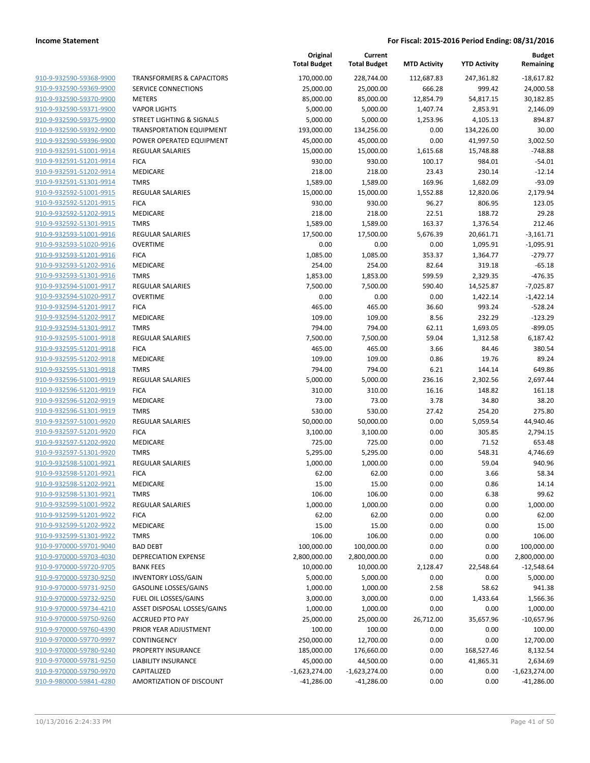| | | Original Total Budget | Current Total Budget | MTD Activity | YTD Activity | Budget Remaining |
|---|---|---|---|---|---|---|
| 910-9-932590-59368-9900 | TRANSFORMERS & CAPACITORS | 170,000.00 | 228,744.00 | 112,687.83 | 247,361.82 | -18,617.82 |
| 910-9-932590-59369-9900 | SERVICE CONNECTIONS | 25,000.00 | 25,000.00 | 666.28 | 999.42 | 24,000.58 |
| 910-9-932590-59370-9900 | METERS | 85,000.00 | 85,000.00 | 12,854.79 | 54,817.15 | 30,182.85 |
| 910-9-932590-59371-9900 | VAPOR LIGHTS | 5,000.00 | 5,000.00 | 1,407.74 | 2,853.91 | 2,146.09 |
| 910-9-932590-59375-9900 | STREET LIGHTING & SIGNALS | 5,000.00 | 5,000.00 | 1,253.96 | 4,105.13 | 894.87 |
| 910-9-932590-59392-9900 | TRANSPORTATION EQUIPMENT | 193,000.00 | 134,256.00 | 0.00 | 134,226.00 | 30.00 |
| 910-9-932590-59396-9900 | POWER OPERATED EQUIPMENT | 45,000.00 | 45,000.00 | 0.00 | 41,997.50 | 3,002.50 |
| 910-9-932591-51001-9914 | REGULAR SALARIES | 15,000.00 | 15,000.00 | 1,615.68 | 15,748.88 | -748.88 |
| 910-9-932591-51201-9914 | FICA | 930.00 | 930.00 | 100.17 | 984.01 | -54.01 |
| 910-9-932591-51202-9914 | MEDICARE | 218.00 | 218.00 | 23.43 | 230.14 | -12.14 |
| 910-9-932591-51301-9914 | TMRS | 1,589.00 | 1,589.00 | 169.96 | 1,682.09 | -93.09 |
| 910-9-932592-51001-9915 | REGULAR SALARIES | 15,000.00 | 15,000.00 | 1,552.88 | 12,820.06 | 2,179.94 |
| 910-9-932592-51201-9915 | FICA | 930.00 | 930.00 | 96.27 | 806.95 | 123.05 |
| 910-9-932592-51202-9915 | MEDICARE | 218.00 | 218.00 | 22.51 | 188.72 | 29.28 |
| 910-9-932592-51301-9915 | TMRS | 1,589.00 | 1,589.00 | 163.37 | 1,376.54 | 212.46 |
| 910-9-932593-51001-9916 | REGULAR SALARIES | 17,500.00 | 17,500.00 | 5,676.39 | 20,661.71 | -3,161.71 |
| 910-9-932593-51020-9916 | OVERTIME | 0.00 | 0.00 | 0.00 | 1,095.91 | -1,095.91 |
| 910-9-932593-51201-9916 | FICA | 1,085.00 | 1,085.00 | 353.37 | 1,364.77 | -279.77 |
| 910-9-932593-51202-9916 | MEDICARE | 254.00 | 254.00 | 82.64 | 319.18 | -65.18 |
| 910-9-932593-51301-9916 | TMRS | 1,853.00 | 1,853.00 | 599.59 | 2,329.35 | -476.35 |
| 910-9-932594-51001-9917 | REGULAR SALARIES | 7,500.00 | 7,500.00 | 590.40 | 14,525.87 | -7,025.87 |
| 910-9-932594-51020-9917 | OVERTIME | 0.00 | 0.00 | 0.00 | 1,422.14 | -1,422.14 |
| 910-9-932594-51201-9917 | FICA | 465.00 | 465.00 | 36.60 | 993.24 | -528.24 |
| 910-9-932594-51202-9917 | MEDICARE | 109.00 | 109.00 | 8.56 | 232.29 | -123.29 |
| 910-9-932594-51301-9917 | TMRS | 794.00 | 794.00 | 62.11 | 1,693.05 | -899.05 |
| 910-9-932595-51001-9918 | REGULAR SALARIES | 7,500.00 | 7,500.00 | 59.04 | 1,312.58 | 6,187.42 |
| 910-9-932595-51201-9918 | FICA | 465.00 | 465.00 | 3.66 | 84.46 | 380.54 |
| 910-9-932595-51202-9918 | MEDICARE | 109.00 | 109.00 | 0.86 | 19.76 | 89.24 |
| 910-9-932595-51301-9918 | TMRS | 794.00 | 794.00 | 6.21 | 144.14 | 649.86 |
| 910-9-932596-51001-9919 | REGULAR SALARIES | 5,000.00 | 5,000.00 | 236.16 | 2,302.56 | 2,697.44 |
| 910-9-932596-51201-9919 | FICA | 310.00 | 310.00 | 16.16 | 148.82 | 161.18 |
| 910-9-932596-51202-9919 | MEDICARE | 73.00 | 73.00 | 3.78 | 34.80 | 38.20 |
| 910-9-932596-51301-9919 | TMRS | 530.00 | 530.00 | 27.42 | 254.20 | 275.80 |
| 910-9-932597-51001-9920 | REGULAR SALARIES | 50,000.00 | 50,000.00 | 0.00 | 5,059.54 | 44,940.46 |
| 910-9-932597-51201-9920 | FICA | 3,100.00 | 3,100.00 | 0.00 | 305.85 | 2,794.15 |
| 910-9-932597-51202-9920 | MEDICARE | 725.00 | 725.00 | 0.00 | 71.52 | 653.48 |
| 910-9-932597-51301-9920 | TMRS | 5,295.00 | 5,295.00 | 0.00 | 548.31 | 4,746.69 |
| 910-9-932598-51001-9921 | REGULAR SALARIES | 1,000.00 | 1,000.00 | 0.00 | 59.04 | 940.96 |
| 910-9-932598-51201-9921 | FICA | 62.00 | 62.00 | 0.00 | 3.66 | 58.34 |
| 910-9-932598-51202-9921 | MEDICARE | 15.00 | 15.00 | 0.00 | 0.86 | 14.14 |
| 910-9-932598-51301-9921 | TMRS | 106.00 | 106.00 | 0.00 | 6.38 | 99.62 |
| 910-9-932599-51001-9922 | REGULAR SALARIES | 1,000.00 | 1,000.00 | 0.00 | 0.00 | 1,000.00 |
| 910-9-932599-51201-9922 | FICA | 62.00 | 62.00 | 0.00 | 0.00 | 62.00 |
| 910-9-932599-51202-9922 | MEDICARE | 15.00 | 15.00 | 0.00 | 0.00 | 15.00 |
| 910-9-932599-51301-9922 | TMRS | 106.00 | 106.00 | 0.00 | 0.00 | 106.00 |
| 910-9-970000-59701-9040 | BAD DEBT | 100,000.00 | 100,000.00 | 0.00 | 0.00 | 100,000.00 |
| 910-9-970000-59703-4030 | DEPRECIATION EXPENSE | 2,800,000.00 | 2,800,000.00 | 0.00 | 0.00 | 2,800,000.00 |
| 910-9-970000-59720-9705 | BANK FEES | 10,000.00 | 10,000.00 | 2,128.47 | 22,548.64 | -12,548.64 |
| 910-9-970000-59730-9250 | INVENTORY LOSS/GAIN | 5,000.00 | 5,000.00 | 0.00 | 0.00 | 5,000.00 |
| 910-9-970000-59731-9250 | GASOLINE LOSSES/GAINS | 1,000.00 | 1,000.00 | 2.58 | 58.62 | 941.38 |
| 910-9-970000-59732-9250 | FUEL OIL LOSSES/GAINS | 3,000.00 | 3,000.00 | 0.00 | 1,433.64 | 1,566.36 |
| 910-9-970000-59734-4210 | ASSET DISPOSAL LOSSES/GAINS | 1,000.00 | 1,000.00 | 0.00 | 0.00 | 1,000.00 |
| 910-9-970000-59750-9260 | ACCRUED PTO PAY | 25,000.00 | 25,000.00 | 26,712.00 | 35,657.96 | -10,657.96 |
| 910-9-970000-59760-4390 | PRIOR YEAR ADJUSTMENT | 100.00 | 100.00 | 0.00 | 0.00 | 100.00 |
| 910-9-970000-59770-9997 | CONTINGENCY | 250,000.00 | 12,700.00 | 0.00 | 0.00 | 12,700.00 |
| 910-9-970000-59780-9240 | PROPERTY INSURANCE | 185,000.00 | 176,660.00 | 0.00 | 168,527.46 | 8,132.54 |
| 910-9-970000-59781-9250 | LIABILITY INSURANCE | 45,000.00 | 44,500.00 | 0.00 | 41,865.31 | 2,634.69 |
| 910-9-970000-59790-9970 | CAPITALIZED | -1,623,274.00 | -1,623,274.00 | 0.00 | 0.00 | -1,623,274.00 |
| 910-9-980000-59841-4280 | AMORTIZATION OF DISCOUNT | -41,286.00 | -41,286.00 | 0.00 | 0.00 | -41,286.00 |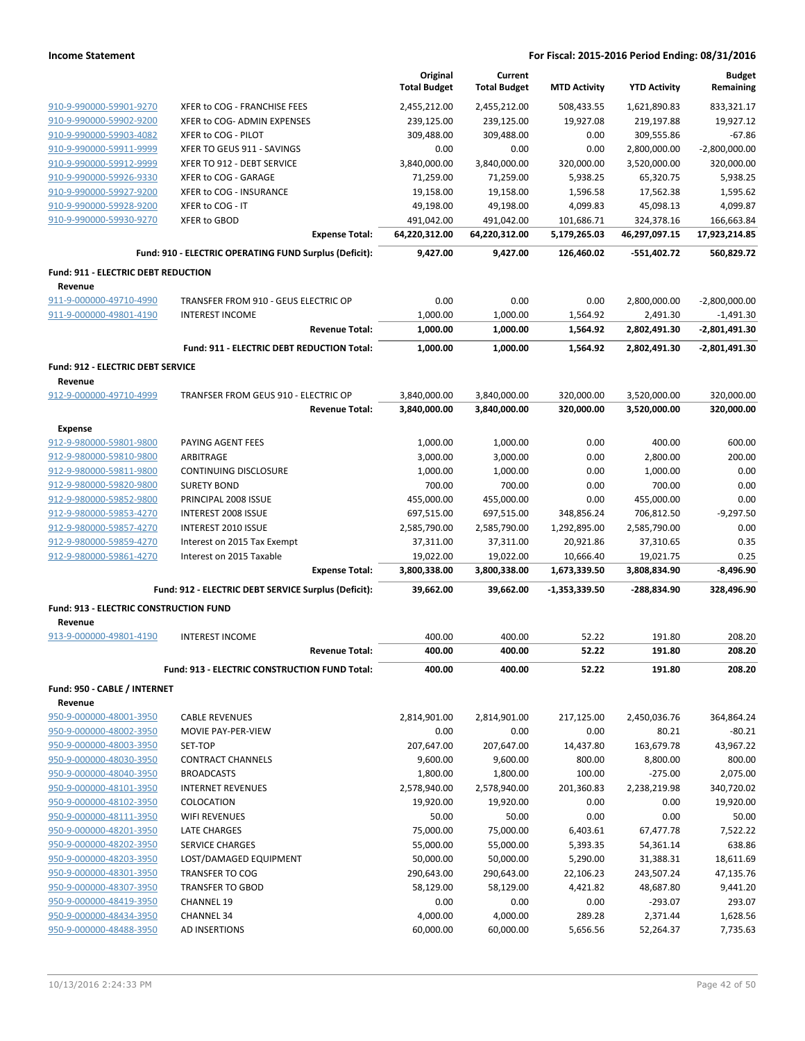| | | Original Total Budget | Current Total Budget | MTD Activity | YTD Activity | Budget Remaining |
|---|---|---|---|---|---|---|
| 910-9-990000-59901-9270 | XFER to COG - FRANCHISE FEES | 2,455,212.00 | 2,455,212.00 | 508,433.55 | 1,621,890.83 | 833,321.17 |
| 910-9-990000-59902-9200 | XFER to COG- ADMIN EXPENSES | 239,125.00 | 239,125.00 | 19,927.08 | 219,197.88 | 19,927.12 |
| 910-9-990000-59903-4082 | XFER to COG - PILOT | 309,488.00 | 309,488.00 | 0.00 | 309,555.86 | -67.86 |
| 910-9-990000-59911-9999 | XFER TO GEUS 911 - SAVINGS | 0.00 | 0.00 | 0.00 | 2,800,000.00 | -2,800,000.00 |
| 910-9-990000-59912-9999 | XFER TO 912 - DEBT SERVICE | 3,840,000.00 | 3,840,000.00 | 320,000.00 | 3,520,000.00 | 320,000.00 |
| 910-9-990000-59926-9330 | XFER to COG - GARAGE | 71,259.00 | 71,259.00 | 5,938.25 | 65,320.75 | 5,938.25 |
| 910-9-990000-59927-9200 | XFER to COG - INSURANCE | 19,158.00 | 19,158.00 | 1,596.58 | 17,562.38 | 1,595.62 |
| 910-9-990000-59928-9200 | XFER to COG - IT | 49,198.00 | 49,198.00 | 4,099.83 | 45,098.13 | 4,099.87 |
| 910-9-990000-59930-9270 | XFER to GBOD | 491,042.00 | 491,042.00 | 101,686.71 | 324,378.16 | 166,663.84 |
| | **Expense Total:** | **64,220,312.00** | **64,220,312.00** | **5,179,265.03** | **46,297,097.15** | **17,923,214.85** |
| | **Fund: 910 - ELECTRIC OPERATING FUND Surplus (Deficit):** | **9,427.00** | **9,427.00** | **126,460.02** | **-551,402.72** | **560,829.72** |
| **Fund: 911 - ELECTRIC DEBT REDUCTION** | | | | | | |
| **Revenue** | | | | | | |
| 911-9-000000-49710-4990 | TRANSFER FROM 910 - GEUS ELECTRIC OP | 0.00 | 0.00 | 0.00 | 2,800,000.00 | -2,800,000.00 |
| 911-9-000000-49801-4190 | INTEREST INCOME | 1,000.00 | 1,000.00 | 1,564.92 | 2,491.30 | -1,491.30 |
| | **Revenue Total:** | **1,000.00** | **1,000.00** | **1,564.92** | **2,802,491.30** | **-2,801,491.30** |
| | **Fund: 911 - ELECTRIC DEBT REDUCTION Total:** | **1,000.00** | **1,000.00** | **1,564.92** | **2,802,491.30** | **-2,801,491.30** |
| **Fund: 912 - ELECTRIC DEBT SERVICE** | | | | | | |
| **Revenue** | | | | | | |
| 912-9-000000-49710-4999 | TRANFSER FROM GEUS 910 - ELECTRIC OP | 3,840,000.00 | 3,840,000.00 | 320,000.00 | 3,520,000.00 | 320,000.00 |
| | **Revenue Total:** | **3,840,000.00** | **3,840,000.00** | **320,000.00** | **3,520,000.00** | **320,000.00** |
| **Expense** | | | | | | |
| 912-9-980000-59801-9800 | PAYING AGENT FEES | 1,000.00 | 1,000.00 | 0.00 | 400.00 | 600.00 |
| 912-9-980000-59810-9800 | ARBITRAGE | 3,000.00 | 3,000.00 | 0.00 | 2,800.00 | 200.00 |
| 912-9-980000-59811-9800 | CONTINUING DISCLOSURE | 1,000.00 | 1,000.00 | 0.00 | 1,000.00 | 0.00 |
| 912-9-980000-59820-9800 | SURETY BOND | 700.00 | 700.00 | 0.00 | 700.00 | 0.00 |
| 912-9-980000-59852-9800 | PRINCIPAL 2008 ISSUE | 455,000.00 | 455,000.00 | 0.00 | 455,000.00 | 0.00 |
| 912-9-980000-59853-4270 | INTEREST 2008 ISSUE | 697,515.00 | 697,515.00 | 348,856.24 | 706,812.50 | -9,297.50 |
| 912-9-980000-59857-4270 | INTEREST 2010 ISSUE | 2,585,790.00 | 2,585,790.00 | 1,292,895.00 | 2,585,790.00 | 0.00 |
| 912-9-980000-59859-4270 | Interest on 2015 Tax Exempt | 37,311.00 | 37,311.00 | 20,921.86 | 37,310.65 | 0.35 |
| 912-9-980000-59861-4270 | Interest on 2015 Taxable | 19,022.00 | 19,022.00 | 10,666.40 | 19,021.75 | 0.25 |
| | **Expense Total:** | **3,800,338.00** | **3,800,338.00** | **1,673,339.50** | **3,808,834.90** | **-8,496.90** |
| | **Fund: 912 - ELECTRIC DEBT SERVICE Surplus (Deficit):** | **39,662.00** | **39,662.00** | **-1,353,339.50** | **-288,834.90** | **328,496.90** |
| **Fund: 913 - ELECTRIC CONSTRUCTION FUND** | | | | | | |
| **Revenue** | | | | | | |
| 913-9-000000-49801-4190 | INTEREST INCOME | 400.00 | 400.00 | 52.22 | 191.80 | 208.20 |
| | **Revenue Total:** | **400.00** | **400.00** | **52.22** | **191.80** | **208.20** |
| | **Fund: 913 - ELECTRIC CONSTRUCTION FUND Total:** | **400.00** | **400.00** | **52.22** | **191.80** | **208.20** |
| **Fund: 950 - CABLE / INTERNET** | | | | | | |
| **Revenue** | | | | | | |
| 950-9-000000-48001-3950 | CABLE REVENUES | 2,814,901.00 | 2,814,901.00 | 217,125.00 | 2,450,036.76 | 364,864.24 |
| 950-9-000000-48002-3950 | MOVIE PAY-PER-VIEW | 0.00 | 0.00 | 0.00 | 80.21 | -80.21 |
| 950-9-000000-48003-3950 | SET-TOP | 207,647.00 | 207,647.00 | 14,437.80 | 163,679.78 | 43,967.22 |
| 950-9-000000-48030-3950 | CONTRACT CHANNELS | 9,600.00 | 9,600.00 | 800.00 | 8,800.00 | 800.00 |
| 950-9-000000-48040-3950 | BROADCASTS | 1,800.00 | 1,800.00 | 100.00 | -275.00 | 2,075.00 |
| 950-9-000000-48101-3950 | INTERNET REVENUES | 2,578,940.00 | 2,578,940.00 | 201,360.83 | 2,238,219.98 | 340,720.02 |
| 950-9-000000-48102-3950 | COLOCATION | 19,920.00 | 19,920.00 | 0.00 | 0.00 | 19,920.00 |
| 950-9-000000-48111-3950 | WIFI REVENUES | 50.00 | 50.00 | 0.00 | 0.00 | 50.00 |
| 950-9-000000-48201-3950 | LATE CHARGES | 75,000.00 | 75,000.00 | 6,403.61 | 67,477.78 | 7,522.22 |
| 950-9-000000-48202-3950 | SERVICE CHARGES | 55,000.00 | 55,000.00 | 5,393.35 | 54,361.14 | 638.86 |
| 950-9-000000-48203-3950 | LOST/DAMAGED EQUIPMENT | 50,000.00 | 50,000.00 | 5,290.00 | 31,388.31 | 18,611.69 |
| 950-9-000000-48301-3950 | TRANSFER TO COG | 290,643.00 | 290,643.00 | 22,106.23 | 243,507.24 | 47,135.76 |
| 950-9-000000-48307-3950 | TRANSFER TO GBOD | 58,129.00 | 58,129.00 | 4,421.82 | 48,687.80 | 9,441.20 |
| 950-9-000000-48419-3950 | CHANNEL 19 | 0.00 | 0.00 | 0.00 | -293.07 | 293.07 |
| 950-9-000000-48434-3950 | CHANNEL 34 | 4,000.00 | 4,000.00 | 289.28 | 2,371.44 | 1,628.56 |
| 950-9-000000-48488-3950 | AD INSERTIONS | 60,000.00 | 60,000.00 | 5,656.56 | 52,264.37 | 7,735.63 |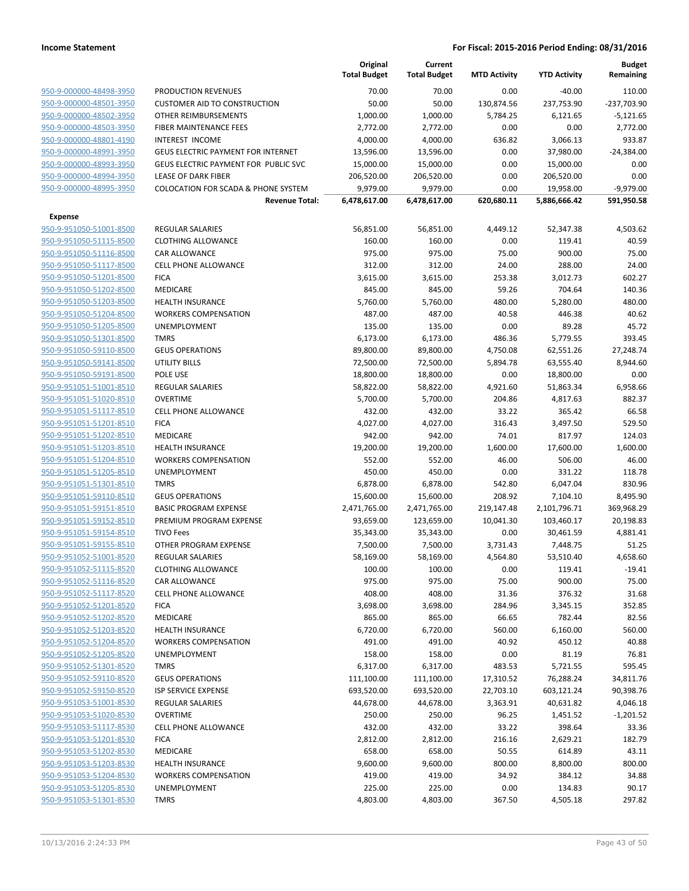| | | Original Total Budget | Current Total Budget | MTD Activity | YTD Activity | Budget Remaining |
|---|---|---|---|---|---|---|
| 950-9-000000-48498-3950 | PRODUCTION REVENUES | 70.00 | 70.00 | 0.00 | -40.00 | 110.00 |
| 950-9-000000-48501-3950 | CUSTOMER AID TO CONSTRUCTION | 50.00 | 50.00 | 130,874.56 | 237,753.90 | -237,703.90 |
| 950-9-000000-48502-3950 | OTHER REIMBURSEMENTS | 1,000.00 | 1,000.00 | 5,784.25 | 6,121.65 | -5,121.65 |
| 950-9-000000-48503-3950 | FIBER MAINTENANCE FEES | 2,772.00 | 2,772.00 | 0.00 | 0.00 | 2,772.00 |
| 950-9-000000-48801-4190 | INTEREST INCOME | 4,000.00 | 4,000.00 | 636.82 | 3,066.13 | 933.87 |
| 950-9-000000-48991-3950 | GEUS ELECTRIC PAYMENT FOR INTERNET | 13,596.00 | 13,596.00 | 0.00 | 37,980.00 | -24,384.00 |
| 950-9-000000-48993-3950 | GEUS ELECTRIC PAYMENT FOR PUBLIC SVC | 15,000.00 | 15,000.00 | 0.00 | 15,000.00 | 0.00 |
| 950-9-000000-48994-3950 | LEASE OF DARK FIBER | 206,520.00 | 206,520.00 | 0.00 | 206,520.00 | 0.00 |
| 950-9-000000-48995-3950 | COLOCATION FOR SCADA & PHONE SYSTEM | 9,979.00 | 9,979.00 | 0.00 | 19,958.00 | -9,979.00 |
| | **Revenue Total:** | **6,478,617.00** | **6,478,617.00** | **620,680.11** | **5,886,666.42** | **591,950.58** |
| **Expense** | | | | | | |
| 950-9-951050-51001-8500 | REGULAR SALARIES | 56,851.00 | 56,851.00 | 4,449.12 | 52,347.38 | 4,503.62 |
| 950-9-951050-51115-8500 | CLOTHING ALLOWANCE | 160.00 | 160.00 | 0.00 | 119.41 | 40.59 |
| 950-9-951050-51116-8500 | CAR ALLOWANCE | 975.00 | 975.00 | 75.00 | 900.00 | 75.00 |
| 950-9-951050-51117-8500 | CELL PHONE ALLOWANCE | 312.00 | 312.00 | 24.00 | 288.00 | 24.00 |
| 950-9-951050-51201-8500 | FICA | 3,615.00 | 3,615.00 | 253.38 | 3,012.73 | 602.27 |
| 950-9-951050-51202-8500 | MEDICARE | 845.00 | 845.00 | 59.26 | 704.64 | 140.36 |
| 950-9-951050-51203-8500 | HEALTH INSURANCE | 5,760.00 | 5,760.00 | 480.00 | 5,280.00 | 480.00 |
| 950-9-951050-51204-8500 | WORKERS COMPENSATION | 487.00 | 487.00 | 40.58 | 446.38 | 40.62 |
| 950-9-951050-51205-8500 | UNEMPLOYMENT | 135.00 | 135.00 | 0.00 | 89.28 | 45.72 |
| 950-9-951050-51301-8500 | TMRS | 6,173.00 | 6,173.00 | 486.36 | 5,779.55 | 393.45 |
| 950-9-951050-59110-8500 | GEUS OPERATIONS | 89,800.00 | 89,800.00 | 4,750.08 | 62,551.26 | 27,248.74 |
| 950-9-951050-59141-8500 | UTILITY BILLS | 72,500.00 | 72,500.00 | 5,894.78 | 63,555.40 | 8,944.60 |
| 950-9-951050-59191-8500 | POLE USE | 18,800.00 | 18,800.00 | 0.00 | 18,800.00 | 0.00 |
| 950-9-951051-51001-8510 | REGULAR SALARIES | 58,822.00 | 58,822.00 | 4,921.60 | 51,863.34 | 6,958.66 |
| 950-9-951051-51020-8510 | OVERTIME | 5,700.00 | 5,700.00 | 204.86 | 4,817.63 | 882.37 |
| 950-9-951051-51117-8510 | CELL PHONE ALLOWANCE | 432.00 | 432.00 | 33.22 | 365.42 | 66.58 |
| 950-9-951051-51201-8510 | FICA | 4,027.00 | 4,027.00 | 316.43 | 3,497.50 | 529.50 |
| 950-9-951051-51202-8510 | MEDICARE | 942.00 | 942.00 | 74.01 | 817.97 | 124.03 |
| 950-9-951051-51203-8510 | HEALTH INSURANCE | 19,200.00 | 19,200.00 | 1,600.00 | 17,600.00 | 1,600.00 |
| 950-9-951051-51204-8510 | WORKERS COMPENSATION | 552.00 | 552.00 | 46.00 | 506.00 | 46.00 |
| 950-9-951051-51205-8510 | UNEMPLOYMENT | 450.00 | 450.00 | 0.00 | 331.22 | 118.78 |
| 950-9-951051-51301-8510 | TMRS | 6,878.00 | 6,878.00 | 542.80 | 6,047.04 | 830.96 |
| 950-9-951051-59110-8510 | GEUS OPERATIONS | 15,600.00 | 15,600.00 | 208.92 | 7,104.10 | 8,495.90 |
| 950-9-951051-59151-8510 | BASIC PROGRAM EXPENSE | 2,471,765.00 | 2,471,765.00 | 219,147.48 | 2,101,796.71 | 369,968.29 |
| 950-9-951051-59152-8510 | PREMIUM PROGRAM EXPENSE | 93,659.00 | 123,659.00 | 10,041.30 | 103,460.17 | 20,198.83 |
| 950-9-951051-59154-8510 | TIVO Fees | 35,343.00 | 35,343.00 | 0.00 | 30,461.59 | 4,881.41 |
| 950-9-951051-59155-8510 | OTHER PROGRAM EXPENSE | 7,500.00 | 7,500.00 | 3,731.43 | 7,448.75 | 51.25 |
| 950-9-951052-51001-8520 | REGULAR SALARIES | 58,169.00 | 58,169.00 | 4,564.80 | 53,510.40 | 4,658.60 |
| 950-9-951052-51115-8520 | CLOTHING ALLOWANCE | 100.00 | 100.00 | 0.00 | 119.41 | -19.41 |
| 950-9-951052-51116-8520 | CAR ALLOWANCE | 975.00 | 975.00 | 75.00 | 900.00 | 75.00 |
| 950-9-951052-51117-8520 | CELL PHONE ALLOWANCE | 408.00 | 408.00 | 31.36 | 376.32 | 31.68 |
| 950-9-951052-51201-8520 | FICA | 3,698.00 | 3,698.00 | 284.96 | 3,345.15 | 352.85 |
| 950-9-951052-51202-8520 | MEDICARE | 865.00 | 865.00 | 66.65 | 782.44 | 82.56 |
| 950-9-951052-51203-8520 | HEALTH INSURANCE | 6,720.00 | 6,720.00 | 560.00 | 6,160.00 | 560.00 |
| 950-9-951052-51204-8520 | WORKERS COMPENSATION | 491.00 | 491.00 | 40.92 | 450.12 | 40.88 |
| 950-9-951052-51205-8520 | UNEMPLOYMENT | 158.00 | 158.00 | 0.00 | 81.19 | 76.81 |
| 950-9-951052-51301-8520 | TMRS | 6,317.00 | 6,317.00 | 483.53 | 5,721.55 | 595.45 |
| 950-9-951052-59110-8520 | GEUS OPERATIONS | 111,100.00 | 111,100.00 | 17,310.52 | 76,288.24 | 34,811.76 |
| 950-9-951052-59150-8520 | ISP SERVICE EXPENSE | 693,520.00 | 693,520.00 | 22,703.10 | 603,121.24 | 90,398.76 |
| 950-9-951053-51001-8530 | REGULAR SALARIES | 44,678.00 | 44,678.00 | 3,363.91 | 40,631.82 | 4,046.18 |
| 950-9-951053-51020-8530 | OVERTIME | 250.00 | 250.00 | 96.25 | 1,451.52 | -1,201.52 |
| 950-9-951053-51117-8530 | CELL PHONE ALLOWANCE | 432.00 | 432.00 | 33.22 | 398.64 | 33.36 |
| 950-9-951053-51201-8530 | FICA | 2,812.00 | 2,812.00 | 216.16 | 2,629.21 | 182.79 |
| 950-9-951053-51202-8530 | MEDICARE | 658.00 | 658.00 | 50.55 | 614.89 | 43.11 |
| 950-9-951053-51203-8530 | HEALTH INSURANCE | 9,600.00 | 9,600.00 | 800.00 | 8,800.00 | 800.00 |
| 950-9-951053-51204-8530 | WORKERS COMPENSATION | 419.00 | 419.00 | 34.92 | 384.12 | 34.88 |
| 950-9-951053-51205-8530 | UNEMPLOYMENT | 225.00 | 225.00 | 0.00 | 134.83 | 90.17 |
| 950-9-951053-51301-8530 | TMRS | 4,803.00 | 4,803.00 | 367.50 | 4,505.18 | 297.82 |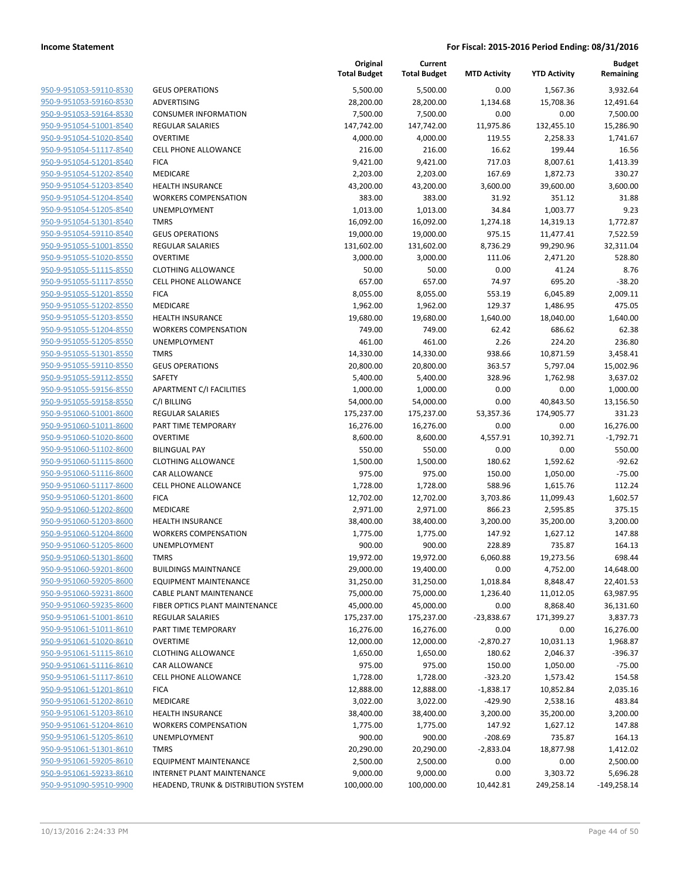|  |  | Original Total Budget | Current Total Budget | MTD Activity | YTD Activity | Budget Remaining |
|---|---|---|---|---|---|---|
| 950-9-951053-59110-8530 | GEUS OPERATIONS | 5,500.00 | 5,500.00 | 0.00 | 1,567.36 | 3,932.64 |
| 950-9-951053-59160-8530 | ADVERTISING | 28,200.00 | 28,200.00 | 1,134.68 | 15,708.36 | 12,491.64 |
| 950-9-951053-59164-8530 | CONSUMER INFORMATION | 7,500.00 | 7,500.00 | 0.00 | 0.00 | 7,500.00 |
| 950-9-951054-51001-8540 | REGULAR SALARIES | 147,742.00 | 147,742.00 | 11,975.86 | 132,455.10 | 15,286.90 |
| 950-9-951054-51020-8540 | OVERTIME | 4,000.00 | 4,000.00 | 119.55 | 2,258.33 | 1,741.67 |
| 950-9-951054-51117-8540 | CELL PHONE ALLOWANCE | 216.00 | 216.00 | 16.62 | 199.44 | 16.56 |
| 950-9-951054-51201-8540 | FICA | 9,421.00 | 9,421.00 | 717.03 | 8,007.61 | 1,413.39 |
| 950-9-951054-51202-8540 | MEDICARE | 2,203.00 | 2,203.00 | 167.69 | 1,872.73 | 330.27 |
| 950-9-951054-51203-8540 | HEALTH INSURANCE | 43,200.00 | 43,200.00 | 3,600.00 | 39,600.00 | 3,600.00 |
| 950-9-951054-51204-8540 | WORKERS COMPENSATION | 383.00 | 383.00 | 31.92 | 351.12 | 31.88 |
| 950-9-951054-51205-8540 | UNEMPLOYMENT | 1,013.00 | 1,013.00 | 34.84 | 1,003.77 | 9.23 |
| 950-9-951054-51301-8540 | TMRS | 16,092.00 | 16,092.00 | 1,274.18 | 14,319.13 | 1,772.87 |
| 950-9-951054-59110-8540 | GEUS OPERATIONS | 19,000.00 | 19,000.00 | 975.15 | 11,477.41 | 7,522.59 |
| 950-9-951055-51001-8550 | REGULAR SALARIES | 131,602.00 | 131,602.00 | 8,736.29 | 99,290.96 | 32,311.04 |
| 950-9-951055-51020-8550 | OVERTIME | 3,000.00 | 3,000.00 | 111.06 | 2,471.20 | 528.80 |
| 950-9-951055-51115-8550 | CLOTHING ALLOWANCE | 50.00 | 50.00 | 0.00 | 41.24 | 8.76 |
| 950-9-951055-51117-8550 | CELL PHONE ALLOWANCE | 657.00 | 657.00 | 74.97 | 695.20 | -38.20 |
| 950-9-951055-51201-8550 | FICA | 8,055.00 | 8,055.00 | 553.19 | 6,045.89 | 2,009.11 |
| 950-9-951055-51202-8550 | MEDICARE | 1,962.00 | 1,962.00 | 129.37 | 1,486.95 | 475.05 |
| 950-9-951055-51203-8550 | HEALTH INSURANCE | 19,680.00 | 19,680.00 | 1,640.00 | 18,040.00 | 1,640.00 |
| 950-9-951055-51204-8550 | WORKERS COMPENSATION | 749.00 | 749.00 | 62.42 | 686.62 | 62.38 |
| 950-9-951055-51205-8550 | UNEMPLOYMENT | 461.00 | 461.00 | 2.26 | 224.20 | 236.80 |
| 950-9-951055-51301-8550 | TMRS | 14,330.00 | 14,330.00 | 938.66 | 10,871.59 | 3,458.41 |
| 950-9-951055-59110-8550 | GEUS OPERATIONS | 20,800.00 | 20,800.00 | 363.57 | 5,797.04 | 15,002.96 |
| 950-9-951055-59112-8550 | SAFETY | 5,400.00 | 5,400.00 | 328.96 | 1,762.98 | 3,637.02 |
| 950-9-951055-59156-8550 | APARTMENT C/I FACILITIES | 1,000.00 | 1,000.00 | 0.00 | 0.00 | 1,000.00 |
| 950-9-951055-59158-8550 | C/I BILLING | 54,000.00 | 54,000.00 | 0.00 | 40,843.50 | 13,156.50 |
| 950-9-951060-51001-8600 | REGULAR SALARIES | 175,237.00 | 175,237.00 | 53,357.36 | 174,905.77 | 331.23 |
| 950-9-951060-51011-8600 | PART TIME TEMPORARY | 16,276.00 | 16,276.00 | 0.00 | 0.00 | 16,276.00 |
| 950-9-951060-51020-8600 | OVERTIME | 8,600.00 | 8,600.00 | 4,557.91 | 10,392.71 | -1,792.71 |
| 950-9-951060-51102-8600 | BILINGUAL PAY | 550.00 | 550.00 | 0.00 | 0.00 | 550.00 |
| 950-9-951060-51115-8600 | CLOTHING ALLOWANCE | 1,500.00 | 1,500.00 | 180.62 | 1,592.62 | -92.62 |
| 950-9-951060-51116-8600 | CAR ALLOWANCE | 975.00 | 975.00 | 150.00 | 1,050.00 | -75.00 |
| 950-9-951060-51117-8600 | CELL PHONE ALLOWANCE | 1,728.00 | 1,728.00 | 588.96 | 1,615.76 | 112.24 |
| 950-9-951060-51201-8600 | FICA | 12,702.00 | 12,702.00 | 3,703.86 | 11,099.43 | 1,602.57 |
| 950-9-951060-51202-8600 | MEDICARE | 2,971.00 | 2,971.00 | 866.23 | 2,595.85 | 375.15 |
| 950-9-951060-51203-8600 | HEALTH INSURANCE | 38,400.00 | 38,400.00 | 3,200.00 | 35,200.00 | 3,200.00 |
| 950-9-951060-51204-8600 | WORKERS COMPENSATION | 1,775.00 | 1,775.00 | 147.92 | 1,627.12 | 147.88 |
| 950-9-951060-51205-8600 | UNEMPLOYMENT | 900.00 | 900.00 | 228.89 | 735.87 | 164.13 |
| 950-9-951060-51301-8600 | TMRS | 19,972.00 | 19,972.00 | 6,060.88 | 19,273.56 | 698.44 |
| 950-9-951060-59201-8600 | BUILDINGS MAINTNANCE | 29,000.00 | 19,400.00 | 0.00 | 4,752.00 | 14,648.00 |
| 950-9-951060-59205-8600 | EQUIPMENT MAINTENANCE | 31,250.00 | 31,250.00 | 1,018.84 | 8,848.47 | 22,401.53 |
| 950-9-951060-59231-8600 | CABLE PLANT MAINTENANCE | 75,000.00 | 75,000.00 | 1,236.40 | 11,012.05 | 63,987.95 |
| 950-9-951060-59235-8600 | FIBER OPTICS PLANT MAINTENANCE | 45,000.00 | 45,000.00 | 0.00 | 8,868.40 | 36,131.60 |
| 950-9-951061-51001-8610 | REGULAR SALARIES | 175,237.00 | 175,237.00 | -23,838.67 | 171,399.27 | 3,837.73 |
| 950-9-951061-51011-8610 | PART TIME TEMPORARY | 16,276.00 | 16,276.00 | 0.00 | 0.00 | 16,276.00 |
| 950-9-951061-51020-8610 | OVERTIME | 12,000.00 | 12,000.00 | -2,870.27 | 10,031.13 | 1,968.87 |
| 950-9-951061-51115-8610 | CLOTHING ALLOWANCE | 1,650.00 | 1,650.00 | 180.62 | 2,046.37 | -396.37 |
| 950-9-951061-51116-8610 | CAR ALLOWANCE | 975.00 | 975.00 | 150.00 | 1,050.00 | -75.00 |
| 950-9-951061-51117-8610 | CELL PHONE ALLOWANCE | 1,728.00 | 1,728.00 | -323.20 | 1,573.42 | 154.58 |
| 950-9-951061-51201-8610 | FICA | 12,888.00 | 12,888.00 | -1,838.17 | 10,852.84 | 2,035.16 |
| 950-9-951061-51202-8610 | MEDICARE | 3,022.00 | 3,022.00 | -429.90 | 2,538.16 | 483.84 |
| 950-9-951061-51203-8610 | HEALTH INSURANCE | 38,400.00 | 38,400.00 | 3,200.00 | 35,200.00 | 3,200.00 |
| 950-9-951061-51204-8610 | WORKERS COMPENSATION | 1,775.00 | 1,775.00 | 147.92 | 1,627.12 | 147.88 |
| 950-9-951061-51205-8610 | UNEMPLOYMENT | 900.00 | 900.00 | -208.69 | 735.87 | 164.13 |
| 950-9-951061-51301-8610 | TMRS | 20,290.00 | 20,290.00 | -2,833.04 | 18,877.98 | 1,412.02 |
| 950-9-951061-59205-8610 | EQUIPMENT MAINTENANCE | 2,500.00 | 2,500.00 | 0.00 | 0.00 | 2,500.00 |
| 950-9-951061-59233-8610 | INTERNET PLANT MAINTENANCE | 9,000.00 | 9,000.00 | 0.00 | 3,303.72 | 5,696.28 |
| 950-9-951090-59510-9900 | HEADEND, TRUNK & DISTRIBUTION SYSTEM | 100,000.00 | 100,000.00 | 10,442.81 | 249,258.14 | -149,258.14 |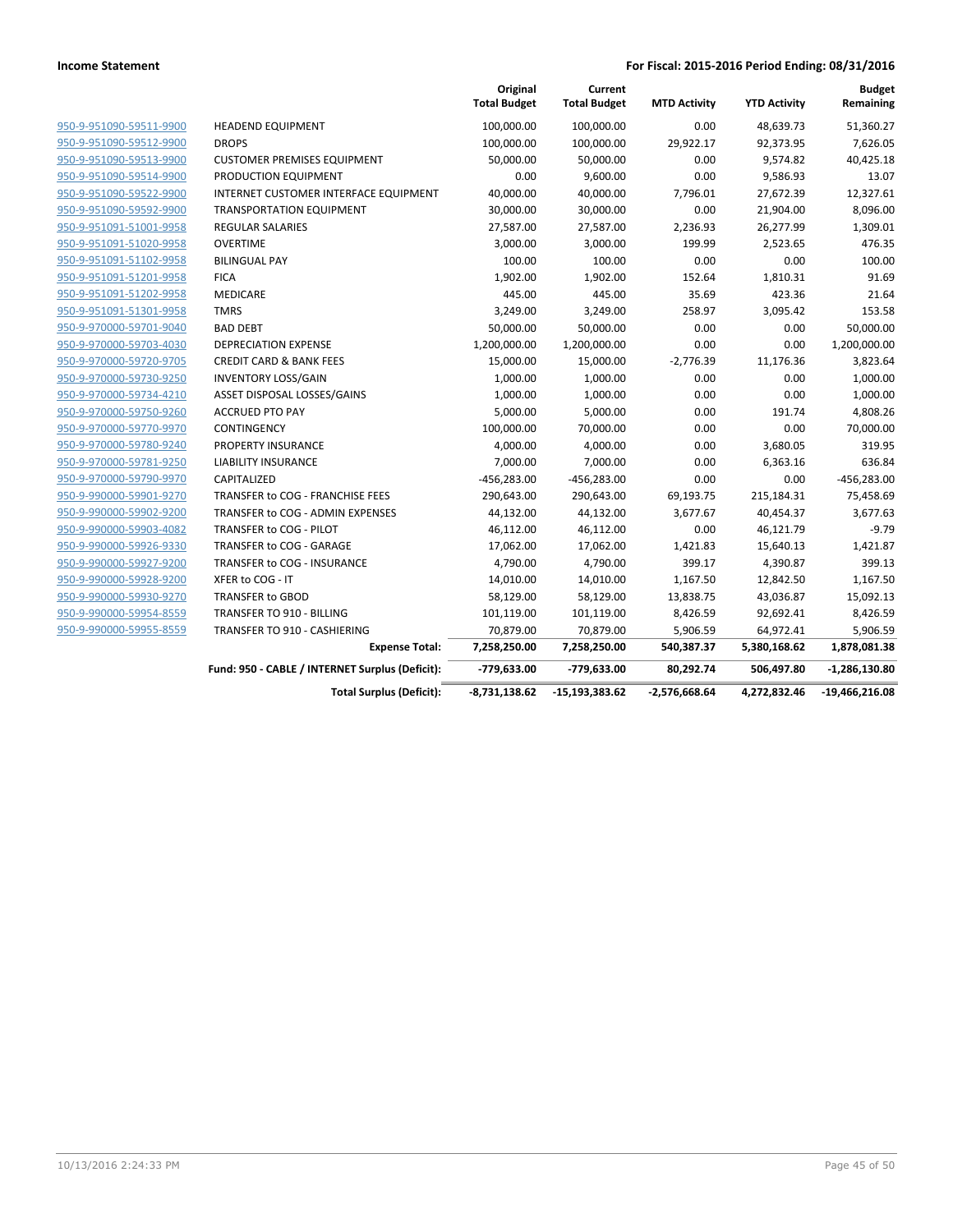**Income Statement** — For Fiscal: 2015-2016 Period Ending: 08/31/2016

| | | Original Total Budget | Current Total Budget | MTD Activity | YTD Activity | Budget Remaining |
|---|---|---|---|---|---|---|
| 950-9-951090-59511-9900 | HEADEND EQUIPMENT | 100,000.00 | 100,000.00 | 0.00 | 48,639.73 | 51,360.27 |
| 950-9-951090-59512-9900 | DROPS | 100,000.00 | 100,000.00 | 29,922.17 | 92,373.95 | 7,626.05 |
| 950-9-951090-59513-9900 | CUSTOMER PREMISES EQUIPMENT | 50,000.00 | 50,000.00 | 0.00 | 9,574.82 | 40,425.18 |
| 950-9-951090-59514-9900 | PRODUCTION EQUIPMENT | 0.00 | 9,600.00 | 0.00 | 9,586.93 | 13.07 |
| 950-9-951090-59522-9900 | INTERNET CUSTOMER INTERFACE EQUIPMENT | 40,000.00 | 40,000.00 | 7,796.01 | 27,672.39 | 12,327.61 |
| 950-9-951090-59592-9900 | TRANSPORTATION EQUIPMENT | 30,000.00 | 30,000.00 | 0.00 | 21,904.00 | 8,096.00 |
| 950-9-951091-51001-9958 | REGULAR SALARIES | 27,587.00 | 27,587.00 | 2,236.93 | 26,277.99 | 1,309.01 |
| 950-9-951091-51020-9958 | OVERTIME | 3,000.00 | 3,000.00 | 199.99 | 2,523.65 | 476.35 |
| 950-9-951091-51102-9958 | BILINGUAL PAY | 100.00 | 100.00 | 0.00 | 0.00 | 100.00 |
| 950-9-951091-51201-9958 | FICA | 1,902.00 | 1,902.00 | 152.64 | 1,810.31 | 91.69 |
| 950-9-951091-51202-9958 | MEDICARE | 445.00 | 445.00 | 35.69 | 423.36 | 21.64 |
| 950-9-951091-51301-9958 | TMRS | 3,249.00 | 3,249.00 | 258.97 | 3,095.42 | 153.58 |
| 950-9-970000-59701-9040 | BAD DEBT | 50,000.00 | 50,000.00 | 0.00 | 0.00 | 50,000.00 |
| 950-9-970000-59703-4030 | DEPRECIATION EXPENSE | 1,200,000.00 | 1,200,000.00 | 0.00 | 0.00 | 1,200,000.00 |
| 950-9-970000-59720-9705 | CREDIT CARD & BANK FEES | 15,000.00 | 15,000.00 | -2,776.39 | 11,176.36 | 3,823.64 |
| 950-9-970000-59730-9250 | INVENTORY LOSS/GAIN | 1,000.00 | 1,000.00 | 0.00 | 0.00 | 1,000.00 |
| 950-9-970000-59734-4210 | ASSET DISPOSAL LOSSES/GAINS | 1,000.00 | 1,000.00 | 0.00 | 0.00 | 1,000.00 |
| 950-9-970000-59750-9260 | ACCRUED PTO PAY | 5,000.00 | 5,000.00 | 0.00 | 191.74 | 4,808.26 |
| 950-9-970000-59770-9970 | CONTINGENCY | 100,000.00 | 70,000.00 | 0.00 | 0.00 | 70,000.00 |
| 950-9-970000-59780-9240 | PROPERTY INSURANCE | 4,000.00 | 4,000.00 | 0.00 | 3,680.05 | 319.95 |
| 950-9-970000-59781-9250 | LIABILITY INSURANCE | 7,000.00 | 7,000.00 | 0.00 | 6,363.16 | 636.84 |
| 950-9-970000-59790-9970 | CAPITALIZED | -456,283.00 | -456,283.00 | 0.00 | 0.00 | -456,283.00 |
| 950-9-990000-59901-9270 | TRANSFER to COG - FRANCHISE FEES | 290,643.00 | 290,643.00 | 69,193.75 | 215,184.31 | 75,458.69 |
| 950-9-990000-59902-9200 | TRANSFER to COG - ADMIN EXPENSES | 44,132.00 | 44,132.00 | 3,677.67 | 40,454.37 | 3,677.63 |
| 950-9-990000-59903-4082 | TRANSFER to COG - PILOT | 46,112.00 | 46,112.00 | 0.00 | 46,121.79 | -9.79 |
| 950-9-990000-59926-9330 | TRANSFER to COG - GARAGE | 17,062.00 | 17,062.00 | 1,421.83 | 15,640.13 | 1,421.87 |
| 950-9-990000-59927-9200 | TRANSFER to COG - INSURANCE | 4,790.00 | 4,790.00 | 399.17 | 4,390.87 | 399.13 |
| 950-9-990000-59928-9200 | XFER to COG - IT | 14,010.00 | 14,010.00 | 1,167.50 | 12,842.50 | 1,167.50 |
| 950-9-990000-59930-9270 | TRANSFER to GBOD | 58,129.00 | 58,129.00 | 13,838.75 | 43,036.87 | 15,092.13 |
| 950-9-990000-59954-8559 | TRANSFER TO 910 - BILLING | 101,119.00 | 101,119.00 | 8,426.59 | 92,692.41 | 8,426.59 |
| 950-9-990000-59955-8559 | TRANSFER TO 910 - CASHIERING | 70,879.00 | 70,879.00 | 5,906.59 | 64,972.41 | 5,906.59 |
| | **Expense Total:** | **7,258,250.00** | **7,258,250.00** | **540,387.37** | **5,380,168.62** | **1,878,081.38** |
| | **Fund: 950 - CABLE / INTERNET Surplus (Deficit):** | **-779,633.00** | **-779,633.00** | **80,292.74** | **506,497.80** | **-1,286,130.80** |
| | **Total Surplus (Deficit):** | **-8,731,138.62** | **-15,193,383.62** | **-2,576,668.64** | **4,272,832.46** | **-19,466,216.08** |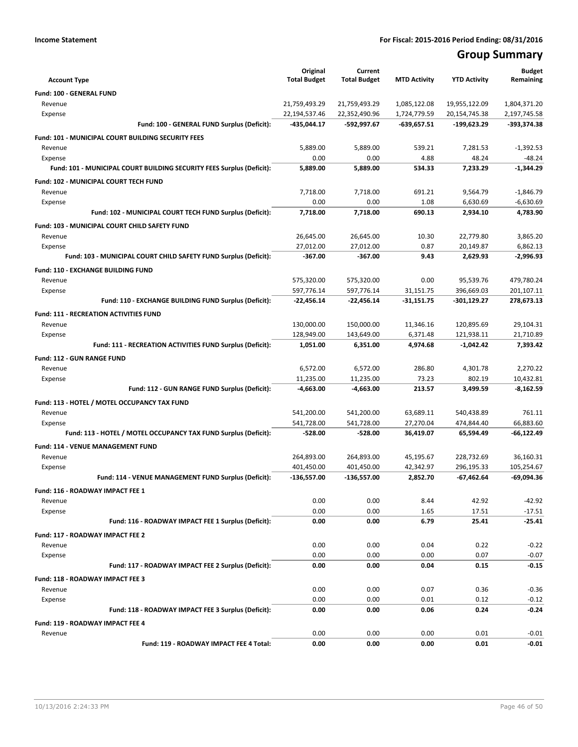**Income Statement** **For Fiscal: 2015-2016 Period Ending: 08/31/2016**

# Group Summary

| Account Type | Original Total Budget | Current Total Budget | MTD Activity | YTD Activity | Budget Remaining |
|---|---|---|---|---|---|
| **Fund: 100 - GENERAL FUND** | | | | | |
| Revenue | 21,759,493.29 | 21,759,493.29 | 1,085,122.08 | 19,955,122.09 | 1,804,371.20 |
| Expense | 22,194,537.46 | 22,352,490.96 | 1,724,779.59 | 20,154,745.38 | 2,197,745.58 |
| **Fund: 100 - GENERAL FUND Surplus (Deficit):** | **-435,044.17** | **-592,997.67** | **-639,657.51** | **-199,623.29** | **-393,374.38** |
| **Fund: 101 - MUNICIPAL COURT BUILDING SECURITY FEES** | | | | | |
| Revenue | 5,889.00 | 5,889.00 | 539.21 | 7,281.53 | -1,392.53 |
| Expense | 0.00 | 0.00 | 4.88 | 48.24 | -48.24 |
| **Fund: 101 - MUNICIPAL COURT BUILDING SECURITY FEES Surplus (Deficit):** | **5,889.00** | **5,889.00** | **534.33** | **7,233.29** | **-1,344.29** |
| **Fund: 102 - MUNICIPAL COURT TECH FUND** | | | | | |
| Revenue | 7,718.00 | 7,718.00 | 691.21 | 9,564.79 | -1,846.79 |
| Expense | 0.00 | 0.00 | 1.08 | 6,630.69 | -6,630.69 |
| **Fund: 102 - MUNICIPAL COURT TECH FUND Surplus (Deficit):** | **7,718.00** | **7,718.00** | **690.13** | **2,934.10** | **4,783.90** |
| **Fund: 103 - MUNICIPAL COURT CHILD SAFETY FUND** | | | | | |
| Revenue | 26,645.00 | 26,645.00 | 10.30 | 22,779.80 | 3,865.20 |
| Expense | 27,012.00 | 27,012.00 | 0.87 | 20,149.87 | 6,862.13 |
| **Fund: 103 - MUNICIPAL COURT CHILD SAFETY FUND Surplus (Deficit):** | **-367.00** | **-367.00** | **9.43** | **2,629.93** | **-2,996.93** |
| **Fund: 110 - EXCHANGE BUILDING FUND** | | | | | |
| Revenue | 575,320.00 | 575,320.00 | 0.00 | 95,539.76 | 479,780.24 |
| Expense | 597,776.14 | 597,776.14 | 31,151.75 | 396,669.03 | 201,107.11 |
| **Fund: 110 - EXCHANGE BUILDING FUND Surplus (Deficit):** | **-22,456.14** | **-22,456.14** | **-31,151.75** | **-301,129.27** | **278,673.13** |
| **Fund: 111 - RECREATION ACTIVITIES FUND** | | | | | |
| Revenue | 130,000.00 | 150,000.00 | 11,346.16 | 120,895.69 | 29,104.31 |
| Expense | 128,949.00 | 143,649.00 | 6,371.48 | 121,938.11 | 21,710.89 |
| **Fund: 111 - RECREATION ACTIVITIES FUND Surplus (Deficit):** | **1,051.00** | **6,351.00** | **4,974.68** | **-1,042.42** | **7,393.42** |
| **Fund: 112 - GUN RANGE FUND** | | | | | |
| Revenue | 6,572.00 | 6,572.00 | 286.80 | 4,301.78 | 2,270.22 |
| Expense | 11,235.00 | 11,235.00 | 73.23 | 802.19 | 10,432.81 |
| **Fund: 112 - GUN RANGE FUND Surplus (Deficit):** | **-4,663.00** | **-4,663.00** | **213.57** | **3,499.59** | **-8,162.59** |
| **Fund: 113 - HOTEL / MOTEL OCCUPANCY TAX FUND** | | | | | |
| Revenue | 541,200.00 | 541,200.00 | 63,689.11 | 540,438.89 | 761.11 |
| Expense | 541,728.00 | 541,728.00 | 27,270.04 | 474,844.40 | 66,883.60 |
| **Fund: 113 - HOTEL / MOTEL OCCUPANCY TAX FUND Surplus (Deficit):** | **-528.00** | **-528.00** | **36,419.07** | **65,594.49** | **-66,122.49** |
| **Fund: 114 - VENUE MANAGEMENT FUND** | | | | | |
| Revenue | 264,893.00 | 264,893.00 | 45,195.67 | 228,732.69 | 36,160.31 |
| Expense | 401,450.00 | 401,450.00 | 42,342.97 | 296,195.33 | 105,254.67 |
| **Fund: 114 - VENUE MANAGEMENT FUND Surplus (Deficit):** | **-136,557.00** | **-136,557.00** | **2,852.70** | **-67,462.64** | **-69,094.36** |
| **Fund: 116 - ROADWAY IMPACT FEE 1** | | | | | |
| Revenue | 0.00 | 0.00 | 8.44 | 42.92 | -42.92 |
| Expense | 0.00 | 0.00 | 1.65 | 17.51 | -17.51 |
| **Fund: 116 - ROADWAY IMPACT FEE 1 Surplus (Deficit):** | **0.00** | **0.00** | **6.79** | **25.41** | **-25.41** |
| **Fund: 117 - ROADWAY IMPACT FEE 2** | | | | | |
| Revenue | 0.00 | 0.00 | 0.04 | 0.22 | -0.22 |
| Expense | 0.00 | 0.00 | 0.00 | 0.07 | -0.07 |
| **Fund: 117 - ROADWAY IMPACT FEE 2 Surplus (Deficit):** | **0.00** | **0.00** | **0.04** | **0.15** | **-0.15** |
| **Fund: 118 - ROADWAY IMPACT FEE 3** | | | | | |
| Revenue | 0.00 | 0.00 | 0.07 | 0.36 | -0.36 |
| Expense | 0.00 | 0.00 | 0.01 | 0.12 | -0.12 |
| **Fund: 118 - ROADWAY IMPACT FEE 3 Surplus (Deficit):** | **0.00** | **0.00** | **0.06** | **0.24** | **-0.24** |
| **Fund: 119 - ROADWAY IMPACT FEE 4** | | | | | |
| Revenue | 0.00 | 0.00 | 0.00 | 0.01 | -0.01 |
| **Fund: 119 - ROADWAY IMPACT FEE 4 Total:** | **0.00** | **0.00** | **0.00** | **0.01** | **-0.01** |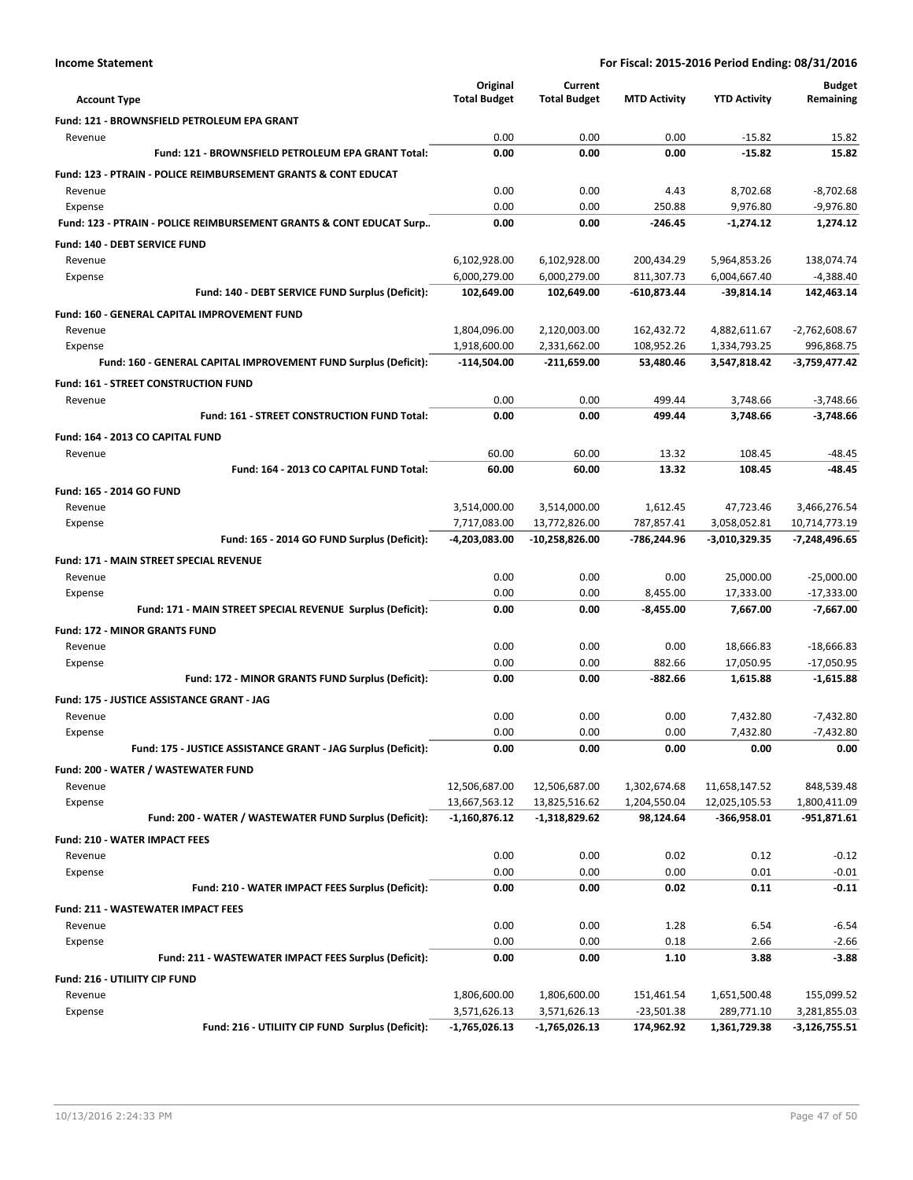**Income Statement** **For Fiscal: 2015-2016 Period Ending: 08/31/2016**

| Account Type | Original Total Budget | Current Total Budget | MTD Activity | YTD Activity | Budget Remaining |
|---|---|---|---|---|---|
| **Fund: 121 - BROWNSFIELD PETROLEUM EPA GRANT** | | | | | |
| Revenue | 0.00 | 0.00 | 0.00 | -15.82 | 15.82 |
| **Fund: 121 - BROWNSFIELD PETROLEUM EPA GRANT Total:** | **0.00** | **0.00** | **0.00** | **-15.82** | **15.82** |
| **Fund: 123 - PTRAIN - POLICE REIMBURSEMENT GRANTS & CONT EDUCAT** | | | | | |
| Revenue | 0.00 | 0.00 | 4.43 | 8,702.68 | -8,702.68 |
| Expense | 0.00 | 0.00 | 250.88 | 9,976.80 | -9,976.80 |
| **Fund: 123 - PTRAIN - POLICE REIMBURSEMENT GRANTS & CONT EDUCAT Surp..** | **0.00** | **0.00** | **-246.45** | **-1,274.12** | **1,274.12** |
| **Fund: 140 - DEBT SERVICE FUND** | | | | | |
| Revenue | 6,102,928.00 | 6,102,928.00 | 200,434.29 | 5,964,853.26 | 138,074.74 |
| Expense | 6,000,279.00 | 6,000,279.00 | 811,307.73 | 6,004,667.40 | -4,388.40 |
| **Fund: 140 - DEBT SERVICE FUND Surplus (Deficit):** | **102,649.00** | **102,649.00** | **-610,873.44** | **-39,814.14** | **142,463.14** |
| **Fund: 160 - GENERAL CAPITAL IMPROVEMENT FUND** | | | | | |
| Revenue | 1,804,096.00 | 2,120,003.00 | 162,432.72 | 4,882,611.67 | -2,762,608.67 |
| Expense | 1,918,600.00 | 2,331,662.00 | 108,952.26 | 1,334,793.25 | 996,868.75 |
| **Fund: 160 - GENERAL CAPITAL IMPROVEMENT FUND Surplus (Deficit):** | **-114,504.00** | **-211,659.00** | **53,480.46** | **3,547,818.42** | **-3,759,477.42** |
| **Fund: 161 - STREET CONSTRUCTION FUND** | | | | | |
| Revenue | 0.00 | 0.00 | 499.44 | 3,748.66 | -3,748.66 |
| **Fund: 161 - STREET CONSTRUCTION FUND Total:** | **0.00** | **0.00** | **499.44** | **3,748.66** | **-3,748.66** |
| **Fund: 164 - 2013 CO CAPITAL FUND** | | | | | |
| Revenue | 60.00 | 60.00 | 13.32 | 108.45 | -48.45 |
| **Fund: 164 - 2013 CO CAPITAL FUND Total:** | **60.00** | **60.00** | **13.32** | **108.45** | **-48.45** |
| **Fund: 165 - 2014 GO FUND** | | | | | |
| Revenue | 3,514,000.00 | 3,514,000.00 | 1,612.45 | 47,723.46 | 3,466,276.54 |
| Expense | 7,717,083.00 | 13,772,826.00 | 787,857.41 | 3,058,052.81 | 10,714,773.19 |
| **Fund: 165 - 2014 GO FUND Surplus (Deficit):** | **-4,203,083.00** | **-10,258,826.00** | **-786,244.96** | **-3,010,329.35** | **-7,248,496.65** |
| **Fund: 171 - MAIN STREET SPECIAL REVENUE** | | | | | |
| Revenue | 0.00 | 0.00 | 0.00 | 25,000.00 | -25,000.00 |
| Expense | 0.00 | 0.00 | 8,455.00 | 17,333.00 | -17,333.00 |
| **Fund: 171 - MAIN STREET SPECIAL REVENUE Surplus (Deficit):** | **0.00** | **0.00** | **-8,455.00** | **7,667.00** | **-7,667.00** |
| **Fund: 172 - MINOR GRANTS FUND** | | | | | |
| Revenue | 0.00 | 0.00 | 0.00 | 18,666.83 | -18,666.83 |
| Expense | 0.00 | 0.00 | 882.66 | 17,050.95 | -17,050.95 |
| **Fund: 172 - MINOR GRANTS FUND Surplus (Deficit):** | **0.00** | **0.00** | **-882.66** | **1,615.88** | **-1,615.88** |
| **Fund: 175 - JUSTICE ASSISTANCE GRANT - JAG** | | | | | |
| Revenue | 0.00 | 0.00 | 0.00 | 7,432.80 | -7,432.80 |
| Expense | 0.00 | 0.00 | 0.00 | 7,432.80 | -7,432.80 |
| **Fund: 175 - JUSTICE ASSISTANCE GRANT - JAG Surplus (Deficit):** | **0.00** | **0.00** | **0.00** | **0.00** | **0.00** |
| **Fund: 200 - WATER / WASTEWATER FUND** | | | | | |
| Revenue | 12,506,687.00 | 12,506,687.00 | 1,302,674.68 | 11,658,147.52 | 848,539.48 |
| Expense | 13,667,563.12 | 13,825,516.62 | 1,204,550.04 | 12,025,105.53 | 1,800,411.09 |
| **Fund: 200 - WATER / WASTEWATER FUND Surplus (Deficit):** | **-1,160,876.12** | **-1,318,829.62** | **98,124.64** | **-366,958.01** | **-951,871.61** |
| **Fund: 210 - WATER IMPACT FEES** | | | | | |
| Revenue | 0.00 | 0.00 | 0.02 | 0.12 | -0.12 |
| Expense | 0.00 | 0.00 | 0.00 | 0.01 | -0.01 |
| **Fund: 210 - WATER IMPACT FEES Surplus (Deficit):** | **0.00** | **0.00** | **0.02** | **0.11** | **-0.11** |
| **Fund: 211 - WASTEWATER IMPACT FEES** | | | | | |
| Revenue | 0.00 | 0.00 | 1.28 | 6.54 | -6.54 |
| Expense | 0.00 | 0.00 | 0.18 | 2.66 | -2.66 |
| **Fund: 211 - WASTEWATER IMPACT FEES Surplus (Deficit):** | **0.00** | **0.00** | **1.10** | **3.88** | **-3.88** |
| **Fund: 216 - UTILIITY CIP FUND** | | | | | |
| Revenue | 1,806,600.00 | 1,806,600.00 | 151,461.54 | 1,651,500.48 | 155,099.52 |
| Expense | 3,571,626.13 | 3,571,626.13 | -23,501.38 | 289,771.10 | 3,281,855.03 |
| **Fund: 216 - UTILIITY CIP FUND Surplus (Deficit):** | **-1,765,026.13** | **-1,765,026.13** | **174,962.92** | **1,361,729.38** | **-3,126,755.51** |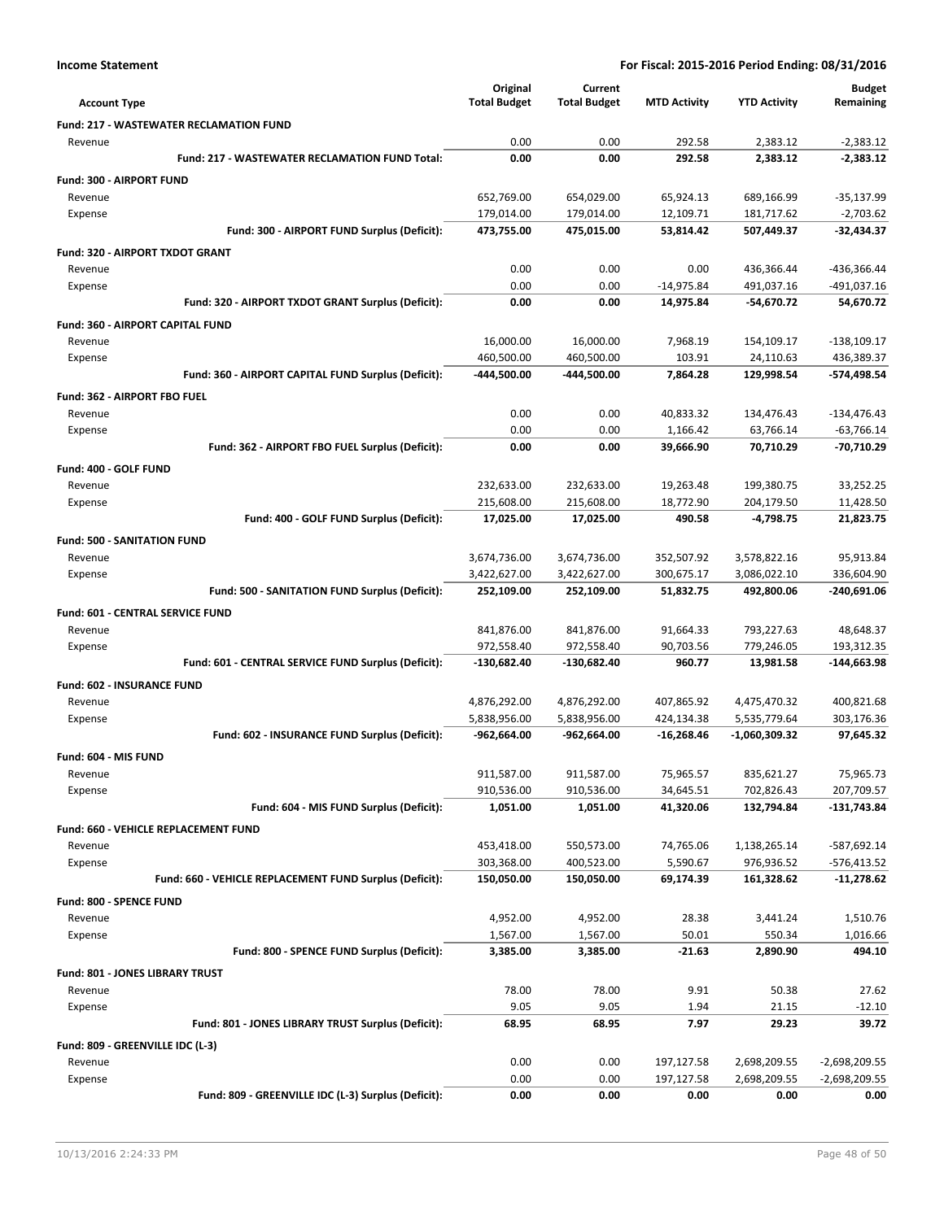**Income Statement** | **For Fiscal: 2015-2016 Period Ending: 08/31/2016**

| Account Type | Original Total Budget | Current Total Budget | MTD Activity | YTD Activity | Budget Remaining |
|---|---|---|---|---|---|
| **Fund: 217 - WASTEWATER RECLAMATION FUND** | | | | | |
| Revenue | 0.00 | 0.00 | 292.58 | 2,383.12 | -2,383.12 |
| **Fund: 217 - WASTEWATER RECLAMATION FUND Total:** | **0.00** | **0.00** | **292.58** | **2,383.12** | **-2,383.12** |
| **Fund: 300 - AIRPORT FUND** | | | | | |
| Revenue | 652,769.00 | 654,029.00 | 65,924.13 | 689,166.99 | -35,137.99 |
| Expense | 179,014.00 | 179,014.00 | 12,109.71 | 181,717.62 | -2,703.62 |
| **Fund: 300 - AIRPORT FUND Surplus (Deficit):** | **473,755.00** | **475,015.00** | **53,814.42** | **507,449.37** | **-32,434.37** |
| **Fund: 320 - AIRPORT TXDOT GRANT** | | | | | |
| Revenue | 0.00 | 0.00 | 0.00 | 436,366.44 | -436,366.44 |
| Expense | 0.00 | 0.00 | -14,975.84 | 491,037.16 | -491,037.16 |
| **Fund: 320 - AIRPORT TXDOT GRANT Surplus (Deficit):** | **0.00** | **0.00** | **14,975.84** | **-54,670.72** | **54,670.72** |
| **Fund: 360 - AIRPORT CAPITAL FUND** | | | | | |
| Revenue | 16,000.00 | 16,000.00 | 7,968.19 | 154,109.17 | -138,109.17 |
| Expense | 460,500.00 | 460,500.00 | 103.91 | 24,110.63 | 436,389.37 |
| **Fund: 360 - AIRPORT CAPITAL FUND Surplus (Deficit):** | **-444,500.00** | **-444,500.00** | **7,864.28** | **129,998.54** | **-574,498.54** |
| **Fund: 362 - AIRPORT FBO FUEL** | | | | | |
| Revenue | 0.00 | 0.00 | 40,833.32 | 134,476.43 | -134,476.43 |
| Expense | 0.00 | 0.00 | 1,166.42 | 63,766.14 | -63,766.14 |
| **Fund: 362 - AIRPORT FBO FUEL Surplus (Deficit):** | **0.00** | **0.00** | **39,666.90** | **70,710.29** | **-70,710.29** |
| **Fund: 400 - GOLF FUND** | | | | | |
| Revenue | 232,633.00 | 232,633.00 | 19,263.48 | 199,380.75 | 33,252.25 |
| Expense | 215,608.00 | 215,608.00 | 18,772.90 | 204,179.50 | 11,428.50 |
| **Fund: 400 - GOLF FUND Surplus (Deficit):** | **17,025.00** | **17,025.00** | **490.58** | **-4,798.75** | **21,823.75** |
| **Fund: 500 - SANITATION FUND** | | | | | |
| Revenue | 3,674,736.00 | 3,674,736.00 | 352,507.92 | 3,578,822.16 | 95,913.84 |
| Expense | 3,422,627.00 | 3,422,627.00 | 300,675.17 | 3,086,022.10 | 336,604.90 |
| **Fund: 500 - SANITATION FUND Surplus (Deficit):** | **252,109.00** | **252,109.00** | **51,832.75** | **492,800.06** | **-240,691.06** |
| **Fund: 601 - CENTRAL SERVICE FUND** | | | | | |
| Revenue | 841,876.00 | 841,876.00 | 91,664.33 | 793,227.63 | 48,648.37 |
| Expense | 972,558.40 | 972,558.40 | 90,703.56 | 779,246.05 | 193,312.35 |
| **Fund: 601 - CENTRAL SERVICE FUND Surplus (Deficit):** | **-130,682.40** | **-130,682.40** | **960.77** | **13,981.58** | **-144,663.98** |
| **Fund: 602 - INSURANCE FUND** | | | | | |
| Revenue | 4,876,292.00 | 4,876,292.00 | 407,865.92 | 4,475,470.32 | 400,821.68 |
| Expense | 5,838,956.00 | 5,838,956.00 | 424,134.38 | 5,535,779.64 | 303,176.36 |
| **Fund: 602 - INSURANCE FUND Surplus (Deficit):** | **-962,664.00** | **-962,664.00** | **-16,268.46** | **-1,060,309.32** | **97,645.32** |
| **Fund: 604 - MIS FUND** | | | | | |
| Revenue | 911,587.00 | 911,587.00 | 75,965.57 | 835,621.27 | 75,965.73 |
| Expense | 910,536.00 | 910,536.00 | 34,645.51 | 702,826.43 | 207,709.57 |
| **Fund: 604 - MIS FUND Surplus (Deficit):** | **1,051.00** | **1,051.00** | **41,320.06** | **132,794.84** | **-131,743.84** |
| **Fund: 660 - VEHICLE REPLACEMENT FUND** | | | | | |
| Revenue | 453,418.00 | 550,573.00 | 74,765.06 | 1,138,265.14 | -587,692.14 |
| Expense | 303,368.00 | 400,523.00 | 5,590.67 | 976,936.52 | -576,413.52 |
| **Fund: 660 - VEHICLE REPLACEMENT FUND Surplus (Deficit):** | **150,050.00** | **150,050.00** | **69,174.39** | **161,328.62** | **-11,278.62** |
| **Fund: 800 - SPENCE FUND** | | | | | |
| Revenue | 4,952.00 | 4,952.00 | 28.38 | 3,441.24 | 1,510.76 |
| Expense | 1,567.00 | 1,567.00 | 50.01 | 550.34 | 1,016.66 |
| **Fund: 800 - SPENCE FUND Surplus (Deficit):** | **3,385.00** | **3,385.00** | **-21.63** | **2,890.90** | **494.10** |
| **Fund: 801 - JONES LIBRARY TRUST** | | | | | |
| Revenue | 78.00 | 78.00 | 9.91 | 50.38 | 27.62 |
| Expense | 9.05 | 9.05 | 1.94 | 21.15 | -12.10 |
| **Fund: 801 - JONES LIBRARY TRUST Surplus (Deficit):** | **68.95** | **68.95** | **7.97** | **29.23** | **39.72** |
| **Fund: 809 - GREENVILLE IDC (L-3)** | | | | | |
| Revenue | 0.00 | 0.00 | 197,127.58 | 2,698,209.55 | -2,698,209.55 |
| Expense | 0.00 | 0.00 | 197,127.58 | 2,698,209.55 | -2,698,209.55 |
| **Fund: 809 - GREENVILLE IDC (L-3) Surplus (Deficit):** | **0.00** | **0.00** | **0.00** | **0.00** | **0.00** |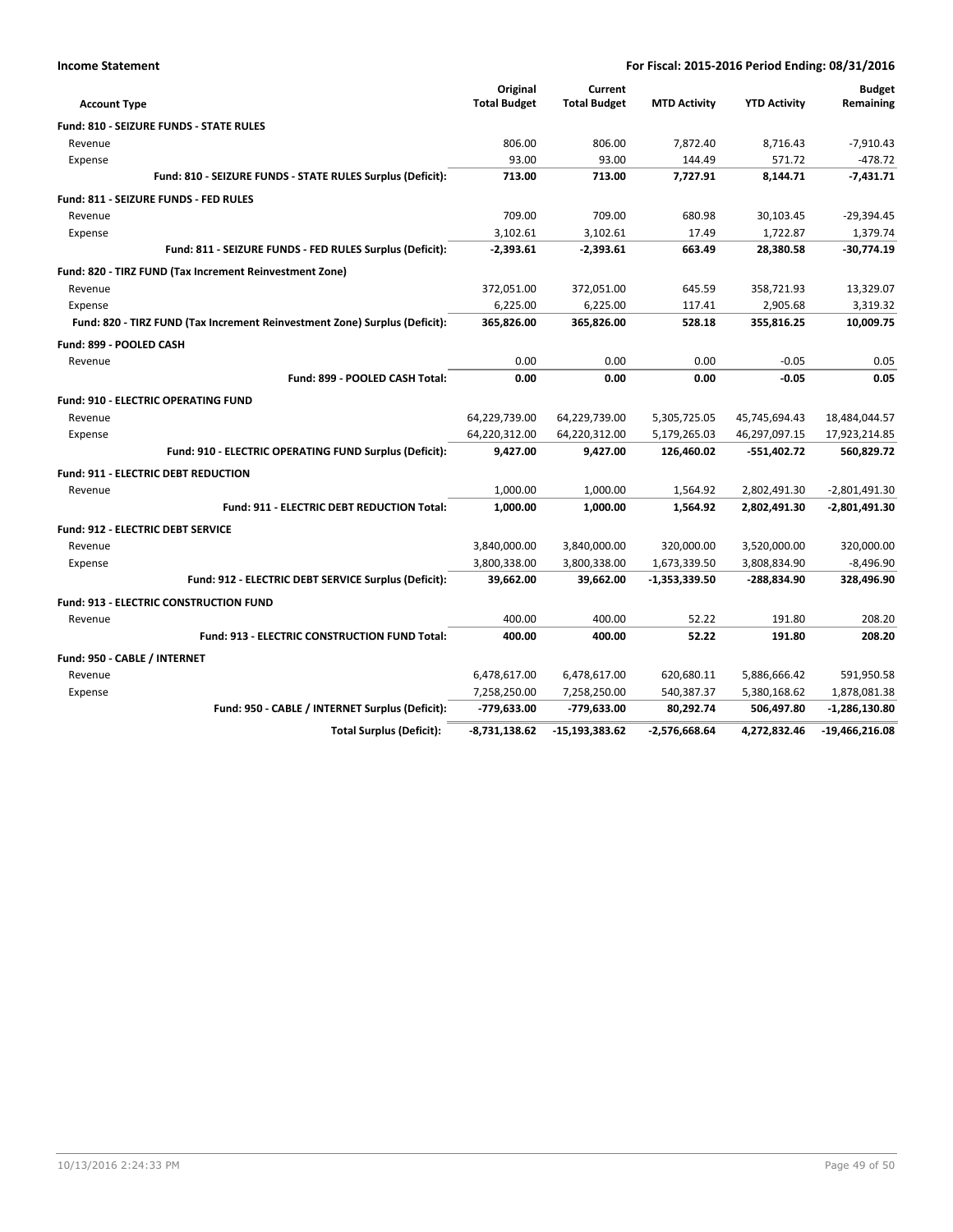**Income Statement** | **For Fiscal: 2015-2016 Period Ending: 08/31/2016**

| Account Type | Original Total Budget | Current Total Budget | MTD Activity | YTD Activity | Budget Remaining |
|---|---|---|---|---|---|
| **Fund: 810 - SEIZURE FUNDS - STATE RULES** | | | | | |
| Revenue | 806.00 | 806.00 | 7,872.40 | 8,716.43 | -7,910.43 |
| Expense | 93.00 | 93.00 | 144.49 | 571.72 | -478.72 |
| **Fund: 810 - SEIZURE FUNDS - STATE RULES Surplus (Deficit):** | **713.00** | **713.00** | **7,727.91** | **8,144.71** | **-7,431.71** |
| **Fund: 811 - SEIZURE FUNDS - FED RULES** | | | | | |
| Revenue | 709.00 | 709.00 | 680.98 | 30,103.45 | -29,394.45 |
| Expense | 3,102.61 | 3,102.61 | 17.49 | 1,722.87 | 1,379.74 |
| **Fund: 811 - SEIZURE FUNDS - FED RULES Surplus (Deficit):** | **-2,393.61** | **-2,393.61** | **663.49** | **28,380.58** | **-30,774.19** |
| **Fund: 820 - TIRZ FUND (Tax Increment Reinvestment Zone)** | | | | | |
| Revenue | 372,051.00 | 372,051.00 | 645.59 | 358,721.93 | 13,329.07 |
| Expense | 6,225.00 | 6,225.00 | 117.41 | 2,905.68 | 3,319.32 |
| **Fund: 820 - TIRZ FUND (Tax Increment Reinvestment Zone) Surplus (Deficit):** | **365,826.00** | **365,826.00** | **528.18** | **355,816.25** | **10,009.75** |
| **Fund: 899 - POOLED CASH** | | | | | |
| Revenue | 0.00 | 0.00 | 0.00 | -0.05 | 0.05 |
| **Fund: 899 - POOLED CASH Total:** | **0.00** | **0.00** | **0.00** | **-0.05** | **0.05** |
| **Fund: 910 - ELECTRIC OPERATING FUND** | | | | | |
| Revenue | 64,229,739.00 | 64,229,739.00 | 5,305,725.05 | 45,745,694.43 | 18,484,044.57 |
| Expense | 64,220,312.00 | 64,220,312.00 | 5,179,265.03 | 46,297,097.15 | 17,923,214.85 |
| **Fund: 910 - ELECTRIC OPERATING FUND Surplus (Deficit):** | **9,427.00** | **9,427.00** | **126,460.02** | **-551,402.72** | **560,829.72** |
| **Fund: 911 - ELECTRIC DEBT REDUCTION** | | | | | |
| Revenue | 1,000.00 | 1,000.00 | 1,564.92 | 2,802,491.30 | -2,801,491.30 |
| **Fund: 911 - ELECTRIC DEBT REDUCTION Total:** | **1,000.00** | **1,000.00** | **1,564.92** | **2,802,491.30** | **-2,801,491.30** |
| **Fund: 912 - ELECTRIC DEBT SERVICE** | | | | | |
| Revenue | 3,840,000.00 | 3,840,000.00 | 320,000.00 | 3,520,000.00 | 320,000.00 |
| Expense | 3,800,338.00 | 3,800,338.00 | 1,673,339.50 | 3,808,834.90 | -8,496.90 |
| **Fund: 912 - ELECTRIC DEBT SERVICE Surplus (Deficit):** | **39,662.00** | **39,662.00** | **-1,353,339.50** | **-288,834.90** | **328,496.90** |
| **Fund: 913 - ELECTRIC CONSTRUCTION FUND** | | | | | |
| Revenue | 400.00 | 400.00 | 52.22 | 191.80 | 208.20 |
| **Fund: 913 - ELECTRIC CONSTRUCTION FUND Total:** | **400.00** | **400.00** | **52.22** | **191.80** | **208.20** |
| **Fund: 950 - CABLE / INTERNET** | | | | | |
| Revenue | 6,478,617.00 | 6,478,617.00 | 620,680.11 | 5,886,666.42 | 591,950.58 |
| Expense | 7,258,250.00 | 7,258,250.00 | 540,387.37 | 5,380,168.62 | 1,878,081.38 |
| **Fund: 950 - CABLE / INTERNET Surplus (Deficit):** | **-779,633.00** | **-779,633.00** | **80,292.74** | **506,497.80** | **-1,286,130.80** |
| **Total Surplus (Deficit):** | **-8,731,138.62** | **-15,193,383.62** | **-2,576,668.64** | **4,272,832.46** | **-19,466,216.08** |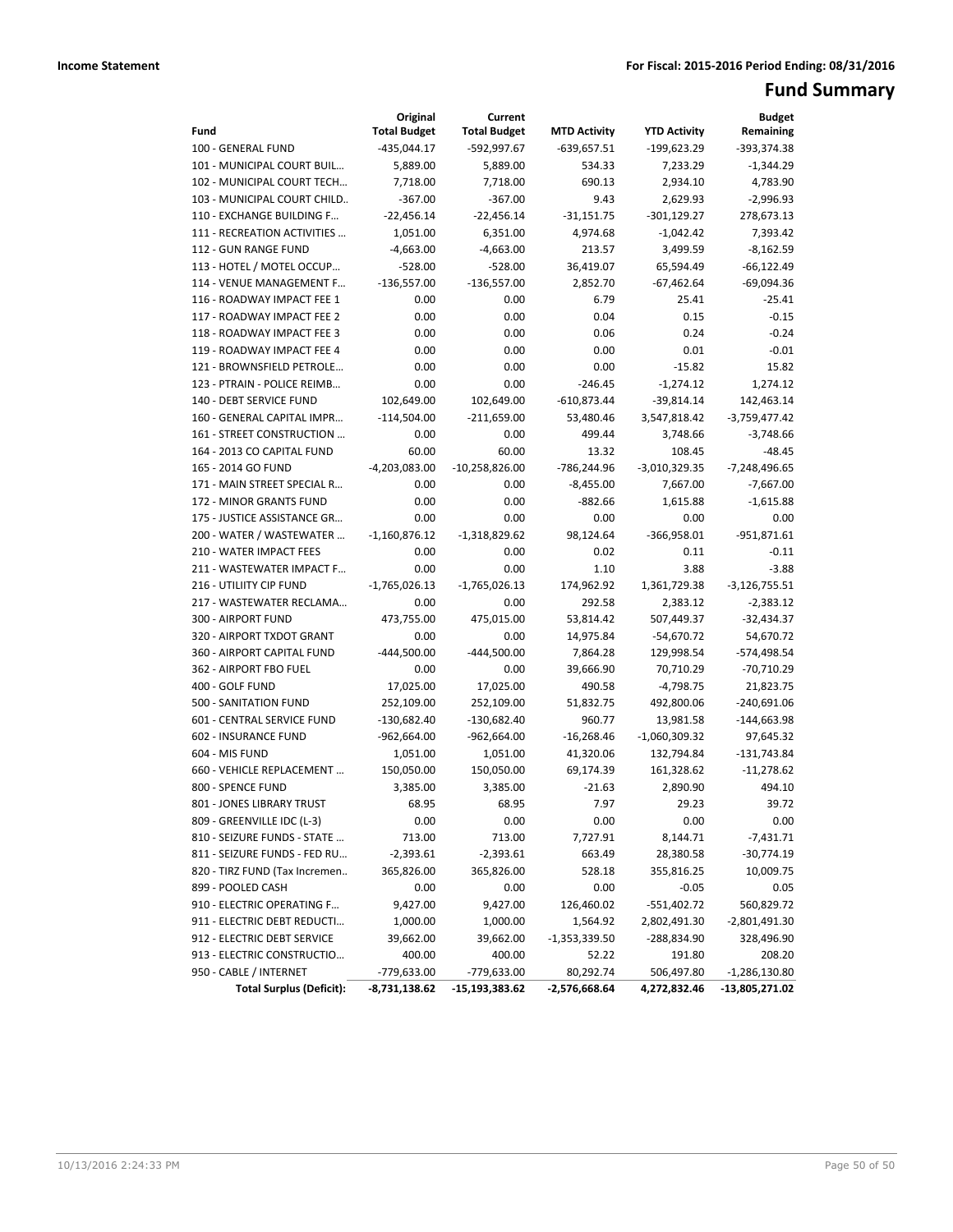Income Statement | For Fiscal: 2015-2016 Period Ending: 08/31/2016

# Fund Summary

| Fund | Original Total Budget | Current Total Budget | MTD Activity | YTD Activity | Budget Remaining |
|---|---|---|---|---|---|
| 100 - GENERAL FUND | -435,044.17 | -592,997.67 | -639,657.51 | -199,623.29 | -393,374.38 |
| 101 - MUNICIPAL COURT BUIL… | 5,889.00 | 5,889.00 | 534.33 | 7,233.29 | -1,344.29 |
| 102 - MUNICIPAL COURT TECH… | 7,718.00 | 7,718.00 | 690.13 | 2,934.10 | 4,783.90 |
| 103 - MUNICIPAL COURT CHILD.. | -367.00 | -367.00 | 9.43 | 2,629.93 | -2,996.93 |
| 110 - EXCHANGE BUILDING F… | -22,456.14 | -22,456.14 | -31,151.75 | -301,129.27 | 278,673.13 |
| 111 - RECREATION ACTIVITIES … | 1,051.00 | 6,351.00 | 4,974.68 | -1,042.42 | 7,393.42 |
| 112 - GUN RANGE FUND | -4,663.00 | -4,663.00 | 213.57 | 3,499.59 | -8,162.59 |
| 113 - HOTEL / MOTEL OCCUP… | -528.00 | -528.00 | 36,419.07 | 65,594.49 | -66,122.49 |
| 114 - VENUE MANAGEMENT F… | -136,557.00 | -136,557.00 | 2,852.70 | -67,462.64 | -69,094.36 |
| 116 - ROADWAY IMPACT FEE 1 | 0.00 | 0.00 | 6.79 | 25.41 | -25.41 |
| 117 - ROADWAY IMPACT FEE 2 | 0.00 | 0.00 | 0.04 | 0.15 | -0.15 |
| 118 - ROADWAY IMPACT FEE 3 | 0.00 | 0.00 | 0.06 | 0.24 | -0.24 |
| 119 - ROADWAY IMPACT FEE 4 | 0.00 | 0.00 | 0.00 | 0.01 | -0.01 |
| 121 - BROWNSFIELD PETROLE… | 0.00 | 0.00 | 0.00 | -15.82 | 15.82 |
| 123 - PTRAIN - POLICE REIMB… | 0.00 | 0.00 | -246.45 | -1,274.12 | 1,274.12 |
| 140 - DEBT SERVICE FUND | 102,649.00 | 102,649.00 | -610,873.44 | -39,814.14 | 142,463.14 |
| 160 - GENERAL CAPITAL IMPR… | -114,504.00 | -211,659.00 | 53,480.46 | 3,547,818.42 | -3,759,477.42 |
| 161 - STREET CONSTRUCTION … | 0.00 | 0.00 | 499.44 | 3,748.66 | -3,748.66 |
| 164 - 2013 CO CAPITAL FUND | 60.00 | 60.00 | 13.32 | 108.45 | -48.45 |
| 165 - 2014 GO FUND | -4,203,083.00 | -10,258,826.00 | -786,244.96 | -3,010,329.35 | -7,248,496.65 |
| 171 - MAIN STREET SPECIAL R… | 0.00 | 0.00 | -8,455.00 | 7,667.00 | -7,667.00 |
| 172 - MINOR GRANTS FUND | 0.00 | 0.00 | -882.66 | 1,615.88 | -1,615.88 |
| 175 - JUSTICE ASSISTANCE GR… | 0.00 | 0.00 | 0.00 | 0.00 | 0.00 |
| 200 - WATER / WASTEWATER … | -1,160,876.12 | -1,318,829.62 | 98,124.64 | -366,958.01 | -951,871.61 |
| 210 - WATER IMPACT FEES | 0.00 | 0.00 | 0.02 | 0.11 | -0.11 |
| 211 - WASTEWATER IMPACT F… | 0.00 | 0.00 | 1.10 | 3.88 | -3.88 |
| 216 - UTILIITY CIP FUND | -1,765,026.13 | -1,765,026.13 | 174,962.92 | 1,361,729.38 | -3,126,755.51 |
| 217 - WASTEWATER RECLAMA… | 0.00 | 0.00 | 292.58 | 2,383.12 | -2,383.12 |
| 300 - AIRPORT FUND | 473,755.00 | 475,015.00 | 53,814.42 | 507,449.37 | -32,434.37 |
| 320 - AIRPORT TXDOT GRANT | 0.00 | 0.00 | 14,975.84 | -54,670.72 | 54,670.72 |
| 360 - AIRPORT CAPITAL FUND | -444,500.00 | -444,500.00 | 7,864.28 | 129,998.54 | -574,498.54 |
| 362 - AIRPORT FBO FUEL | 0.00 | 0.00 | 39,666.90 | 70,710.29 | -70,710.29 |
| 400 - GOLF FUND | 17,025.00 | 17,025.00 | 490.58 | -4,798.75 | 21,823.75 |
| 500 - SANITATION FUND | 252,109.00 | 252,109.00 | 51,832.75 | 492,800.06 | -240,691.06 |
| 601 - CENTRAL SERVICE FUND | -130,682.40 | -130,682.40 | 960.77 | 13,981.58 | -144,663.98 |
| 602 - INSURANCE FUND | -962,664.00 | -962,664.00 | -16,268.46 | -1,060,309.32 | 97,645.32 |
| 604 - MIS FUND | 1,051.00 | 1,051.00 | 41,320.06 | 132,794.84 | -131,743.84 |
| 660 - VEHICLE REPLACEMENT … | 150,050.00 | 150,050.00 | 69,174.39 | 161,328.62 | -11,278.62 |
| 800 - SPENCE FUND | 3,385.00 | 3,385.00 | -21.63 | 2,890.90 | 494.10 |
| 801 - JONES LIBRARY TRUST | 68.95 | 68.95 | 7.97 | 29.23 | 39.72 |
| 809 - GREENVILLE IDC (L-3) | 0.00 | 0.00 | 0.00 | 0.00 | 0.00 |
| 810 - SEIZURE FUNDS - STATE … | 713.00 | 713.00 | 7,727.91 | 8,144.71 | -7,431.71 |
| 811 - SEIZURE FUNDS - FED RU… | -2,393.61 | -2,393.61 | 663.49 | 28,380.58 | -30,774.19 |
| 820 - TIRZ FUND (Tax Incremen.. | 365,826.00 | 365,826.00 | 528.18 | 355,816.25 | 10,009.75 |
| 899 - POOLED CASH | 0.00 | 0.00 | 0.00 | -0.05 | 0.05 |
| 910 - ELECTRIC OPERATING F… | 9,427.00 | 9,427.00 | 126,460.02 | -551,402.72 | 560,829.72 |
| 911 - ELECTRIC DEBT REDUCTI… | 1,000.00 | 1,000.00 | 1,564.92 | 2,802,491.30 | -2,801,491.30 |
| 912 - ELECTRIC DEBT SERVICE | 39,662.00 | 39,662.00 | -1,353,339.50 | -288,834.90 | 328,496.90 |
| 913 - ELECTRIC CONSTRUCTIO… | 400.00 | 400.00 | 52.22 | 191.80 | 208.20 |
| 950 - CABLE / INTERNET | -779,633.00 | -779,633.00 | 80,292.74 | 506,497.80 | -1,286,130.80 |
| **Total Surplus (Deficit):** | **-8,731,138.62** | **-15,193,383.62** | **-2,576,668.64** | **4,272,832.46** | **-13,805,271.02** |

10/13/2016 2:24:33 PM